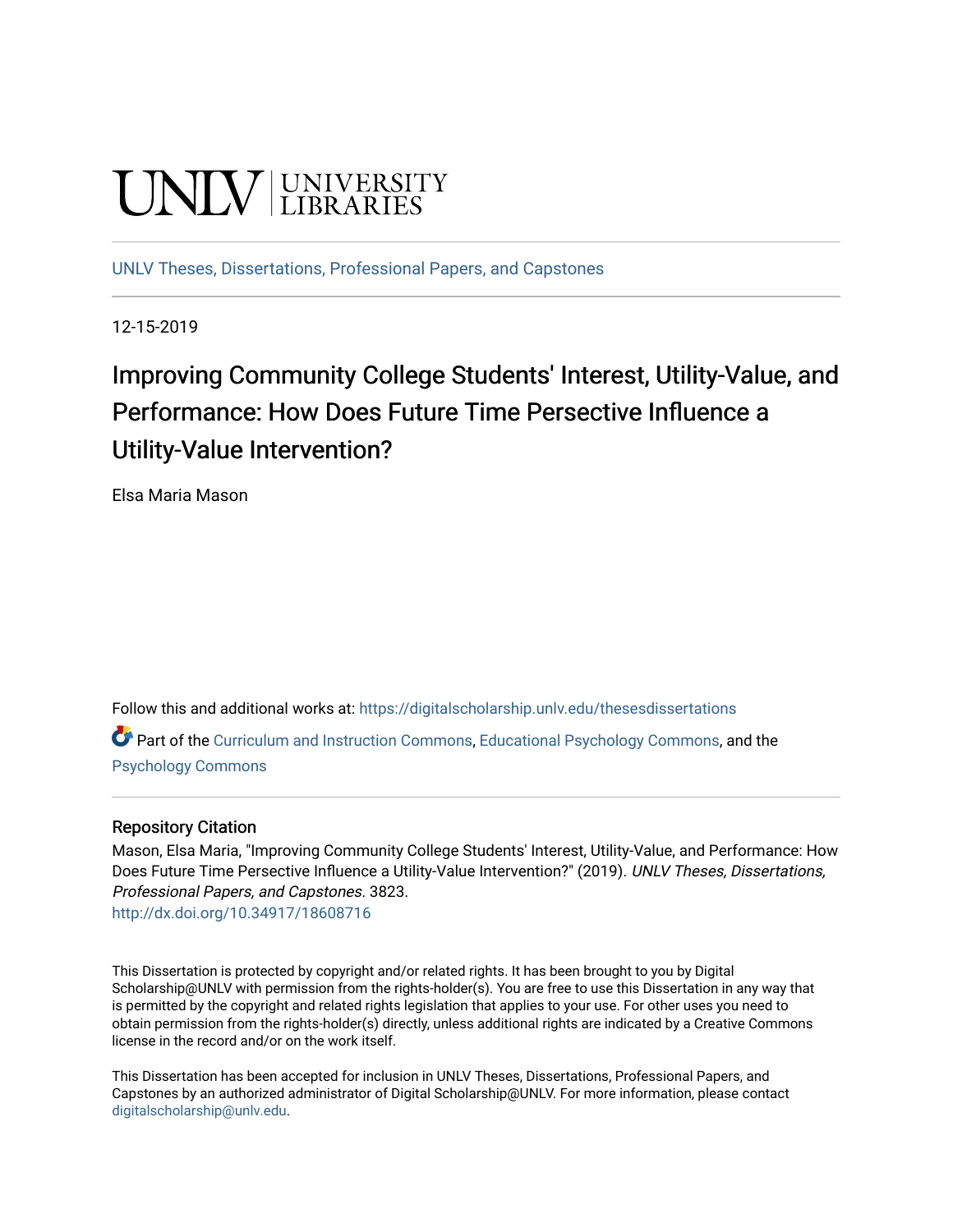UNLV | UNIVERSITY LIBRARIES

UNLV Theses, Dissertations, Professional Papers, and Capstones

12-15-2019

# Improving Community College Students' Interest, Utility-Value, and Performance: How Does Future Time Persective Influence a Utility-Value Intervention?

Elsa Maria Mason

Follow this and additional works at: https://digitalscholarship.unlv.edu/thesesdissertations

Part of the Curriculum and Instruction Commons, Educational Psychology Commons, and the Psychology Commons

## Repository Citation

Mason, Elsa Maria, "Improving Community College Students' Interest, Utility-Value, and Performance: How Does Future Time Persective Influence a Utility-Value Intervention?" (2019). *UNLV Theses, Dissertations, Professional Papers, and Capstones*. 3823.
http://dx.doi.org/10.34917/18608716

This Dissertation is protected by copyright and/or related rights. It has been brought to you by Digital Scholarship@UNLV with permission from the rights-holder(s). You are free to use this Dissertation in any way that is permitted by the copyright and related rights legislation that applies to your use. For other uses you need to obtain permission from the rights-holder(s) directly, unless additional rights are indicated by a Creative Commons license in the record and/or on the work itself.

This Dissertation has been accepted for inclusion in UNLV Theses, Dissertations, Professional Papers, and Capstones by an authorized administrator of Digital Scholarship@UNLV. For more information, please contact digitalscholarship@unlv.edu.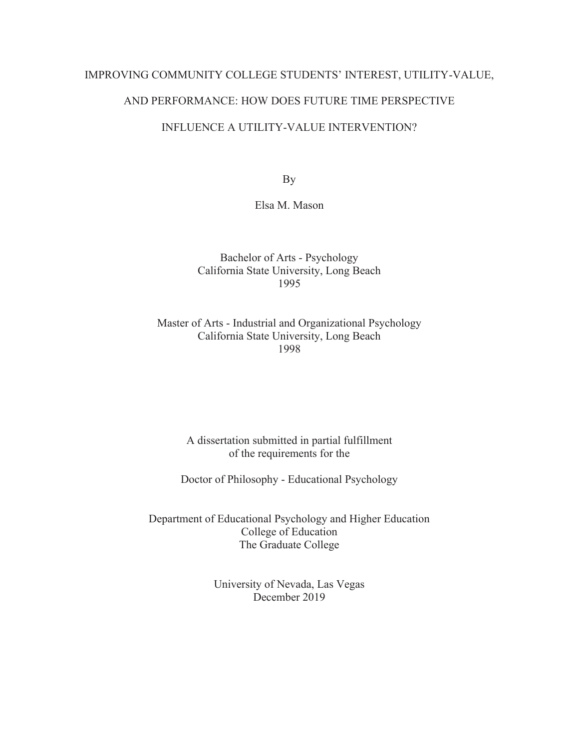# IMPROVING COMMUNITY COLLEGE STUDENTS' INTEREST, UTILITY-VALUE, AND PERFORMANCE: HOW DOES FUTURE TIME PERSPECTIVE INFLUENCE A UTILITY-VALUE INTERVENTION?

By

Elsa M. Mason

Bachelor of Arts - Psychology
California State University, Long Beach
1995

Master of Arts - Industrial and Organizational Psychology
California State University, Long Beach
1998

A dissertation submitted in partial fulfillment
of the requirements for the

Doctor of Philosophy - Educational Psychology

Department of Educational Psychology and Higher Education
College of Education
The Graduate College

University of Nevada, Las Vegas
December 2019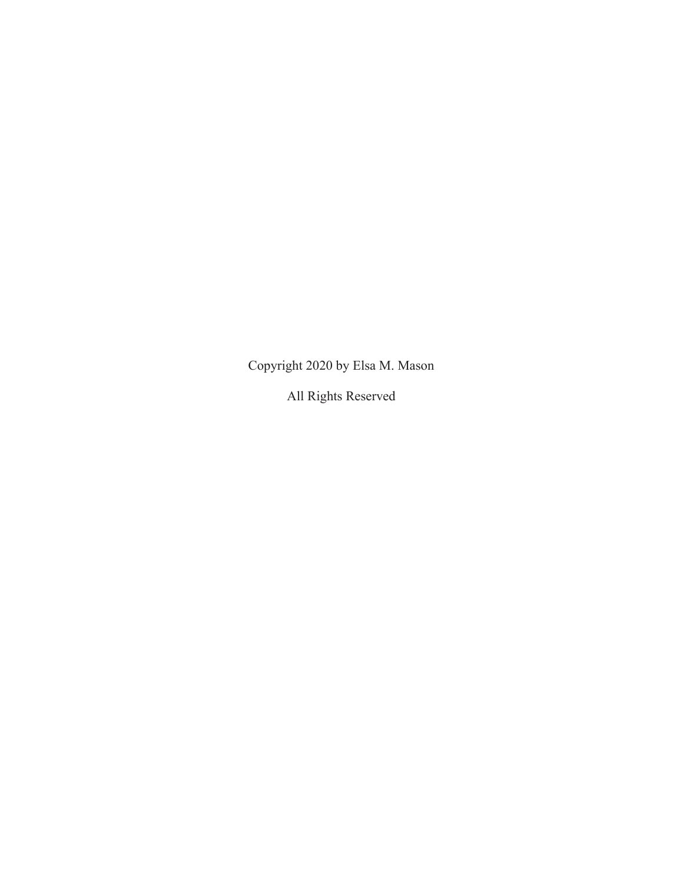Copyright 2020 by Elsa M. Mason

All Rights Reserved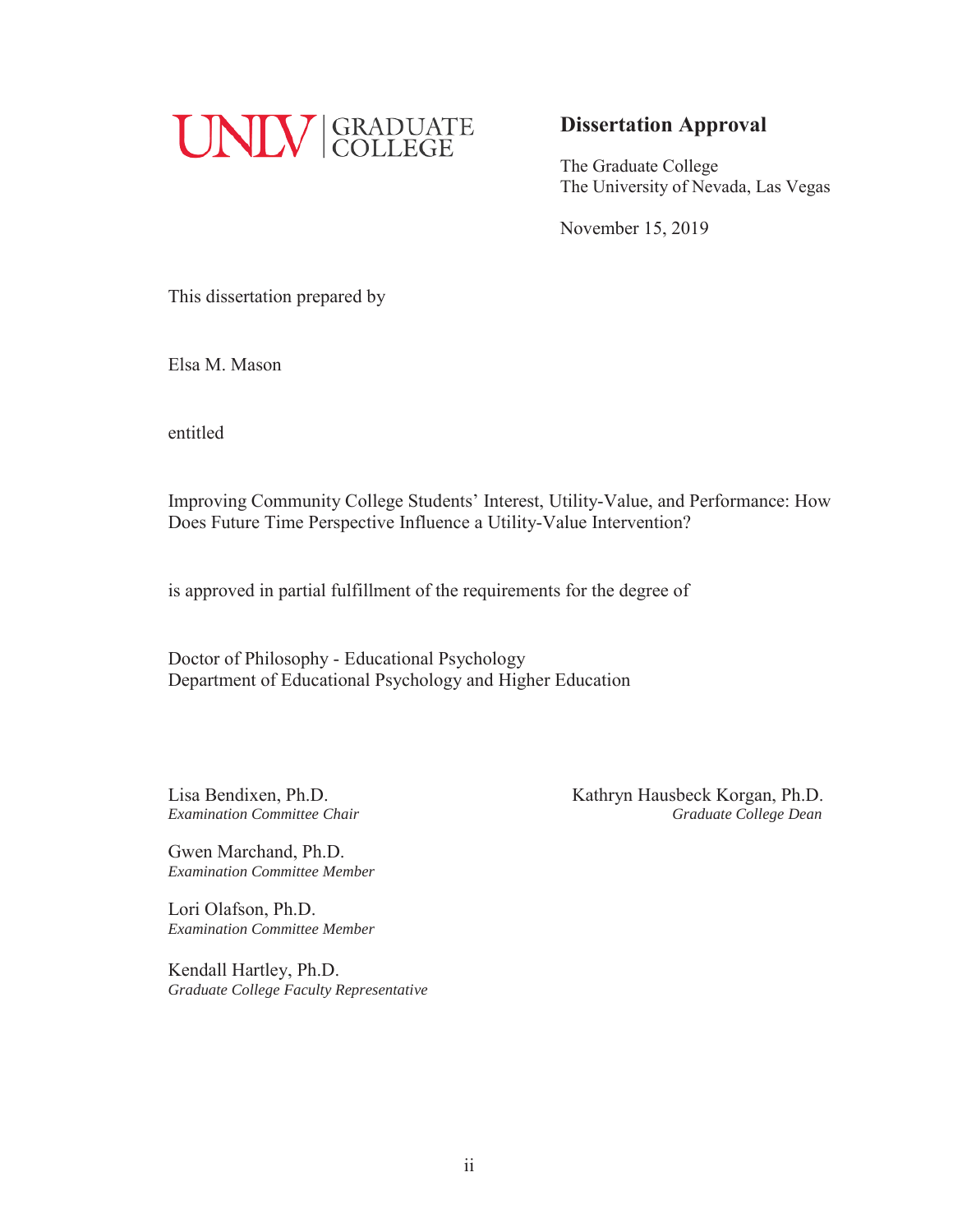UNLV | GRADUATE COLLEGE

## Dissertation Approval

The Graduate College
The University of Nevada, Las Vegas

November 15, 2019

This dissertation prepared by

Elsa M. Mason

entitled

Improving Community College Students' Interest, Utility-Value, and Performance: How Does Future Time Perspective Influence a Utility-Value Intervention?

is approved in partial fulfillment of the requirements for the degree of

Doctor of Philosophy - Educational Psychology
Department of Educational Psychology and Higher Education

Lisa Bendixen, Ph.D.
*Examination Committee Chair*

Gwen Marchand, Ph.D.
*Examination Committee Member*

Lori Olafson, Ph.D.
*Examination Committee Member*

Kendall Hartley, Ph.D.
*Graduate College Faculty Representative*

Kathryn Hausbeck Korgan, Ph.D.
*Graduate College Dean*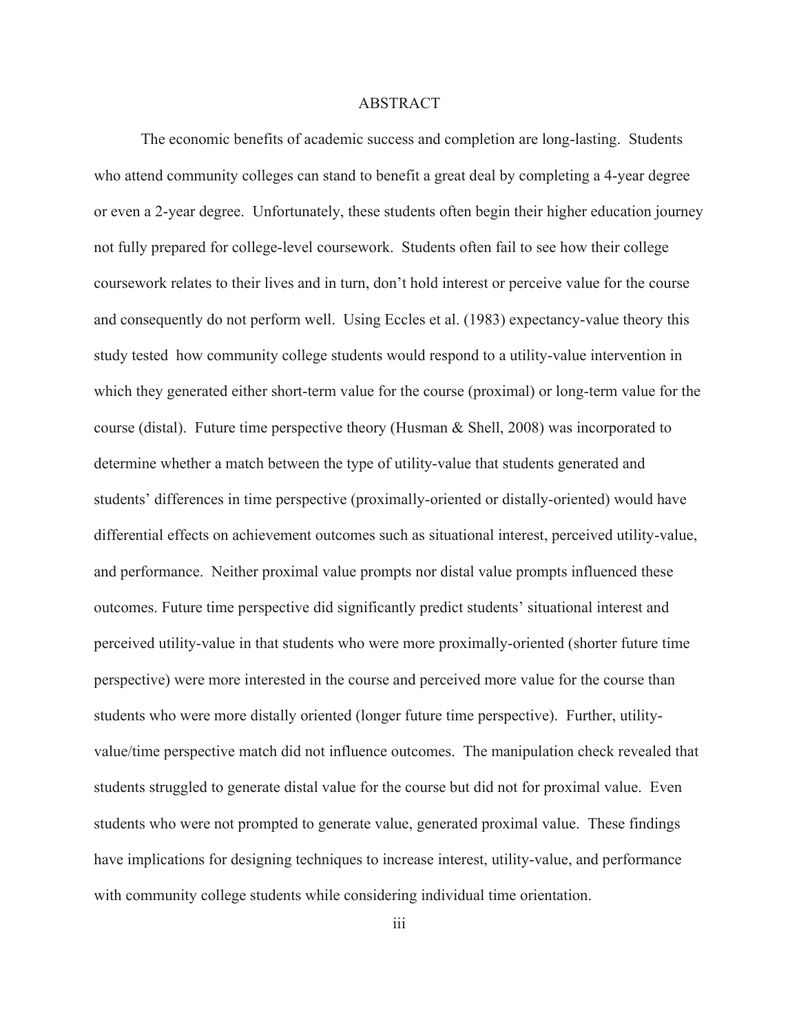# ABSTRACT

The economic benefits of academic success and completion are long-lasting. Students who attend community colleges can stand to benefit a great deal by completing a 4-year degree or even a 2-year degree. Unfortunately, these students often begin their higher education journey not fully prepared for college-level coursework. Students often fail to see how their college coursework relates to their lives and in turn, don't hold interest or perceive value for the course and consequently do not perform well. Using Eccles et al. (1983) expectancy-value theory this study tested how community college students would respond to a utility-value intervention in which they generated either short-term value for the course (proximal) or long-term value for the course (distal). Future time perspective theory (Husman & Shell, 2008) was incorporated to determine whether a match between the type of utility-value that students generated and students' differences in time perspective (proximally-oriented or distally-oriented) would have differential effects on achievement outcomes such as situational interest, perceived utility-value, and performance. Neither proximal value prompts nor distal value prompts influenced these outcomes. Future time perspective did significantly predict students' situational interest and perceived utility-value in that students who were more proximally-oriented (shorter future time perspective) were more interested in the course and perceived more value for the course than students who were more distally oriented (longer future time perspective). Further, utility-value/time perspective match did not influence outcomes. The manipulation check revealed that students struggled to generate distal value for the course but did not for proximal value. Even students who were not prompted to generate value, generated proximal value. These findings have implications for designing techniques to increase interest, utility-value, and performance with community college students while considering individual time orientation.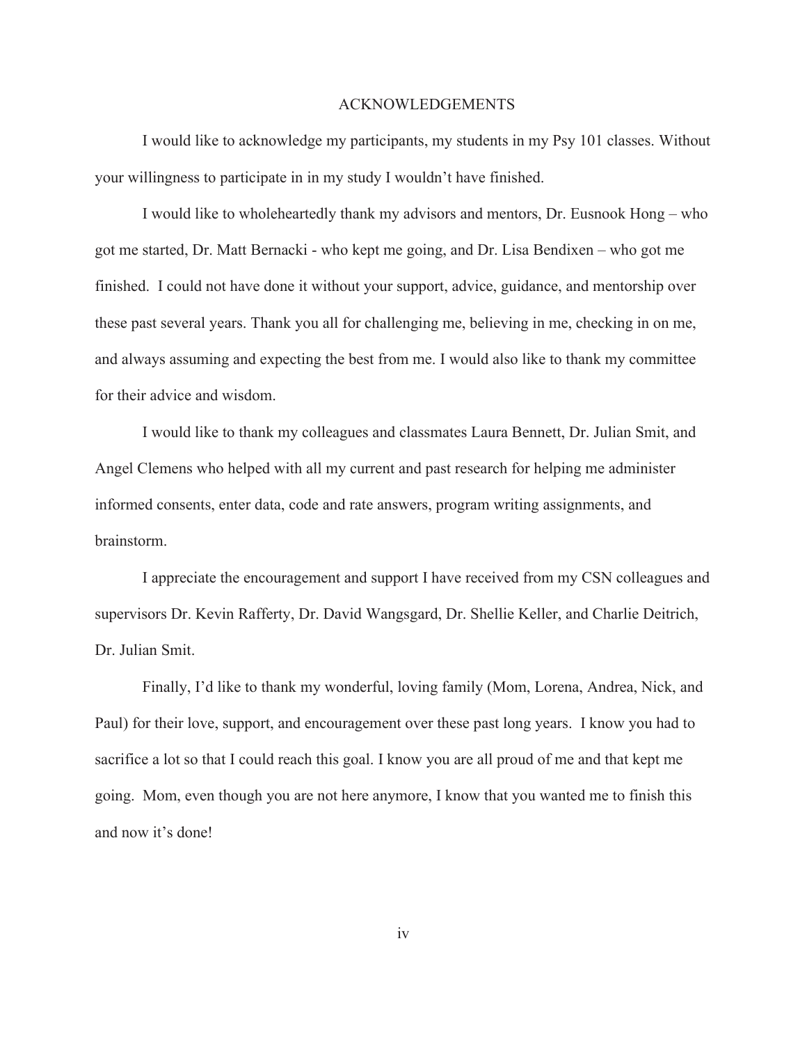# ACKNOWLEDGEMENTS

I would like to acknowledge my participants, my students in my Psy 101 classes. Without your willingness to participate in in my study I wouldn't have finished.

I would like to wholeheartedly thank my advisors and mentors, Dr. Eusnook Hong – who got me started, Dr. Matt Bernacki - who kept me going, and Dr. Lisa Bendixen – who got me finished. I could not have done it without your support, advice, guidance, and mentorship over these past several years. Thank you all for challenging me, believing in me, checking in on me, and always assuming and expecting the best from me. I would also like to thank my committee for their advice and wisdom.

I would like to thank my colleagues and classmates Laura Bennett, Dr. Julian Smit, and Angel Clemens who helped with all my current and past research for helping me administer informed consents, enter data, code and rate answers, program writing assignments, and brainstorm.

I appreciate the encouragement and support I have received from my CSN colleagues and supervisors Dr. Kevin Rafferty, Dr. David Wangsgard, Dr. Shellie Keller, and Charlie Deitrich, Dr. Julian Smit.

Finally, I'd like to thank my wonderful, loving family (Mom, Lorena, Andrea, Nick, and Paul) for their love, support, and encouragement over these past long years. I know you had to sacrifice a lot so that I could reach this goal. I know you are all proud of me and that kept me going. Mom, even though you are not here anymore, I know that you wanted me to finish this and now it's done!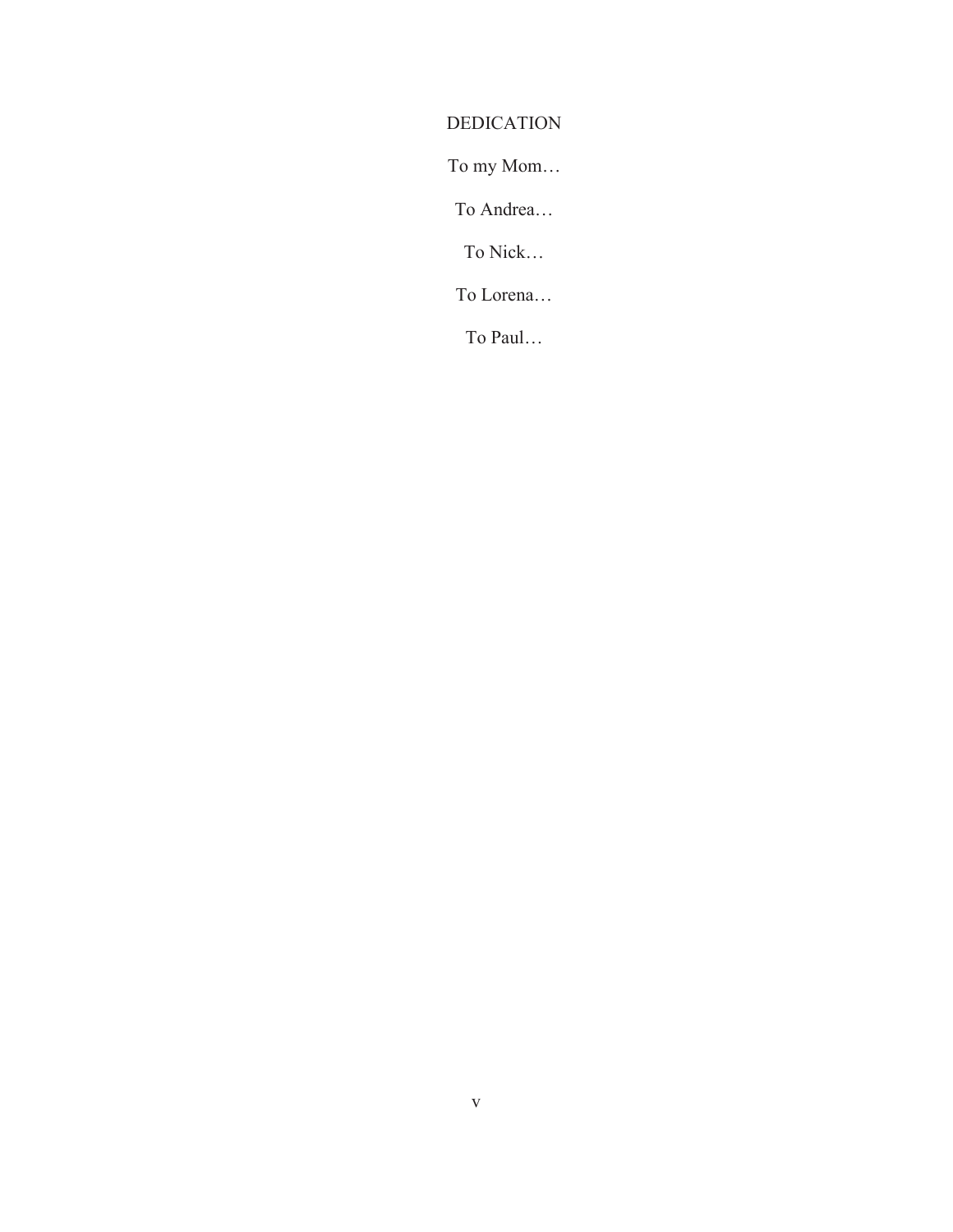# DEDICATION

To my Mom…

To Andrea…

To Nick…

To Lorena…

To Paul…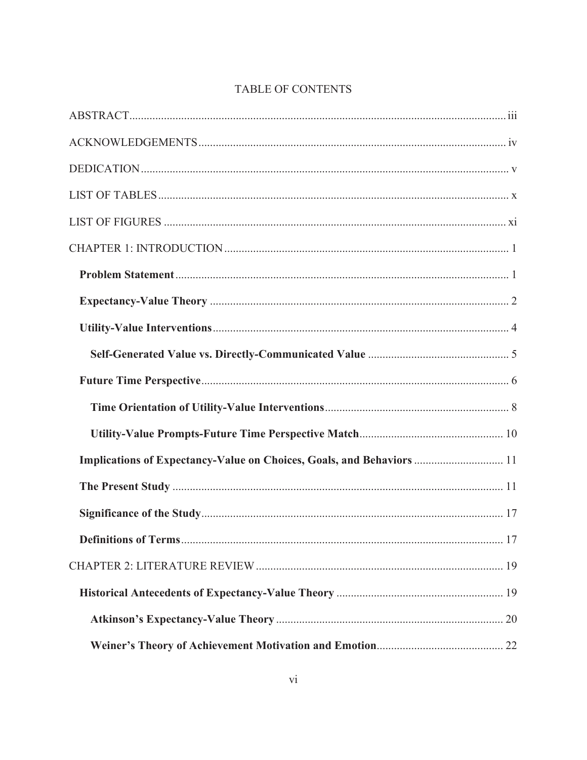# TABLE OF CONTENTS

ABSTRACT .................... iii

ACKNOWLEDGEMENTS .................... iv

DEDICATION .................... v

LIST OF TABLES .................... x

LIST OF FIGURES .................... xi

CHAPTER 1: INTRODUCTION .................... 1

**Problem Statement** .................... 1

**Expectancy-Value Theory** .................... 2

**Utility-Value Interventions** .................... 4

**Self-Generated Value vs. Directly-Communicated Value** .................... 5

**Future Time Perspective** .................... 6

**Time Orientation of Utility-Value Interventions** .................... 8

**Utility-Value Prompts-Future Time Perspective Match** .................... 10

**Implications of Expectancy-Value on Choices, Goals, and Behaviors** .................... 11

**The Present Study** .................... 11

**Significance of the Study** .................... 17

**Definitions of Terms** .................... 17

CHAPTER 2: LITERATURE REVIEW .................... 19

**Historical Antecedents of Expectancy-Value Theory** .................... 19

**Atkinson's Expectancy-Value Theory** .................... 20

**Weiner's Theory of Achievement Motivation and Emotion** .................... 22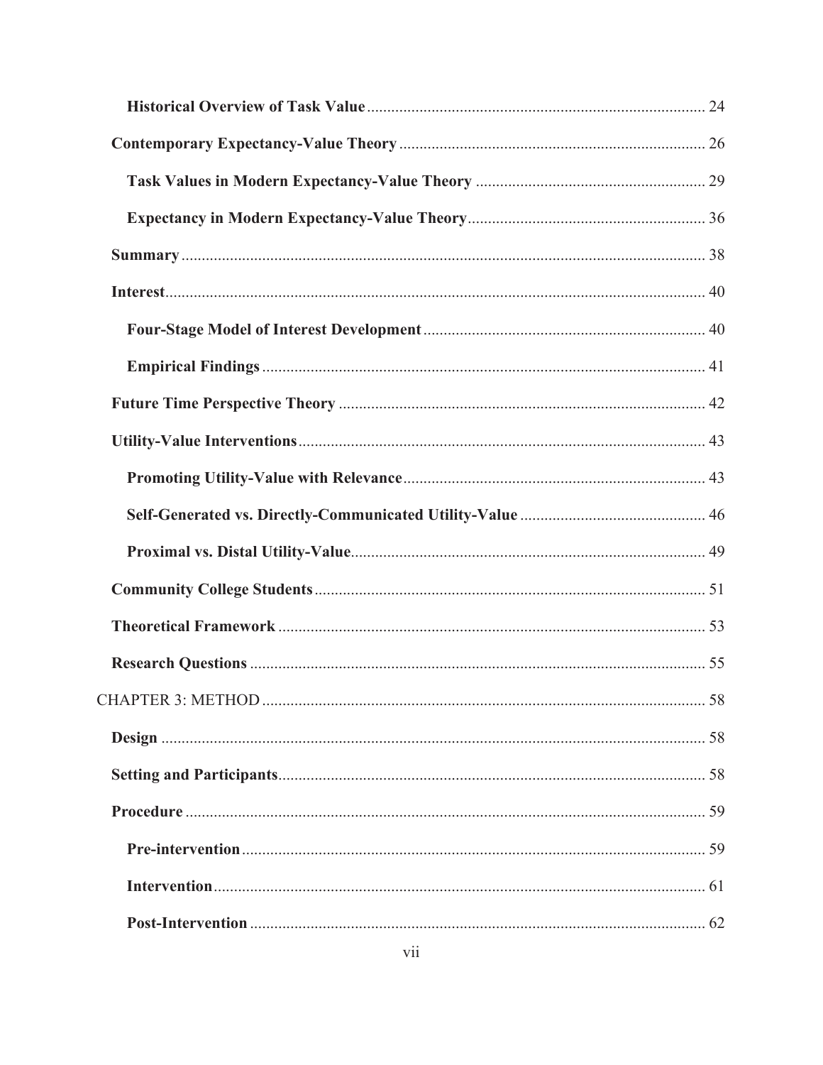**Historical Overview of Task Value** .................................................................................... 24

**Contemporary Expectancy-Value Theory** ............................................................................ 26

**Task Values in Modern Expectancy-Value Theory** .......................................................... 29

**Expectancy in Modern Expectancy-Value Theory** ............................................................ 36

**Summary** ................................................................................................................................. 38

**Interest** ..................................................................................................................................... 40

**Four-Stage Model of Interest Development** ....................................................................... 40

**Empirical Findings** ................................................................................................................ 41

**Future Time Perspective Theory** ........................................................................................... 42

**Utility-Value Interventions** ..................................................................................................... 43

**Promoting Utility-Value with Relevance** ........................................................................... 43

**Self-Generated vs. Directly-Communicated Utility-Value** ............................................... 46

**Proximal vs. Distal Utility-Value** ........................................................................................ 49

**Community College Students** ................................................................................................. 51

**Theoretical Framework** .......................................................................................................... 53

**Research Questions** ................................................................................................................. 55

CHAPTER 3: METHOD .............................................................................................................. 58

**Design** ....................................................................................................................................... 58

**Setting and Participants** .......................................................................................................... 58

**Procedure** .................................................................................................................................. 59

**Pre-intervention** ...................................................................................................................... 59

**Intervention** ............................................................................................................................. 61

**Post-Intervention** .................................................................................................................... 62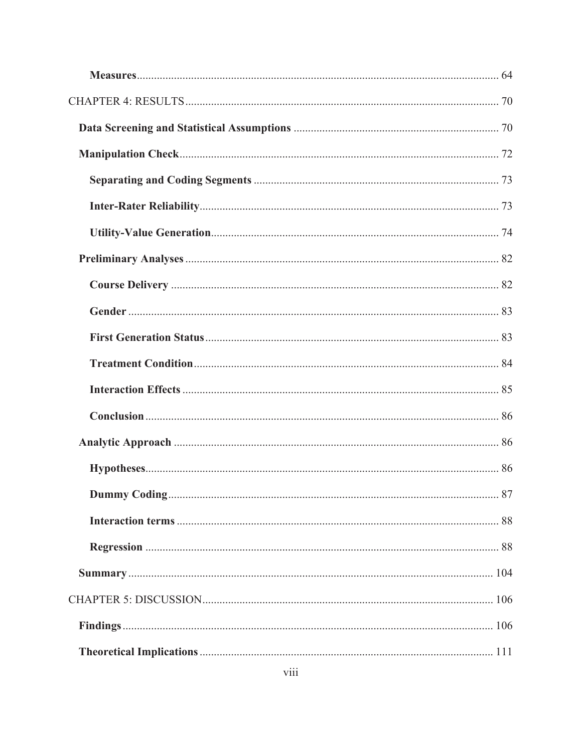**Measures** .......... 64

CHAPTER 4: RESULTS .......... 70

**Data Screening and Statistical Assumptions** .......... 70

**Manipulation Check** .......... 72

**Separating and Coding Segments** .......... 73

**Inter-Rater Reliability** .......... 73

**Utility-Value Generation** .......... 74

**Preliminary Analyses** .......... 82

**Course Delivery** .......... 82

**Gender** .......... 83

**First Generation Status** .......... 83

**Treatment Condition** .......... 84

**Interaction Effects** .......... 85

**Conclusion** .......... 86

**Analytic Approach** .......... 86

**Hypotheses** .......... 86

**Dummy Coding** .......... 87

**Interaction terms** .......... 88

**Regression** .......... 88

**Summary** .......... 104

CHAPTER 5: DISCUSSION .......... 106

**Findings** .......... 106

**Theoretical Implications** .......... 111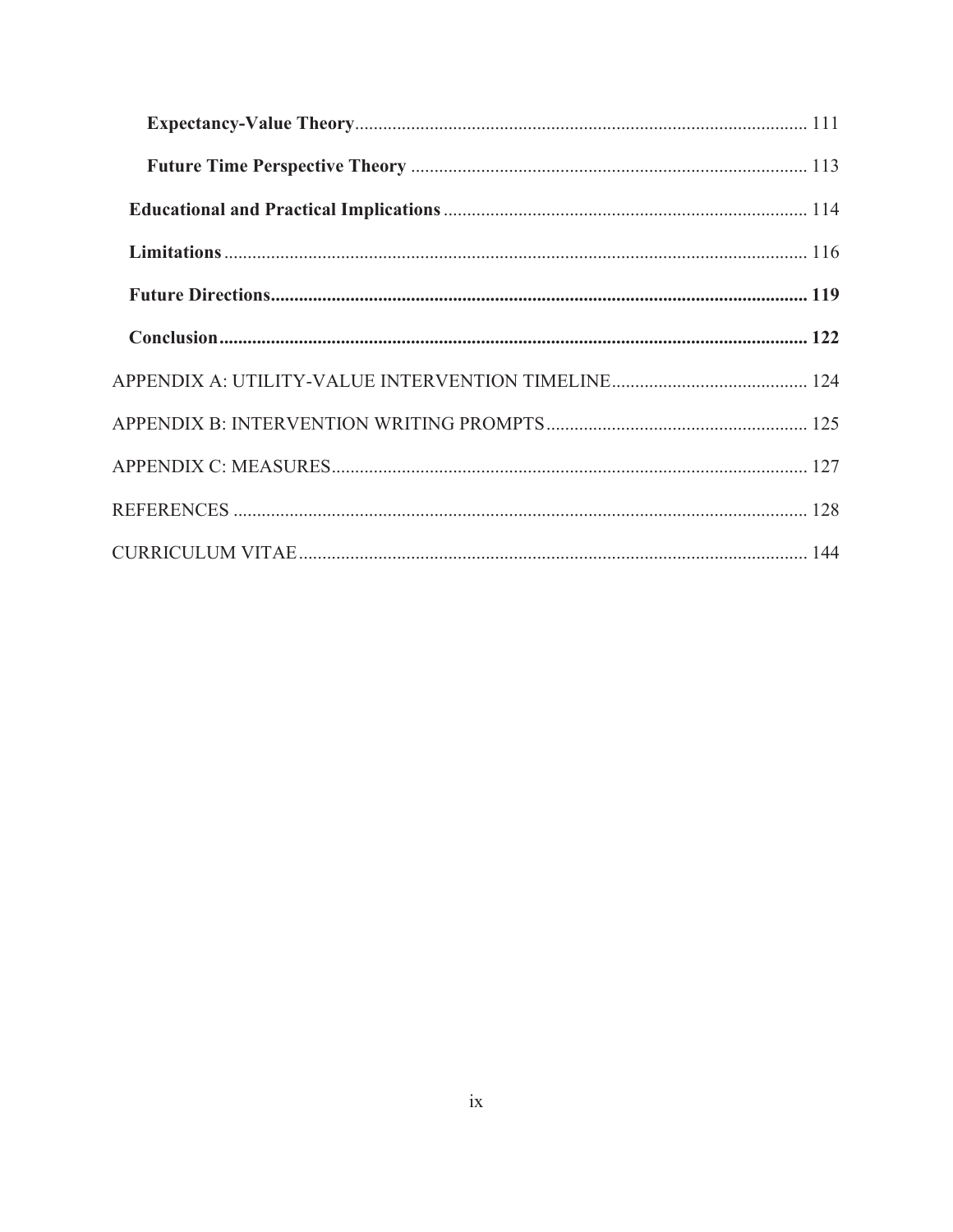**Expectancy-Value Theory** ................................................................................................ 111

**Future Time Perspective Theory** .................................................................................... 113

**Educational and Practical Implications** ............................................................................. 114

**Limitations** ............................................................................................................................ 116

**Future Directions** .................................................................................................................. **119**

**Conclusion** ............................................................................................................................. **122**

APPENDIX A: UTILITY-VALUE INTERVENTION TIMELINE ......................................... 124

APPENDIX B: INTERVENTION WRITING PROMPTS ....................................................... 125

APPENDIX C: MEASURES ..................................................................................................... 127

REFERENCES .......................................................................................................................... 128

CURRICULUM VITAE ............................................................................................................ 144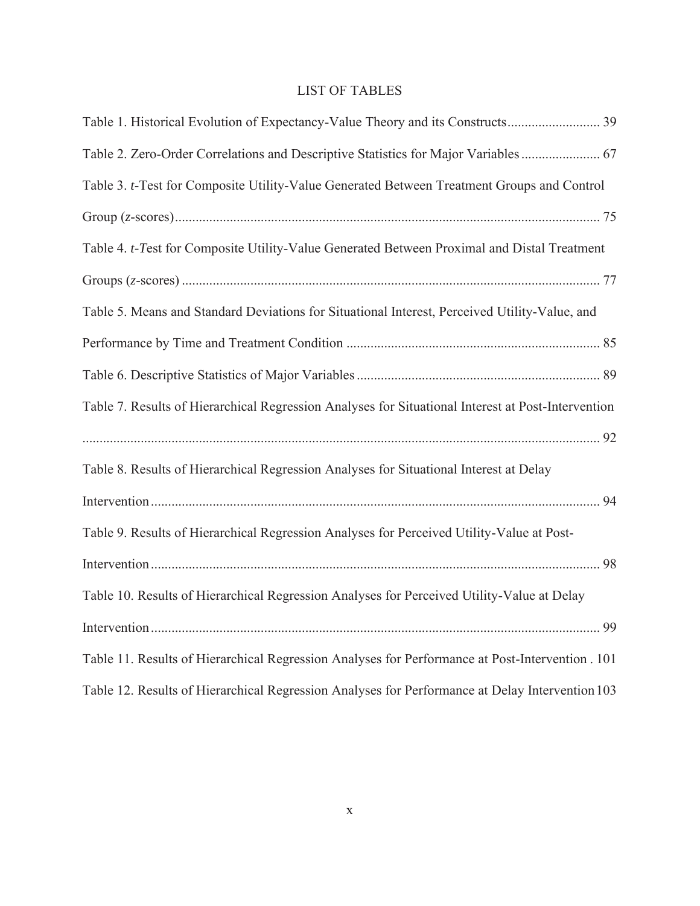# LIST OF TABLES

Table 1. Historical Evolution of Expectancy-Value Theory and its Constructs .......................... 39

Table 2. Zero-Order Correlations and Descriptive Statistics for Major Variables ....................... 67

Table 3. *t*-Test for Composite Utility-Value Generated Between Treatment Groups and Control Group (*z*-scores) ........................................................................................................... 75

Table 4. *t*-*T*est for Composite Utility-Value Generated Between Proximal and Distal Treatment Groups (*z*-scores) ......................................................................................................... 77

Table 5. Means and Standard Deviations for Situational Interest, Perceived Utility-Value, and Performance by Time and Treatment Condition .......................................................................... 85

Table 6. Descriptive Statistics of Major Variables ....................................................................... 89

Table 7. Results of Hierarchical Regression Analyses for Situational Interest at Post-Intervention ........................................................................................................................................ 92

Table 8. Results of Hierarchical Regression Analyses for Situational Interest at Delay Intervention .................................................................................................................................. 94

Table 9. Results of Hierarchical Regression Analyses for Perceived Utility-Value at Post-Intervention .................................................................................................................................. 98

Table 10. Results of Hierarchical Regression Analyses for Perceived Utility-Value at Delay Intervention .................................................................................................................................. 99

Table 11. Results of Hierarchical Regression Analyses for Performance at Post-Intervention . 101

Table 12. Results of Hierarchical Regression Analyses for Performance at Delay Intervention 103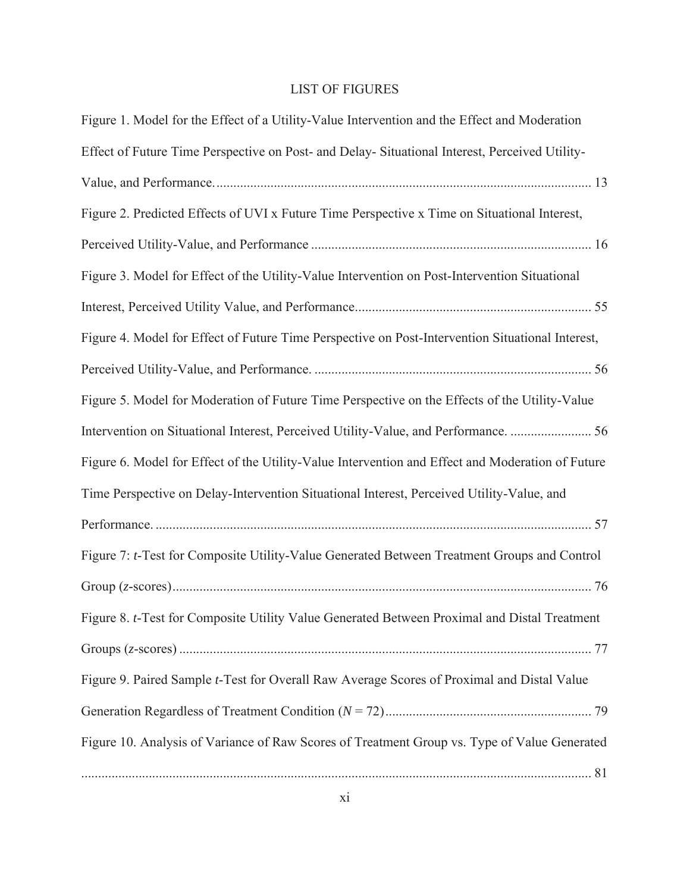# LIST OF FIGURES

Figure 1. Model for the Effect of a Utility-Value Intervention and the Effect and Moderation Effect of Future Time Perspective on Post- and Delay- Situational Interest, Perceived Utility-Value, and Performance. .......... 13

Figure 2. Predicted Effects of UVI x Future Time Perspective x Time on Situational Interest, Perceived Utility-Value, and Performance .......... 16

Figure 3. Model for Effect of the Utility-Value Intervention on Post-Intervention Situational Interest, Perceived Utility Value, and Performance. .......... 55

Figure 4. Model for Effect of Future Time Perspective on Post-Intervention Situational Interest, Perceived Utility-Value, and Performance. .......... 56

Figure 5. Model for Moderation of Future Time Perspective on the Effects of the Utility-Value Intervention on Situational Interest, Perceived Utility-Value, and Performance. .......... 56

Figure 6. Model for Effect of the Utility-Value Intervention and Effect and Moderation of Future Time Perspective on Delay-Intervention Situational Interest, Perceived Utility-Value, and Performance. .......... 57

Figure 7: *t*-Test for Composite Utility-Value Generated Between Treatment Groups and Control Group (*z*-scores) .......... 76

Figure 8. *t*-Test for Composite Utility Value Generated Between Proximal and Distal Treatment Groups (*z*-scores) .......... 77

Figure 9. Paired Sample *t*-Test for Overall Raw Average Scores of Proximal and Distal Value Generation Regardless of Treatment Condition ($N = 72$) .......... 79

Figure 10. Analysis of Variance of Raw Scores of Treatment Group vs. Type of Value Generated .......... 81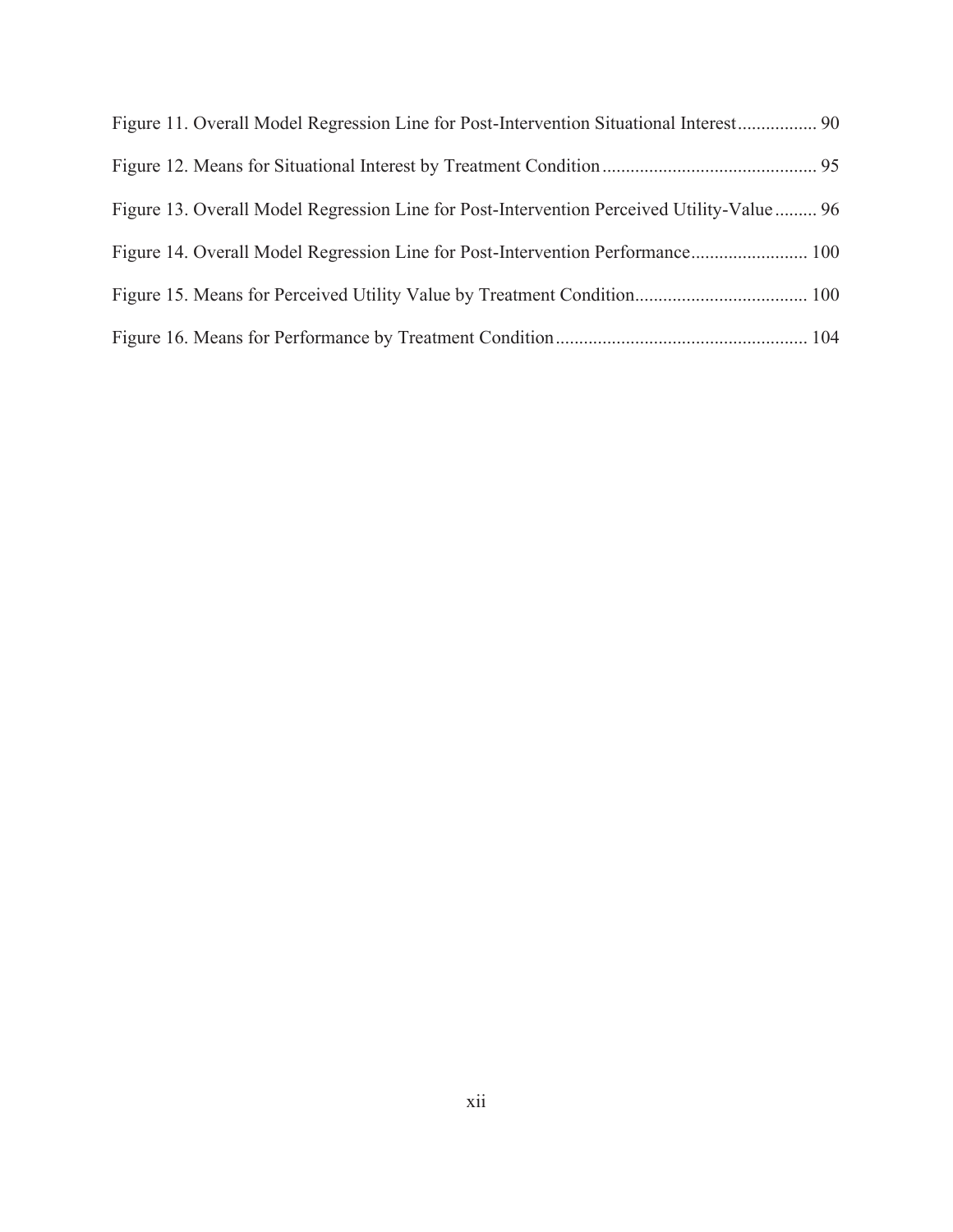Figure 11. Overall Model Regression Line for Post-Intervention Situational Interest................. 90

Figure 12. Means for Situational Interest by Treatment Condition............................................. 95

Figure 13. Overall Model Regression Line for Post-Intervention Perceived Utility-Value......... 96

Figure 14. Overall Model Regression Line for Post-Intervention Performance......................... 100

Figure 15. Means for Perceived Utility Value by Treatment Condition..................................... 100

Figure 16. Means for Performance by Treatment Condition...................................................... 104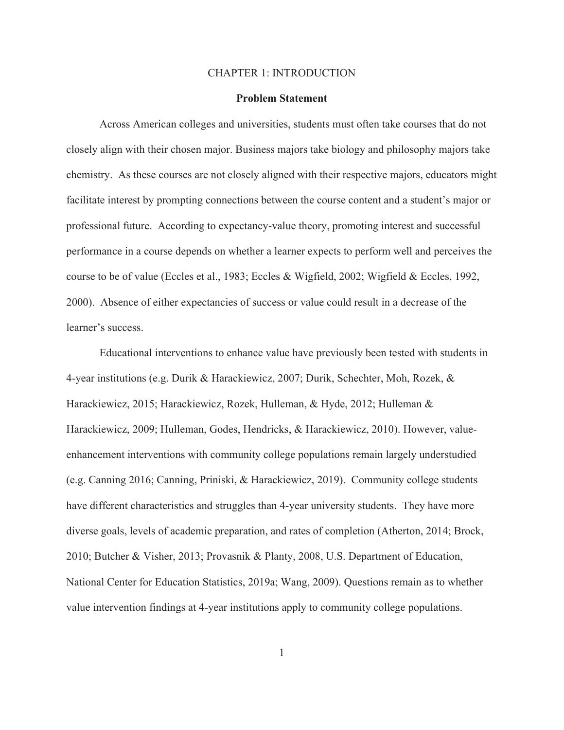# CHAPTER 1: INTRODUCTION

## Problem Statement

Across American colleges and universities, students must often take courses that do not closely align with their chosen major. Business majors take biology and philosophy majors take chemistry. As these courses are not closely aligned with their respective majors, educators might facilitate interest by prompting connections between the course content and a student's major or professional future. According to expectancy-value theory, promoting interest and successful performance in a course depends on whether a learner expects to perform well and perceives the course to be of value (Eccles et al., 1983; Eccles & Wigfield, 2002; Wigfield & Eccles, 1992, 2000). Absence of either expectancies of success or value could result in a decrease of the learner's success.

Educational interventions to enhance value have previously been tested with students in 4-year institutions (e.g. Durik & Harackiewicz, 2007; Durik, Schechter, Moh, Rozek, & Harackiewicz, 2015; Harackiewicz, Rozek, Hulleman, & Hyde, 2012; Hulleman & Harackiewicz, 2009; Hulleman, Godes, Hendricks, & Harackiewicz, 2010). However, value-enhancement interventions with community college populations remain largely understudied (e.g. Canning 2016; Canning, Priniski, & Harackiewicz, 2019). Community college students have different characteristics and struggles than 4-year university students. They have more diverse goals, levels of academic preparation, and rates of completion (Atherton, 2014; Brock, 2010; Butcher & Visher, 2013; Provasnik & Planty, 2008, U.S. Department of Education, National Center for Education Statistics, 2019a; Wang, 2009). Questions remain as to whether value intervention findings at 4-year institutions apply to community college populations.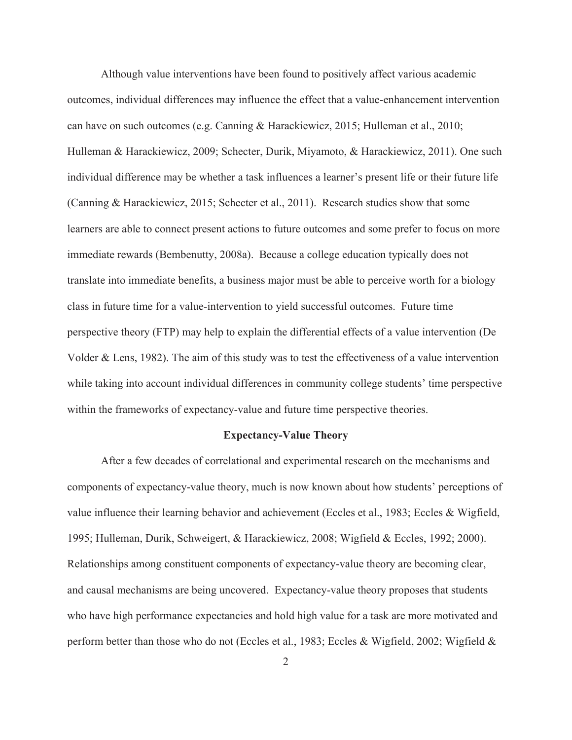Although value interventions have been found to positively affect various academic outcomes, individual differences may influence the effect that a value-enhancement intervention can have on such outcomes (e.g. Canning & Harackiewicz, 2015; Hulleman et al., 2010; Hulleman & Harackiewicz, 2009; Schecter, Durik, Miyamoto, & Harackiewicz, 2011). One such individual difference may be whether a task influences a learner's present life or their future life (Canning & Harackiewicz, 2015; Schecter et al., 2011). Research studies show that some learners are able to connect present actions to future outcomes and some prefer to focus on more immediate rewards (Bembenutty, 2008a). Because a college education typically does not translate into immediate benefits, a business major must be able to perceive worth for a biology class in future time for a value-intervention to yield successful outcomes. Future time perspective theory (FTP) may help to explain the differential effects of a value intervention (De Volder & Lens, 1982). The aim of this study was to test the effectiveness of a value intervention while taking into account individual differences in community college students' time perspective within the frameworks of expectancy-value and future time perspective theories.

## Expectancy-Value Theory

After a few decades of correlational and experimental research on the mechanisms and components of expectancy-value theory, much is now known about how students' perceptions of value influence their learning behavior and achievement (Eccles et al., 1983; Eccles & Wigfield, 1995; Hulleman, Durik, Schweigert, & Harackiewicz, 2008; Wigfield & Eccles, 1992; 2000). Relationships among constituent components of expectancy-value theory are becoming clear, and causal mechanisms are being uncovered. Expectancy-value theory proposes that students who have high performance expectancies and hold high value for a task are more motivated and perform better than those who do not (Eccles et al., 1983; Eccles & Wigfield, 2002; Wigfield &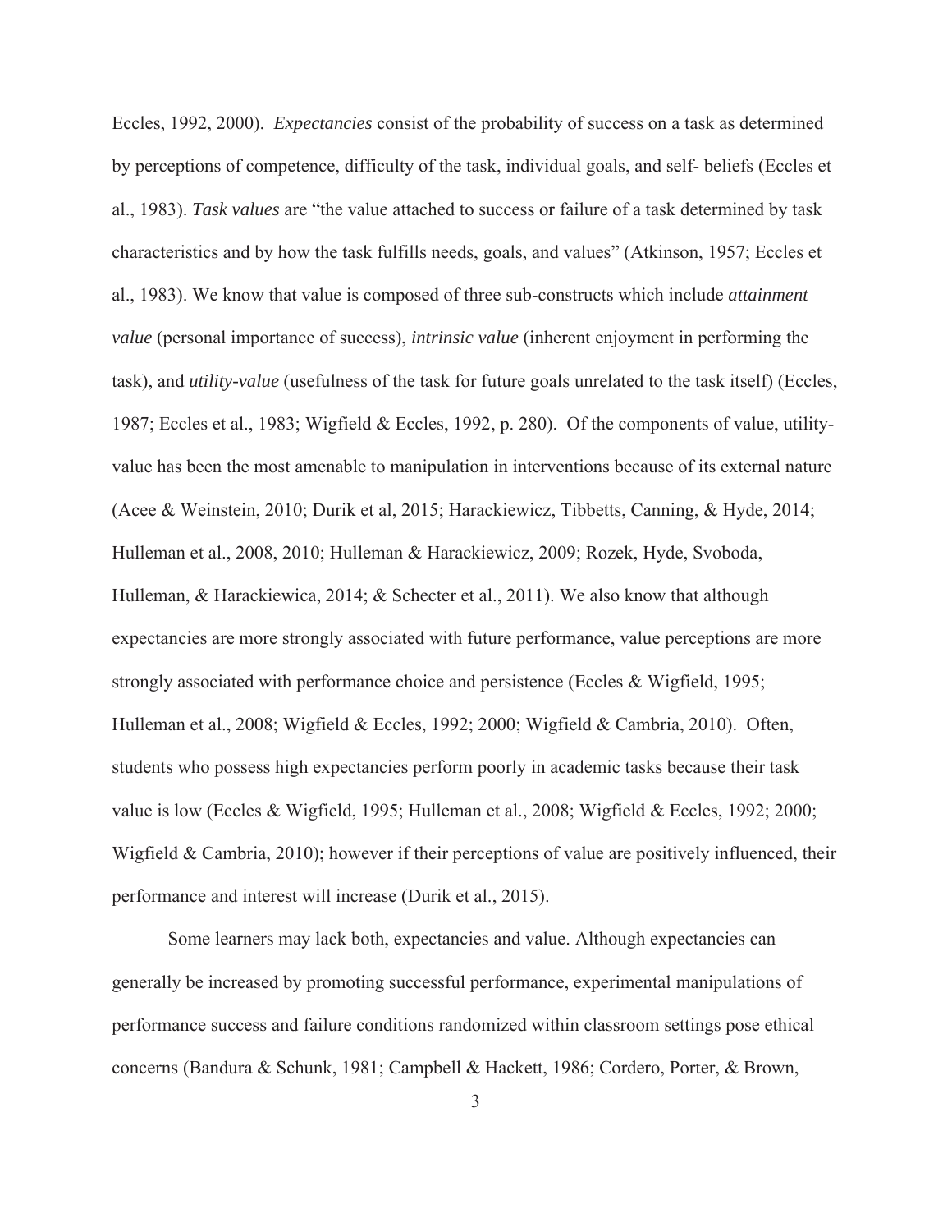Eccles, 1992, 2000). *Expectancies* consist of the probability of success on a task as determined by perceptions of competence, difficulty of the task, individual goals, and self- beliefs (Eccles et al., 1983). *Task values* are "the value attached to success or failure of a task determined by task characteristics and by how the task fulfills needs, goals, and values" (Atkinson, 1957; Eccles et al., 1983). We know that value is composed of three sub-constructs which include *attainment value* (personal importance of success), *intrinsic value* (inherent enjoyment in performing the task), and *utility-value* (usefulness of the task for future goals unrelated to the task itself) (Eccles, 1987; Eccles et al., 1983; Wigfield & Eccles, 1992, p. 280). Of the components of value, utility-value has been the most amenable to manipulation in interventions because of its external nature (Acee & Weinstein, 2010; Durik et al, 2015; Harackiewicz, Tibbetts, Canning, & Hyde, 2014; Hulleman et al., 2008, 2010; Hulleman & Harackiewicz, 2009; Rozek, Hyde, Svoboda, Hulleman, & Harackiewica, 2014; & Schecter et al., 2011). We also know that although expectancies are more strongly associated with future performance, value perceptions are more strongly associated with performance choice and persistence (Eccles & Wigfield, 1995; Hulleman et al., 2008; Wigfield & Eccles, 1992; 2000; Wigfield & Cambria, 2010). Often, students who possess high expectancies perform poorly in academic tasks because their task value is low (Eccles & Wigfield, 1995; Hulleman et al., 2008; Wigfield & Eccles, 1992; 2000; Wigfield & Cambria, 2010); however if their perceptions of value are positively influenced, their performance and interest will increase (Durik et al., 2015).

Some learners may lack both, expectancies and value. Although expectancies can generally be increased by promoting successful performance, experimental manipulations of performance success and failure conditions randomized within classroom settings pose ethical concerns (Bandura & Schunk, 1981; Campbell & Hackett, 1986; Cordero, Porter, & Brown,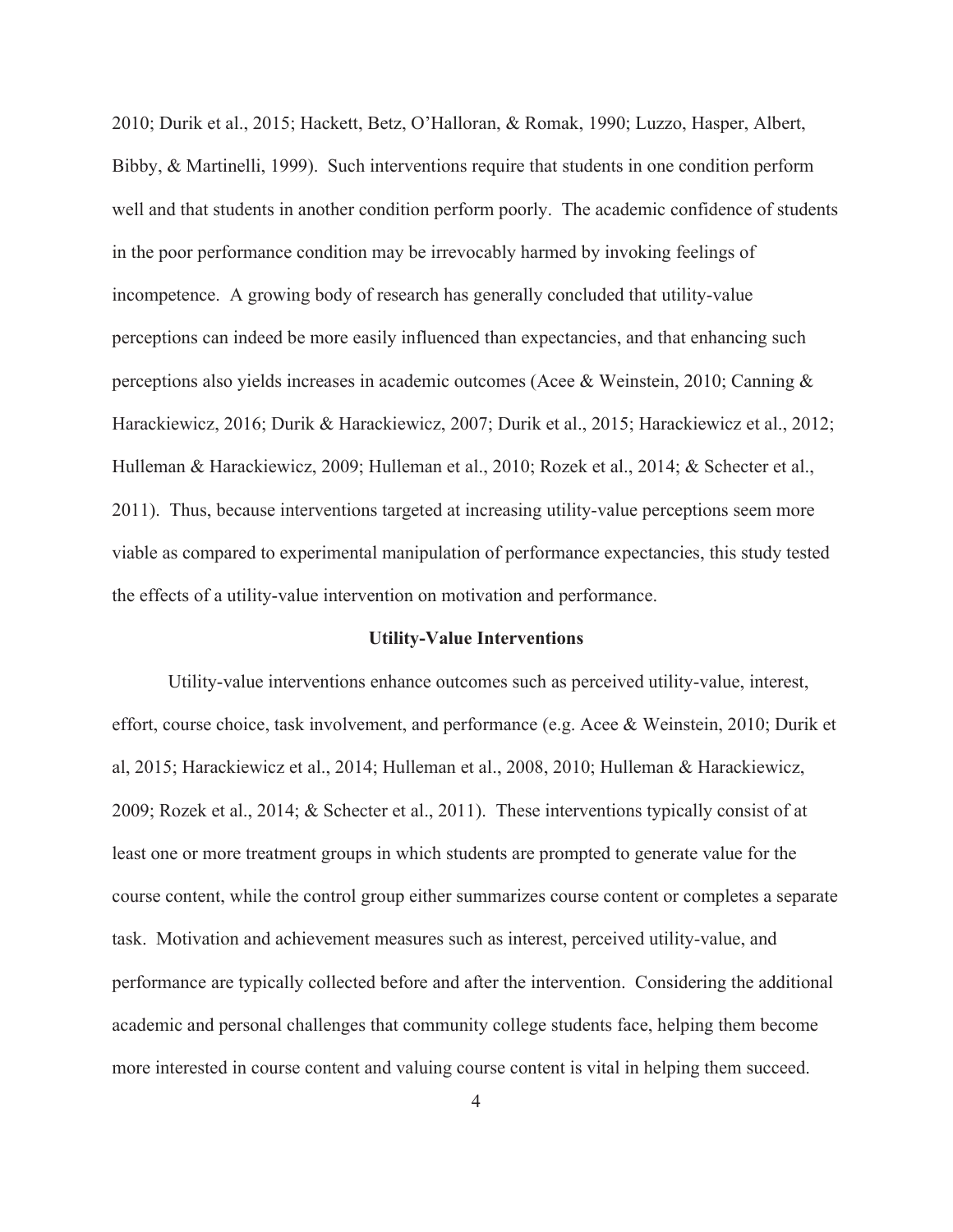2010; Durik et al., 2015; Hackett, Betz, O'Halloran, & Romak, 1990; Luzzo, Hasper, Albert, Bibby, & Martinelli, 1999). Such interventions require that students in one condition perform well and that students in another condition perform poorly. The academic confidence of students in the poor performance condition may be irrevocably harmed by invoking feelings of incompetence. A growing body of research has generally concluded that utility-value perceptions can indeed be more easily influenced than expectancies, and that enhancing such perceptions also yields increases in academic outcomes (Acee & Weinstein, 2010; Canning & Harackiewicz, 2016; Durik & Harackiewicz, 2007; Durik et al., 2015; Harackiewicz et al., 2012; Hulleman & Harackiewicz, 2009; Hulleman et al., 2010; Rozek et al., 2014; & Schecter et al., 2011). Thus, because interventions targeted at increasing utility-value perceptions seem more viable as compared to experimental manipulation of performance expectancies, this study tested the effects of a utility-value intervention on motivation and performance.

## Utility-Value Interventions

Utility-value interventions enhance outcomes such as perceived utility-value, interest, effort, course choice, task involvement, and performance (e.g. Acee & Weinstein, 2010; Durik et al, 2015; Harackiewicz et al., 2014; Hulleman et al., 2008, 2010; Hulleman & Harackiewicz, 2009; Rozek et al., 2014; & Schecter et al., 2011). These interventions typically consist of at least one or more treatment groups in which students are prompted to generate value for the course content, while the control group either summarizes course content or completes a separate task. Motivation and achievement measures such as interest, perceived utility-value, and performance are typically collected before and after the intervention. Considering the additional academic and personal challenges that community college students face, helping them become more interested in course content and valuing course content is vital in helping them succeed.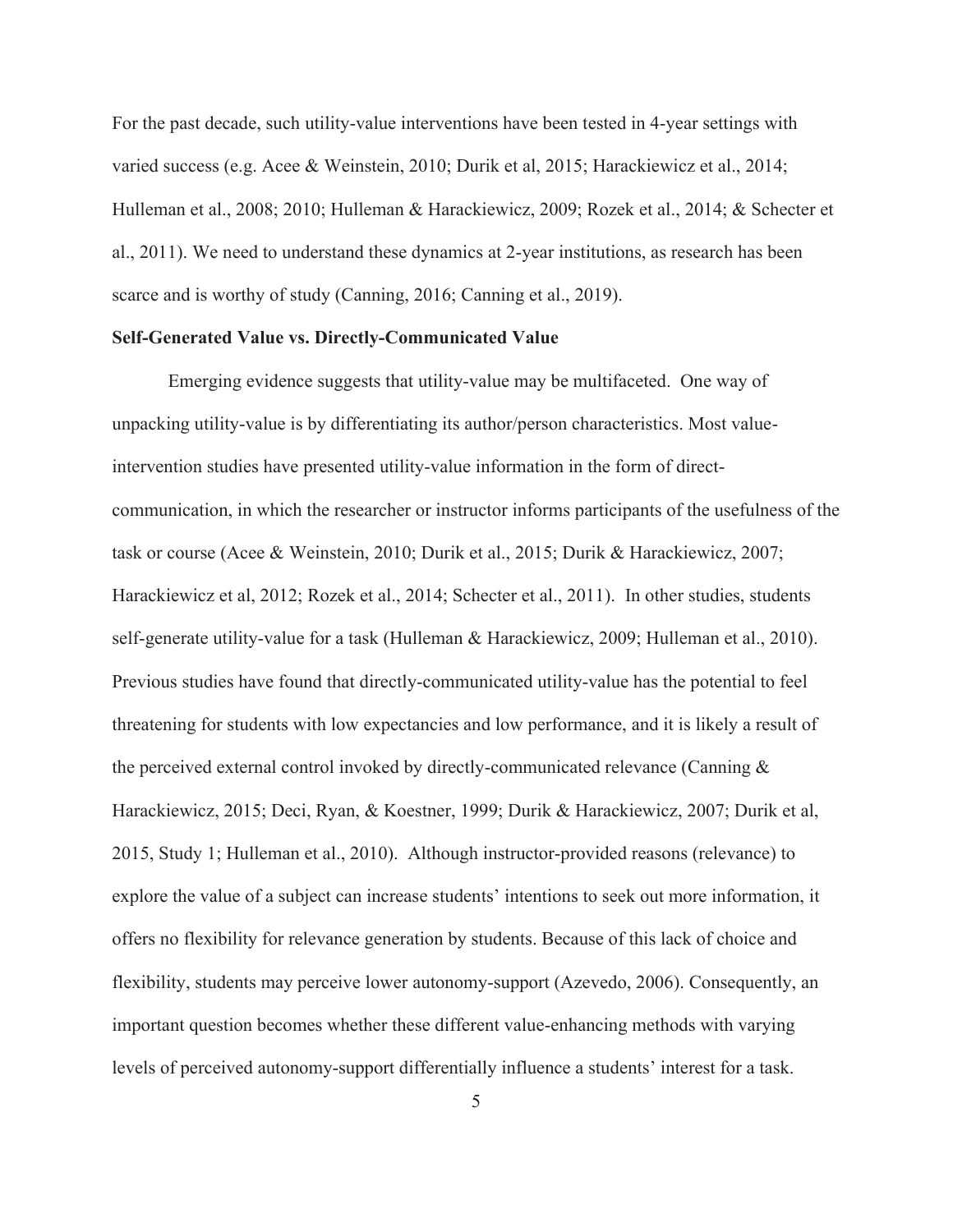For the past decade, such utility-value interventions have been tested in 4-year settings with varied success (e.g. Acee & Weinstein, 2010; Durik et al, 2015; Harackiewicz et al., 2014; Hulleman et al., 2008; 2010; Hulleman & Harackiewicz, 2009; Rozek et al., 2014; & Schecter et al., 2011). We need to understand these dynamics at 2-year institutions, as research has been scarce and is worthy of study (Canning, 2016; Canning et al., 2019).

**Self-Generated Value vs. Directly-Communicated Value**

Emerging evidence suggests that utility-value may be multifaceted. One way of unpacking utility-value is by differentiating its author/person characteristics. Most value-intervention studies have presented utility-value information in the form of direct-communication, in which the researcher or instructor informs participants of the usefulness of the task or course (Acee & Weinstein, 2010; Durik et al., 2015; Durik & Harackiewicz, 2007; Harackiewicz et al, 2012; Rozek et al., 2014; Schecter et al., 2011). In other studies, students self-generate utility-value for a task (Hulleman & Harackiewicz, 2009; Hulleman et al., 2010). Previous studies have found that directly-communicated utility-value has the potential to feel threatening for students with low expectancies and low performance, and it is likely a result of the perceived external control invoked by directly-communicated relevance (Canning & Harackiewicz, 2015; Deci, Ryan, & Koestner, 1999; Durik & Harackiewicz, 2007; Durik et al, 2015, Study 1; Hulleman et al., 2010). Although instructor-provided reasons (relevance) to explore the value of a subject can increase students' intentions to seek out more information, it offers no flexibility for relevance generation by students. Because of this lack of choice and flexibility, students may perceive lower autonomy-support (Azevedo, 2006). Consequently, an important question becomes whether these different value-enhancing methods with varying levels of perceived autonomy-support differentially influence a students' interest for a task.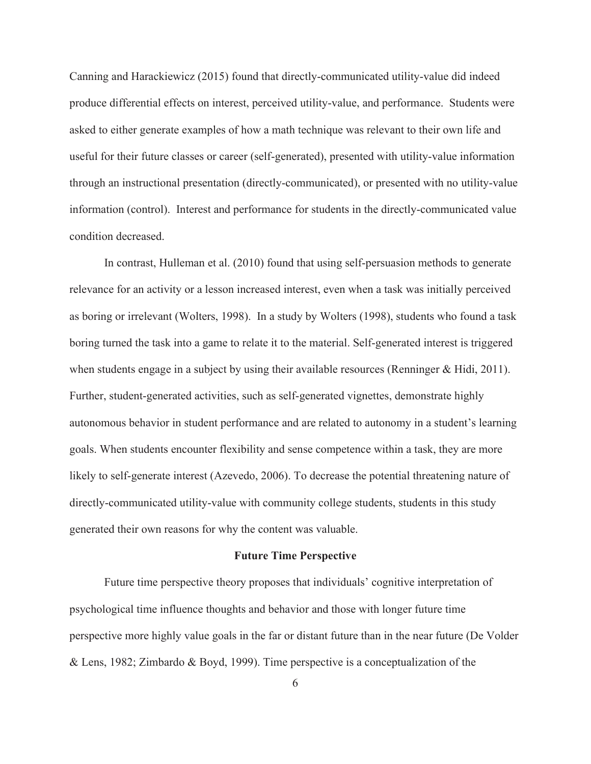Canning and Harackiewicz (2015) found that directly-communicated utility-value did indeed produce differential effects on interest, perceived utility-value, and performance. Students were asked to either generate examples of how a math technique was relevant to their own life and useful for their future classes or career (self-generated), presented with utility-value information through an instructional presentation (directly-communicated), or presented with no utility-value information (control). Interest and performance for students in the directly-communicated value condition decreased.

In contrast, Hulleman et al. (2010) found that using self-persuasion methods to generate relevance for an activity or a lesson increased interest, even when a task was initially perceived as boring or irrelevant (Wolters, 1998). In a study by Wolters (1998), students who found a task boring turned the task into a game to relate it to the material. Self-generated interest is triggered when students engage in a subject by using their available resources (Renninger & Hidi, 2011). Further, student-generated activities, such as self-generated vignettes, demonstrate highly autonomous behavior in student performance and are related to autonomy in a student's learning goals. When students encounter flexibility and sense competence within a task, they are more likely to self-generate interest (Azevedo, 2006). To decrease the potential threatening nature of directly-communicated utility-value with community college students, students in this study generated their own reasons for why the content was valuable.

## Future Time Perspective

Future time perspective theory proposes that individuals' cognitive interpretation of psychological time influence thoughts and behavior and those with longer future time perspective more highly value goals in the far or distant future than in the near future (De Volder & Lens, 1982; Zimbardo & Boyd, 1999). Time perspective is a conceptualization of the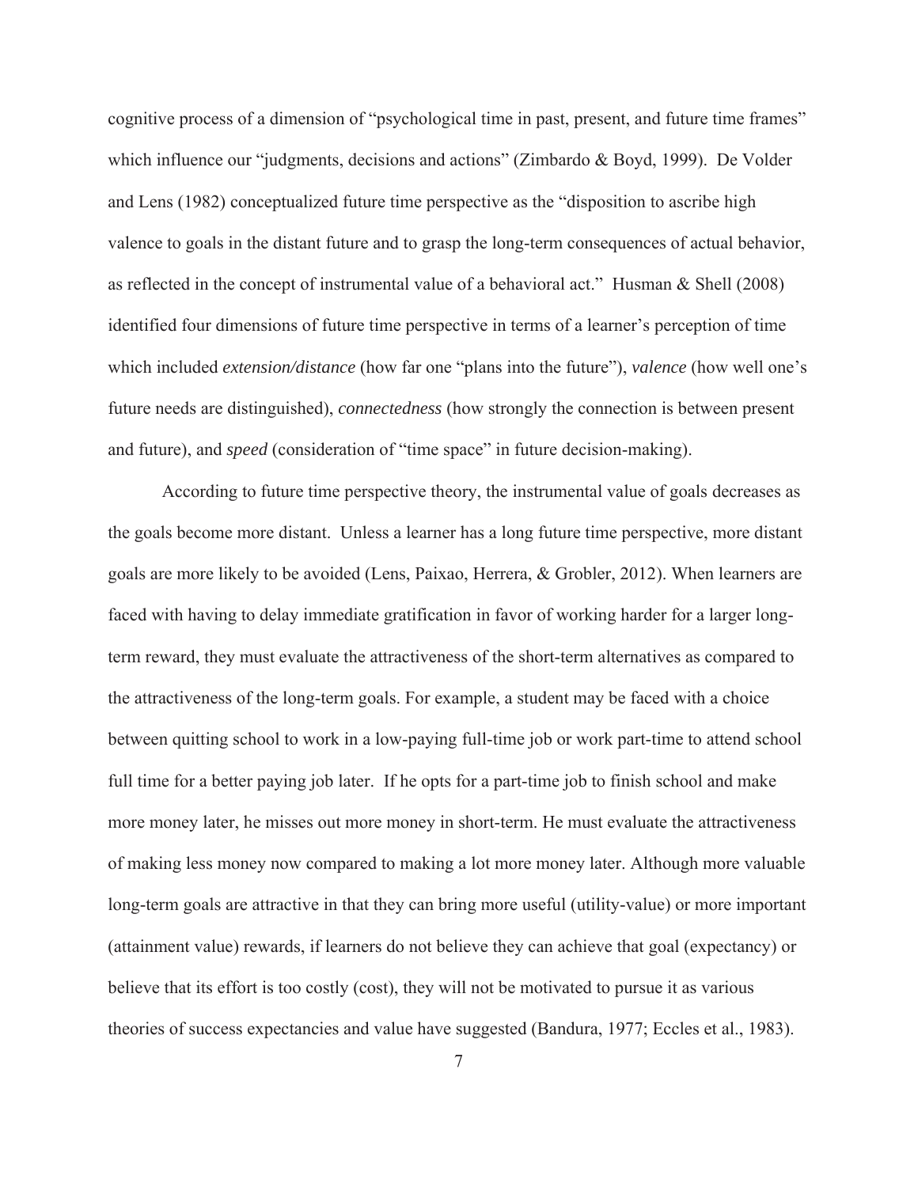cognitive process of a dimension of "psychological time in past, present, and future time frames" which influence our "judgments, decisions and actions" (Zimbardo & Boyd, 1999). De Volder and Lens (1982) conceptualized future time perspective as the "disposition to ascribe high valence to goals in the distant future and to grasp the long-term consequences of actual behavior, as reflected in the concept of instrumental value of a behavioral act." Husman & Shell (2008) identified four dimensions of future time perspective in terms of a learner's perception of time which included *extension/distance* (how far one "plans into the future"), *valence* (how well one's future needs are distinguished), *connectedness* (how strongly the connection is between present and future), and *speed* (consideration of "time space" in future decision-making).

According to future time perspective theory, the instrumental value of goals decreases as the goals become more distant. Unless a learner has a long future time perspective, more distant goals are more likely to be avoided (Lens, Paixao, Herrera, & Grobler, 2012). When learners are faced with having to delay immediate gratification in favor of working harder for a larger long-term reward, they must evaluate the attractiveness of the short-term alternatives as compared to the attractiveness of the long-term goals. For example, a student may be faced with a choice between quitting school to work in a low-paying full-time job or work part-time to attend school full time for a better paying job later. If he opts for a part-time job to finish school and make more money later, he misses out more money in short-term. He must evaluate the attractiveness of making less money now compared to making a lot more money later. Although more valuable long-term goals are attractive in that they can bring more useful (utility-value) or more important (attainment value) rewards, if learners do not believe they can achieve that goal (expectancy) or believe that its effort is too costly (cost), they will not be motivated to pursue it as various theories of success expectancies and value have suggested (Bandura, 1977; Eccles et al., 1983).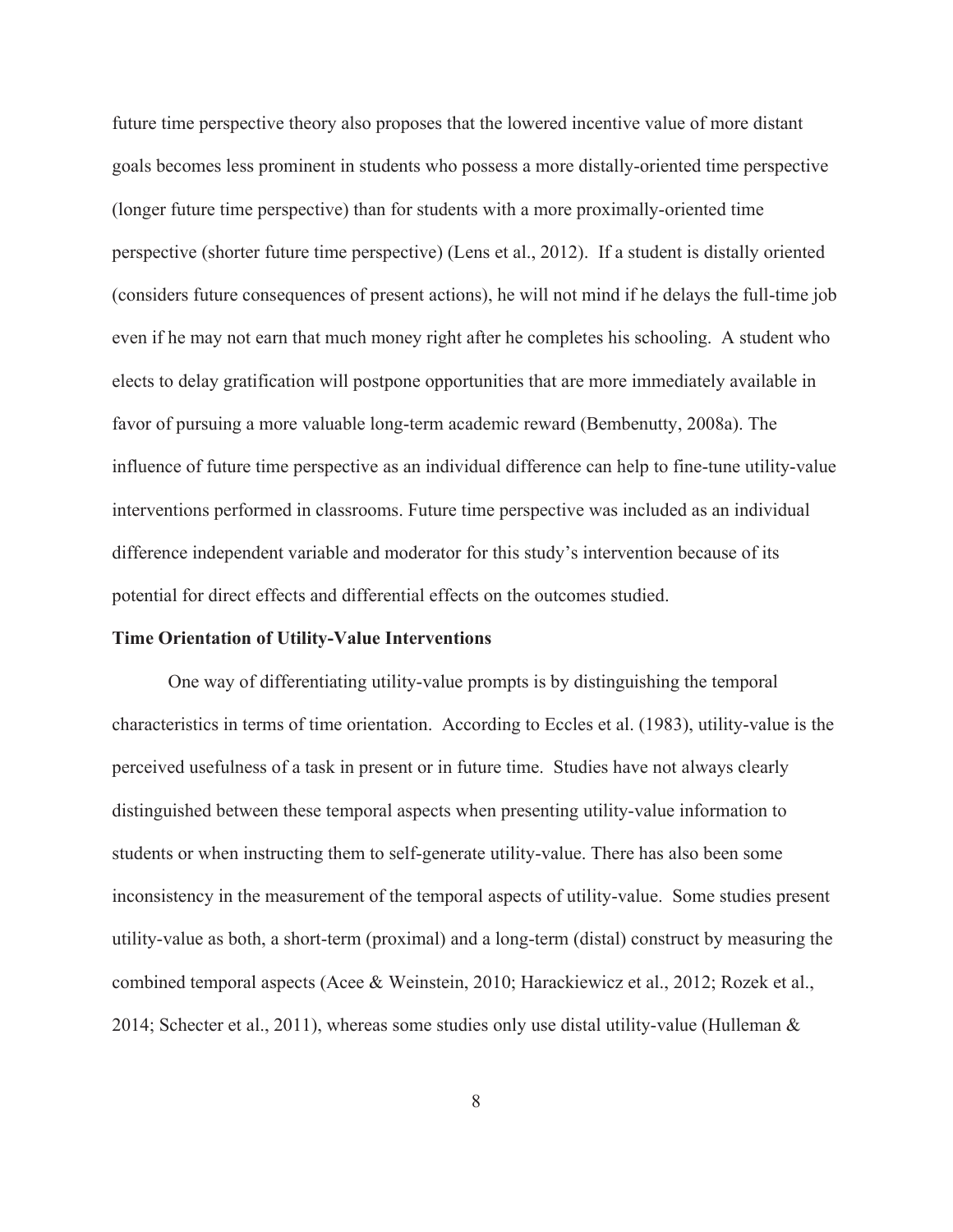future time perspective theory also proposes that the lowered incentive value of more distant goals becomes less prominent in students who possess a more distally-oriented time perspective (longer future time perspective) than for students with a more proximally-oriented time perspective (shorter future time perspective) (Lens et al., 2012). If a student is distally oriented (considers future consequences of present actions), he will not mind if he delays the full-time job even if he may not earn that much money right after he completes his schooling. A student who elects to delay gratification will postpone opportunities that are more immediately available in favor of pursuing a more valuable long-term academic reward (Bembenutty, 2008a). The influence of future time perspective as an individual difference can help to fine-tune utility-value interventions performed in classrooms. Future time perspective was included as an individual difference independent variable and moderator for this study's intervention because of its potential for direct effects and differential effects on the outcomes studied.

**Time Orientation of Utility-Value Interventions**

One way of differentiating utility-value prompts is by distinguishing the temporal characteristics in terms of time orientation. According to Eccles et al. (1983), utility-value is the perceived usefulness of a task in present or in future time. Studies have not always clearly distinguished between these temporal aspects when presenting utility-value information to students or when instructing them to self-generate utility-value. There has also been some inconsistency in the measurement of the temporal aspects of utility-value. Some studies present utility-value as both, a short-term (proximal) and a long-term (distal) construct by measuring the combined temporal aspects (Acee & Weinstein, 2010; Harackiewicz et al., 2012; Rozek et al., 2014; Schecter et al., 2011), whereas some studies only use distal utility-value (Hulleman &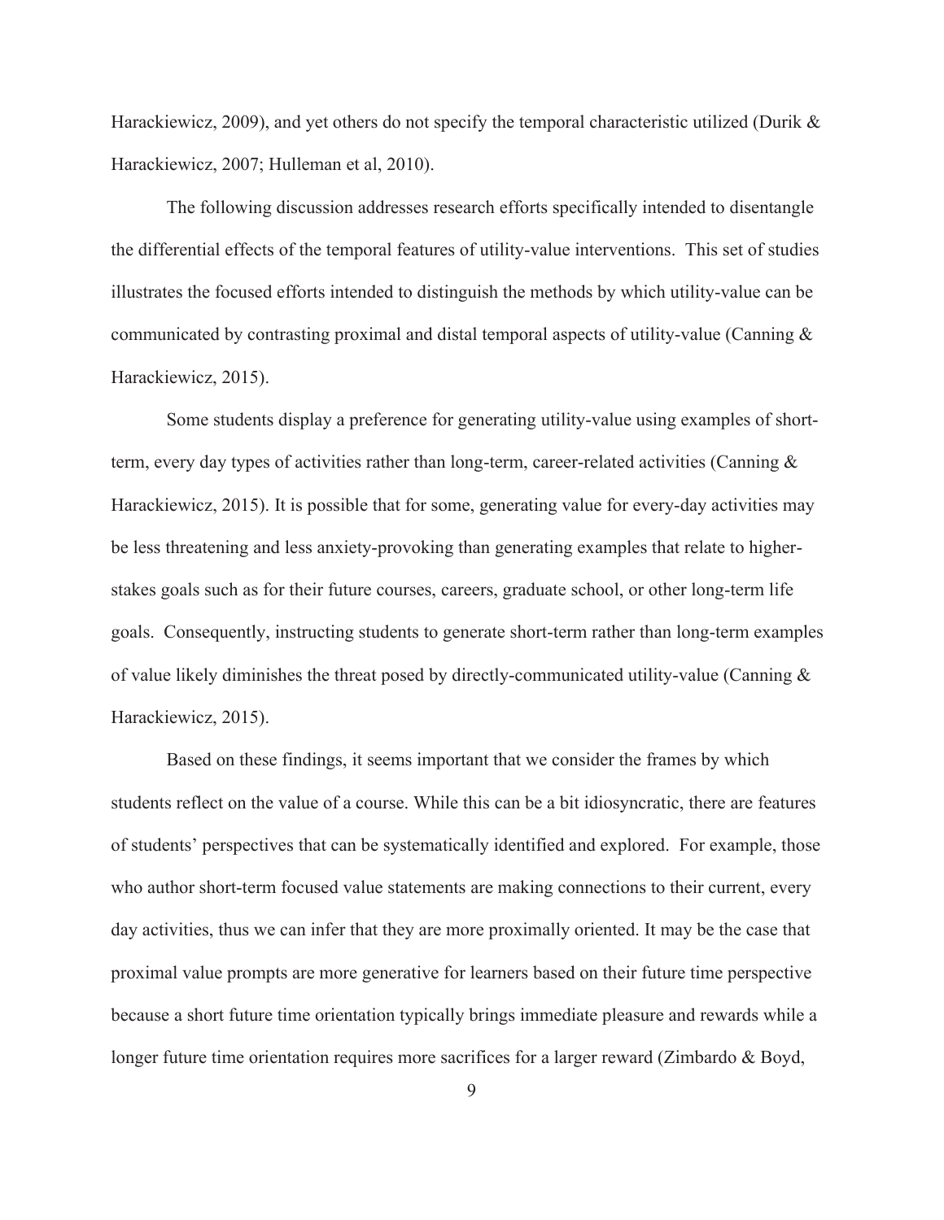Harackiewicz, 2009), and yet others do not specify the temporal characteristic utilized (Durik & Harackiewicz, 2007; Hulleman et al, 2010).

The following discussion addresses research efforts specifically intended to disentangle the differential effects of the temporal features of utility-value interventions. This set of studies illustrates the focused efforts intended to distinguish the methods by which utility-value can be communicated by contrasting proximal and distal temporal aspects of utility-value (Canning & Harackiewicz, 2015).

Some students display a preference for generating utility-value using examples of short-term, every day types of activities rather than long-term, career-related activities (Canning & Harackiewicz, 2015). It is possible that for some, generating value for every-day activities may be less threatening and less anxiety-provoking than generating examples that relate to higher-stakes goals such as for their future courses, careers, graduate school, or other long-term life goals. Consequently, instructing students to generate short-term rather than long-term examples of value likely diminishes the threat posed by directly-communicated utility-value (Canning & Harackiewicz, 2015).

Based on these findings, it seems important that we consider the frames by which students reflect on the value of a course. While this can be a bit idiosyncratic, there are features of students' perspectives that can be systematically identified and explored. For example, those who author short-term focused value statements are making connections to their current, every day activities, thus we can infer that they are more proximally oriented. It may be the case that proximal value prompts are more generative for learners based on their future time perspective because a short future time orientation typically brings immediate pleasure and rewards while a longer future time orientation requires more sacrifices for a larger reward (Zimbardo & Boyd,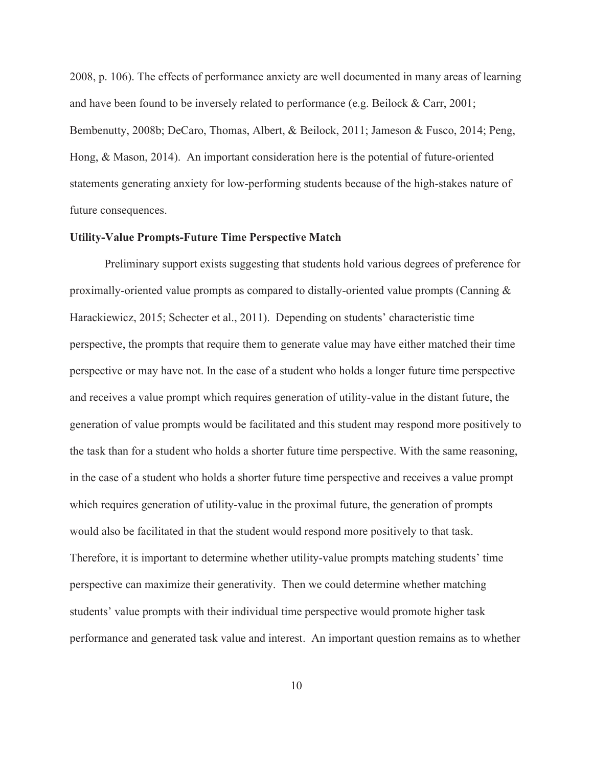2008, p. 106). The effects of performance anxiety are well documented in many areas of learning and have been found to be inversely related to performance (e.g. Beilock & Carr, 2001; Bembenutty, 2008b; DeCaro, Thomas, Albert, & Beilock, 2011; Jameson & Fusco, 2014; Peng, Hong, & Mason, 2014). An important consideration here is the potential of future-oriented statements generating anxiety for low-performing students because of the high-stakes nature of future consequences.

**Utility-Value Prompts-Future Time Perspective Match**

Preliminary support exists suggesting that students hold various degrees of preference for proximally-oriented value prompts as compared to distally-oriented value prompts (Canning & Harackiewicz, 2015; Schecter et al., 2011). Depending on students' characteristic time perspective, the prompts that require them to generate value may have either matched their time perspective or may have not. In the case of a student who holds a longer future time perspective and receives a value prompt which requires generation of utility-value in the distant future, the generation of value prompts would be facilitated and this student may respond more positively to the task than for a student who holds a shorter future time perspective. With the same reasoning, in the case of a student who holds a shorter future time perspective and receives a value prompt which requires generation of utility-value in the proximal future, the generation of prompts would also be facilitated in that the student would respond more positively to that task. Therefore, it is important to determine whether utility-value prompts matching students' time perspective can maximize their generativity. Then we could determine whether matching students' value prompts with their individual time perspective would promote higher task performance and generated task value and interest. An important question remains as to whether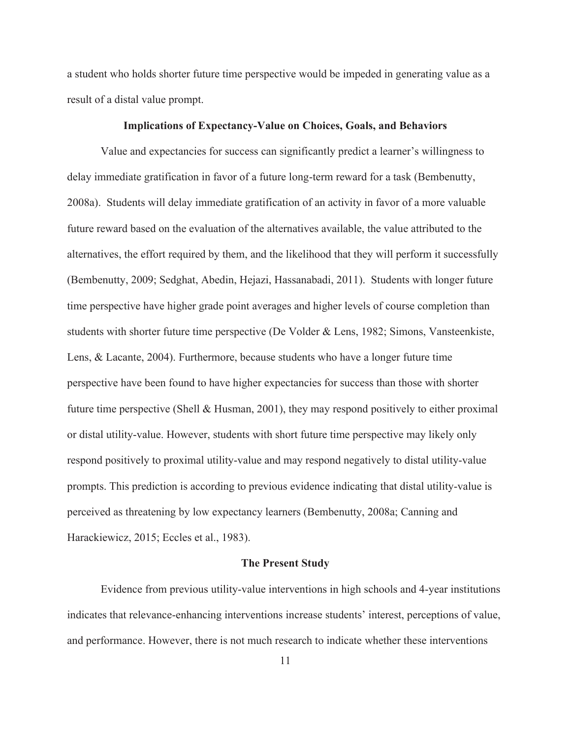a student who holds shorter future time perspective would be impeded in generating value as a result of a distal value prompt.

## Implications of Expectancy-Value on Choices, Goals, and Behaviors

Value and expectancies for success can significantly predict a learner's willingness to delay immediate gratification in favor of a future long-term reward for a task (Bembenutty, 2008a). Students will delay immediate gratification of an activity in favor of a more valuable future reward based on the evaluation of the alternatives available, the value attributed to the alternatives, the effort required by them, and the likelihood that they will perform it successfully (Bembenutty, 2009; Sedghat, Abedin, Hejazi, Hassanabadi, 2011). Students with longer future time perspective have higher grade point averages and higher levels of course completion than students with shorter future time perspective (De Volder & Lens, 1982; Simons, Vansteenkiste, Lens, & Lacante, 2004). Furthermore, because students who have a longer future time perspective have been found to have higher expectancies for success than those with shorter future time perspective (Shell & Husman, 2001), they may respond positively to either proximal or distal utility-value. However, students with short future time perspective may likely only respond positively to proximal utility-value and may respond negatively to distal utility-value prompts. This prediction is according to previous evidence indicating that distal utility-value is perceived as threatening by low expectancy learners (Bembenutty, 2008a; Canning and Harackiewicz, 2015; Eccles et al., 1983).

## The Present Study

Evidence from previous utility-value interventions in high schools and 4-year institutions indicates that relevance-enhancing interventions increase students' interest, perceptions of value, and performance. However, there is not much research to indicate whether these interventions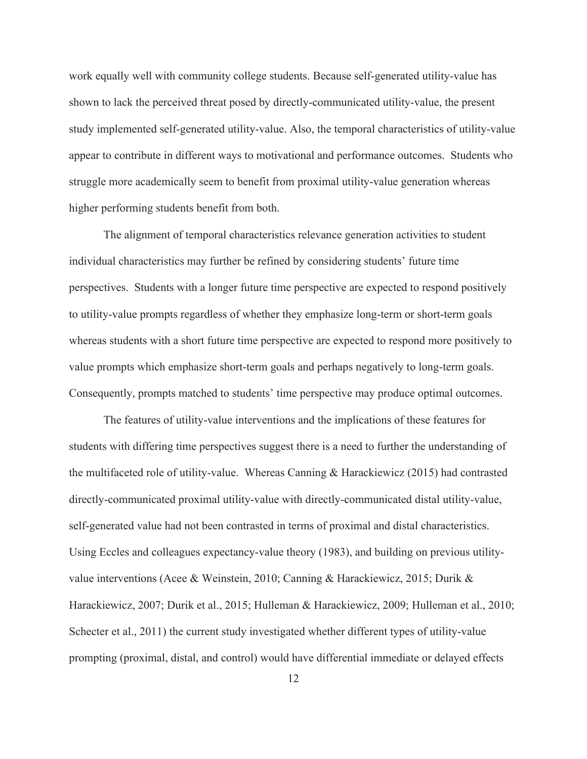work equally well with community college students. Because self-generated utility-value has shown to lack the perceived threat posed by directly-communicated utility-value, the present study implemented self-generated utility-value. Also, the temporal characteristics of utility-value appear to contribute in different ways to motivational and performance outcomes. Students who struggle more academically seem to benefit from proximal utility-value generation whereas higher performing students benefit from both.

The alignment of temporal characteristics relevance generation activities to student individual characteristics may further be refined by considering students' future time perspectives. Students with a longer future time perspective are expected to respond positively to utility-value prompts regardless of whether they emphasize long-term or short-term goals whereas students with a short future time perspective are expected to respond more positively to value prompts which emphasize short-term goals and perhaps negatively to long-term goals. Consequently, prompts matched to students' time perspective may produce optimal outcomes.

The features of utility-value interventions and the implications of these features for students with differing time perspectives suggest there is a need to further the understanding of the multifaceted role of utility-value. Whereas Canning & Harackiewicz (2015) had contrasted directly-communicated proximal utility-value with directly-communicated distal utility-value, self-generated value had not been contrasted in terms of proximal and distal characteristics. Using Eccles and colleagues expectancy-value theory (1983), and building on previous utility-value interventions (Acee & Weinstein, 2010; Canning & Harackiewicz, 2015; Durik & Harackiewicz, 2007; Durik et al., 2015; Hulleman & Harackiewicz, 2009; Hulleman et al., 2010; Schecter et al., 2011) the current study investigated whether different types of utility-value prompting (proximal, distal, and control) would have differential immediate or delayed effects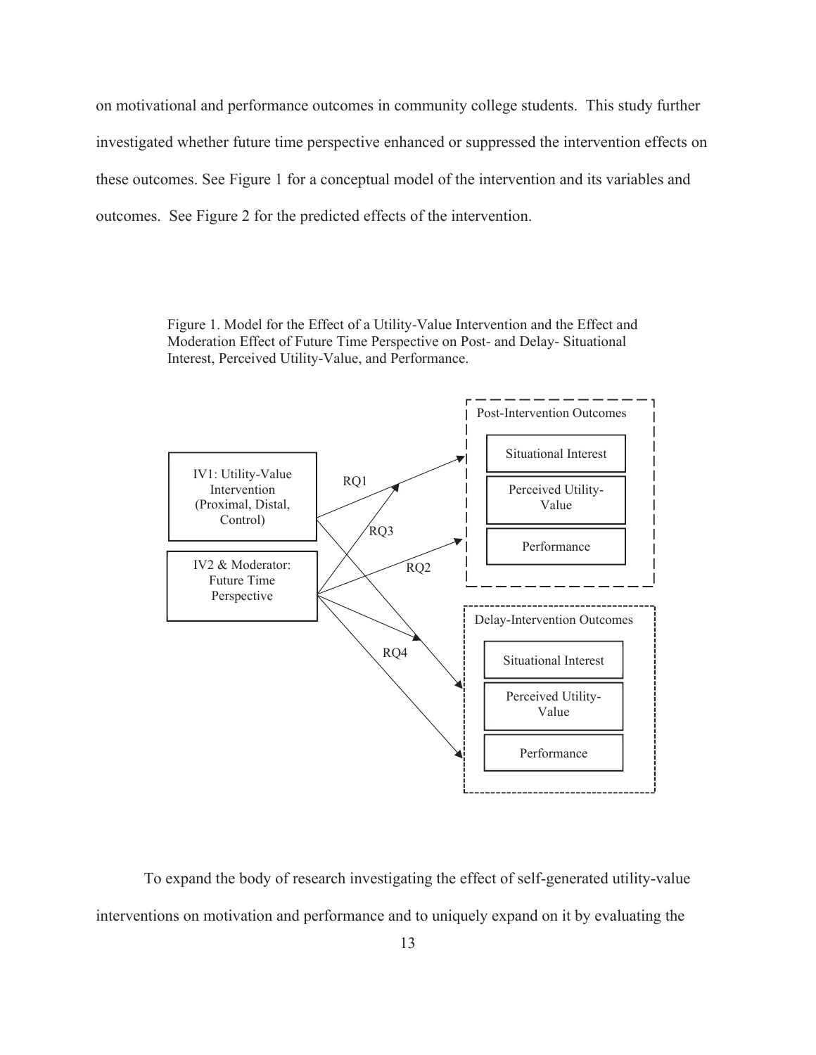on motivational and performance outcomes in community college students. This study further investigated whether future time perspective enhanced or suppressed the intervention effects on these outcomes. See Figure 1 for a conceptual model of the intervention and its variables and outcomes. See Figure 2 for the predicted effects of the intervention.

Figure 1. Model for the Effect of a Utility-Value Intervention and the Effect and Moderation Effect of Future Time Perspective on Post- and Delay- Situational Interest, Perceived Utility-Value, and Performance.

IV1: Utility-Value Intervention (Proximal, Distal, Control)

IV2 & Moderator: Future Time Perspective

RQ1

RQ2

RQ3

RQ4

Post-Intervention Outcomes

- Situational Interest
- Perceived Utility-Value
- Performance

Delay-Intervention Outcomes

- Situational Interest
- Perceived Utility-Value
- Performance

To expand the body of research investigating the effect of self-generated utility-value interventions on motivation and performance and to uniquely expand on it by evaluating the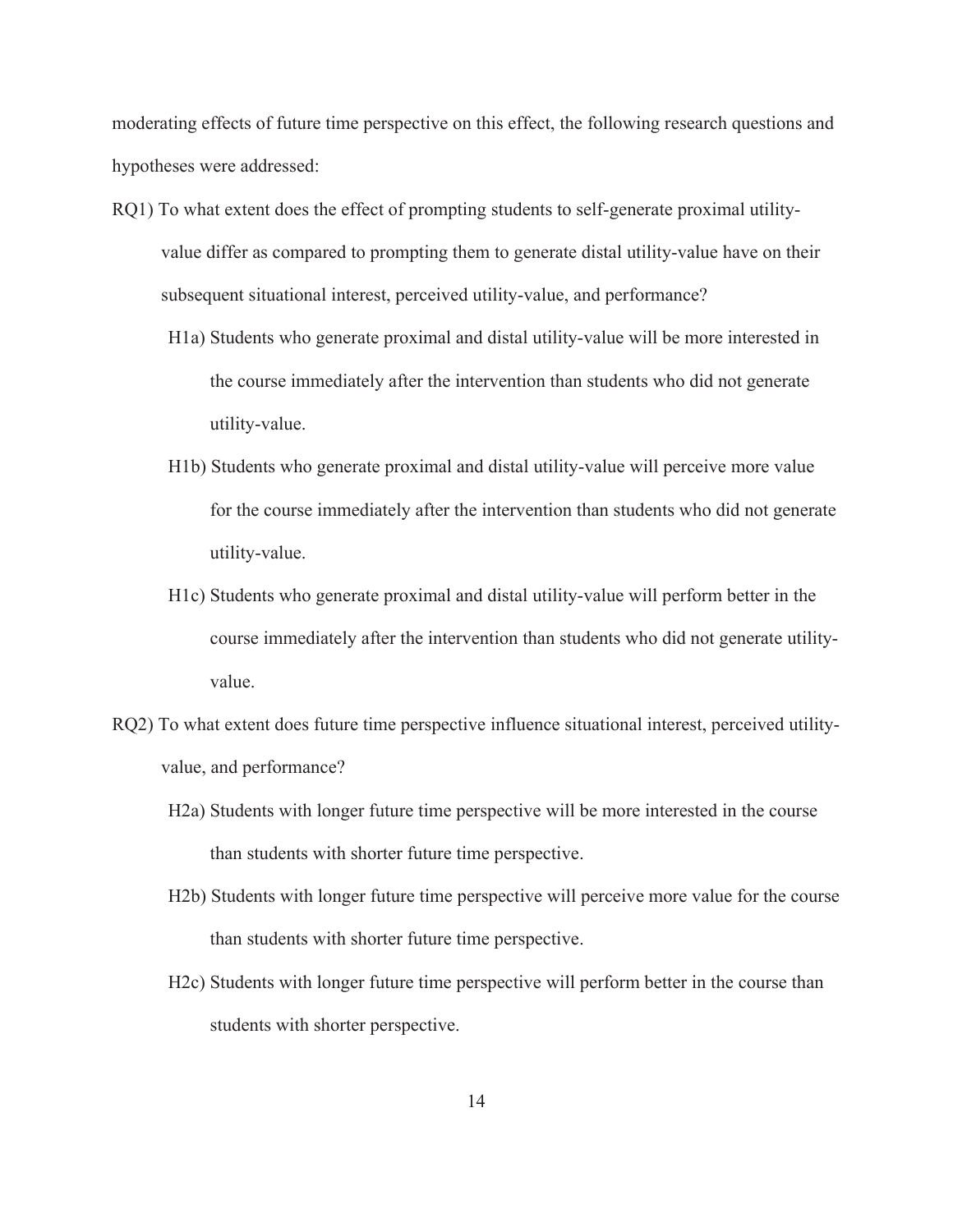moderating effects of future time perspective on this effect, the following research questions and hypotheses were addressed:

RQ1) To what extent does the effect of prompting students to self-generate proximal utility-value differ as compared to prompting them to generate distal utility-value have on their subsequent situational interest, perceived utility-value, and performance?

- H1a) Students who generate proximal and distal utility-value will be more interested in the course immediately after the intervention than students who did not generate utility-value.
- H1b) Students who generate proximal and distal utility-value will perceive more value for the course immediately after the intervention than students who did not generate utility-value.
- H1c) Students who generate proximal and distal utility-value will perform better in the course immediately after the intervention than students who did not generate utility-value.

RQ2) To what extent does future time perspective influence situational interest, perceived utility-value, and performance?

- H2a) Students with longer future time perspective will be more interested in the course than students with shorter future time perspective.
- H2b) Students with longer future time perspective will perceive more value for the course than students with shorter future time perspective.
- H2c) Students with longer future time perspective will perform better in the course than students with shorter perspective.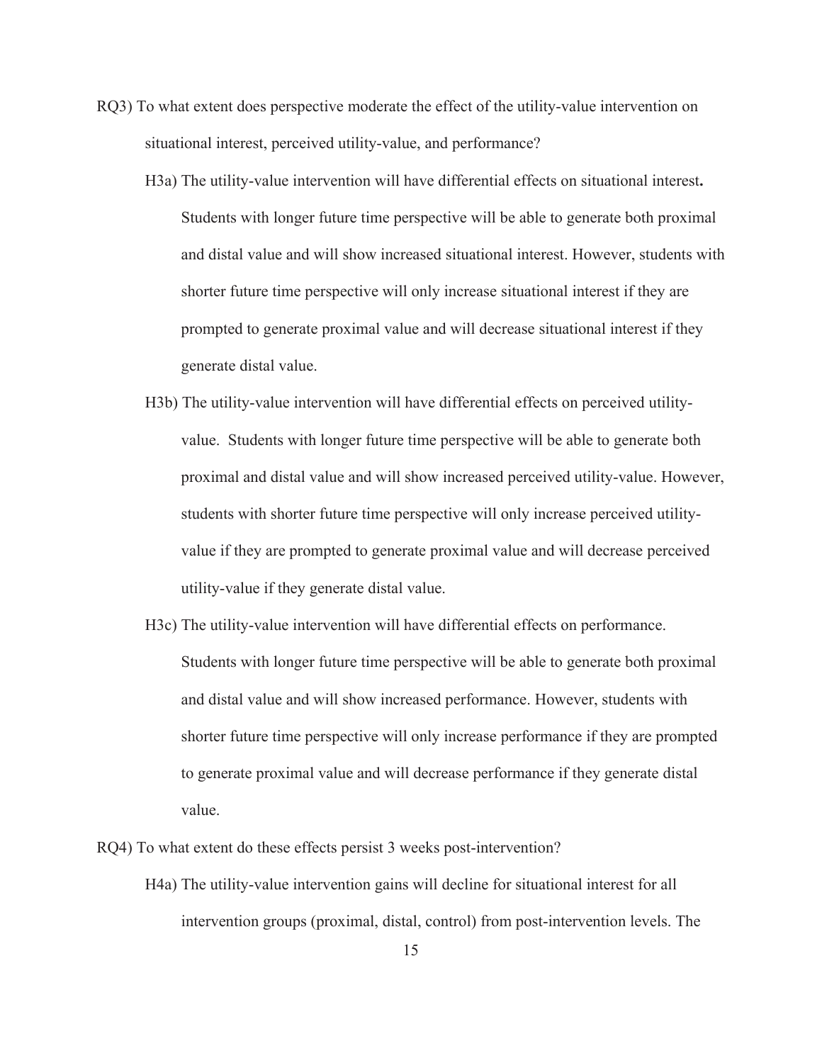RQ3) To what extent does perspective moderate the effect of the utility-value intervention on situational interest, perceived utility-value, and performance?

H3a) The utility-value intervention will have differential effects on situational interest**.** Students with longer future time perspective will be able to generate both proximal and distal value and will show increased situational interest. However, students with shorter future time perspective will only increase situational interest if they are prompted to generate proximal value and will decrease situational interest if they generate distal value.

H3b) The utility-value intervention will have differential effects on perceived utility-value. Students with longer future time perspective will be able to generate both proximal and distal value and will show increased perceived utility-value. However, students with shorter future time perspective will only increase perceived utility-value if they are prompted to generate proximal value and will decrease perceived utility-value if they generate distal value.

H3c) The utility-value intervention will have differential effects on performance. Students with longer future time perspective will be able to generate both proximal and distal value and will show increased performance. However, students with shorter future time perspective will only increase performance if they are prompted to generate proximal value and will decrease performance if they generate distal value.

RQ4) To what extent do these effects persist 3 weeks post-intervention?

H4a) The utility-value intervention gains will decline for situational interest for all intervention groups (proximal, distal, control) from post-intervention levels. The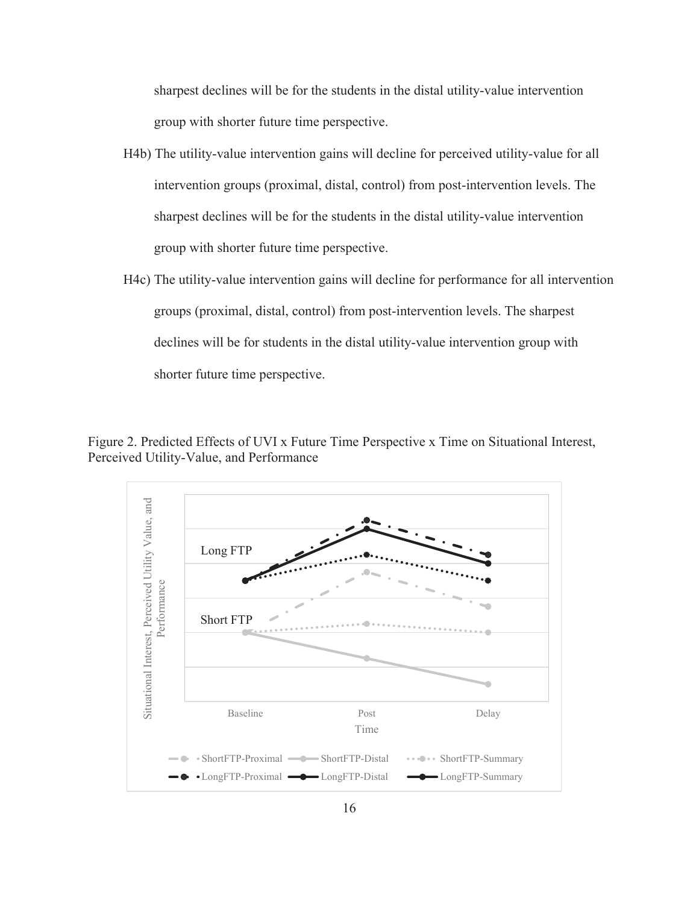sharpest declines will be for the students in the distal utility-value intervention group with shorter future time perspective.

H4b) The utility-value intervention gains will decline for perceived utility-value for all intervention groups (proximal, distal, control) from post-intervention levels. The sharpest declines will be for the students in the distal utility-value intervention group with shorter future time perspective.

H4c) The utility-value intervention gains will decline for performance for all intervention groups (proximal, distal, control) from post-intervention levels. The sharpest declines will be for students in the distal utility-value intervention group with shorter future time perspective.

Figure 2. Predicted Effects of UVI x Future Time Perspective x Time on Situational Interest, Perceived Utility-Value, and Performance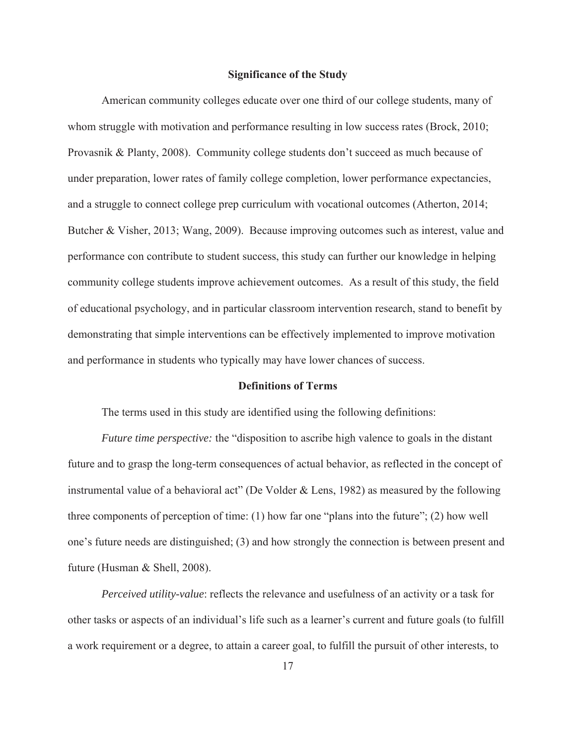## Significance of the Study

American community colleges educate over one third of our college students, many of whom struggle with motivation and performance resulting in low success rates (Brock, 2010; Provasnik & Planty, 2008). Community college students don't succeed as much because of under preparation, lower rates of family college completion, lower performance expectancies, and a struggle to connect college prep curriculum with vocational outcomes (Atherton, 2014; Butcher & Visher, 2013; Wang, 2009). Because improving outcomes such as interest, value and performance con contribute to student success, this study can further our knowledge in helping community college students improve achievement outcomes. As a result of this study, the field of educational psychology, and in particular classroom intervention research, stand to benefit by demonstrating that simple interventions can be effectively implemented to improve motivation and performance in students who typically may have lower chances of success.

## Definitions of Terms

The terms used in this study are identified using the following definitions:

*Future time perspective:* the "disposition to ascribe high valence to goals in the distant future and to grasp the long-term consequences of actual behavior, as reflected in the concept of instrumental value of a behavioral act" (De Volder & Lens, 1982) as measured by the following three components of perception of time: (1) how far one "plans into the future"; (2) how well one's future needs are distinguished; (3) and how strongly the connection is between present and future (Husman & Shell, 2008).

*Perceived utility-value*: reflects the relevance and usefulness of an activity or a task for other tasks or aspects of an individual's life such as a learner's current and future goals (to fulfill a work requirement or a degree, to attain a career goal, to fulfill the pursuit of other interests, to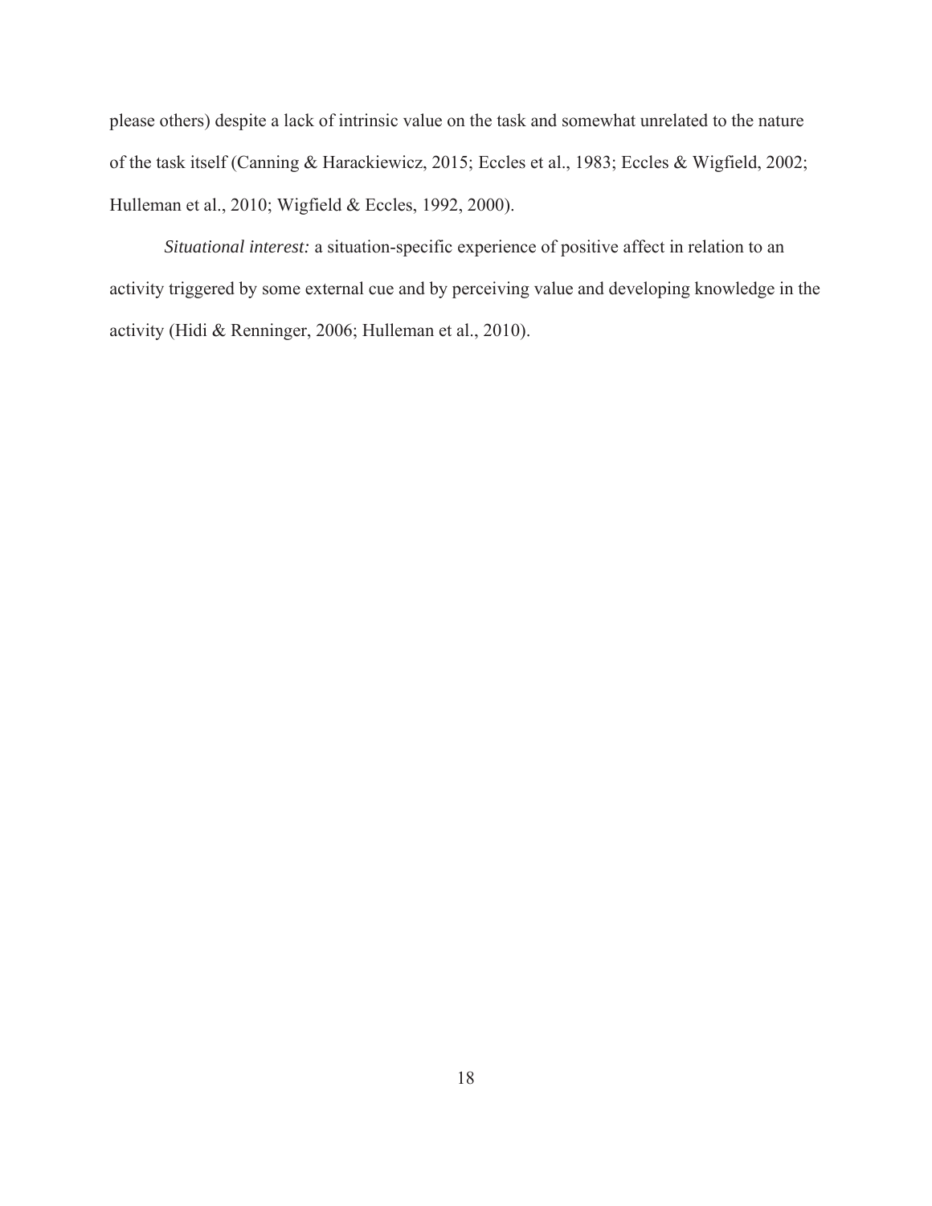please others) despite a lack of intrinsic value on the task and somewhat unrelated to the nature of the task itself (Canning & Harackiewicz, 2015; Eccles et al., 1983; Eccles & Wigfield, 2002; Hulleman et al., 2010; Wigfield & Eccles, 1992, 2000).

*Situational interest:* a situation-specific experience of positive affect in relation to an activity triggered by some external cue and by perceiving value and developing knowledge in the activity (Hidi & Renninger, 2006; Hulleman et al., 2010).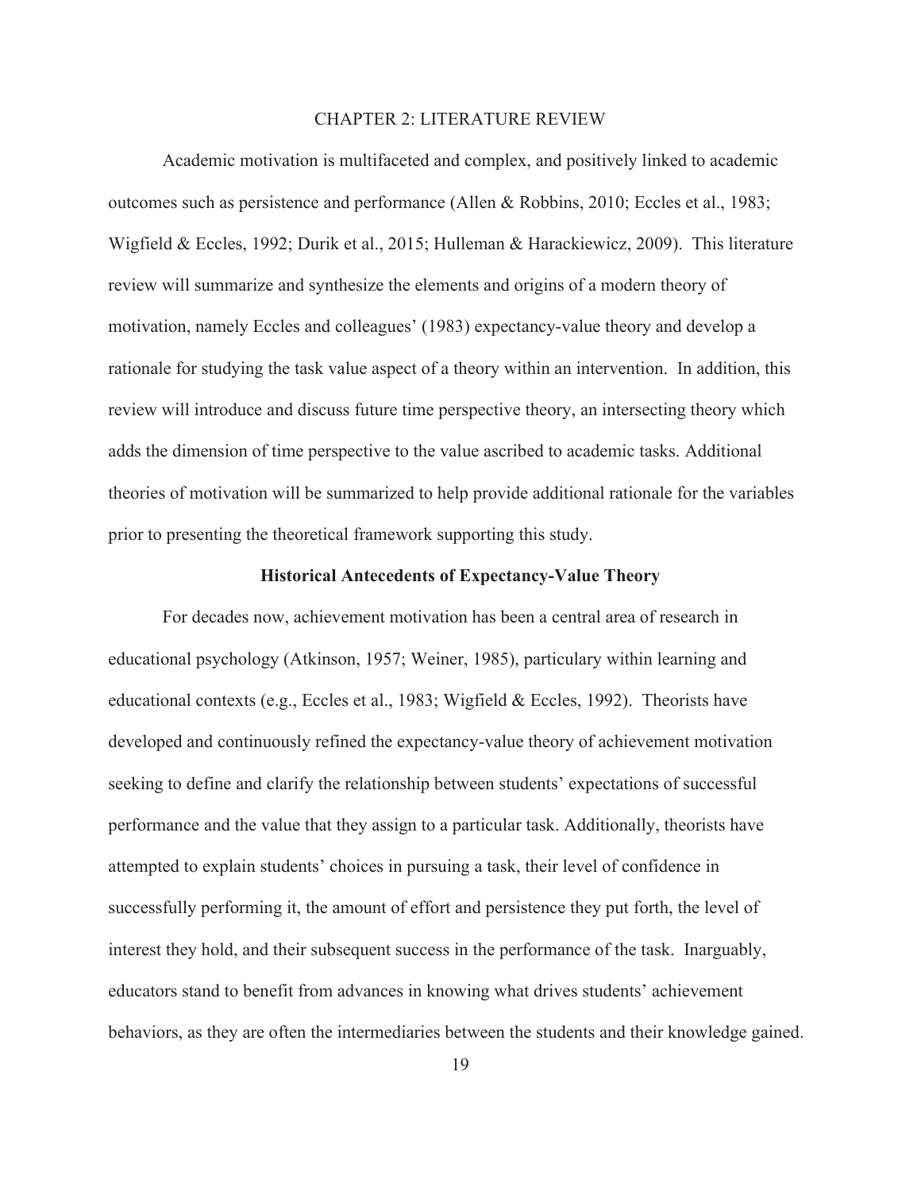# CHAPTER 2: LITERATURE REVIEW

Academic motivation is multifaceted and complex, and positively linked to academic outcomes such as persistence and performance (Allen & Robbins, 2010; Eccles et al., 1983; Wigfield & Eccles, 1992; Durik et al., 2015; Hulleman & Harackiewicz, 2009). This literature review will summarize and synthesize the elements and origins of a modern theory of motivation, namely Eccles and colleagues' (1983) expectancy-value theory and develop a rationale for studying the task value aspect of a theory within an intervention. In addition, this review will introduce and discuss future time perspective theory, an intersecting theory which adds the dimension of time perspective to the value ascribed to academic tasks. Additional theories of motivation will be summarized to help provide additional rationale for the variables prior to presenting the theoretical framework supporting this study.

## Historical Antecedents of Expectancy-Value Theory

For decades now, achievement motivation has been a central area of research in educational psychology (Atkinson, 1957; Weiner, 1985), particulary within learning and educational contexts (e.g., Eccles et al., 1983; Wigfield & Eccles, 1992). Theorists have developed and continuously refined the expectancy-value theory of achievement motivation seeking to define and clarify the relationship between students' expectations of successful performance and the value that they assign to a particular task. Additionally, theorists have attempted to explain students' choices in pursuing a task, their level of confidence in successfully performing it, the amount of effort and persistence they put forth, the level of interest they hold, and their subsequent success in the performance of the task. Inarguably, educators stand to benefit from advances in knowing what drives students' achievement behaviors, as they are often the intermediaries between the students and their knowledge gained.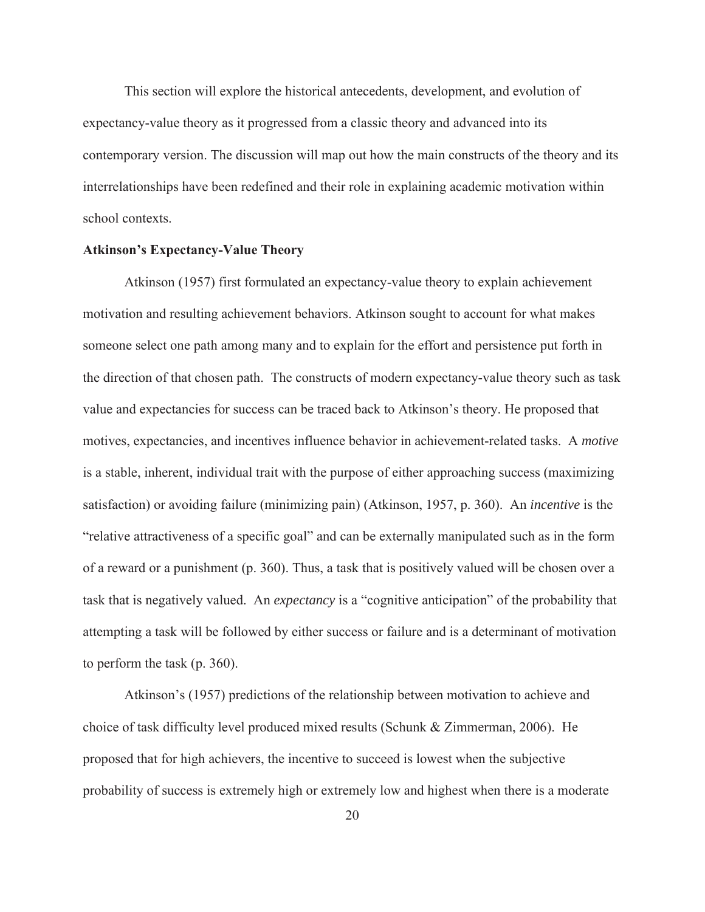This section will explore the historical antecedents, development, and evolution of expectancy-value theory as it progressed from a classic theory and advanced into its contemporary version. The discussion will map out how the main constructs of the theory and its interrelationships have been redefined and their role in explaining academic motivation within school contexts.

**Atkinson's Expectancy-Value Theory**

Atkinson (1957) first formulated an expectancy-value theory to explain achievement motivation and resulting achievement behaviors. Atkinson sought to account for what makes someone select one path among many and to explain for the effort and persistence put forth in the direction of that chosen path. The constructs of modern expectancy-value theory such as task value and expectancies for success can be traced back to Atkinson's theory. He proposed that motives, expectancies, and incentives influence behavior in achievement-related tasks. A *motive* is a stable, inherent, individual trait with the purpose of either approaching success (maximizing satisfaction) or avoiding failure (minimizing pain) (Atkinson, 1957, p. 360). An *incentive* is the "relative attractiveness of a specific goal" and can be externally manipulated such as in the form of a reward or a punishment (p. 360). Thus, a task that is positively valued will be chosen over a task that is negatively valued. An *expectancy* is a "cognitive anticipation" of the probability that attempting a task will be followed by either success or failure and is a determinant of motivation to perform the task (p. 360).

Atkinson's (1957) predictions of the relationship between motivation to achieve and choice of task difficulty level produced mixed results (Schunk & Zimmerman, 2006). He proposed that for high achievers, the incentive to succeed is lowest when the subjective probability of success is extremely high or extremely low and highest when there is a moderate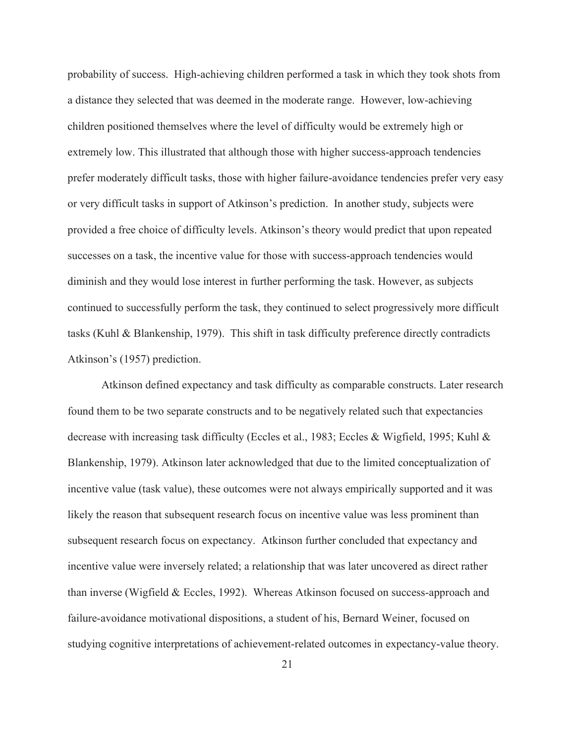probability of success. High-achieving children performed a task in which they took shots from a distance they selected that was deemed in the moderate range. However, low-achieving children positioned themselves where the level of difficulty would be extremely high or extremely low. This illustrated that although those with higher success-approach tendencies prefer moderately difficult tasks, those with higher failure-avoidance tendencies prefer very easy or very difficult tasks in support of Atkinson's prediction. In another study, subjects were provided a free choice of difficulty levels. Atkinson's theory would predict that upon repeated successes on a task, the incentive value for those with success-approach tendencies would diminish and they would lose interest in further performing the task. However, as subjects continued to successfully perform the task, they continued to select progressively more difficult tasks (Kuhl & Blankenship, 1979). This shift in task difficulty preference directly contradicts Atkinson's (1957) prediction.

Atkinson defined expectancy and task difficulty as comparable constructs. Later research found them to be two separate constructs and to be negatively related such that expectancies decrease with increasing task difficulty (Eccles et al., 1983; Eccles & Wigfield, 1995; Kuhl & Blankenship, 1979). Atkinson later acknowledged that due to the limited conceptualization of incentive value (task value), these outcomes were not always empirically supported and it was likely the reason that subsequent research focus on incentive value was less prominent than subsequent research focus on expectancy. Atkinson further concluded that expectancy and incentive value were inversely related; a relationship that was later uncovered as direct rather than inverse (Wigfield & Eccles, 1992). Whereas Atkinson focused on success-approach and failure-avoidance motivational dispositions, a student of his, Bernard Weiner, focused on studying cognitive interpretations of achievement-related outcomes in expectancy-value theory.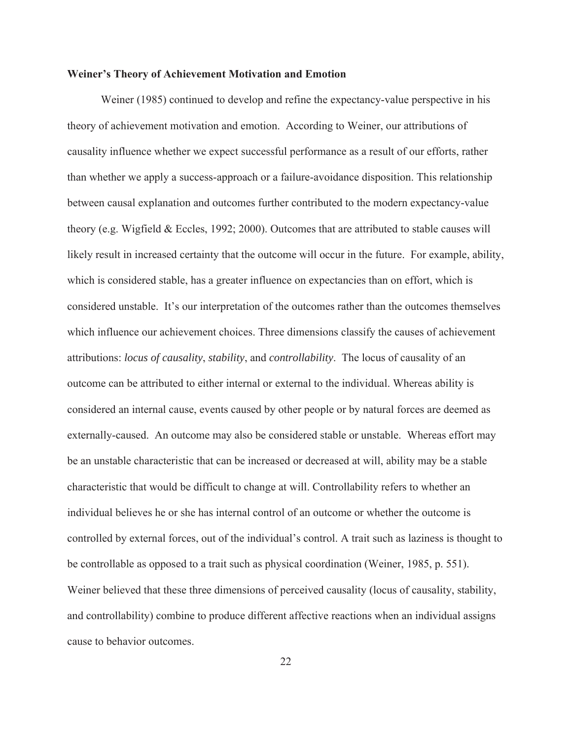**Weiner's Theory of Achievement Motivation and Emotion**

Weiner (1985) continued to develop and refine the expectancy-value perspective in his theory of achievement motivation and emotion. According to Weiner, our attributions of causality influence whether we expect successful performance as a result of our efforts, rather than whether we apply a success-approach or a failure-avoidance disposition. This relationship between causal explanation and outcomes further contributed to the modern expectancy-value theory (e.g. Wigfield & Eccles, 1992; 2000). Outcomes that are attributed to stable causes will likely result in increased certainty that the outcome will occur in the future. For example, ability, which is considered stable, has a greater influence on expectancies than on effort, which is considered unstable. It's our interpretation of the outcomes rather than the outcomes themselves which influence our achievement choices. Three dimensions classify the causes of achievement attributions: *locus of causality*, *stability*, and *controllability*. The locus of causality of an outcome can be attributed to either internal or external to the individual. Whereas ability is considered an internal cause, events caused by other people or by natural forces are deemed as externally-caused. An outcome may also be considered stable or unstable. Whereas effort may be an unstable characteristic that can be increased or decreased at will, ability may be a stable characteristic that would be difficult to change at will. Controllability refers to whether an individual believes he or she has internal control of an outcome or whether the outcome is controlled by external forces, out of the individual's control. A trait such as laziness is thought to be controllable as opposed to a trait such as physical coordination (Weiner, 1985, p. 551). Weiner believed that these three dimensions of perceived causality (locus of causality, stability, and controllability) combine to produce different affective reactions when an individual assigns cause to behavior outcomes.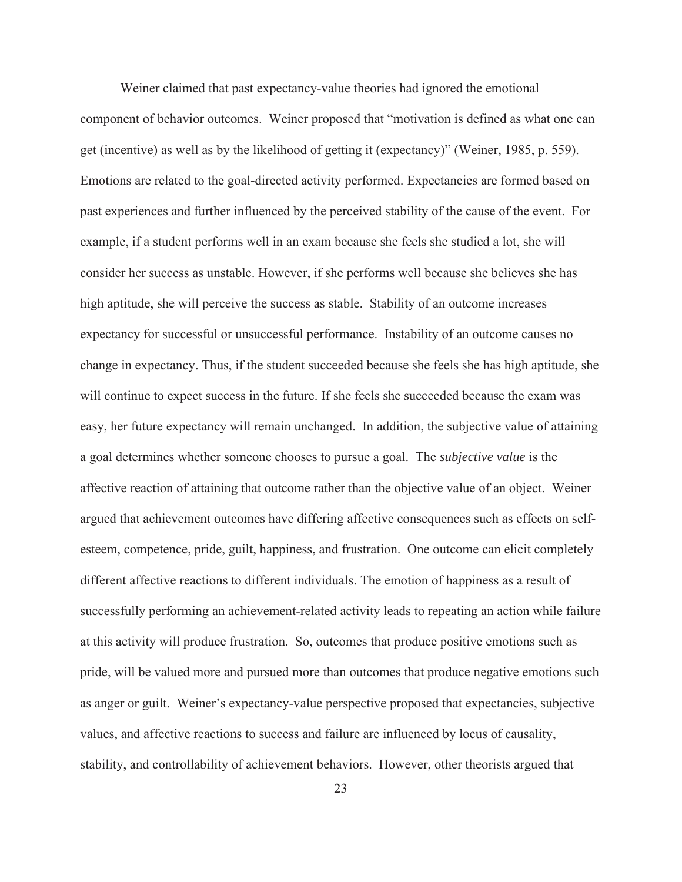Weiner claimed that past expectancy-value theories had ignored the emotional component of behavior outcomes. Weiner proposed that "motivation is defined as what one can get (incentive) as well as by the likelihood of getting it (expectancy)" (Weiner, 1985, p. 559). Emotions are related to the goal-directed activity performed. Expectancies are formed based on past experiences and further influenced by the perceived stability of the cause of the event. For example, if a student performs well in an exam because she feels she studied a lot, she will consider her success as unstable. However, if she performs well because she believes she has high aptitude, she will perceive the success as stable. Stability of an outcome increases expectancy for successful or unsuccessful performance. Instability of an outcome causes no change in expectancy. Thus, if the student succeeded because she feels she has high aptitude, she will continue to expect success in the future. If she feels she succeeded because the exam was easy, her future expectancy will remain unchanged. In addition, the subjective value of attaining a goal determines whether someone chooses to pursue a goal. The *subjective value* is the affective reaction of attaining that outcome rather than the objective value of an object. Weiner argued that achievement outcomes have differing affective consequences such as effects on self-esteem, competence, pride, guilt, happiness, and frustration. One outcome can elicit completely different affective reactions to different individuals. The emotion of happiness as a result of successfully performing an achievement-related activity leads to repeating an action while failure at this activity will produce frustration. So, outcomes that produce positive emotions such as pride, will be valued more and pursued more than outcomes that produce negative emotions such as anger or guilt. Weiner's expectancy-value perspective proposed that expectancies, subjective values, and affective reactions to success and failure are influenced by locus of causality, stability, and controllability of achievement behaviors. However, other theorists argued that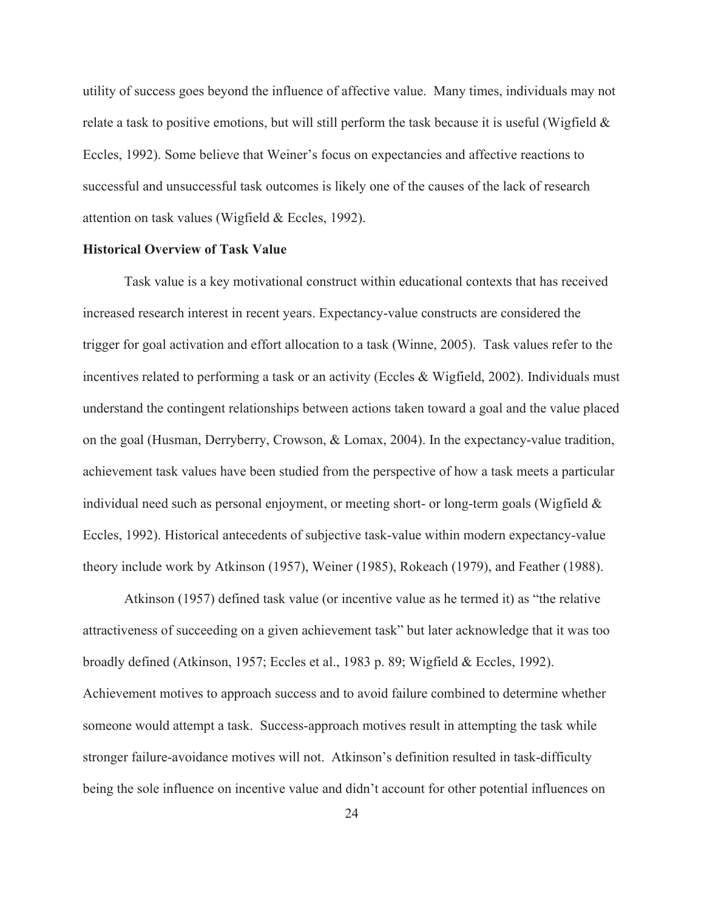utility of success goes beyond the influence of affective value. Many times, individuals may not relate a task to positive emotions, but will still perform the task because it is useful (Wigfield & Eccles, 1992). Some believe that Weiner's focus on expectancies and affective reactions to successful and unsuccessful task outcomes is likely one of the causes of the lack of research attention on task values (Wigfield & Eccles, 1992).

**Historical Overview of Task Value**

Task value is a key motivational construct within educational contexts that has received increased research interest in recent years. Expectancy-value constructs are considered the trigger for goal activation and effort allocation to a task (Winne, 2005). Task values refer to the incentives related to performing a task or an activity (Eccles & Wigfield, 2002). Individuals must understand the contingent relationships between actions taken toward a goal and the value placed on the goal (Husman, Derryberry, Crowson, & Lomax, 2004). In the expectancy-value tradition, achievement task values have been studied from the perspective of how a task meets a particular individual need such as personal enjoyment, or meeting short- or long-term goals (Wigfield & Eccles, 1992). Historical antecedents of subjective task-value within modern expectancy-value theory include work by Atkinson (1957), Weiner (1985), Rokeach (1979), and Feather (1988).

Atkinson (1957) defined task value (or incentive value as he termed it) as "the relative attractiveness of succeeding on a given achievement task" but later acknowledge that it was too broadly defined (Atkinson, 1957; Eccles et al., 1983 p. 89; Wigfield & Eccles, 1992). Achievement motives to approach success and to avoid failure combined to determine whether someone would attempt a task. Success-approach motives result in attempting the task while stronger failure-avoidance motives will not. Atkinson's definition resulted in task-difficulty being the sole influence on incentive value and didn't account for other potential influences on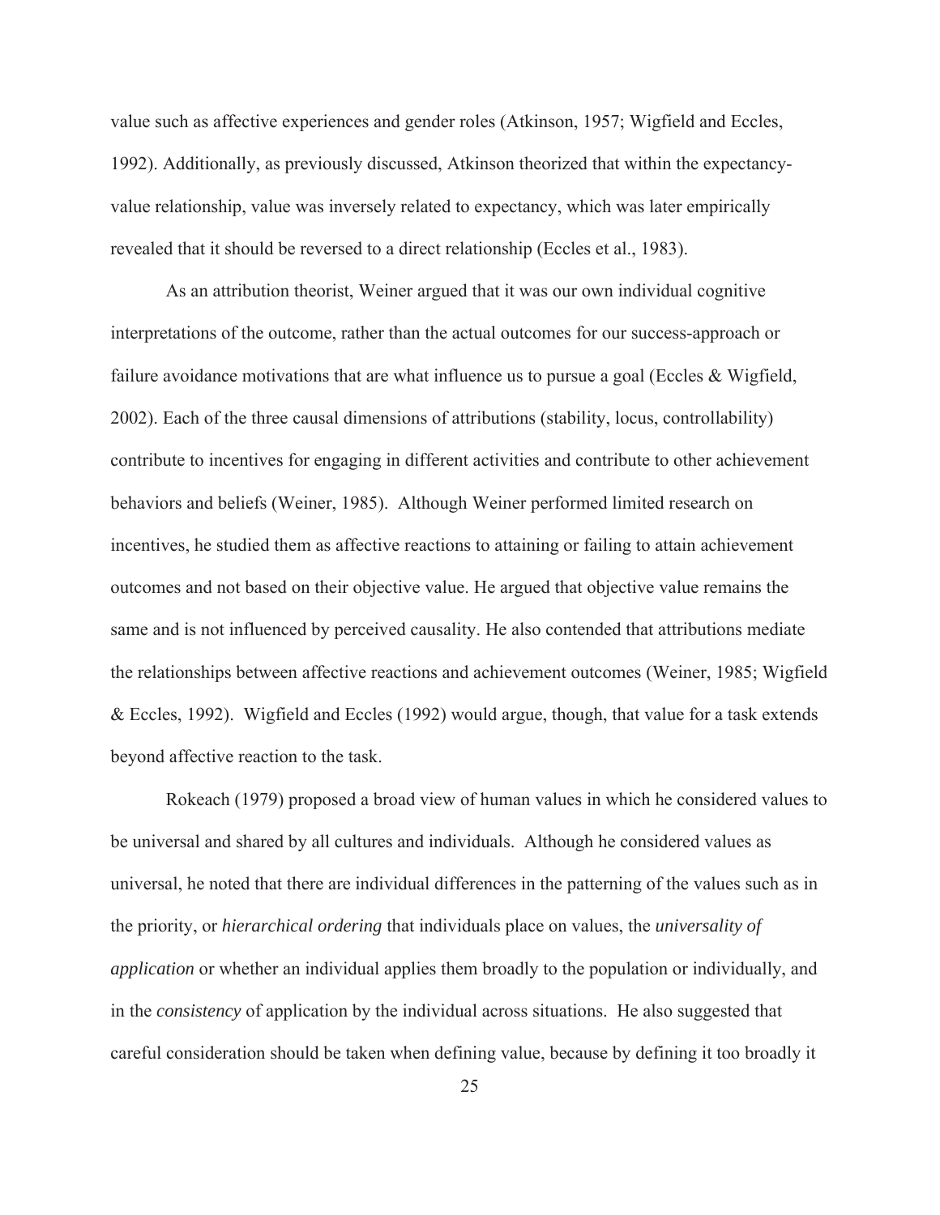value such as affective experiences and gender roles (Atkinson, 1957; Wigfield and Eccles, 1992). Additionally, as previously discussed, Atkinson theorized that within the expectancy-value relationship, value was inversely related to expectancy, which was later empirically revealed that it should be reversed to a direct relationship (Eccles et al., 1983).

As an attribution theorist, Weiner argued that it was our own individual cognitive interpretations of the outcome, rather than the actual outcomes for our success-approach or failure avoidance motivations that are what influence us to pursue a goal (Eccles & Wigfield, 2002). Each of the three causal dimensions of attributions (stability, locus, controllability) contribute to incentives for engaging in different activities and contribute to other achievement behaviors and beliefs (Weiner, 1985). Although Weiner performed limited research on incentives, he studied them as affective reactions to attaining or failing to attain achievement outcomes and not based on their objective value. He argued that objective value remains the same and is not influenced by perceived causality. He also contended that attributions mediate the relationships between affective reactions and achievement outcomes (Weiner, 1985; Wigfield & Eccles, 1992). Wigfield and Eccles (1992) would argue, though, that value for a task extends beyond affective reaction to the task.

Rokeach (1979) proposed a broad view of human values in which he considered values to be universal and shared by all cultures and individuals. Although he considered values as universal, he noted that there are individual differences in the patterning of the values such as in the priority, or *hierarchical ordering* that individuals place on values, the *universality of application* or whether an individual applies them broadly to the population or individually, and in the *consistency* of application by the individual across situations. He also suggested that careful consideration should be taken when defining value, because by defining it too broadly it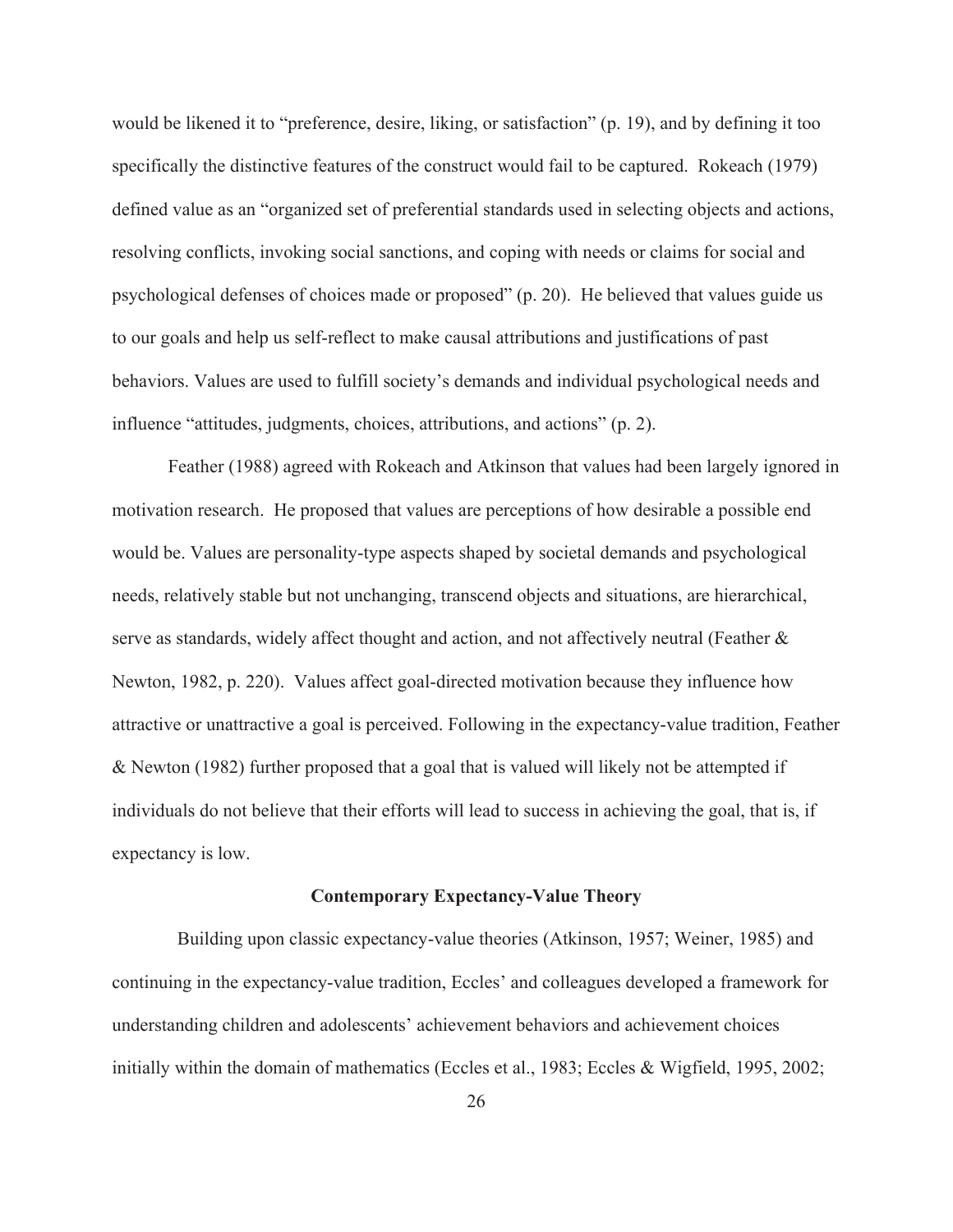would be likened it to "preference, desire, liking, or satisfaction" (p. 19), and by defining it too specifically the distinctive features of the construct would fail to be captured. Rokeach (1979) defined value as an "organized set of preferential standards used in selecting objects and actions, resolving conflicts, invoking social sanctions, and coping with needs or claims for social and psychological defenses of choices made or proposed" (p. 20). He believed that values guide us to our goals and help us self-reflect to make causal attributions and justifications of past behaviors. Values are used to fulfill society's demands and individual psychological needs and influence "attitudes, judgments, choices, attributions, and actions" (p. 2).

Feather (1988) agreed with Rokeach and Atkinson that values had been largely ignored in motivation research. He proposed that values are perceptions of how desirable a possible end would be. Values are personality-type aspects shaped by societal demands and psychological needs, relatively stable but not unchanging, transcend objects and situations, are hierarchical, serve as standards, widely affect thought and action, and not affectively neutral (Feather & Newton, 1982, p. 220). Values affect goal-directed motivation because they influence how attractive or unattractive a goal is perceived. Following in the expectancy-value tradition, Feather & Newton (1982) further proposed that a goal that is valued will likely not be attempted if individuals do not believe that their efforts will lead to success in achieving the goal, that is, if expectancy is low.

## Contemporary Expectancy-Value Theory

Building upon classic expectancy-value theories (Atkinson, 1957; Weiner, 1985) and continuing in the expectancy-value tradition, Eccles' and colleagues developed a framework for understanding children and adolescents' achievement behaviors and achievement choices initially within the domain of mathematics (Eccles et al., 1983; Eccles & Wigfield, 1995, 2002;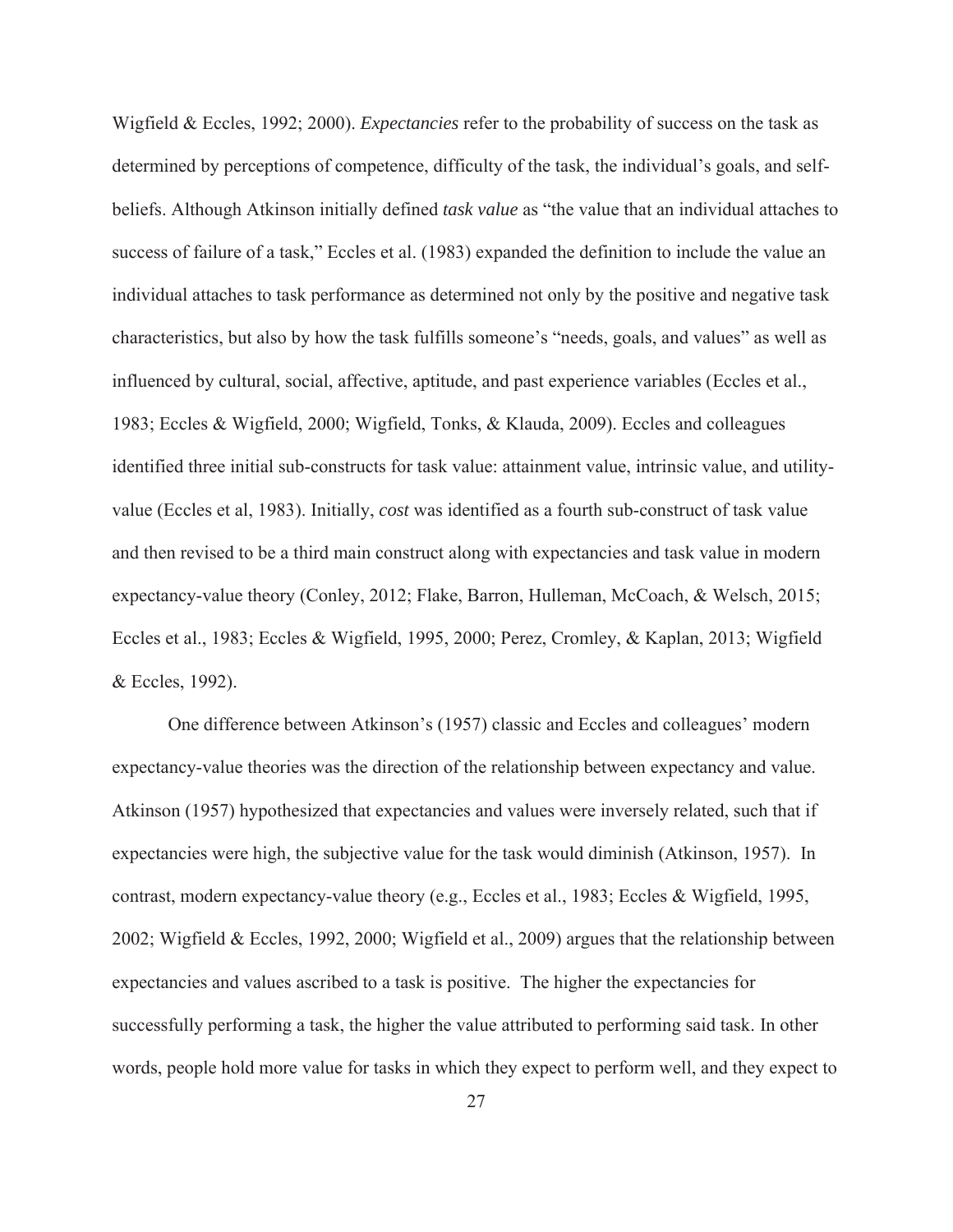Wigfield & Eccles, 1992; 2000). *Expectancies* refer to the probability of success on the task as determined by perceptions of competence, difficulty of the task, the individual's goals, and self-beliefs. Although Atkinson initially defined *task value* as "the value that an individual attaches to success of failure of a task," Eccles et al. (1983) expanded the definition to include the value an individual attaches to task performance as determined not only by the positive and negative task characteristics, but also by how the task fulfills someone's "needs, goals, and values" as well as influenced by cultural, social, affective, aptitude, and past experience variables (Eccles et al., 1983; Eccles & Wigfield, 2000; Wigfield, Tonks, & Klauda, 2009). Eccles and colleagues identified three initial sub-constructs for task value: attainment value, intrinsic value, and utility-value (Eccles et al, 1983). Initially, *cost* was identified as a fourth sub-construct of task value and then revised to be a third main construct along with expectancies and task value in modern expectancy-value theory (Conley, 2012; Flake, Barron, Hulleman, McCoach, & Welsch, 2015; Eccles et al., 1983; Eccles & Wigfield, 1995, 2000; Perez, Cromley, & Kaplan, 2013; Wigfield & Eccles, 1992).

One difference between Atkinson's (1957) classic and Eccles and colleagues' modern expectancy-value theories was the direction of the relationship between expectancy and value. Atkinson (1957) hypothesized that expectancies and values were inversely related, such that if expectancies were high, the subjective value for the task would diminish (Atkinson, 1957). In contrast, modern expectancy-value theory (e.g., Eccles et al., 1983; Eccles & Wigfield, 1995, 2002; Wigfield & Eccles, 1992, 2000; Wigfield et al., 2009) argues that the relationship between expectancies and values ascribed to a task is positive. The higher the expectancies for successfully performing a task, the higher the value attributed to performing said task. In other words, people hold more value for tasks in which they expect to perform well, and they expect to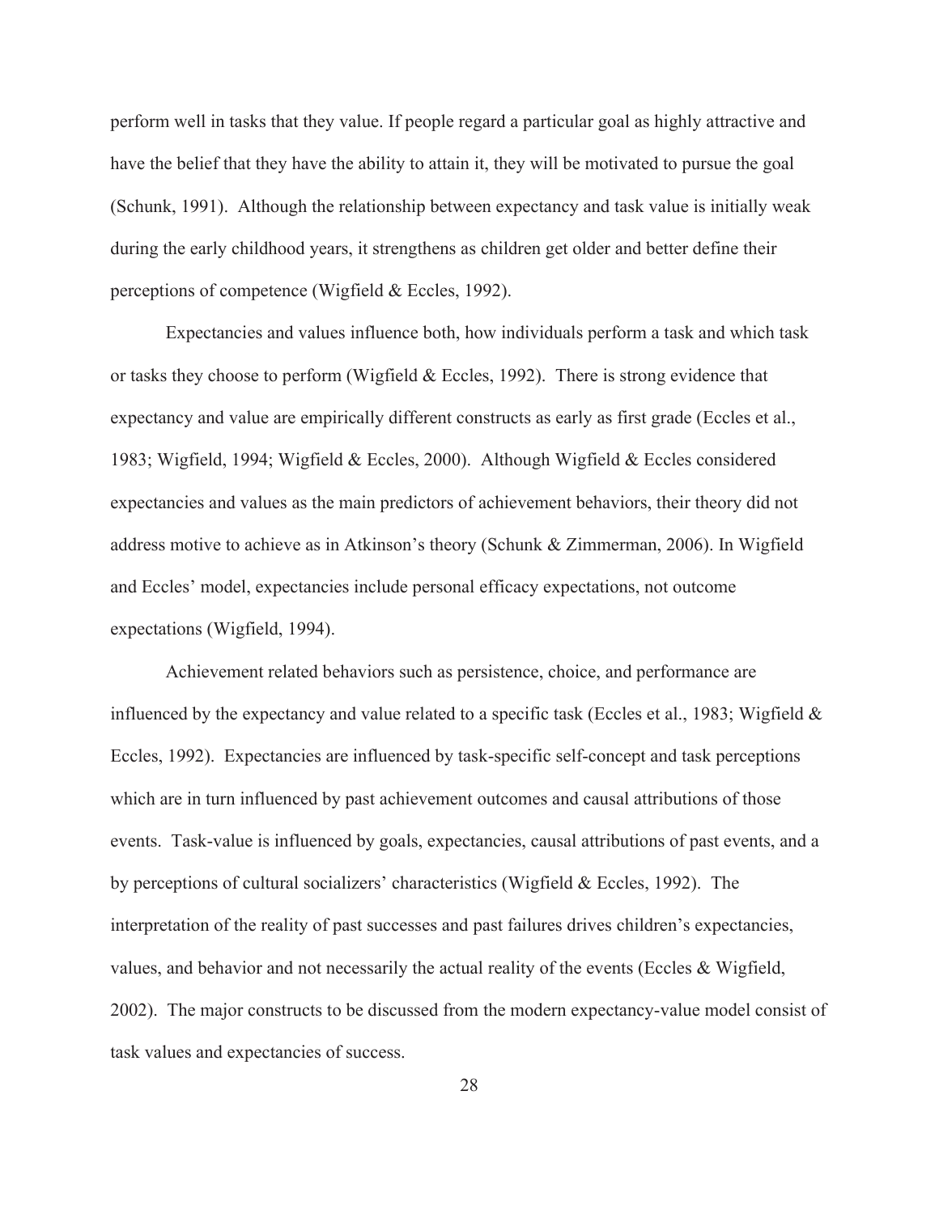perform well in tasks that they value. If people regard a particular goal as highly attractive and have the belief that they have the ability to attain it, they will be motivated to pursue the goal (Schunk, 1991). Although the relationship between expectancy and task value is initially weak during the early childhood years, it strengthens as children get older and better define their perceptions of competence (Wigfield & Eccles, 1992).

Expectancies and values influence both, how individuals perform a task and which task or tasks they choose to perform (Wigfield & Eccles, 1992). There is strong evidence that expectancy and value are empirically different constructs as early as first grade (Eccles et al., 1983; Wigfield, 1994; Wigfield & Eccles, 2000). Although Wigfield & Eccles considered expectancies and values as the main predictors of achievement behaviors, their theory did not address motive to achieve as in Atkinson's theory (Schunk & Zimmerman, 2006). In Wigfield and Eccles' model, expectancies include personal efficacy expectations, not outcome expectations (Wigfield, 1994).

Achievement related behaviors such as persistence, choice, and performance are influenced by the expectancy and value related to a specific task (Eccles et al., 1983; Wigfield & Eccles, 1992). Expectancies are influenced by task-specific self-concept and task perceptions which are in turn influenced by past achievement outcomes and causal attributions of those events. Task-value is influenced by goals, expectancies, causal attributions of past events, and a by perceptions of cultural socializers' characteristics (Wigfield & Eccles, 1992). The interpretation of the reality of past successes and past failures drives children's expectancies, values, and behavior and not necessarily the actual reality of the events (Eccles & Wigfield, 2002). The major constructs to be discussed from the modern expectancy-value model consist of task values and expectancies of success.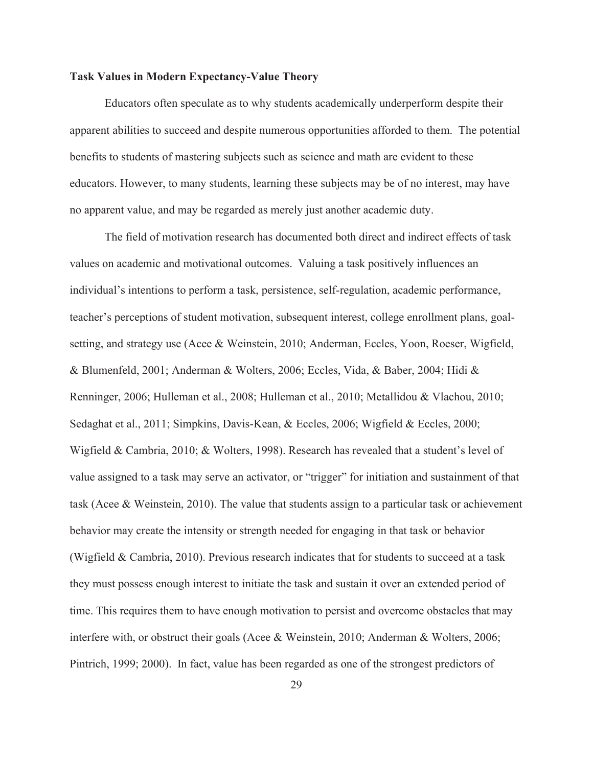**Task Values in Modern Expectancy-Value Theory**

Educators often speculate as to why students academically underperform despite their apparent abilities to succeed and despite numerous opportunities afforded to them. The potential benefits to students of mastering subjects such as science and math are evident to these educators. However, to many students, learning these subjects may be of no interest, may have no apparent value, and may be regarded as merely just another academic duty.

The field of motivation research has documented both direct and indirect effects of task values on academic and motivational outcomes. Valuing a task positively influences an individual's intentions to perform a task, persistence, self-regulation, academic performance, teacher's perceptions of student motivation, subsequent interest, college enrollment plans, goal-setting, and strategy use (Acee & Weinstein, 2010; Anderman, Eccles, Yoon, Roeser, Wigfield, & Blumenfeld, 2001; Anderman & Wolters, 2006; Eccles, Vida, & Baber, 2004; Hidi & Renninger, 2006; Hulleman et al., 2008; Hulleman et al., 2010; Metallidou & Vlachou, 2010; Sedaghat et al., 2011; Simpkins, Davis-Kean, & Eccles, 2006; Wigfield & Eccles, 2000; Wigfield & Cambria, 2010; & Wolters, 1998). Research has revealed that a student's level of value assigned to a task may serve an activator, or "trigger" for initiation and sustainment of that task (Acee & Weinstein, 2010). The value that students assign to a particular task or achievement behavior may create the intensity or strength needed for engaging in that task or behavior (Wigfield & Cambria, 2010). Previous research indicates that for students to succeed at a task they must possess enough interest to initiate the task and sustain it over an extended period of time. This requires them to have enough motivation to persist and overcome obstacles that may interfere with, or obstruct their goals (Acee & Weinstein, 2010; Anderman & Wolters, 2006; Pintrich, 1999; 2000). In fact, value has been regarded as one of the strongest predictors of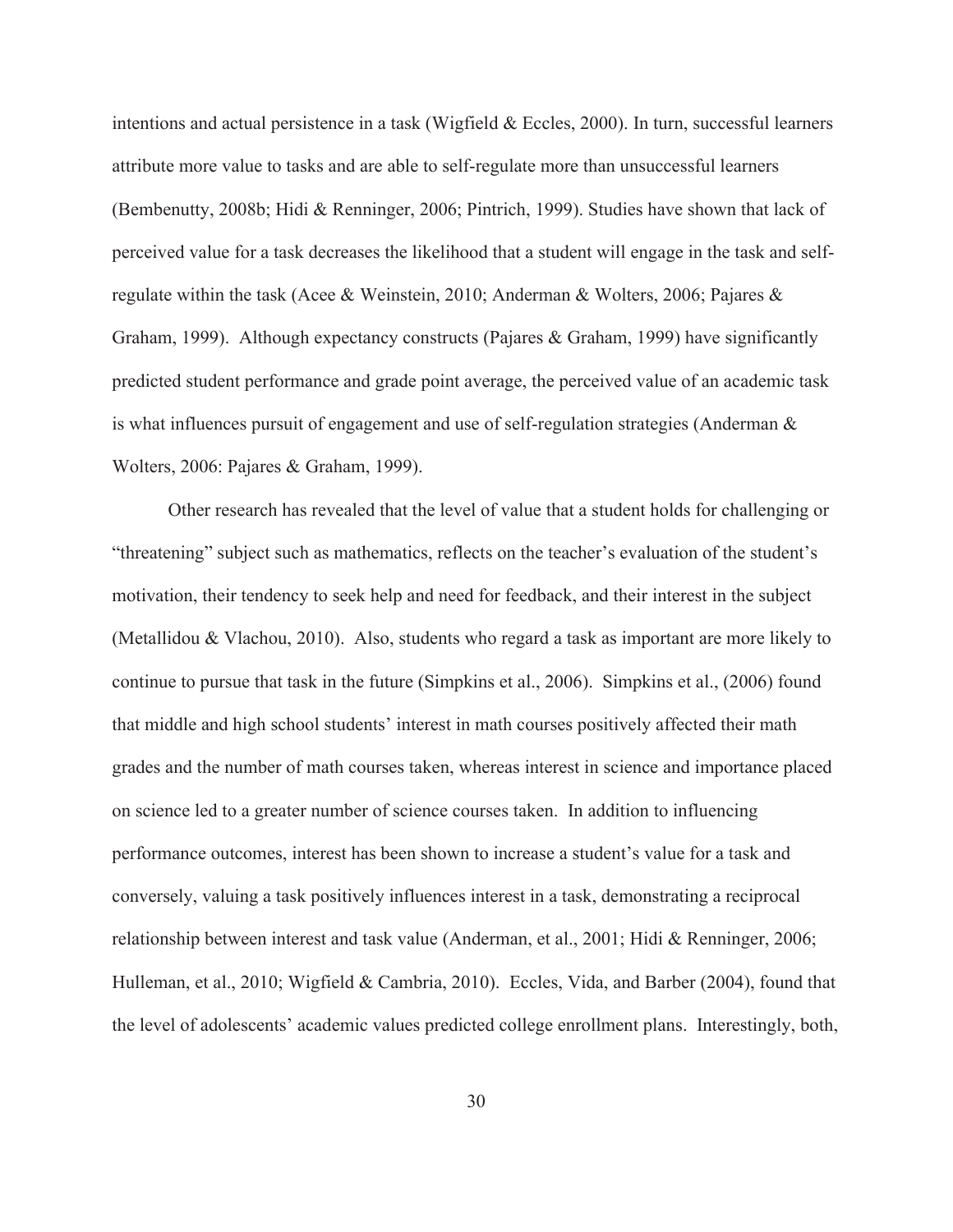intentions and actual persistence in a task (Wigfield & Eccles, 2000). In turn, successful learners attribute more value to tasks and are able to self-regulate more than unsuccessful learners (Bembenutty, 2008b; Hidi & Renninger, 2006; Pintrich, 1999). Studies have shown that lack of perceived value for a task decreases the likelihood that a student will engage in the task and self-regulate within the task (Acee & Weinstein, 2010; Anderman & Wolters, 2006; Pajares & Graham, 1999). Although expectancy constructs (Pajares & Graham, 1999) have significantly predicted student performance and grade point average, the perceived value of an academic task is what influences pursuit of engagement and use of self-regulation strategies (Anderman & Wolters, 2006: Pajares & Graham, 1999).

Other research has revealed that the level of value that a student holds for challenging or "threatening" subject such as mathematics, reflects on the teacher's evaluation of the student's motivation, their tendency to seek help and need for feedback, and their interest in the subject (Metallidou & Vlachou, 2010). Also, students who regard a task as important are more likely to continue to pursue that task in the future (Simpkins et al., 2006). Simpkins et al., (2006) found that middle and high school students' interest in math courses positively affected their math grades and the number of math courses taken, whereas interest in science and importance placed on science led to a greater number of science courses taken. In addition to influencing performance outcomes, interest has been shown to increase a student's value for a task and conversely, valuing a task positively influences interest in a task, demonstrating a reciprocal relationship between interest and task value (Anderman, et al., 2001; Hidi & Renninger, 2006; Hulleman, et al., 2010; Wigfield & Cambria, 2010). Eccles, Vida, and Barber (2004), found that the level of adolescents' academic values predicted college enrollment plans. Interestingly, both,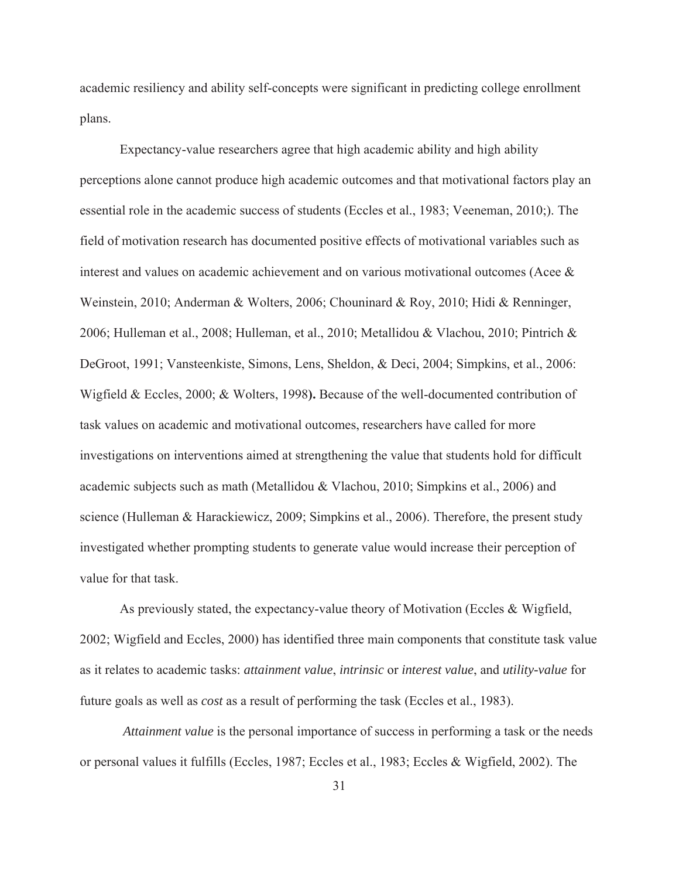academic resiliency and ability self-concepts were significant in predicting college enrollment plans.

Expectancy-value researchers agree that high academic ability and high ability perceptions alone cannot produce high academic outcomes and that motivational factors play an essential role in the academic success of students (Eccles et al., 1983; Veeneman, 2010;). The field of motivation research has documented positive effects of motivational variables such as interest and values on academic achievement and on various motivational outcomes (Acee & Weinstein, 2010; Anderman & Wolters, 2006; Chouninard & Roy, 2010; Hidi & Renninger, 2006; Hulleman et al., 2008; Hulleman, et al., 2010; Metallidou & Vlachou, 2010; Pintrich & DeGroot, 1991; Vansteenkiste, Simons, Lens, Sheldon, & Deci, 2004; Simpkins, et al., 2006: Wigfield & Eccles, 2000; & Wolters, 1998**).** Because of the well-documented contribution of task values on academic and motivational outcomes, researchers have called for more investigations on interventions aimed at strengthening the value that students hold for difficult academic subjects such as math (Metallidou & Vlachou, 2010; Simpkins et al., 2006) and science (Hulleman & Harackiewicz, 2009; Simpkins et al., 2006). Therefore, the present study investigated whether prompting students to generate value would increase their perception of value for that task.

As previously stated, the expectancy-value theory of Motivation (Eccles & Wigfield, 2002; Wigfield and Eccles, 2000) has identified three main components that constitute task value as it relates to academic tasks: *attainment value*, *intrinsic* or *interest value*, and *utility-value* for future goals as well as *cost* as a result of performing the task (Eccles et al., 1983).

*Attainment value* is the personal importance of success in performing a task or the needs or personal values it fulfills (Eccles, 1987; Eccles et al., 1983; Eccles & Wigfield, 2002). The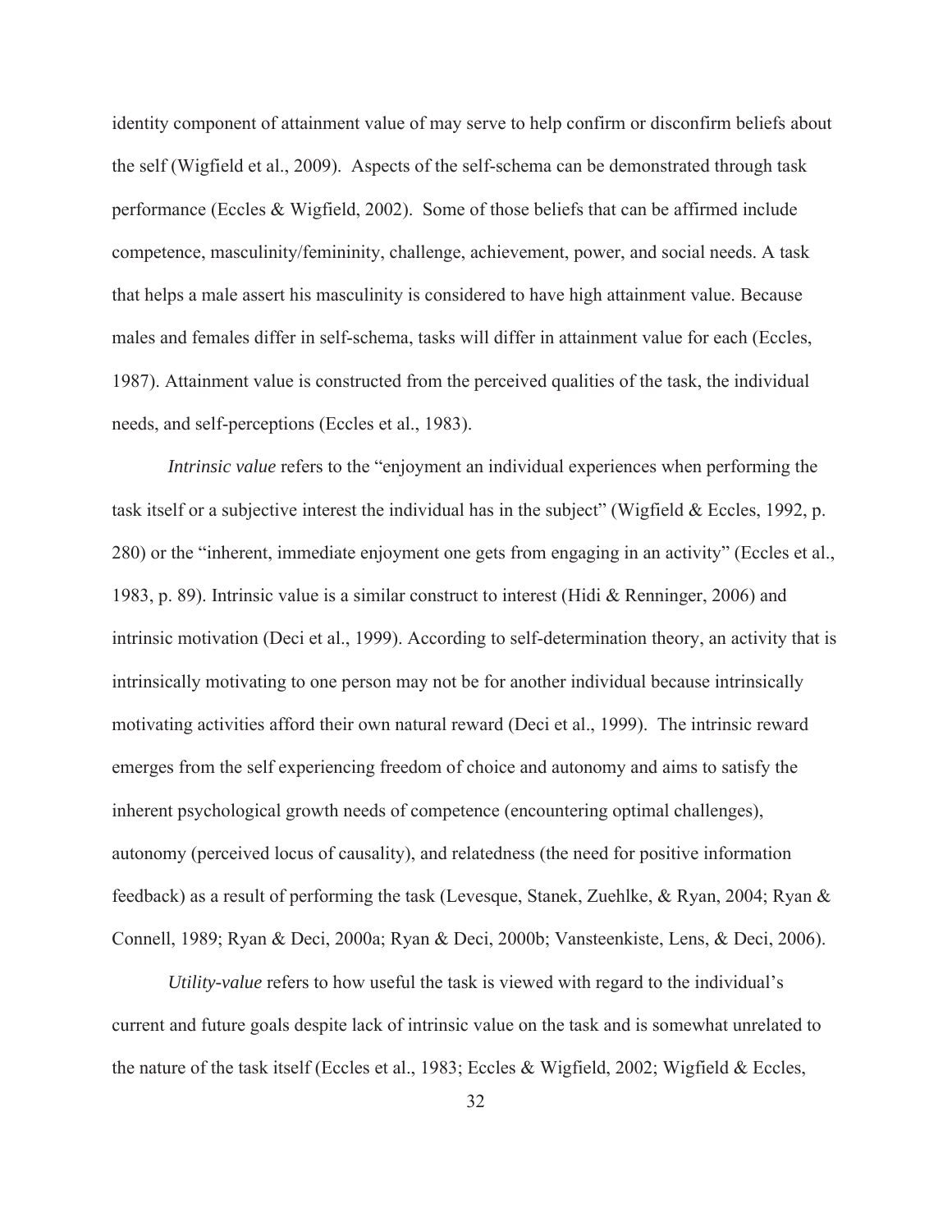identity component of attainment value of may serve to help confirm or disconfirm beliefs about the self (Wigfield et al., 2009). Aspects of the self-schema can be demonstrated through task performance (Eccles & Wigfield, 2002). Some of those beliefs that can be affirmed include competence, masculinity/femininity, challenge, achievement, power, and social needs. A task that helps a male assert his masculinity is considered to have high attainment value. Because males and females differ in self-schema, tasks will differ in attainment value for each (Eccles, 1987). Attainment value is constructed from the perceived qualities of the task, the individual needs, and self-perceptions (Eccles et al., 1983).

*Intrinsic value* refers to the "enjoyment an individual experiences when performing the task itself or a subjective interest the individual has in the subject" (Wigfield & Eccles, 1992, p. 280) or the "inherent, immediate enjoyment one gets from engaging in an activity" (Eccles et al., 1983, p. 89). Intrinsic value is a similar construct to interest (Hidi & Renninger, 2006) and intrinsic motivation (Deci et al., 1999). According to self-determination theory, an activity that is intrinsically motivating to one person may not be for another individual because intrinsically motivating activities afford their own natural reward (Deci et al., 1999). The intrinsic reward emerges from the self experiencing freedom of choice and autonomy and aims to satisfy the inherent psychological growth needs of competence (encountering optimal challenges), autonomy (perceived locus of causality), and relatedness (the need for positive information feedback) as a result of performing the task (Levesque, Stanek, Zuehlke, & Ryan, 2004; Ryan & Connell, 1989; Ryan & Deci, 2000a; Ryan & Deci, 2000b; Vansteenkiste, Lens, & Deci, 2006).

*Utility-value* refers to how useful the task is viewed with regard to the individual's current and future goals despite lack of intrinsic value on the task and is somewhat unrelated to the nature of the task itself (Eccles et al., 1983; Eccles & Wigfield, 2002; Wigfield & Eccles,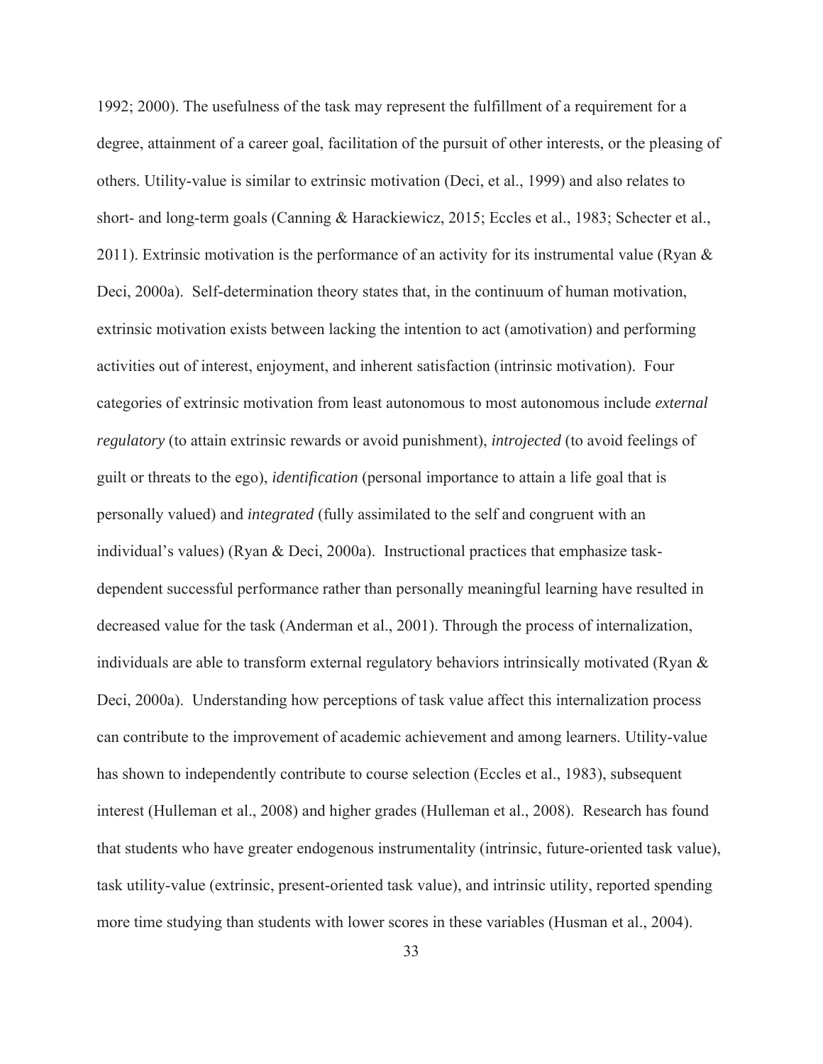1992; 2000). The usefulness of the task may represent the fulfillment of a requirement for a degree, attainment of a career goal, facilitation of the pursuit of other interests, or the pleasing of others. Utility-value is similar to extrinsic motivation (Deci, et al., 1999) and also relates to short- and long-term goals (Canning & Harackiewicz, 2015; Eccles et al., 1983; Schecter et al., 2011). Extrinsic motivation is the performance of an activity for its instrumental value (Ryan & Deci, 2000a). Self-determination theory states that, in the continuum of human motivation, extrinsic motivation exists between lacking the intention to act (amotivation) and performing activities out of interest, enjoyment, and inherent satisfaction (intrinsic motivation). Four categories of extrinsic motivation from least autonomous to most autonomous include *external regulatory* (to attain extrinsic rewards or avoid punishment), *introjected* (to avoid feelings of guilt or threats to the ego), *identification* (personal importance to attain a life goal that is personally valued) and *integrated* (fully assimilated to the self and congruent with an individual's values) (Ryan & Deci, 2000a). Instructional practices that emphasize task-dependent successful performance rather than personally meaningful learning have resulted in decreased value for the task (Anderman et al., 2001). Through the process of internalization, individuals are able to transform external regulatory behaviors intrinsically motivated (Ryan & Deci, 2000a). Understanding how perceptions of task value affect this internalization process can contribute to the improvement of academic achievement and among learners. Utility-value has shown to independently contribute to course selection (Eccles et al., 1983), subsequent interest (Hulleman et al., 2008) and higher grades (Hulleman et al., 2008). Research has found that students who have greater endogenous instrumentality (intrinsic, future-oriented task value), task utility-value (extrinsic, present-oriented task value), and intrinsic utility, reported spending more time studying than students with lower scores in these variables (Husman et al., 2004).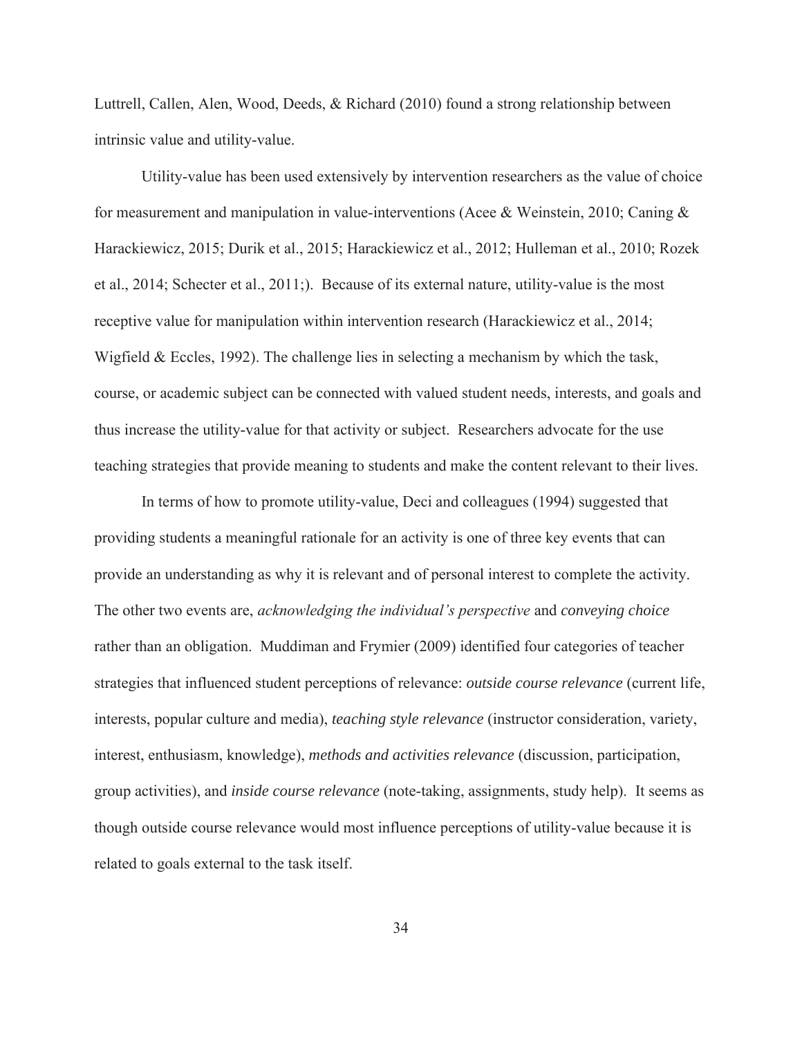Luttrell, Callen, Alen, Wood, Deeds, & Richard (2010) found a strong relationship between intrinsic value and utility-value.

Utility-value has been used extensively by intervention researchers as the value of choice for measurement and manipulation in value-interventions (Acee & Weinstein, 2010; Caning & Harackiewicz, 2015; Durik et al., 2015; Harackiewicz et al., 2012; Hulleman et al., 2010; Rozek et al., 2014; Schecter et al., 2011;). Because of its external nature, utility-value is the most receptive value for manipulation within intervention research (Harackiewicz et al., 2014; Wigfield & Eccles, 1992). The challenge lies in selecting a mechanism by which the task, course, or academic subject can be connected with valued student needs, interests, and goals and thus increase the utility-value for that activity or subject. Researchers advocate for the use teaching strategies that provide meaning to students and make the content relevant to their lives.

In terms of how to promote utility-value, Deci and colleagues (1994) suggested that providing students a meaningful rationale for an activity is one of three key events that can provide an understanding as why it is relevant and of personal interest to complete the activity. The other two events are, *acknowledging the individual's perspective* and *conveying choice* rather than an obligation. Muddiman and Frymier (2009) identified four categories of teacher strategies that influenced student perceptions of relevance: *outside course relevance* (current life, interests, popular culture and media), *teaching style relevance* (instructor consideration, variety, interest, enthusiasm, knowledge), *methods and activities relevance* (discussion, participation, group activities), and *inside course relevance* (note-taking, assignments, study help). It seems as though outside course relevance would most influence perceptions of utility-value because it is related to goals external to the task itself.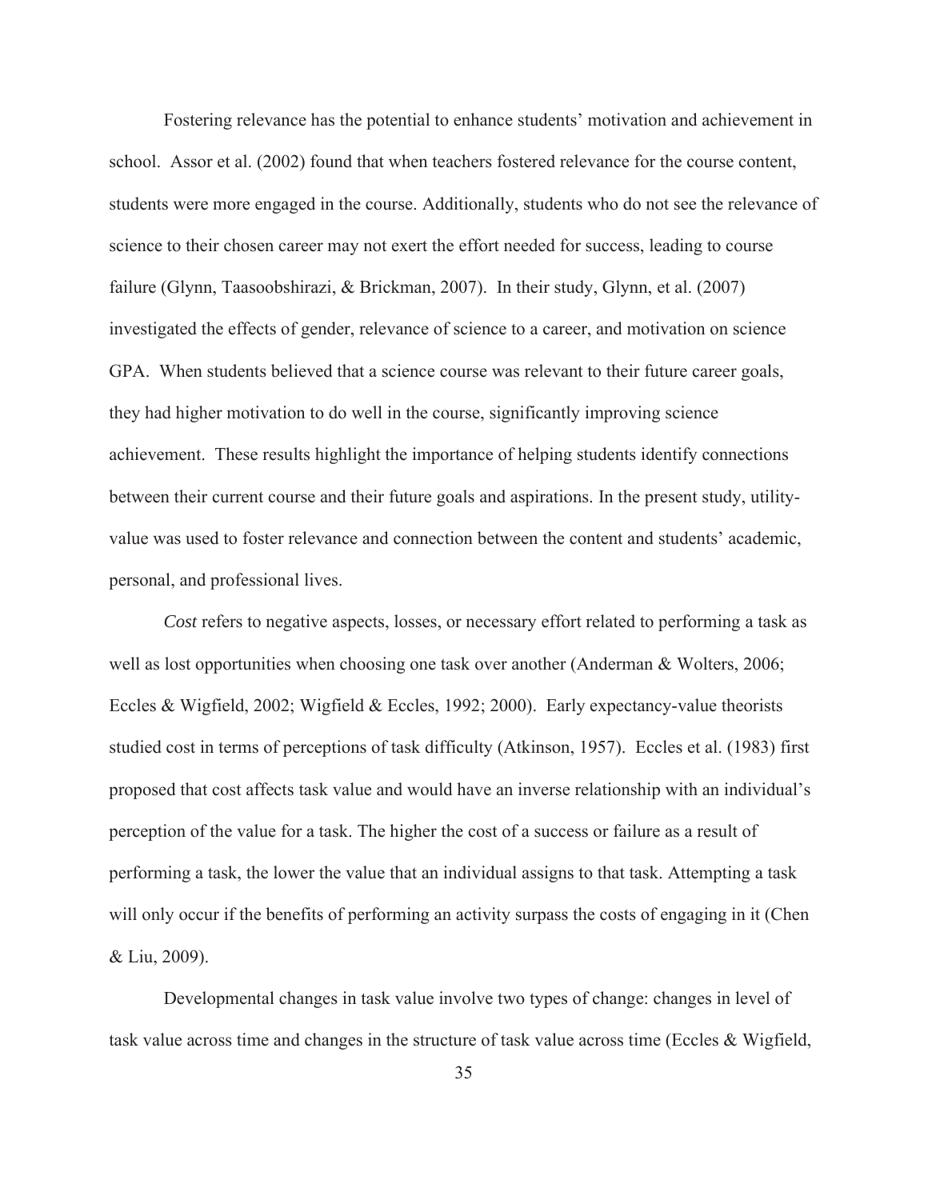Fostering relevance has the potential to enhance students' motivation and achievement in school. Assor et al. (2002) found that when teachers fostered relevance for the course content, students were more engaged in the course. Additionally, students who do not see the relevance of science to their chosen career may not exert the effort needed for success, leading to course failure (Glynn, Taasoobshirazi, & Brickman, 2007). In their study, Glynn, et al. (2007) investigated the effects of gender, relevance of science to a career, and motivation on science GPA. When students believed that a science course was relevant to their future career goals, they had higher motivation to do well in the course, significantly improving science achievement. These results highlight the importance of helping students identify connections between their current course and their future goals and aspirations. In the present study, utility-value was used to foster relevance and connection between the content and students' academic, personal, and professional lives.

*Cost* refers to negative aspects, losses, or necessary effort related to performing a task as well as lost opportunities when choosing one task over another (Anderman & Wolters, 2006; Eccles & Wigfield, 2002; Wigfield & Eccles, 1992; 2000). Early expectancy-value theorists studied cost in terms of perceptions of task difficulty (Atkinson, 1957). Eccles et al. (1983) first proposed that cost affects task value and would have an inverse relationship with an individual's perception of the value for a task. The higher the cost of a success or failure as a result of performing a task, the lower the value that an individual assigns to that task. Attempting a task will only occur if the benefits of performing an activity surpass the costs of engaging in it (Chen & Liu, 2009).

Developmental changes in task value involve two types of change: changes in level of task value across time and changes in the structure of task value across time (Eccles & Wigfield,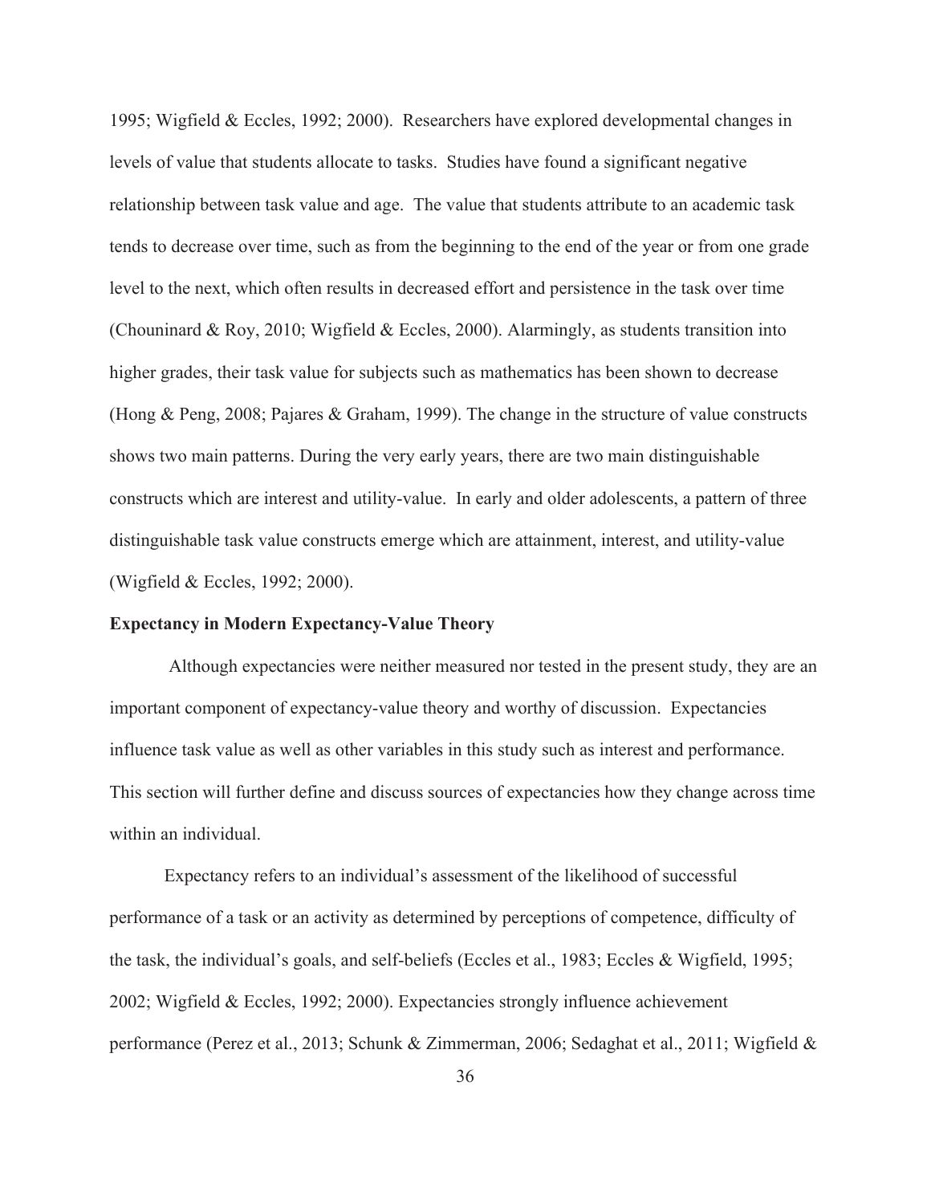1995; Wigfield & Eccles, 1992; 2000). Researchers have explored developmental changes in levels of value that students allocate to tasks. Studies have found a significant negative relationship between task value and age. The value that students attribute to an academic task tends to decrease over time, such as from the beginning to the end of the year or from one grade level to the next, which often results in decreased effort and persistence in the task over time (Chouninard & Roy, 2010; Wigfield & Eccles, 2000). Alarmingly, as students transition into higher grades, their task value for subjects such as mathematics has been shown to decrease (Hong & Peng, 2008; Pajares & Graham, 1999). The change in the structure of value constructs shows two main patterns. During the very early years, there are two main distinguishable constructs which are interest and utility-value. In early and older adolescents, a pattern of three distinguishable task value constructs emerge which are attainment, interest, and utility-value (Wigfield & Eccles, 1992; 2000).

**Expectancy in Modern Expectancy-Value Theory**

Although expectancies were neither measured nor tested in the present study, they are an important component of expectancy-value theory and worthy of discussion. Expectancies influence task value as well as other variables in this study such as interest and performance. This section will further define and discuss sources of expectancies how they change across time within an individual.

Expectancy refers to an individual's assessment of the likelihood of successful performance of a task or an activity as determined by perceptions of competence, difficulty of the task, the individual's goals, and self-beliefs (Eccles et al., 1983; Eccles & Wigfield, 1995; 2002; Wigfield & Eccles, 1992; 2000). Expectancies strongly influence achievement performance (Perez et al., 2013; Schunk & Zimmerman, 2006; Sedaghat et al., 2011; Wigfield &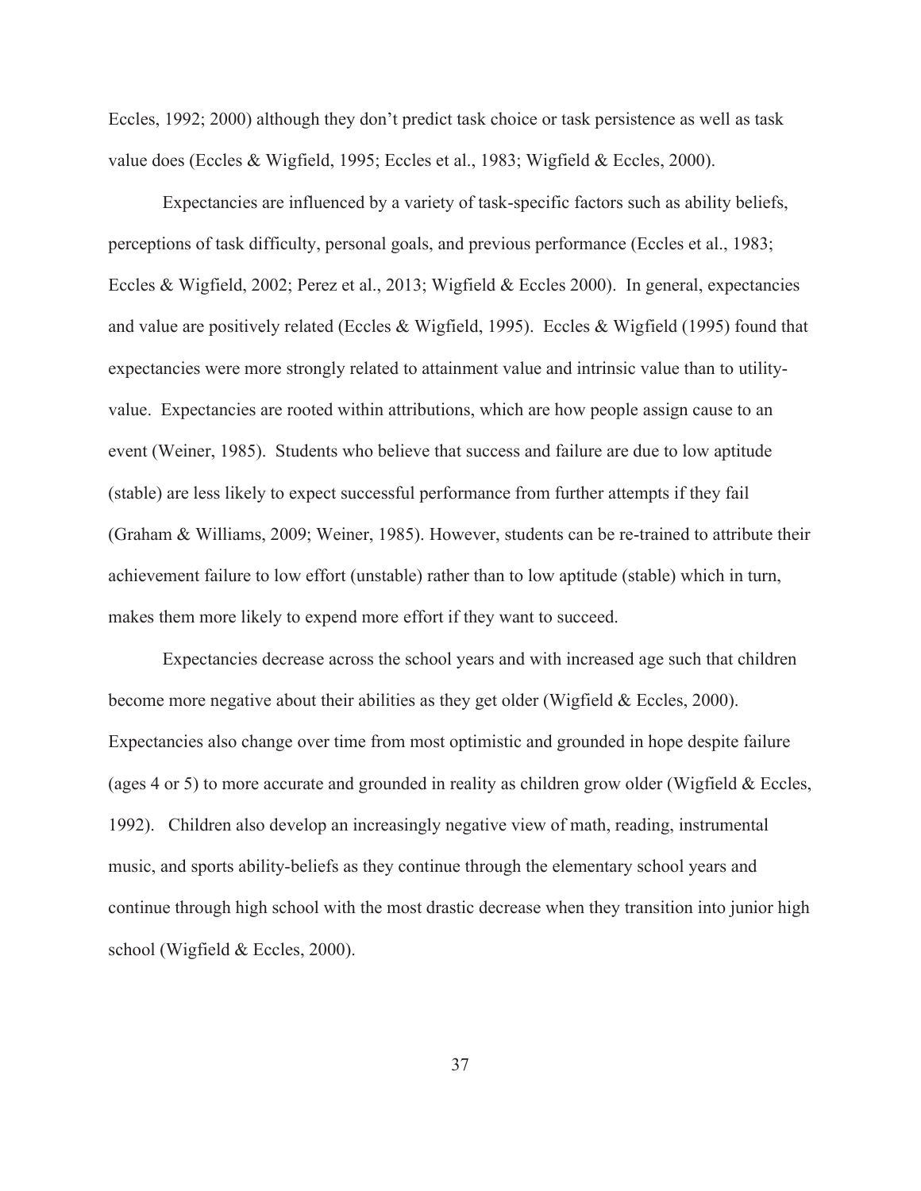Eccles, 1992; 2000) although they don't predict task choice or task persistence as well as task value does (Eccles & Wigfield, 1995; Eccles et al., 1983; Wigfield & Eccles, 2000).

Expectancies are influenced by a variety of task-specific factors such as ability beliefs, perceptions of task difficulty, personal goals, and previous performance (Eccles et al., 1983; Eccles & Wigfield, 2002; Perez et al., 2013; Wigfield & Eccles 2000). In general, expectancies and value are positively related (Eccles & Wigfield, 1995). Eccles & Wigfield (1995) found that expectancies were more strongly related to attainment value and intrinsic value than to utility-value. Expectancies are rooted within attributions, which are how people assign cause to an event (Weiner, 1985). Students who believe that success and failure are due to low aptitude (stable) are less likely to expect successful performance from further attempts if they fail (Graham & Williams, 2009; Weiner, 1985). However, students can be re-trained to attribute their achievement failure to low effort (unstable) rather than to low aptitude (stable) which in turn, makes them more likely to expend more effort if they want to succeed.

Expectancies decrease across the school years and with increased age such that children become more negative about their abilities as they get older (Wigfield & Eccles, 2000). Expectancies also change over time from most optimistic and grounded in hope despite failure (ages 4 or 5) to more accurate and grounded in reality as children grow older (Wigfield & Eccles, 1992). Children also develop an increasingly negative view of math, reading, instrumental music, and sports ability-beliefs as they continue through the elementary school years and continue through high school with the most drastic decrease when they transition into junior high school (Wigfield & Eccles, 2000).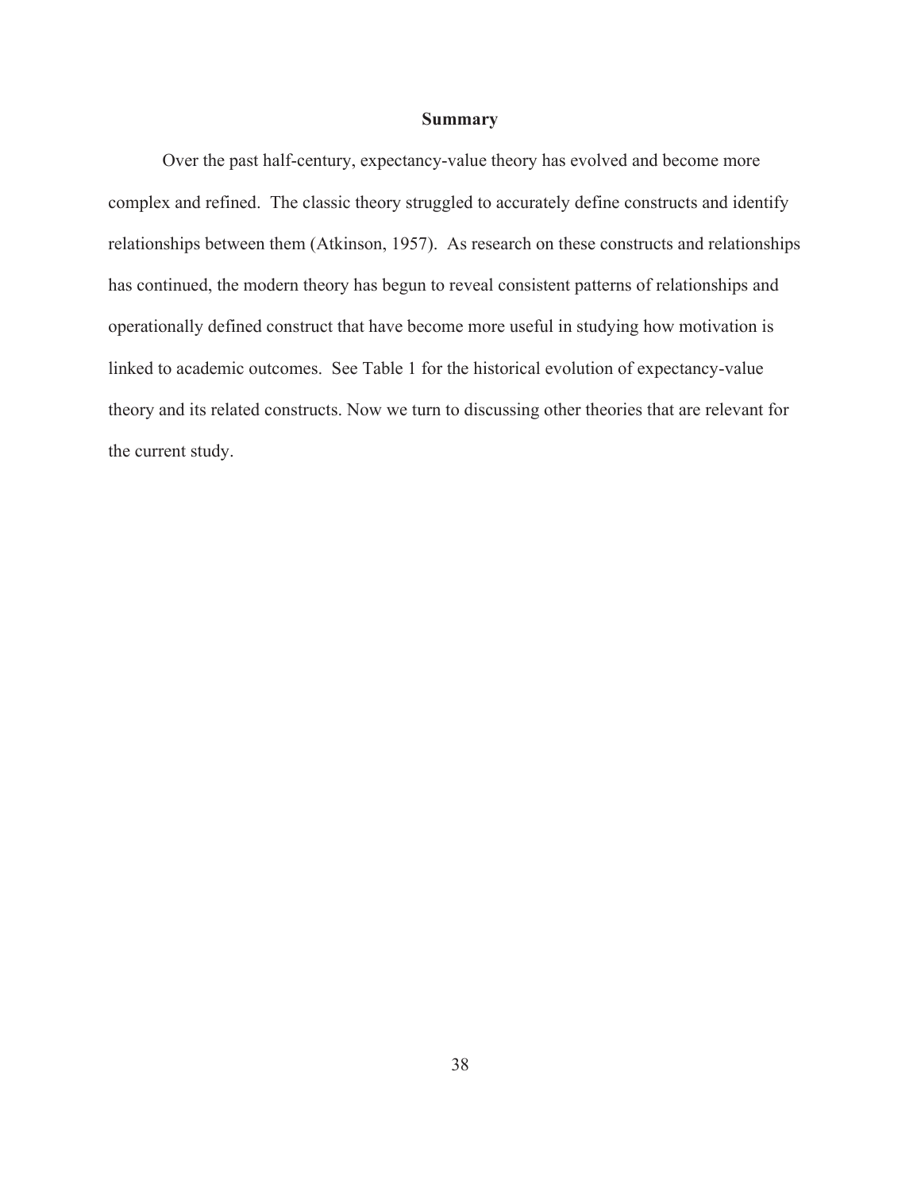## Summary

Over the past half-century, expectancy-value theory has evolved and become more complex and refined. The classic theory struggled to accurately define constructs and identify relationships between them (Atkinson, 1957). As research on these constructs and relationships has continued, the modern theory has begun to reveal consistent patterns of relationships and operationally defined construct that have become more useful in studying how motivation is linked to academic outcomes. See Table 1 for the historical evolution of expectancy-value theory and its related constructs. Now we turn to discussing other theories that are relevant for the current study.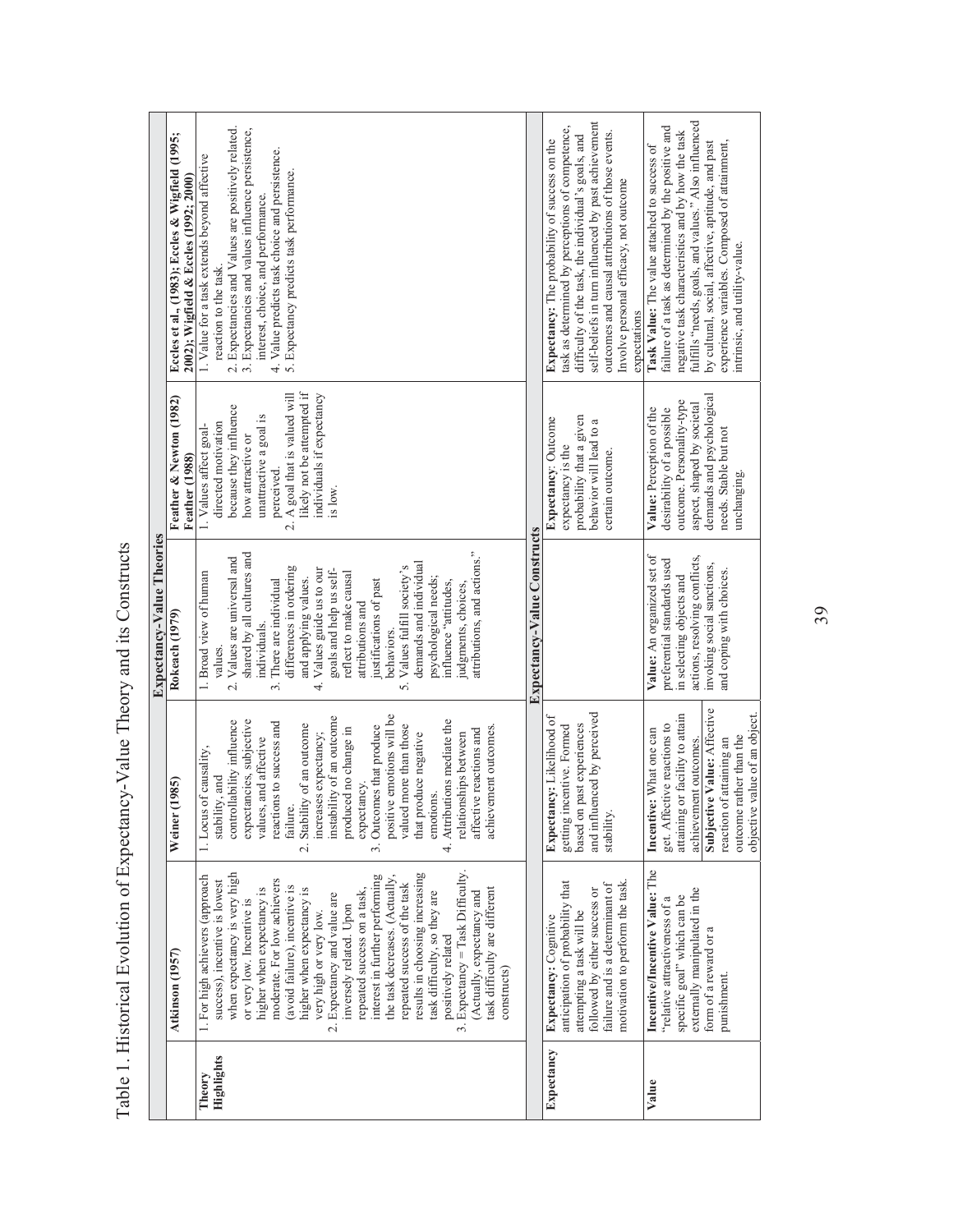Table 1. Historical Evolution of Expectancy-Value Theory and its Constructs

| | Expectancy-Value Theories | | | | |
|---|---|---|---|---|---|
| | **Atkinson (1957)** | **Weiner (1985)** | **Rokeach (1979)** | **Feather & Newton (1982) Feather (1988)** | **Eccles et al., (1983); Eccles & Wigfield (1995; 2002); Wigfield & Eccles (1992; 2000)** |
| **Theory Highlights** | 1. For high achievers (approach success), incentive is lowest when expectancy is very high or very low. Incentive is higher when expectancy is moderate. For low achievers (avoid failure), incentive is higher when expectancy is very high or very low. 2. Expectancy and value are inversely related. Upon repeated success on a task, interest in further performing the task decreases. (Actually, repeated success of the task results in choosing increasing task difficulty, so they are positively related 3. Expectancy = Task Difficulty. (Actually, expectancy and task difficulty are different constructs) | 1. Locus of causality, stability, and controllability influence expectancies, subjective values, and affective reactions to success and failure. 2. Stability of an outcome increases expectancy; instability of an outcome produced no change in expectancy. 3. Outcomes that produce positive emotions will be valued more than those that produce negative emotions. 4. Attributions mediate the relationships between affective reactions and achievement outcomes. | 1. Broad view of human values. 2. Values are universal and shared by all cultures and individuals. 3. There are individual differences in ordering and applying values. 4. Values guide us to our goals and help us self-reflect to make causal attributions and justifications of past behaviors. 5. Values fulfill society's demands and individual psychological needs; influence "attitudes, judgments, choices, attributions, and actions." | 1. Values affect goal-directed motivation because they influence how attractive or unattractive a goal is perceived. 2. A goal that is valued will likely not be attempted if individuals if expectancy is low. | 1. Value for a task extends beyond affective reaction to the task. 2. Expectancies and Values are positively related. 3. Expectancies and values influence persistence, interest, choice, and performance. 4. Value predicts task choice and persistence. 5. Expectancy predicts task performance. |
| | Expectancy-Value Constructs | | | | |
| **Expectancy** | **Expectancy:** Cognitive anticipation of probability that attempting a task will be followed by either success or failure and is a determinant of motivation to perform the task. | **Expectancy:** Likelihood of getting incentive. Formed based on past experiences and influenced by perceived stability. | | **Expectancy**: Outcome expectancy is the probability that a given behavior will lead to a certain outcome. | **Expectancy:** The probability of success on the task as determined by perceptions of competence, difficulty of the task, the individual's goals, and self-beliefs in turn influenced by past achievement outcomes and causal attributions of those events. Involve personal efficacy, not outcome expectations |
| **Value** | **Incentive/Incentive Value:** The "relative attractiveness of a specific goal" which can be externally manipulated in the form of a reward or a punishment. | **Incentive:** What one can get. Affective reactions to attaining or facility to attain achievement outcomes. **Subjective Value:** Affective reaction of attaining an outcome rather than the objective value of an object. | **Value:** An organized set of preferential standards used in selecting objects and actions, resolving conflicts, invoking social sanctions, and coping with choices. | **Value:** Perception of the desirability of a possible outcome. Personality-type aspect, shaped by societal demands and psychological needs. Stable but not unchanging. | **Task Value:** The value attached to success of failure of a task as determined by the positive and negative task characteristics and by how the task fulfills "needs, goals, and values." Also influenced by cultural, social, affective, aptitude, and past experience variables. Composed of attainment, intrinsic, and utility-value. |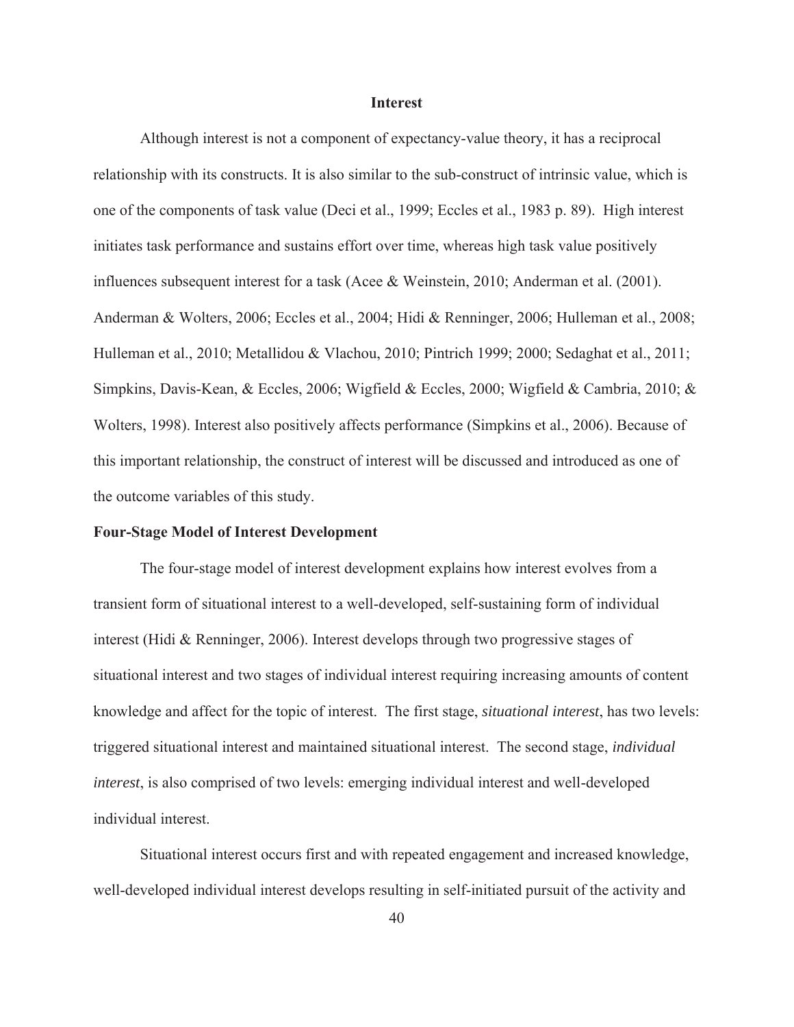## Interest

Although interest is not a component of expectancy-value theory, it has a reciprocal relationship with its constructs. It is also similar to the sub-construct of intrinsic value, which is one of the components of task value (Deci et al., 1999; Eccles et al., 1983 p. 89). High interest initiates task performance and sustains effort over time, whereas high task value positively influences subsequent interest for a task (Acee & Weinstein, 2010; Anderman et al. (2001). Anderman & Wolters, 2006; Eccles et al., 2004; Hidi & Renninger, 2006; Hulleman et al., 2008; Hulleman et al., 2010; Metallidou & Vlachou, 2010; Pintrich 1999; 2000; Sedaghat et al., 2011; Simpkins, Davis-Kean, & Eccles, 2006; Wigfield & Eccles, 2000; Wigfield & Cambria, 2010; & Wolters, 1998). Interest also positively affects performance (Simpkins et al., 2006). Because of this important relationship, the construct of interest will be discussed and introduced as one of the outcome variables of this study.

### Four-Stage Model of Interest Development

The four-stage model of interest development explains how interest evolves from a transient form of situational interest to a well-developed, self-sustaining form of individual interest (Hidi & Renninger, 2006). Interest develops through two progressive stages of situational interest and two stages of individual interest requiring increasing amounts of content knowledge and affect for the topic of interest. The first stage, *situational interest*, has two levels: triggered situational interest and maintained situational interest. The second stage, *individual interest*, is also comprised of two levels: emerging individual interest and well-developed individual interest.

Situational interest occurs first and with repeated engagement and increased knowledge, well-developed individual interest develops resulting in self-initiated pursuit of the activity and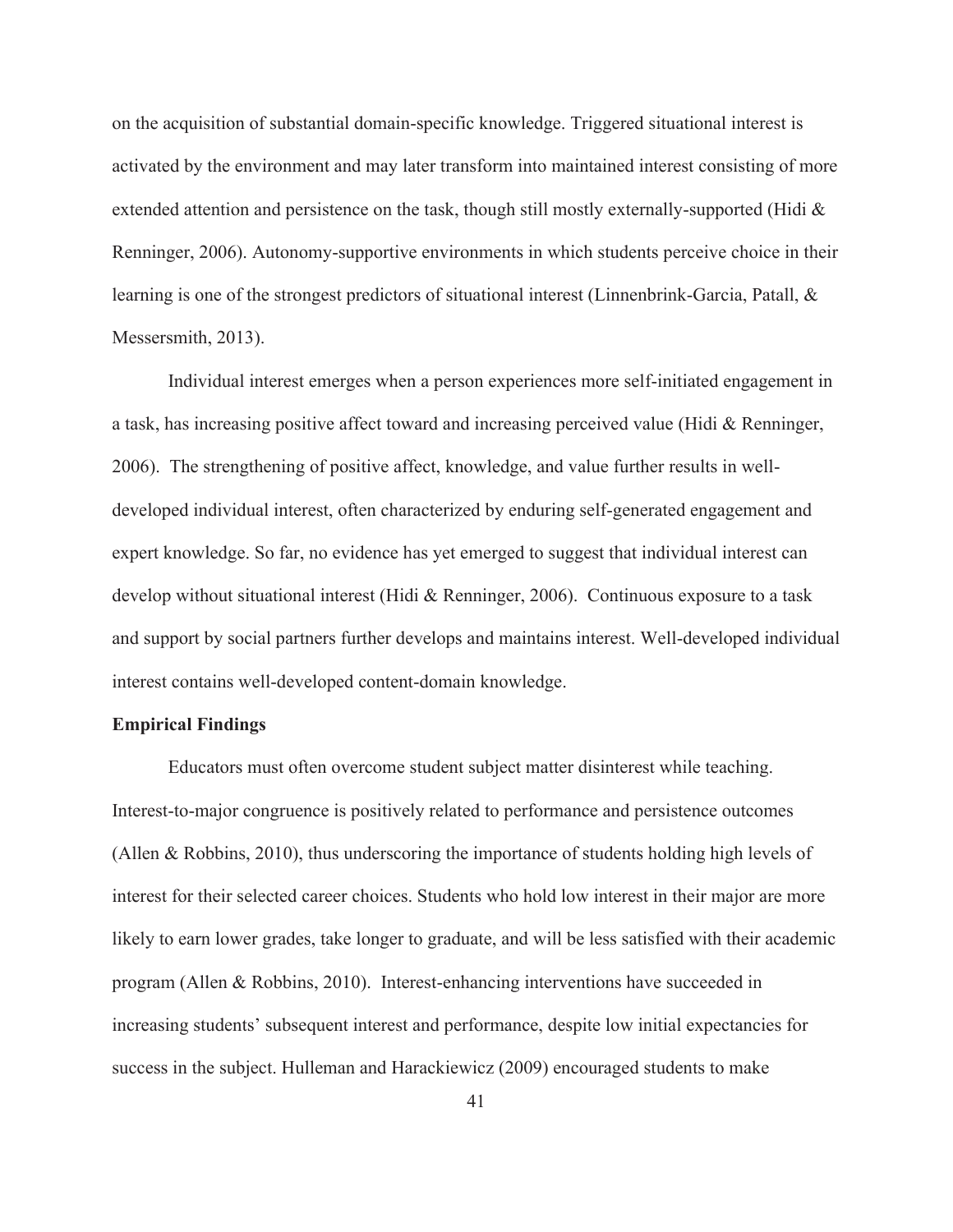on the acquisition of substantial domain-specific knowledge. Triggered situational interest is activated by the environment and may later transform into maintained interest consisting of more extended attention and persistence on the task, though still mostly externally-supported (Hidi & Renninger, 2006). Autonomy-supportive environments in which students perceive choice in their learning is one of the strongest predictors of situational interest (Linnenbrink-Garcia, Patall, & Messersmith, 2013).

Individual interest emerges when a person experiences more self-initiated engagement in a task, has increasing positive affect toward and increasing perceived value (Hidi & Renninger, 2006). The strengthening of positive affect, knowledge, and value further results in well-developed individual interest, often characterized by enduring self-generated engagement and expert knowledge. So far, no evidence has yet emerged to suggest that individual interest can develop without situational interest (Hidi & Renninger, 2006). Continuous exposure to a task and support by social partners further develops and maintains interest. Well-developed individual interest contains well-developed content-domain knowledge.

**Empirical Findings**

Educators must often overcome student subject matter disinterest while teaching. Interest-to-major congruence is positively related to performance and persistence outcomes (Allen & Robbins, 2010), thus underscoring the importance of students holding high levels of interest for their selected career choices. Students who hold low interest in their major are more likely to earn lower grades, take longer to graduate, and will be less satisfied with their academic program (Allen & Robbins, 2010). Interest-enhancing interventions have succeeded in increasing students' subsequent interest and performance, despite low initial expectancies for success in the subject. Hulleman and Harackiewicz (2009) encouraged students to make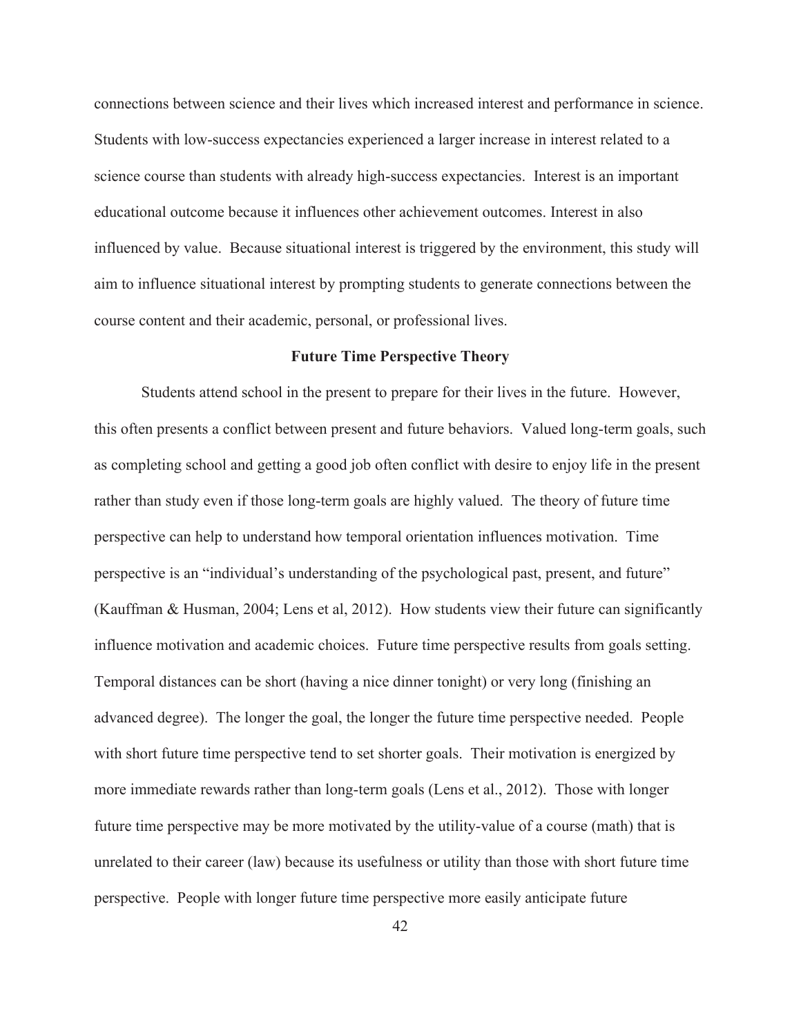connections between science and their lives which increased interest and performance in science. Students with low-success expectancies experienced a larger increase in interest related to a science course than students with already high-success expectancies. Interest is an important educational outcome because it influences other achievement outcomes. Interest in also influenced by value. Because situational interest is triggered by the environment, this study will aim to influence situational interest by prompting students to generate connections between the course content and their academic, personal, or professional lives.

## Future Time Perspective Theory

Students attend school in the present to prepare for their lives in the future. However, this often presents a conflict between present and future behaviors. Valued long-term goals, such as completing school and getting a good job often conflict with desire to enjoy life in the present rather than study even if those long-term goals are highly valued. The theory of future time perspective can help to understand how temporal orientation influences motivation. Time perspective is an "individual's understanding of the psychological past, present, and future" (Kauffman & Husman, 2004; Lens et al, 2012). How students view their future can significantly influence motivation and academic choices. Future time perspective results from goals setting. Temporal distances can be short (having a nice dinner tonight) or very long (finishing an advanced degree). The longer the goal, the longer the future time perspective needed. People with short future time perspective tend to set shorter goals. Their motivation is energized by more immediate rewards rather than long-term goals (Lens et al., 2012). Those with longer future time perspective may be more motivated by the utility-value of a course (math) that is unrelated to their career (law) because its usefulness or utility than those with short future time perspective. People with longer future time perspective more easily anticipate future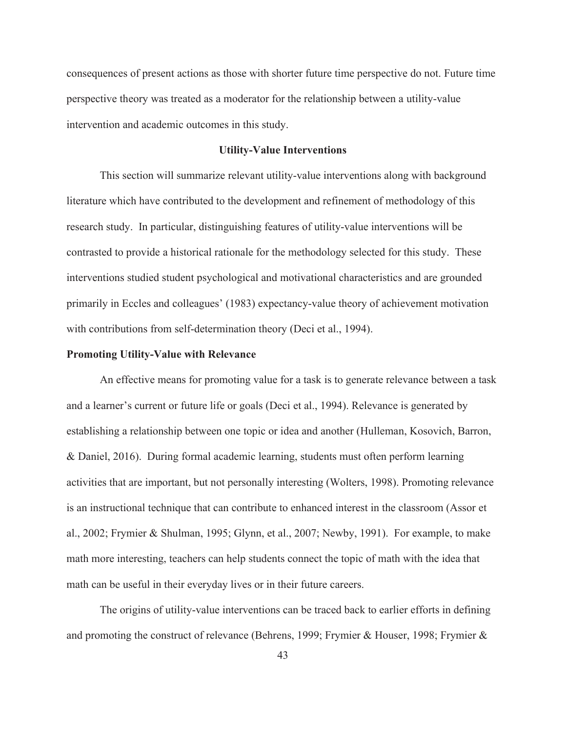consequences of present actions as those with shorter future time perspective do not. Future time perspective theory was treated as a moderator for the relationship between a utility-value intervention and academic outcomes in this study.

## Utility-Value Interventions

This section will summarize relevant utility-value interventions along with background literature which have contributed to the development and refinement of methodology of this research study. In particular, distinguishing features of utility-value interventions will be contrasted to provide a historical rationale for the methodology selected for this study. These interventions studied student psychological and motivational characteristics and are grounded primarily in Eccles and colleagues' (1983) expectancy-value theory of achievement motivation with contributions from self-determination theory (Deci et al., 1994).

### Promoting Utility-Value with Relevance

An effective means for promoting value for a task is to generate relevance between a task and a learner's current or future life or goals (Deci et al., 1994). Relevance is generated by establishing a relationship between one topic or idea and another (Hulleman, Kosovich, Barron, & Daniel, 2016). During formal academic learning, students must often perform learning activities that are important, but not personally interesting (Wolters, 1998). Promoting relevance is an instructional technique that can contribute to enhanced interest in the classroom (Assor et al., 2002; Frymier & Shulman, 1995; Glynn, et al., 2007; Newby, 1991). For example, to make math more interesting, teachers can help students connect the topic of math with the idea that math can be useful in their everyday lives or in their future careers.

The origins of utility-value interventions can be traced back to earlier efforts in defining and promoting the construct of relevance (Behrens, 1999; Frymier & Houser, 1998; Frymier &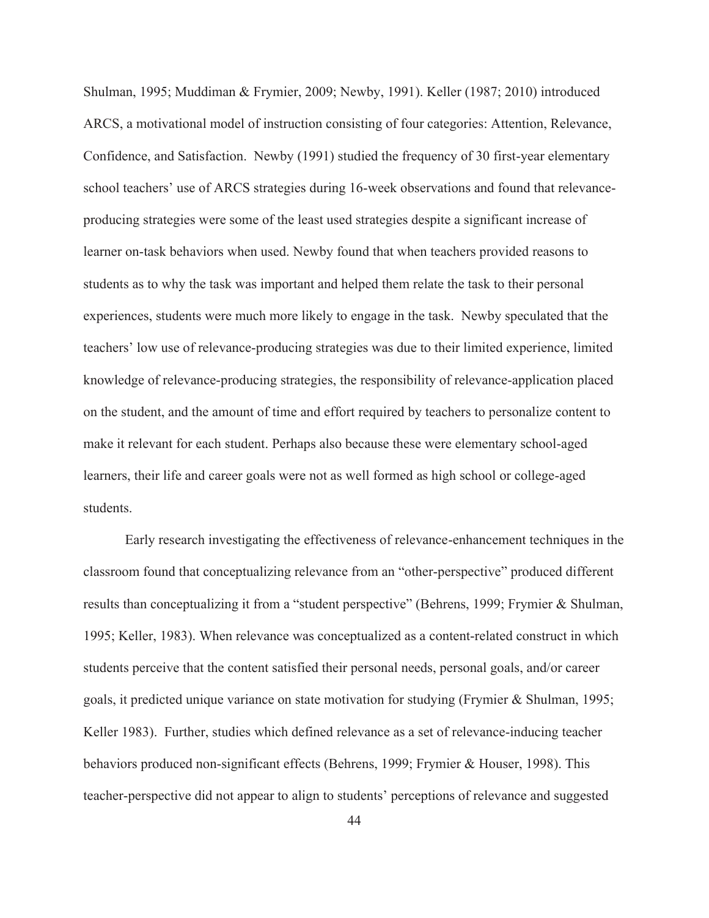Shulman, 1995; Muddiman & Frymier, 2009; Newby, 1991). Keller (1987; 2010) introduced ARCS, a motivational model of instruction consisting of four categories: Attention, Relevance, Confidence, and Satisfaction. Newby (1991) studied the frequency of 30 first-year elementary school teachers' use of ARCS strategies during 16-week observations and found that relevance-producing strategies were some of the least used strategies despite a significant increase of learner on-task behaviors when used. Newby found that when teachers provided reasons to students as to why the task was important and helped them relate the task to their personal experiences, students were much more likely to engage in the task. Newby speculated that the teachers' low use of relevance-producing strategies was due to their limited experience, limited knowledge of relevance-producing strategies, the responsibility of relevance-application placed on the student, and the amount of time and effort required by teachers to personalize content to make it relevant for each student. Perhaps also because these were elementary school-aged learners, their life and career goals were not as well formed as high school or college-aged students.

Early research investigating the effectiveness of relevance-enhancement techniques in the classroom found that conceptualizing relevance from an "other-perspective" produced different results than conceptualizing it from a "student perspective" (Behrens, 1999; Frymier & Shulman, 1995; Keller, 1983). When relevance was conceptualized as a content-related construct in which students perceive that the content satisfied their personal needs, personal goals, and/or career goals, it predicted unique variance on state motivation for studying (Frymier & Shulman, 1995; Keller 1983). Further, studies which defined relevance as a set of relevance-inducing teacher behaviors produced non-significant effects (Behrens, 1999; Frymier & Houser, 1998). This teacher-perspective did not appear to align to students' perceptions of relevance and suggested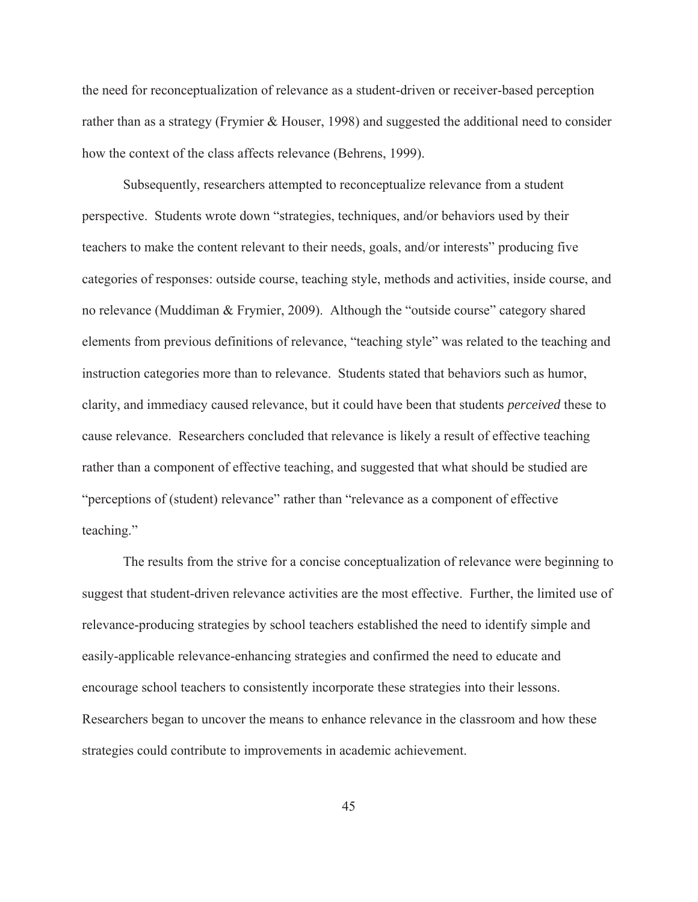the need for reconceptualization of relevance as a student-driven or receiver-based perception rather than as a strategy (Frymier & Houser, 1998) and suggested the additional need to consider how the context of the class affects relevance (Behrens, 1999).

Subsequently, researchers attempted to reconceptualize relevance from a student perspective. Students wrote down "strategies, techniques, and/or behaviors used by their teachers to make the content relevant to their needs, goals, and/or interests" producing five categories of responses: outside course, teaching style, methods and activities, inside course, and no relevance (Muddiman & Frymier, 2009). Although the "outside course" category shared elements from previous definitions of relevance, "teaching style" was related to the teaching and instruction categories more than to relevance. Students stated that behaviors such as humor, clarity, and immediacy caused relevance, but it could have been that students *perceived* these to cause relevance. Researchers concluded that relevance is likely a result of effective teaching rather than a component of effective teaching, and suggested that what should be studied are "perceptions of (student) relevance" rather than "relevance as a component of effective teaching."

The results from the strive for a concise conceptualization of relevance were beginning to suggest that student-driven relevance activities are the most effective. Further, the limited use of relevance-producing strategies by school teachers established the need to identify simple and easily-applicable relevance-enhancing strategies and confirmed the need to educate and encourage school teachers to consistently incorporate these strategies into their lessons. Researchers began to uncover the means to enhance relevance in the classroom and how these strategies could contribute to improvements in academic achievement.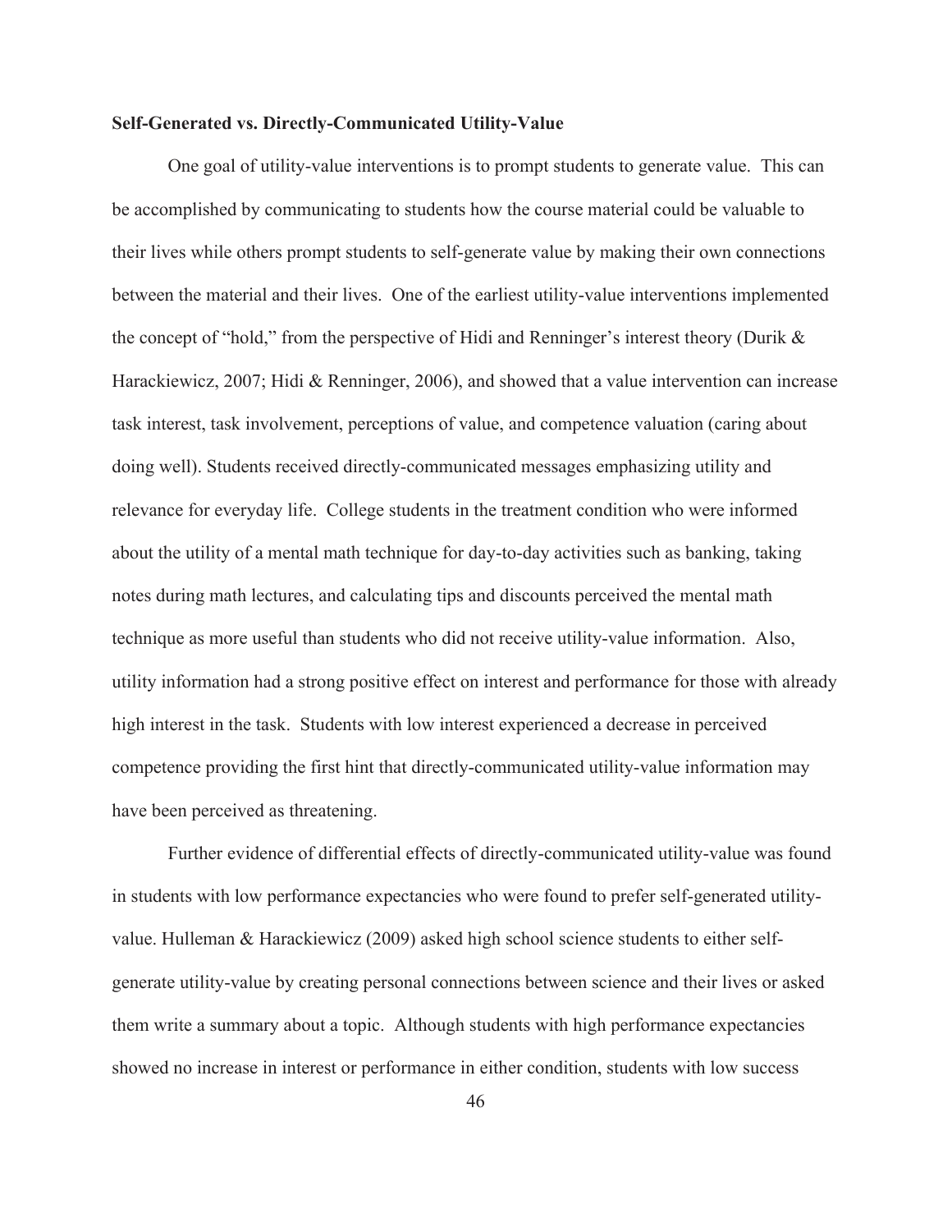**Self-Generated vs. Directly-Communicated Utility-Value**

One goal of utility-value interventions is to prompt students to generate value. This can be accomplished by communicating to students how the course material could be valuable to their lives while others prompt students to self-generate value by making their own connections between the material and their lives. One of the earliest utility-value interventions implemented the concept of "hold," from the perspective of Hidi and Renninger's interest theory (Durik & Harackiewicz, 2007; Hidi & Renninger, 2006), and showed that a value intervention can increase task interest, task involvement, perceptions of value, and competence valuation (caring about doing well). Students received directly-communicated messages emphasizing utility and relevance for everyday life. College students in the treatment condition who were informed about the utility of a mental math technique for day-to-day activities such as banking, taking notes during math lectures, and calculating tips and discounts perceived the mental math technique as more useful than students who did not receive utility-value information. Also, utility information had a strong positive effect on interest and performance for those with already high interest in the task. Students with low interest experienced a decrease in perceived competence providing the first hint that directly-communicated utility-value information may have been perceived as threatening.

Further evidence of differential effects of directly-communicated utility-value was found in students with low performance expectancies who were found to prefer self-generated utility-value. Hulleman & Harackiewicz (2009) asked high school science students to either self-generate utility-value by creating personal connections between science and their lives or asked them write a summary about a topic. Although students with high performance expectancies showed no increase in interest or performance in either condition, students with low success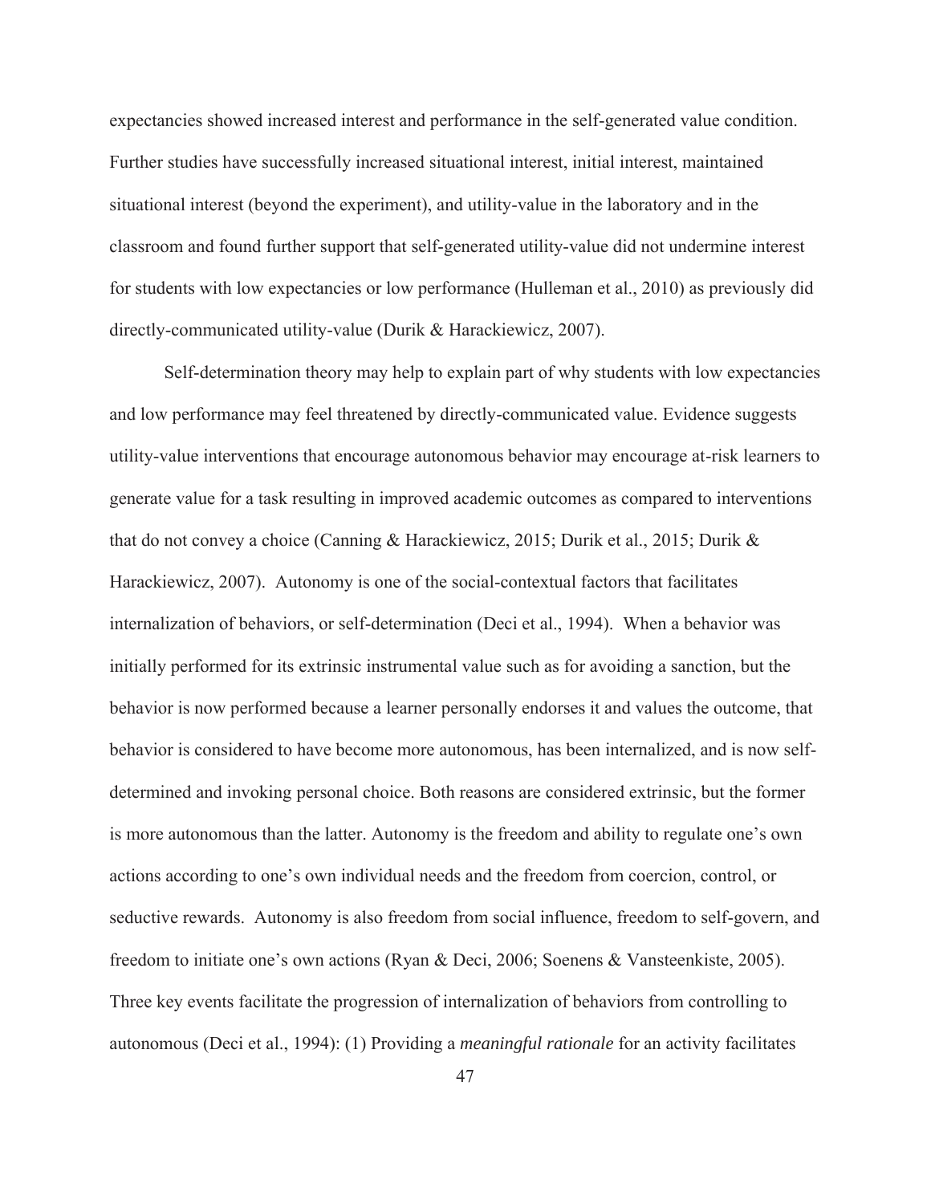expectancies showed increased interest and performance in the self-generated value condition. Further studies have successfully increased situational interest, initial interest, maintained situational interest (beyond the experiment), and utility-value in the laboratory and in the classroom and found further support that self-generated utility-value did not undermine interest for students with low expectancies or low performance (Hulleman et al., 2010) as previously did directly-communicated utility-value (Durik & Harackiewicz, 2007).

Self-determination theory may help to explain part of why students with low expectancies and low performance may feel threatened by directly-communicated value. Evidence suggests utility-value interventions that encourage autonomous behavior may encourage at-risk learners to generate value for a task resulting in improved academic outcomes as compared to interventions that do not convey a choice (Canning & Harackiewicz, 2015; Durik et al., 2015; Durik & Harackiewicz, 2007). Autonomy is one of the social-contextual factors that facilitates internalization of behaviors, or self-determination (Deci et al., 1994). When a behavior was initially performed for its extrinsic instrumental value such as for avoiding a sanction, but the behavior is now performed because a learner personally endorses it and values the outcome, that behavior is considered to have become more autonomous, has been internalized, and is now self-determined and invoking personal choice. Both reasons are considered extrinsic, but the former is more autonomous than the latter. Autonomy is the freedom and ability to regulate one's own actions according to one's own individual needs and the freedom from coercion, control, or seductive rewards. Autonomy is also freedom from social influence, freedom to self-govern, and freedom to initiate one's own actions (Ryan & Deci, 2006; Soenens & Vansteenkiste, 2005). Three key events facilitate the progression of internalization of behaviors from controlling to autonomous (Deci et al., 1994): (1) Providing a *meaningful rationale* for an activity facilitates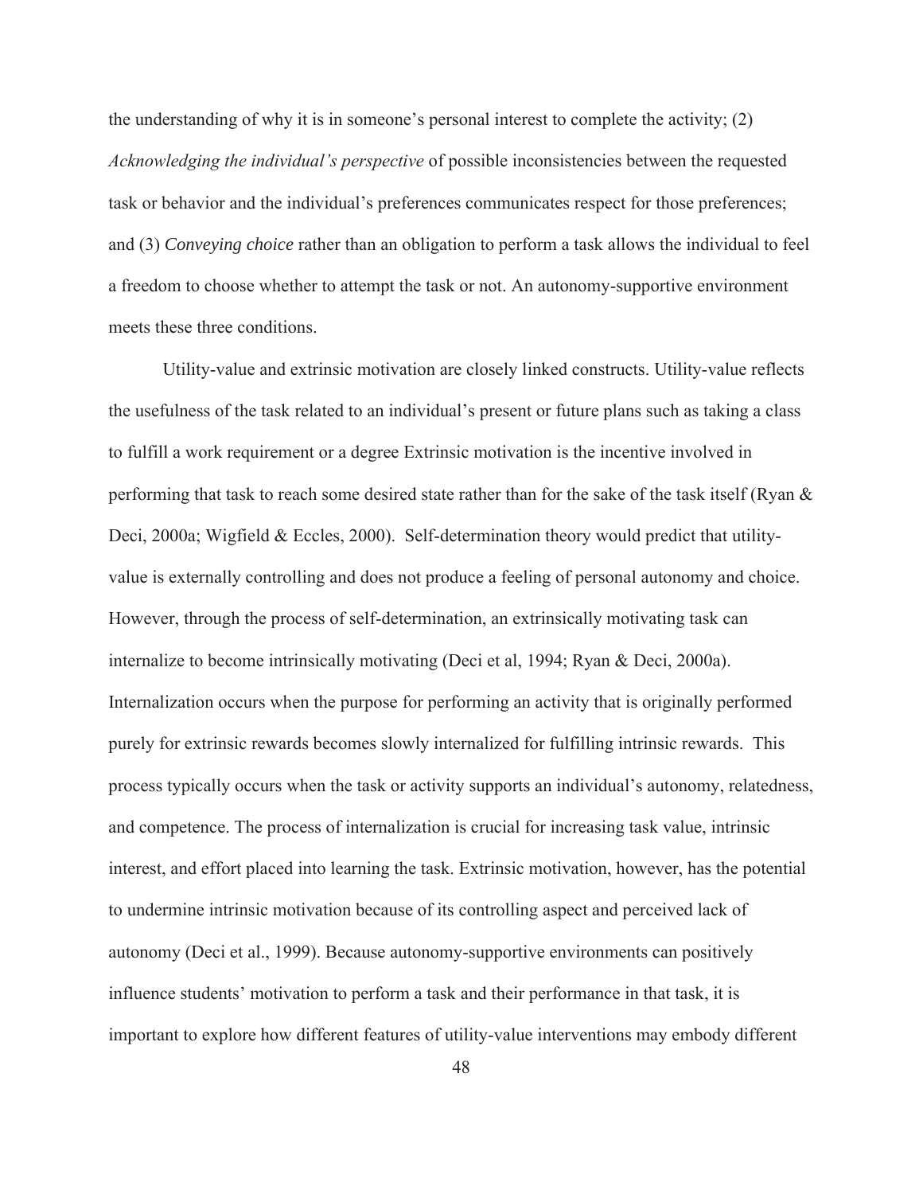the understanding of why it is in someone's personal interest to complete the activity; (2) *Acknowledging the individual's perspective* of possible inconsistencies between the requested task or behavior and the individual's preferences communicates respect for those preferences; and (3) *Conveying choice* rather than an obligation to perform a task allows the individual to feel a freedom to choose whether to attempt the task or not. An autonomy-supportive environment meets these three conditions.

Utility-value and extrinsic motivation are closely linked constructs. Utility-value reflects the usefulness of the task related to an individual's present or future plans such as taking a class to fulfill a work requirement or a degree Extrinsic motivation is the incentive involved in performing that task to reach some desired state rather than for the sake of the task itself (Ryan & Deci, 2000a; Wigfield & Eccles, 2000). Self-determination theory would predict that utility-value is externally controlling and does not produce a feeling of personal autonomy and choice. However, through the process of self-determination, an extrinsically motivating task can internalize to become intrinsically motivating (Deci et al, 1994; Ryan & Deci, 2000a). Internalization occurs when the purpose for performing an activity that is originally performed purely for extrinsic rewards becomes slowly internalized for fulfilling intrinsic rewards. This process typically occurs when the task or activity supports an individual's autonomy, relatedness, and competence. The process of internalization is crucial for increasing task value, intrinsic interest, and effort placed into learning the task. Extrinsic motivation, however, has the potential to undermine intrinsic motivation because of its controlling aspect and perceived lack of autonomy (Deci et al., 1999). Because autonomy-supportive environments can positively influence students' motivation to perform a task and their performance in that task, it is important to explore how different features of utility-value interventions may embody different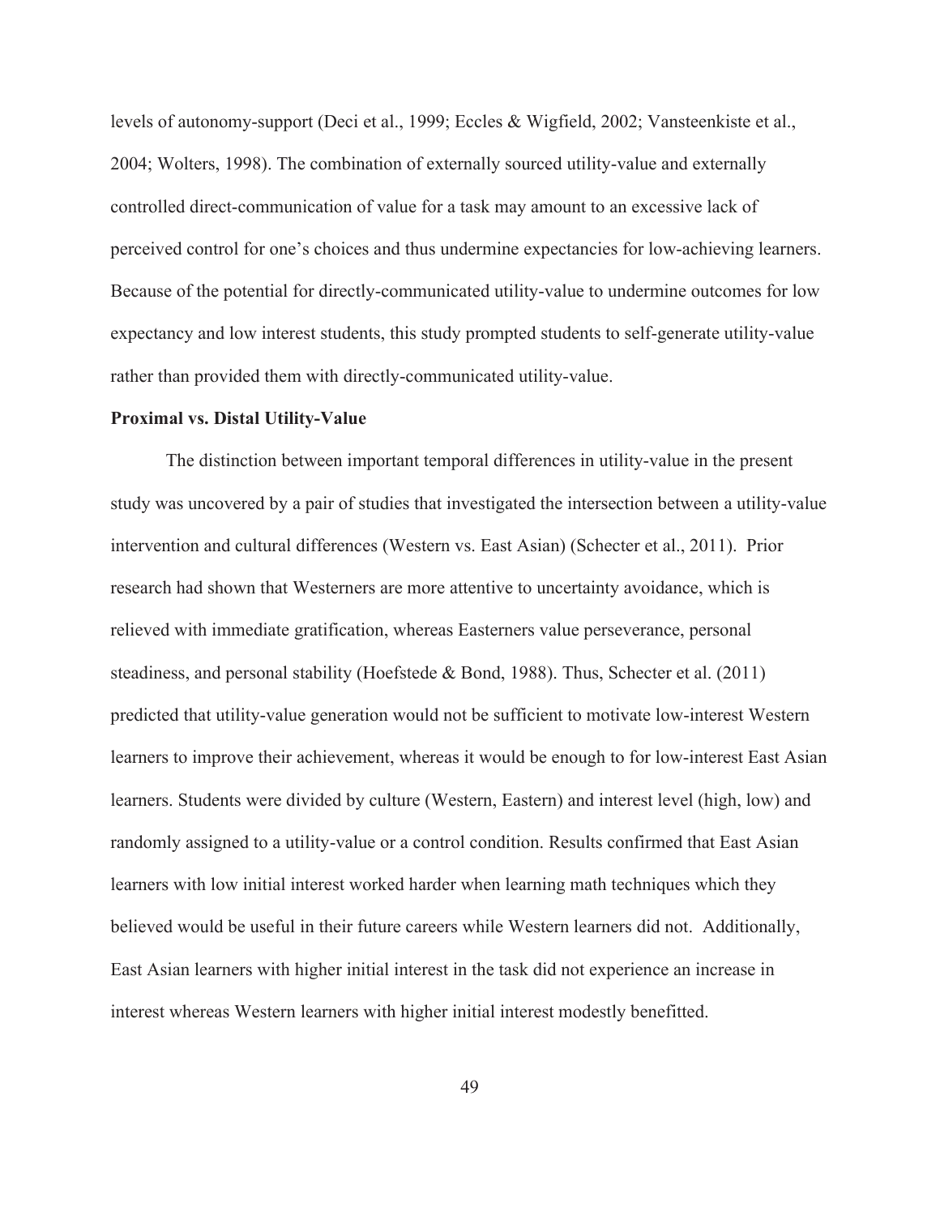levels of autonomy-support (Deci et al., 1999; Eccles & Wigfield, 2002; Vansteenkiste et al., 2004; Wolters, 1998). The combination of externally sourced utility-value and externally controlled direct-communication of value for a task may amount to an excessive lack of perceived control for one's choices and thus undermine expectancies for low-achieving learners. Because of the potential for directly-communicated utility-value to undermine outcomes for low expectancy and low interest students, this study prompted students to self-generate utility-value rather than provided them with directly-communicated utility-value.

**Proximal vs. Distal Utility-Value**

The distinction between important temporal differences in utility-value in the present study was uncovered by a pair of studies that investigated the intersection between a utility-value intervention and cultural differences (Western vs. East Asian) (Schecter et al., 2011). Prior research had shown that Westerners are more attentive to uncertainty avoidance, which is relieved with immediate gratification, whereas Easterners value perseverance, personal steadiness, and personal stability (Hoefstede & Bond, 1988). Thus, Schecter et al. (2011) predicted that utility-value generation would not be sufficient to motivate low-interest Western learners to improve their achievement, whereas it would be enough to for low-interest East Asian learners. Students were divided by culture (Western, Eastern) and interest level (high, low) and randomly assigned to a utility-value or a control condition. Results confirmed that East Asian learners with low initial interest worked harder when learning math techniques which they believed would be useful in their future careers while Western learners did not. Additionally, East Asian learners with higher initial interest in the task did not experience an increase in interest whereas Western learners with higher initial interest modestly benefitted.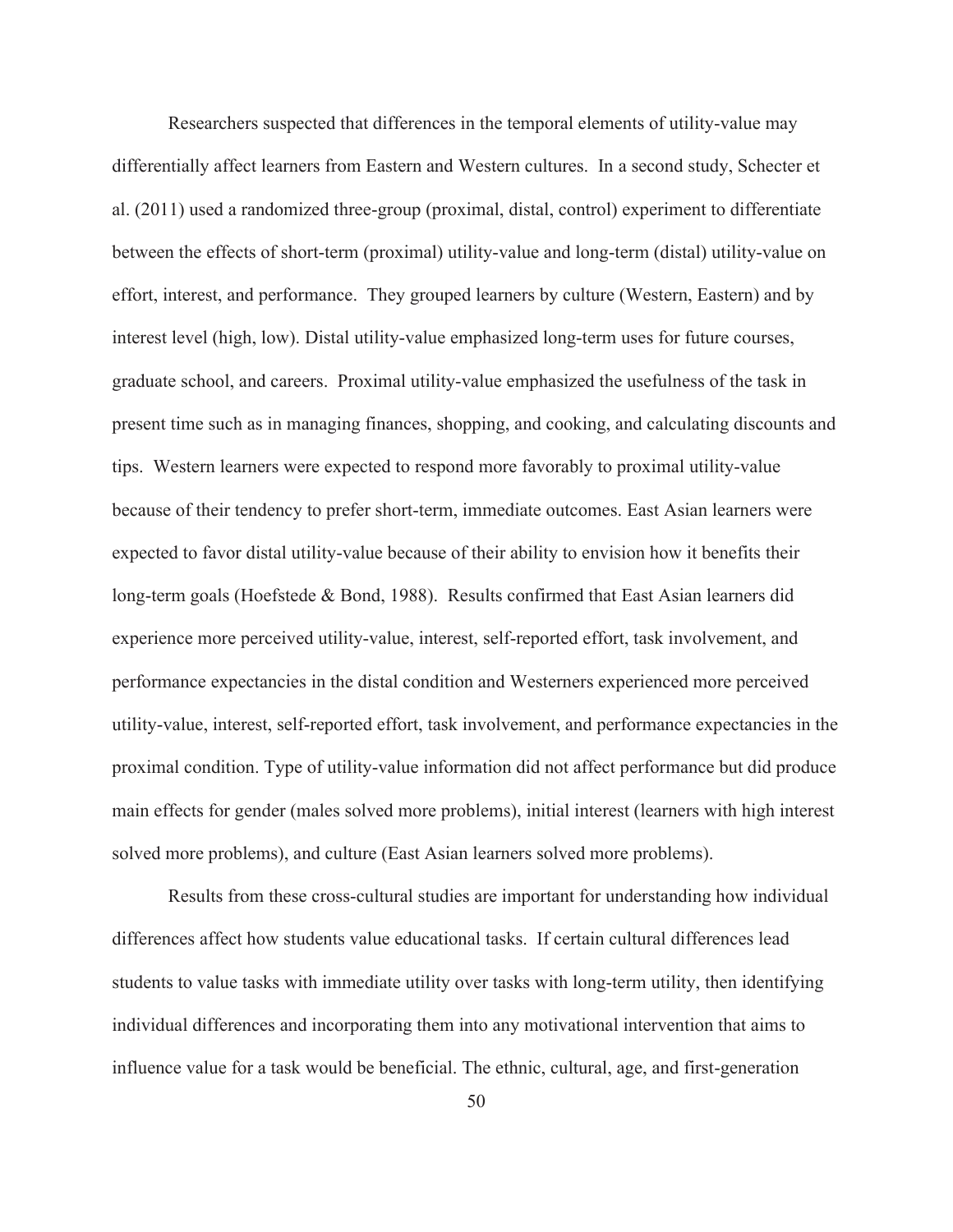Researchers suspected that differences in the temporal elements of utility-value may differentially affect learners from Eastern and Western cultures. In a second study, Schecter et al. (2011) used a randomized three-group (proximal, distal, control) experiment to differentiate between the effects of short-term (proximal) utility-value and long-term (distal) utility-value on effort, interest, and performance. They grouped learners by culture (Western, Eastern) and by interest level (high, low). Distal utility-value emphasized long-term uses for future courses, graduate school, and careers. Proximal utility-value emphasized the usefulness of the task in present time such as in managing finances, shopping, and cooking, and calculating discounts and tips. Western learners were expected to respond more favorably to proximal utility-value because of their tendency to prefer short-term, immediate outcomes. East Asian learners were expected to favor distal utility-value because of their ability to envision how it benefits their long-term goals (Hoefstede & Bond, 1988). Results confirmed that East Asian learners did experience more perceived utility-value, interest, self-reported effort, task involvement, and performance expectancies in the distal condition and Westerners experienced more perceived utility-value, interest, self-reported effort, task involvement, and performance expectancies in the proximal condition. Type of utility-value information did not affect performance but did produce main effects for gender (males solved more problems), initial interest (learners with high interest solved more problems), and culture (East Asian learners solved more problems).

Results from these cross-cultural studies are important for understanding how individual differences affect how students value educational tasks. If certain cultural differences lead students to value tasks with immediate utility over tasks with long-term utility, then identifying individual differences and incorporating them into any motivational intervention that aims to influence value for a task would be beneficial. The ethnic, cultural, age, and first-generation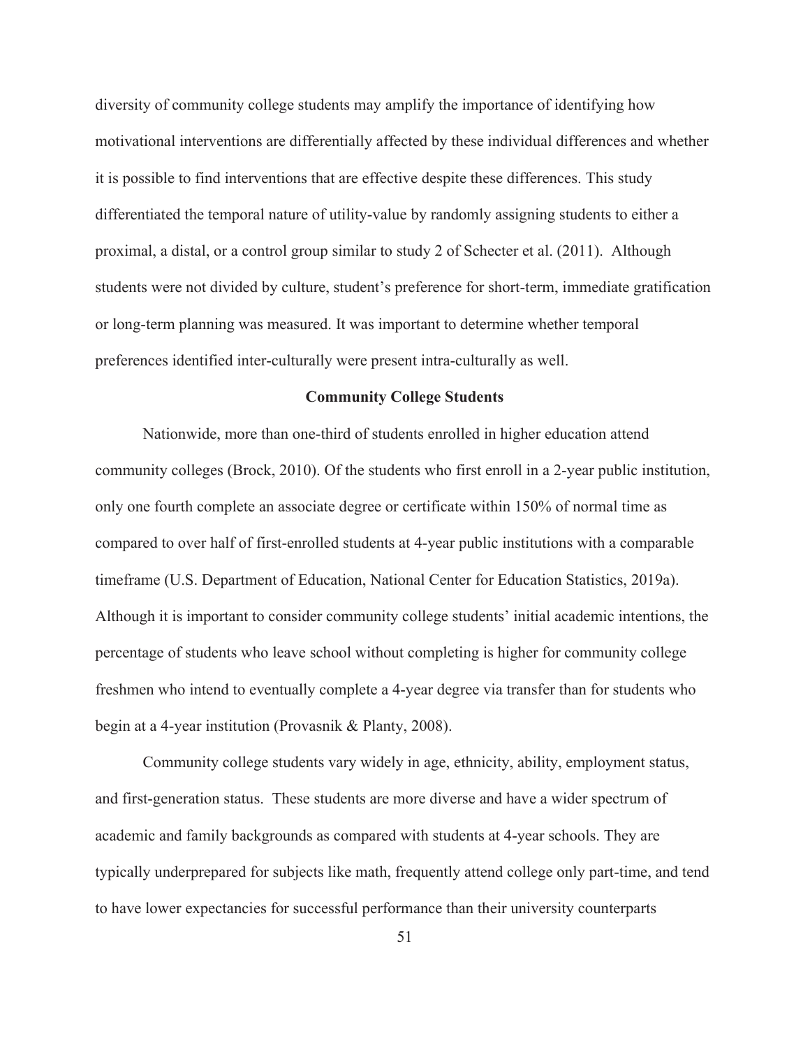diversity of community college students may amplify the importance of identifying how motivational interventions are differentially affected by these individual differences and whether it is possible to find interventions that are effective despite these differences. This study differentiated the temporal nature of utility-value by randomly assigning students to either a proximal, a distal, or a control group similar to study 2 of Schecter et al. (2011). Although students were not divided by culture, student's preference for short-term, immediate gratification or long-term planning was measured. It was important to determine whether temporal preferences identified inter-culturally were present intra-culturally as well.

## Community College Students

Nationwide, more than one-third of students enrolled in higher education attend community colleges (Brock, 2010). Of the students who first enroll in a 2-year public institution, only one fourth complete an associate degree or certificate within 150% of normal time as compared to over half of first-enrolled students at 4-year public institutions with a comparable timeframe (U.S. Department of Education, National Center for Education Statistics, 2019a). Although it is important to consider community college students' initial academic intentions, the percentage of students who leave school without completing is higher for community college freshmen who intend to eventually complete a 4-year degree via transfer than for students who begin at a 4-year institution (Provasnik & Planty, 2008).

Community college students vary widely in age, ethnicity, ability, employment status, and first-generation status. These students are more diverse and have a wider spectrum of academic and family backgrounds as compared with students at 4-year schools. They are typically underprepared for subjects like math, frequently attend college only part-time, and tend to have lower expectancies for successful performance than their university counterparts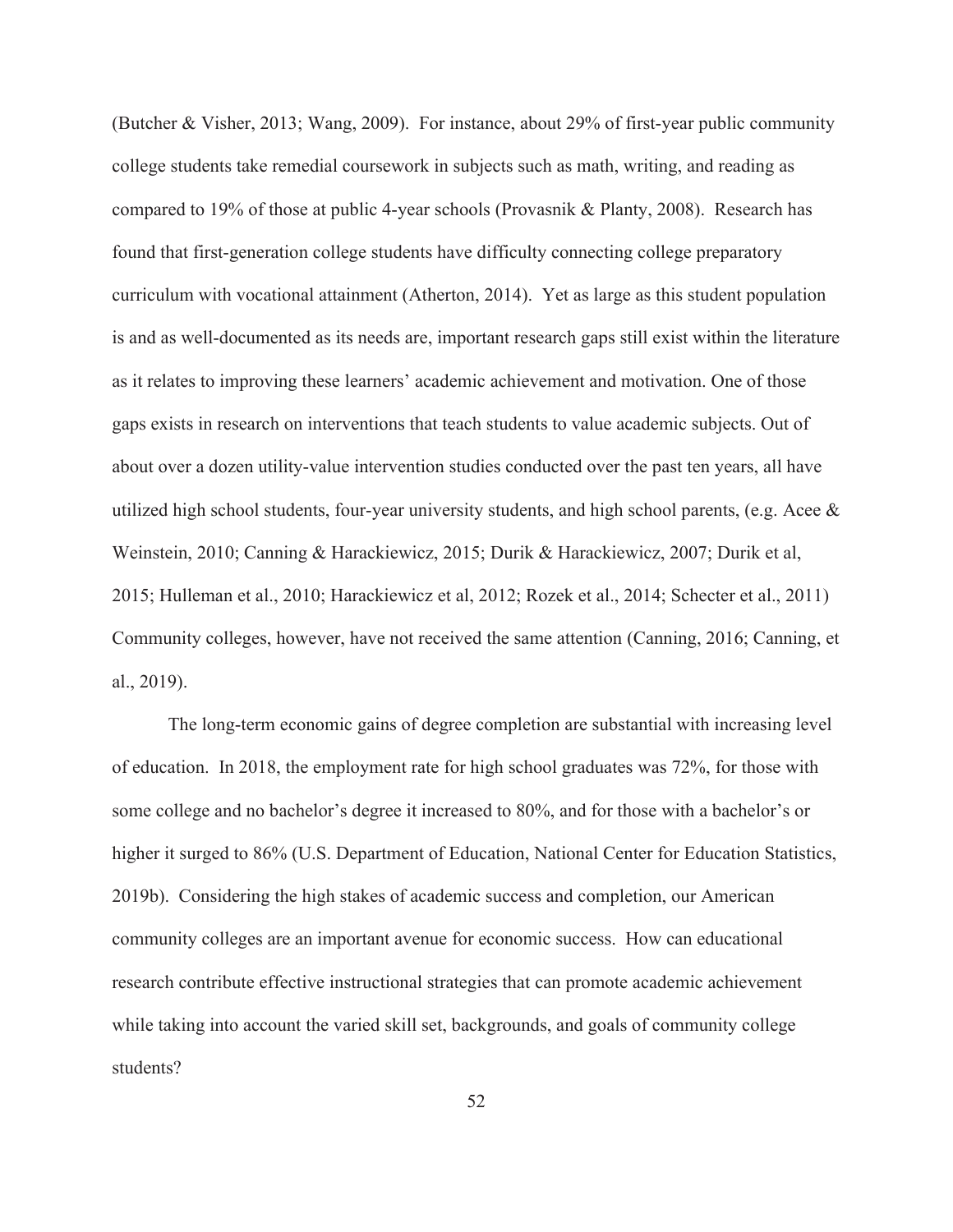(Butcher & Visher, 2013; Wang, 2009). For instance, about 29% of first-year public community college students take remedial coursework in subjects such as math, writing, and reading as compared to 19% of those at public 4-year schools (Provasnik & Planty, 2008). Research has found that first-generation college students have difficulty connecting college preparatory curriculum with vocational attainment (Atherton, 2014). Yet as large as this student population is and as well-documented as its needs are, important research gaps still exist within the literature as it relates to improving these learners' academic achievement and motivation. One of those gaps exists in research on interventions that teach students to value academic subjects. Out of about over a dozen utility-value intervention studies conducted over the past ten years, all have utilized high school students, four-year university students, and high school parents, (e.g. Acee & Weinstein, 2010; Canning & Harackiewicz, 2015; Durik & Harackiewicz, 2007; Durik et al, 2015; Hulleman et al., 2010; Harackiewicz et al, 2012; Rozek et al., 2014; Schecter et al., 2011) Community colleges, however, have not received the same attention (Canning, 2016; Canning, et al., 2019).

The long-term economic gains of degree completion are substantial with increasing level of education. In 2018, the employment rate for high school graduates was 72%, for those with some college and no bachelor's degree it increased to 80%, and for those with a bachelor's or higher it surged to 86% (U.S. Department of Education, National Center for Education Statistics, 2019b). Considering the high stakes of academic success and completion, our American community colleges are an important avenue for economic success. How can educational research contribute effective instructional strategies that can promote academic achievement while taking into account the varied skill set, backgrounds, and goals of community college students?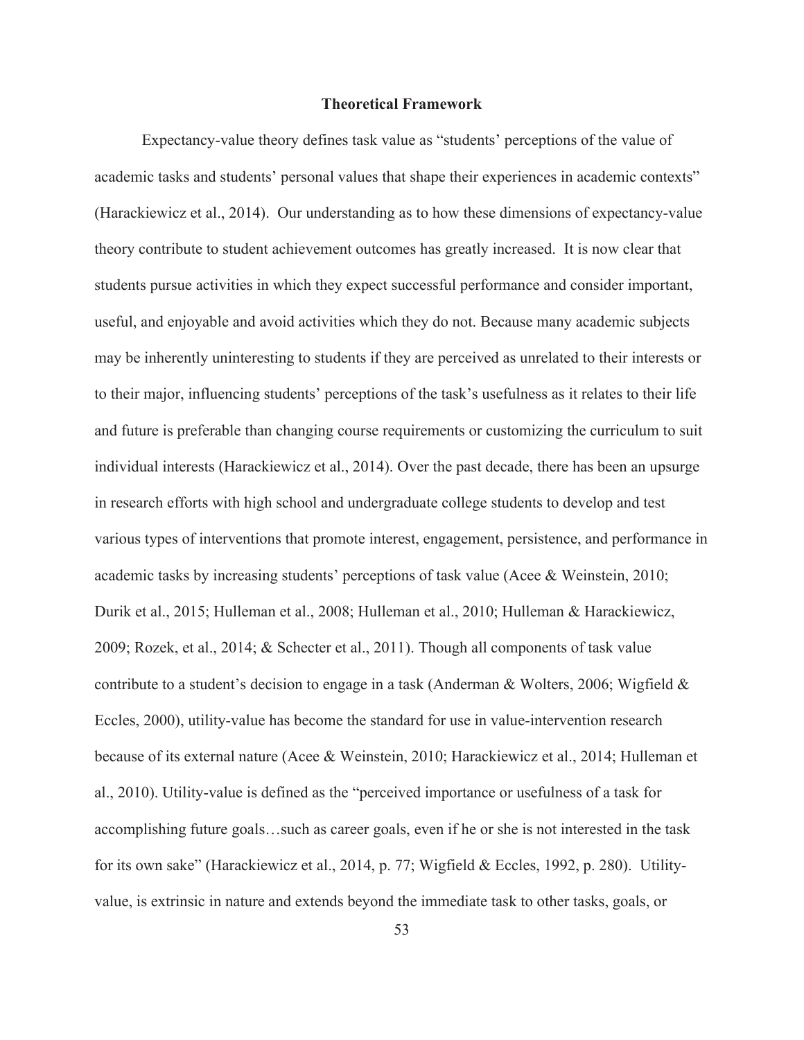## Theoretical Framework

Expectancy-value theory defines task value as "students' perceptions of the value of academic tasks and students' personal values that shape their experiences in academic contexts" (Harackiewicz et al., 2014). Our understanding as to how these dimensions of expectancy-value theory contribute to student achievement outcomes has greatly increased. It is now clear that students pursue activities in which they expect successful performance and consider important, useful, and enjoyable and avoid activities which they do not. Because many academic subjects may be inherently uninteresting to students if they are perceived as unrelated to their interests or to their major, influencing students' perceptions of the task's usefulness as it relates to their life and future is preferable than changing course requirements or customizing the curriculum to suit individual interests (Harackiewicz et al., 2014). Over the past decade, there has been an upsurge in research efforts with high school and undergraduate college students to develop and test various types of interventions that promote interest, engagement, persistence, and performance in academic tasks by increasing students' perceptions of task value (Acee & Weinstein, 2010; Durik et al., 2015; Hulleman et al., 2008; Hulleman et al., 2010; Hulleman & Harackiewicz, 2009; Rozek, et al., 2014; & Schecter et al., 2011). Though all components of task value contribute to a student's decision to engage in a task (Anderman & Wolters, 2006; Wigfield & Eccles, 2000), utility-value has become the standard for use in value-intervention research because of its external nature (Acee & Weinstein, 2010; Harackiewicz et al., 2014; Hulleman et al., 2010). Utility-value is defined as the "perceived importance or usefulness of a task for accomplishing future goals…such as career goals, even if he or she is not interested in the task for its own sake" (Harackiewicz et al., 2014, p. 77; Wigfield & Eccles, 1992, p. 280). Utility-value, is extrinsic in nature and extends beyond the immediate task to other tasks, goals, or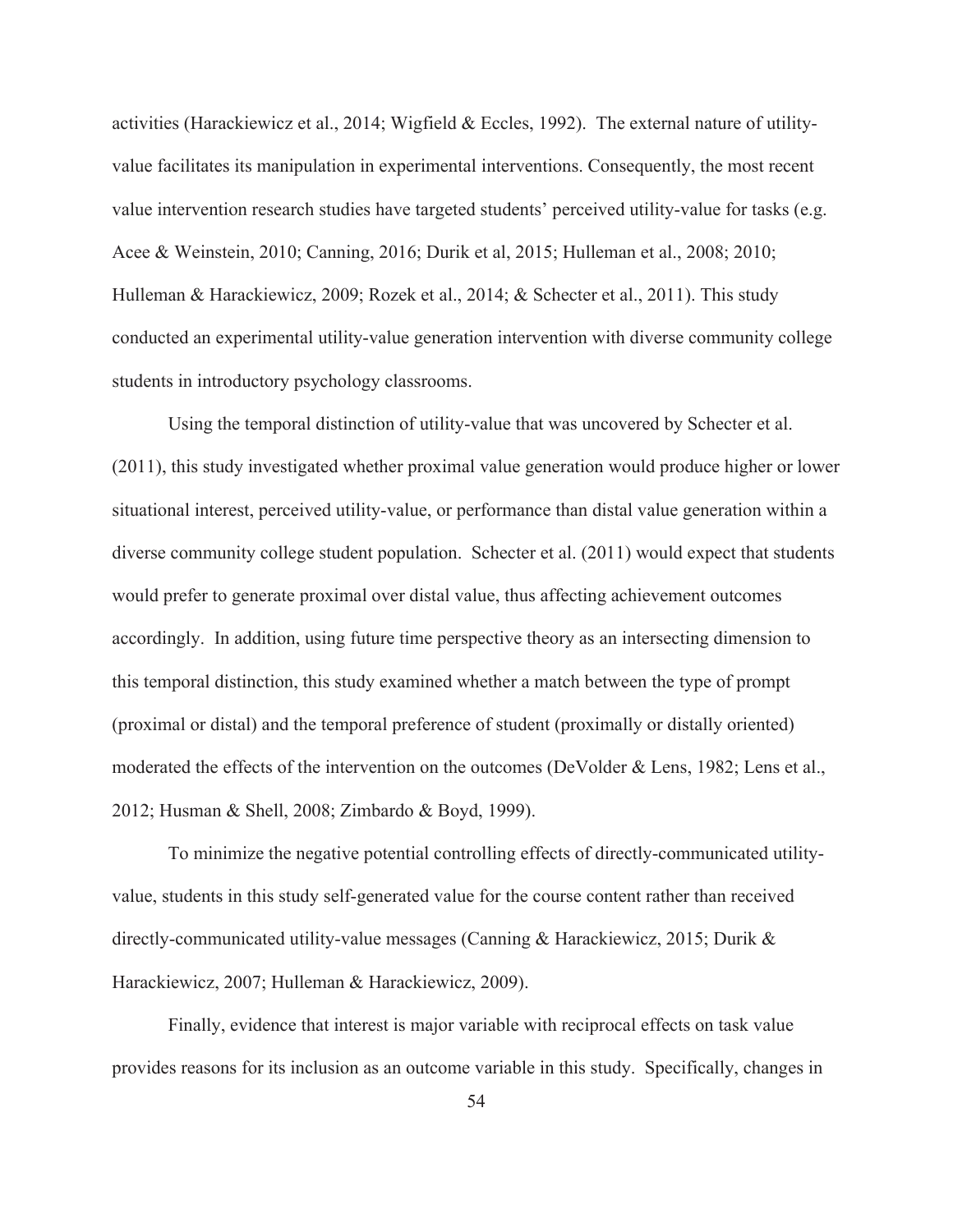activities (Harackiewicz et al., 2014; Wigfield & Eccles, 1992). The external nature of utility-value facilitates its manipulation in experimental interventions. Consequently, the most recent value intervention research studies have targeted students' perceived utility-value for tasks (e.g. Acee & Weinstein, 2010; Canning, 2016; Durik et al, 2015; Hulleman et al., 2008; 2010; Hulleman & Harackiewicz, 2009; Rozek et al., 2014; & Schecter et al., 2011). This study conducted an experimental utility-value generation intervention with diverse community college students in introductory psychology classrooms.

Using the temporal distinction of utility-value that was uncovered by Schecter et al. (2011), this study investigated whether proximal value generation would produce higher or lower situational interest, perceived utility-value, or performance than distal value generation within a diverse community college student population. Schecter et al. (2011) would expect that students would prefer to generate proximal over distal value, thus affecting achievement outcomes accordingly. In addition, using future time perspective theory as an intersecting dimension to this temporal distinction, this study examined whether a match between the type of prompt (proximal or distal) and the temporal preference of student (proximally or distally oriented) moderated the effects of the intervention on the outcomes (DeVolder & Lens, 1982; Lens et al., 2012; Husman & Shell, 2008; Zimbardo & Boyd, 1999).

To minimize the negative potential controlling effects of directly-communicated utility-value, students in this study self-generated value for the course content rather than received directly-communicated utility-value messages (Canning & Harackiewicz, 2015; Durik & Harackiewicz, 2007; Hulleman & Harackiewicz, 2009).

Finally, evidence that interest is major variable with reciprocal effects on task value provides reasons for its inclusion as an outcome variable in this study. Specifically, changes in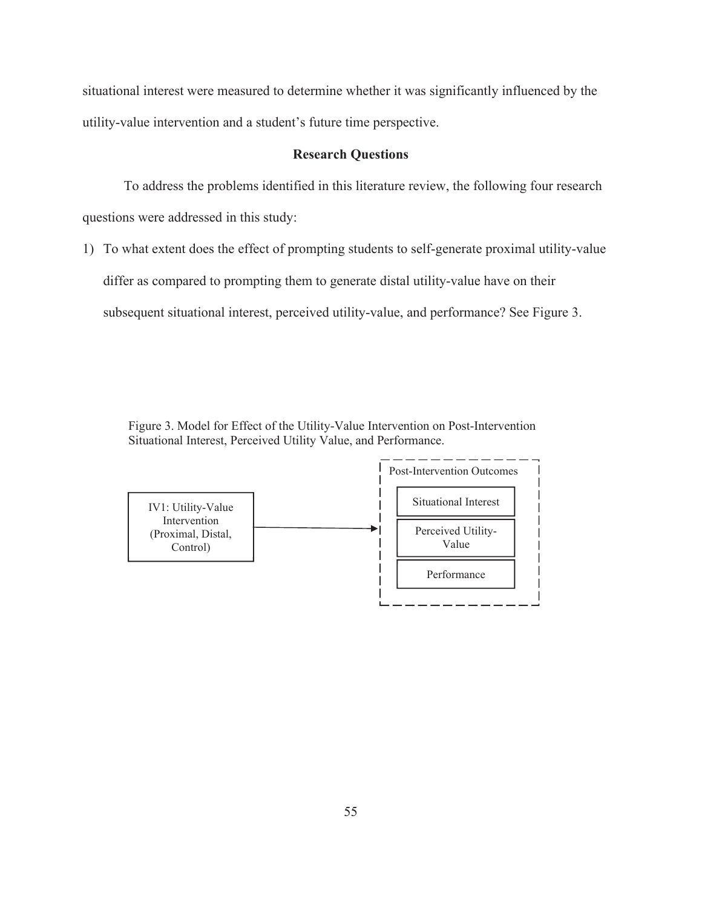situational interest were measured to determine whether it was significantly influenced by the utility-value intervention and a student's future time perspective.

## Research Questions

To address the problems identified in this literature review, the following four research questions were addressed in this study:

1) To what extent does the effect of prompting students to self-generate proximal utility-value differ as compared to prompting them to generate distal utility-value have on their subsequent situational interest, perceived utility-value, and performance? See Figure 3.

Figure 3. Model for Effect of the Utility-Value Intervention on Post-Intervention Situational Interest, Perceived Utility Value, and Performance.

IV1: Utility-Value Intervention (Proximal, Distal, Control)

Post-Intervention Outcomes

Situational Interest

Perceived Utility-Value

Performance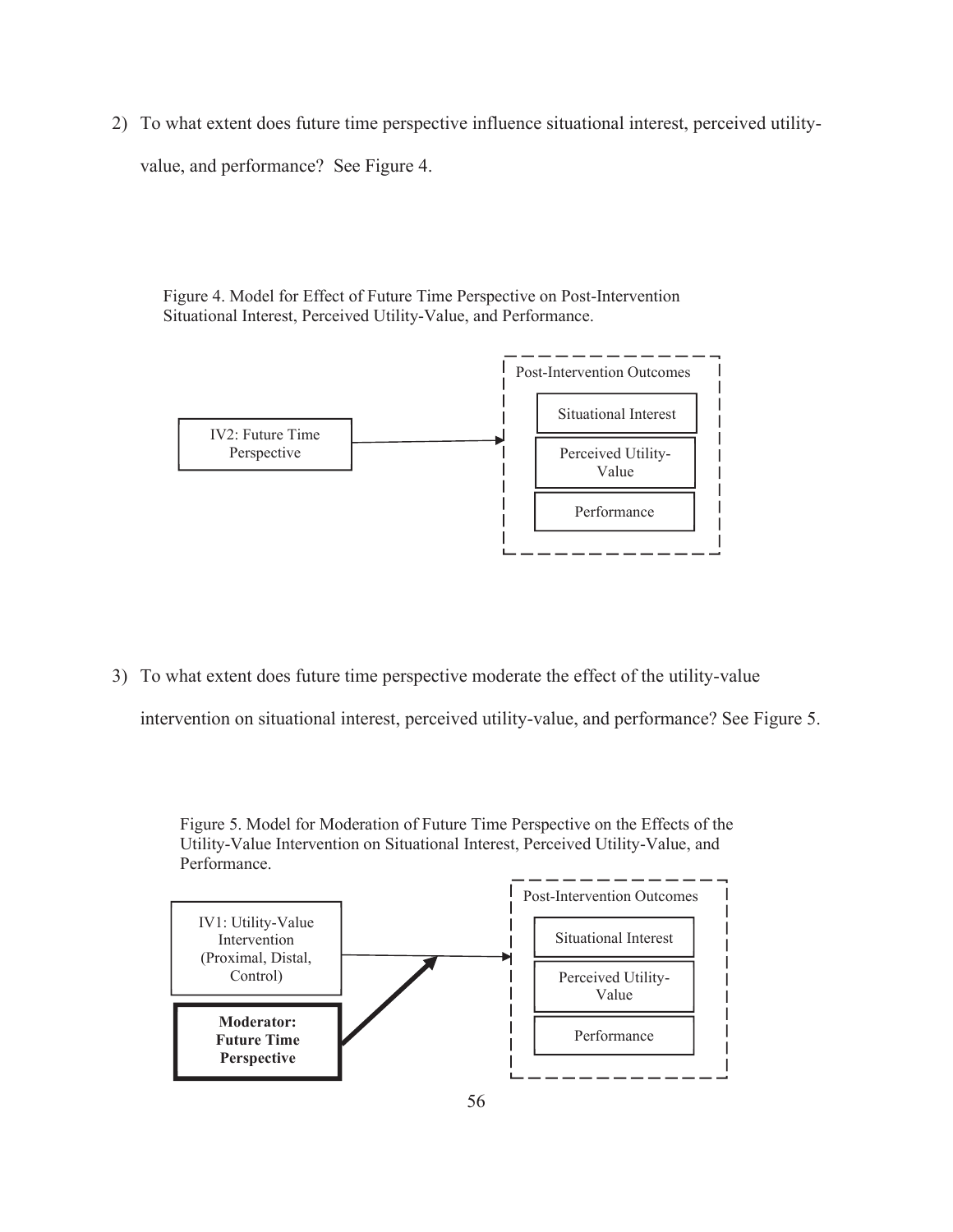2) To what extent does future time perspective influence situational interest, perceived utility-value, and performance? See Figure 4.

Figure 4. Model for Effect of Future Time Perspective on Post-Intervention Situational Interest, Perceived Utility-Value, and Performance.

IV2: Future Time Perspective

Post-Intervention Outcomes

Situational Interest

Perceived Utility-Value

Performance

3) To what extent does future time perspective moderate the effect of the utility-value intervention on situational interest, perceived utility-value, and performance? See Figure 5.

Figure 5. Model for Moderation of Future Time Perspective on the Effects of the Utility-Value Intervention on Situational Interest, Perceived Utility-Value, and Performance.

IV1: Utility-Value Intervention (Proximal, Distal, Control)

**Moderator: Future Time Perspective**

Post-Intervention Outcomes

Situational Interest

Perceived Utility-Value

Performance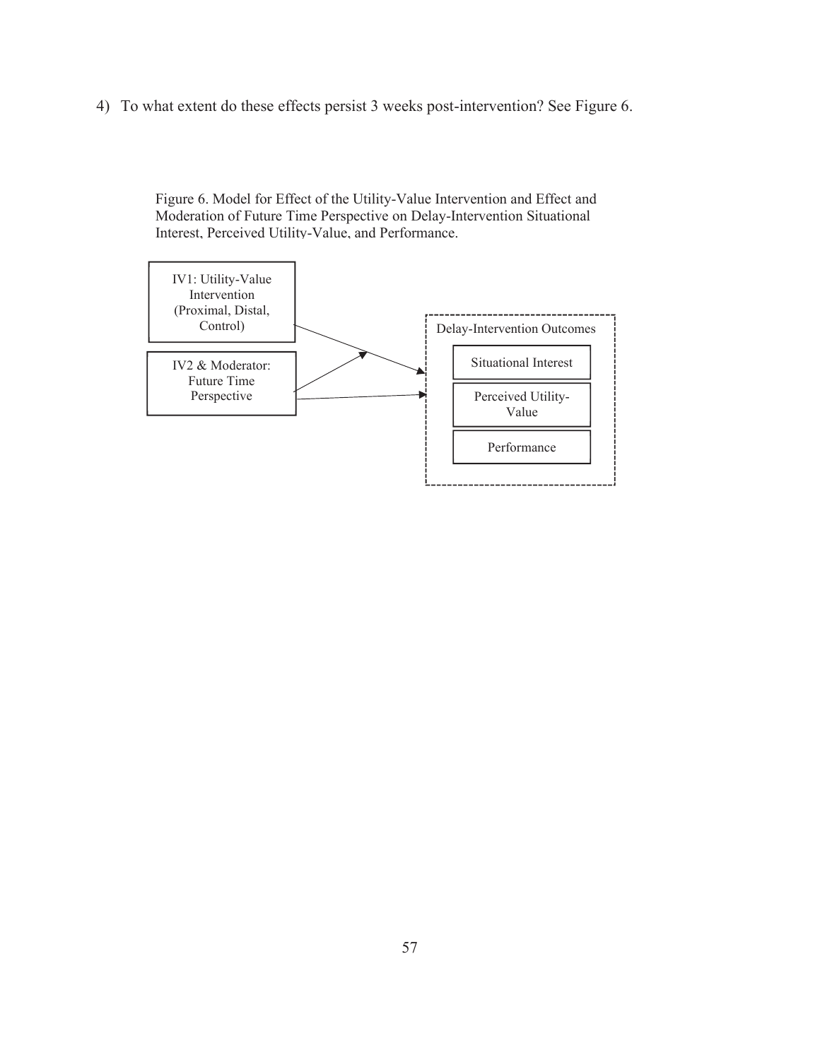4) To what extent do these effects persist 3 weeks post-intervention? See Figure 6.

Figure 6. Model for Effect of the Utility-Value Intervention and Effect and Moderation of Future Time Perspective on Delay-Intervention Situational Interest, Perceived Utility-Value, and Performance.

IV1: Utility-Value Intervention (Proximal, Distal, Control)

IV2 & Moderator: Future Time Perspective

Delay-Intervention Outcomes

Situational Interest

Perceived Utility-Value

Performance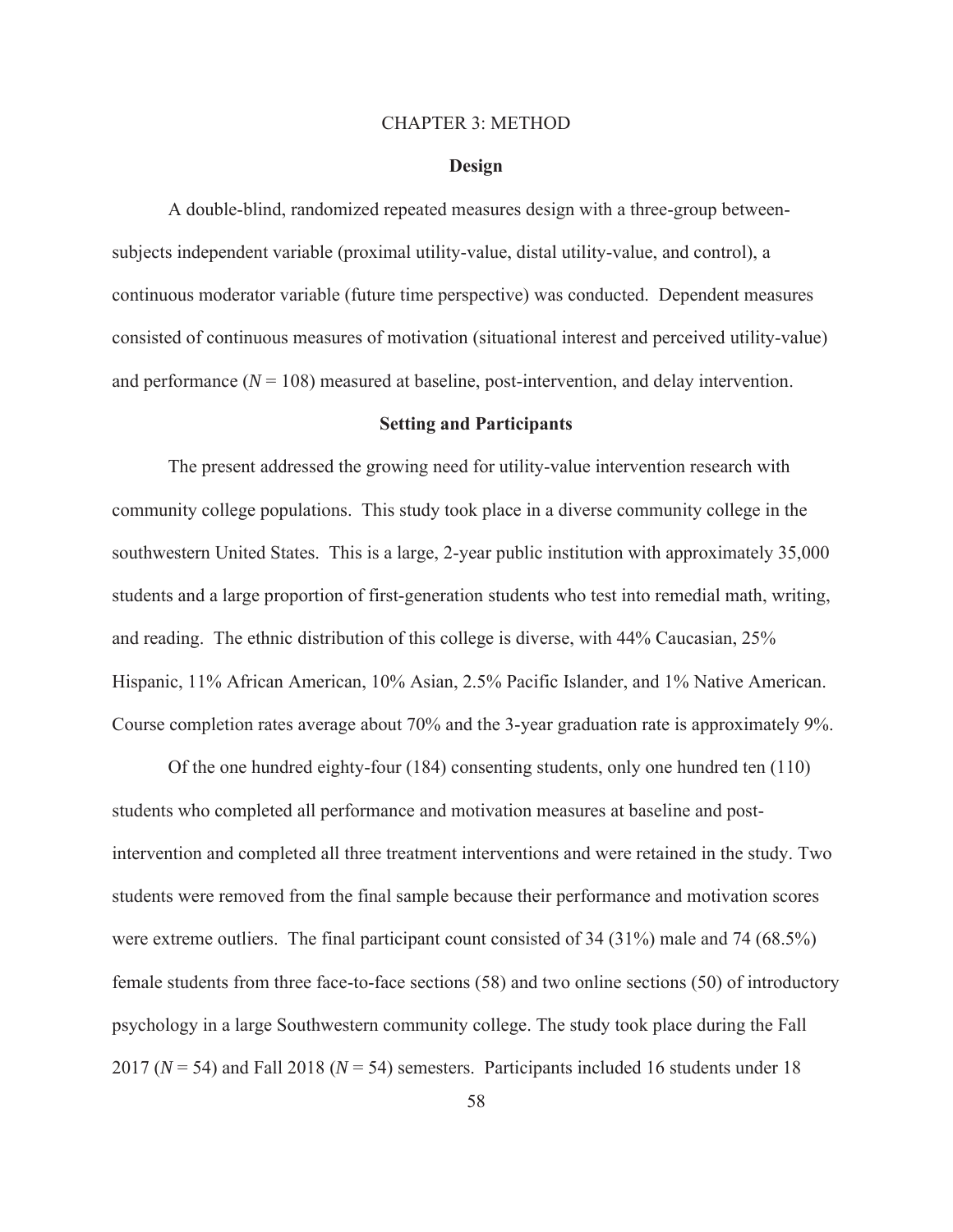# CHAPTER 3: METHOD

## Design

A double-blind, randomized repeated measures design with a three-group between-subjects independent variable (proximal utility-value, distal utility-value, and control), a continuous moderator variable (future time perspective) was conducted. Dependent measures consisted of continuous measures of motivation (situational interest and perceived utility-value) and performance ($N$ = 108) measured at baseline, post-intervention, and delay intervention.

## Setting and Participants

The present addressed the growing need for utility-value intervention research with community college populations. This study took place in a diverse community college in the southwestern United States. This is a large, 2-year public institution with approximately 35,000 students and a large proportion of first-generation students who test into remedial math, writing, and reading. The ethnic distribution of this college is diverse, with 44% Caucasian, 25% Hispanic, 11% African American, 10% Asian, 2.5% Pacific Islander, and 1% Native American. Course completion rates average about 70% and the 3-year graduation rate is approximately 9%.

Of the one hundred eighty-four (184) consenting students, only one hundred ten (110) students who completed all performance and motivation measures at baseline and post-intervention and completed all three treatment interventions and were retained in the study. Two students were removed from the final sample because their performance and motivation scores were extreme outliers. The final participant count consisted of 34 (31%) male and 74 (68.5%) female students from three face-to-face sections (58) and two online sections (50) of introductory psychology in a large Southwestern community college. The study took place during the Fall 2017 ($N$ = 54) and Fall 2018 ($N$ = 54) semesters. Participants included 16 students under 18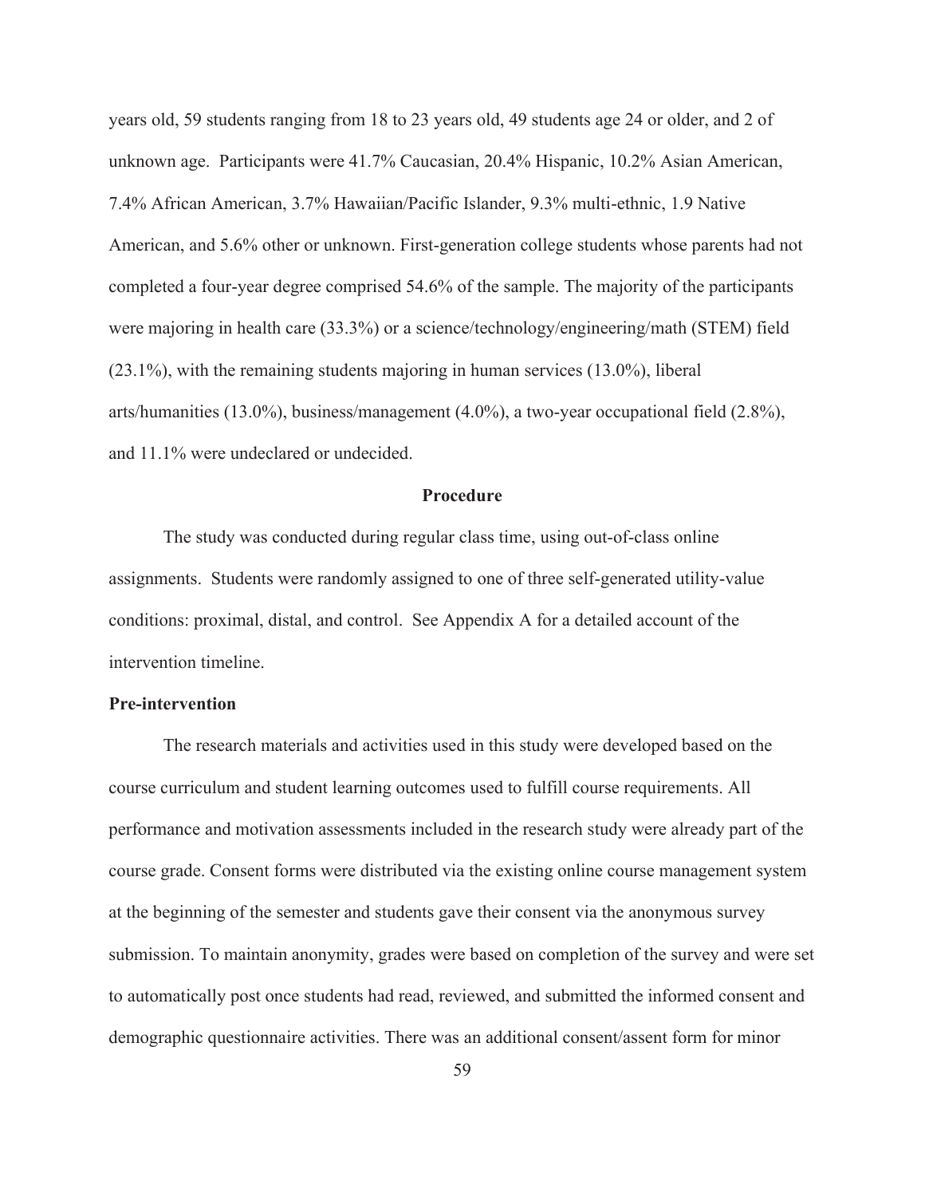years old, 59 students ranging from 18 to 23 years old, 49 students age 24 or older, and 2 of unknown age. Participants were 41.7% Caucasian, 20.4% Hispanic, 10.2% Asian American, 7.4% African American, 3.7% Hawaiian/Pacific Islander, 9.3% multi-ethnic, 1.9 Native American, and 5.6% other or unknown. First-generation college students whose parents had not completed a four-year degree comprised 54.6% of the sample. The majority of the participants were majoring in health care (33.3%) or a science/technology/engineering/math (STEM) field (23.1%), with the remaining students majoring in human services (13.0%), liberal arts/humanities (13.0%), business/management (4.0%), a two-year occupational field (2.8%), and 11.1% were undeclared or undecided.

## Procedure

The study was conducted during regular class time, using out-of-class online assignments. Students were randomly assigned to one of three self-generated utility-value conditions: proximal, distal, and control. See Appendix A for a detailed account of the intervention timeline.

### Pre-intervention

The research materials and activities used in this study were developed based on the course curriculum and student learning outcomes used to fulfill course requirements. All performance and motivation assessments included in the research study were already part of the course grade. Consent forms were distributed via the existing online course management system at the beginning of the semester and students gave their consent via the anonymous survey submission. To maintain anonymity, grades were based on completion of the survey and were set to automatically post once students had read, reviewed, and submitted the informed consent and demographic questionnaire activities. There was an additional consent/assent form for minor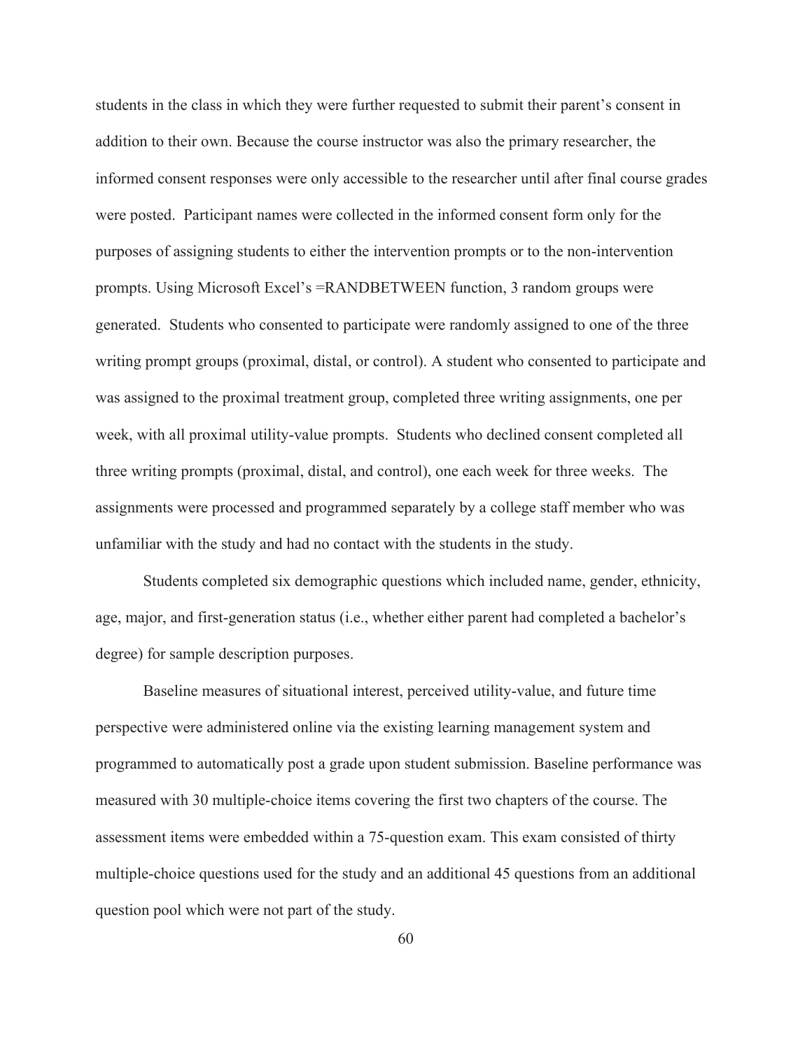students in the class in which they were further requested to submit their parent's consent in addition to their own. Because the course instructor was also the primary researcher, the informed consent responses were only accessible to the researcher until after final course grades were posted. Participant names were collected in the informed consent form only for the purposes of assigning students to either the intervention prompts or to the non-intervention prompts. Using Microsoft Excel's =RANDBETWEEN function, 3 random groups were generated. Students who consented to participate were randomly assigned to one of the three writing prompt groups (proximal, distal, or control). A student who consented to participate and was assigned to the proximal treatment group, completed three writing assignments, one per week, with all proximal utility-value prompts. Students who declined consent completed all three writing prompts (proximal, distal, and control), one each week for three weeks. The assignments were processed and programmed separately by a college staff member who was unfamiliar with the study and had no contact with the students in the study.

Students completed six demographic questions which included name, gender, ethnicity, age, major, and first-generation status (i.e., whether either parent had completed a bachelor's degree) for sample description purposes.

Baseline measures of situational interest, perceived utility-value, and future time perspective were administered online via the existing learning management system and programmed to automatically post a grade upon student submission. Baseline performance was measured with 30 multiple-choice items covering the first two chapters of the course. The assessment items were embedded within a 75-question exam. This exam consisted of thirty multiple-choice questions used for the study and an additional 45 questions from an additional question pool which were not part of the study.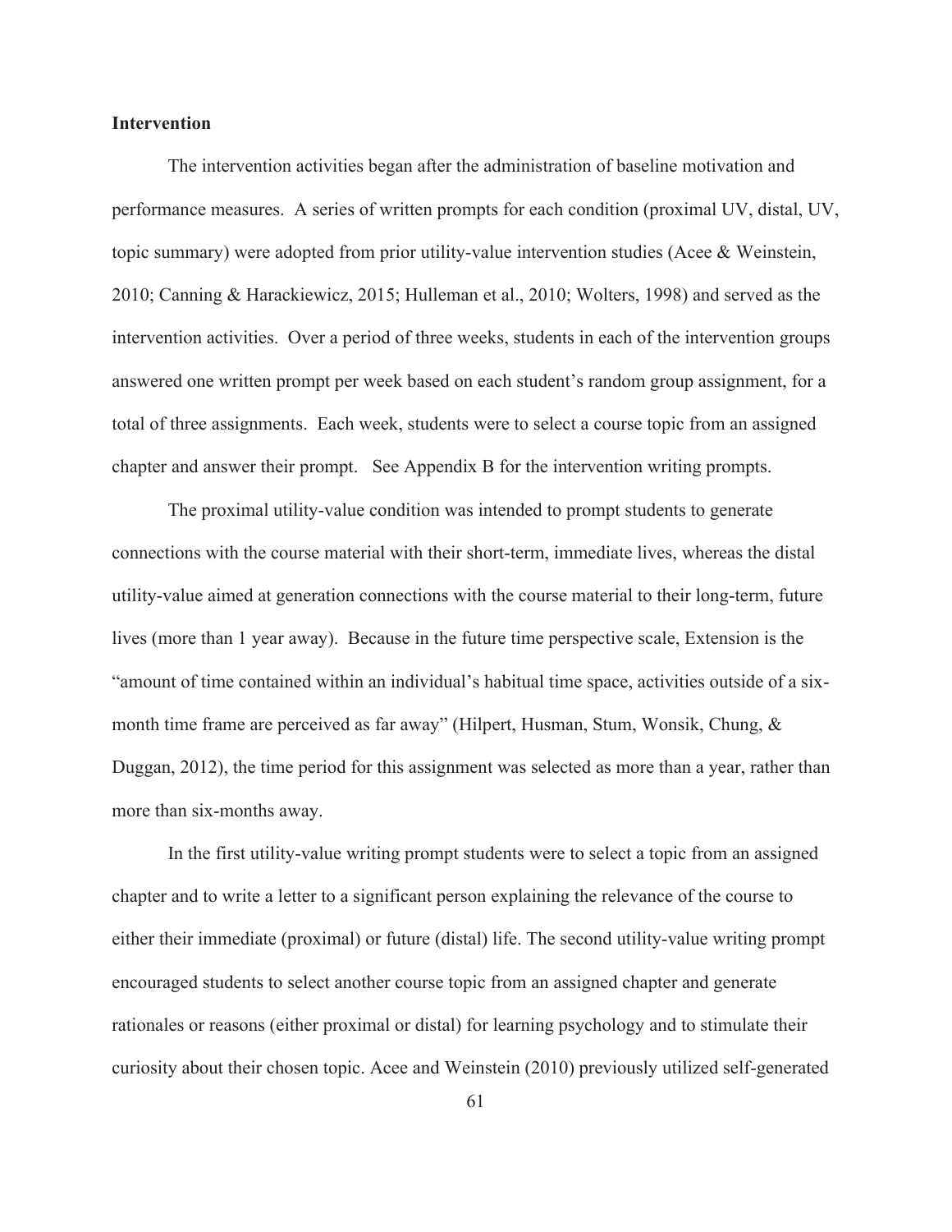**Intervention**

The intervention activities began after the administration of baseline motivation and performance measures. A series of written prompts for each condition (proximal UV, distal, UV, topic summary) were adopted from prior utility-value intervention studies (Acee & Weinstein, 2010; Canning & Harackiewicz, 2015; Hulleman et al., 2010; Wolters, 1998) and served as the intervention activities. Over a period of three weeks, students in each of the intervention groups answered one written prompt per week based on each student's random group assignment, for a total of three assignments. Each week, students were to select a course topic from an assigned chapter and answer their prompt. See Appendix B for the intervention writing prompts.

The proximal utility-value condition was intended to prompt students to generate connections with the course material with their short-term, immediate lives, whereas the distal utility-value aimed at generation connections with the course material to their long-term, future lives (more than 1 year away). Because in the future time perspective scale, Extension is the "amount of time contained within an individual's habitual time space, activities outside of a six-month time frame are perceived as far away" (Hilpert, Husman, Stum, Wonsik, Chung, & Duggan, 2012), the time period for this assignment was selected as more than a year, rather than more than six-months away.

In the first utility-value writing prompt students were to select a topic from an assigned chapter and to write a letter to a significant person explaining the relevance of the course to either their immediate (proximal) or future (distal) life. The second utility-value writing prompt encouraged students to select another course topic from an assigned chapter and generate rationales or reasons (either proximal or distal) for learning psychology and to stimulate their curiosity about their chosen topic. Acee and Weinstein (2010) previously utilized self-generated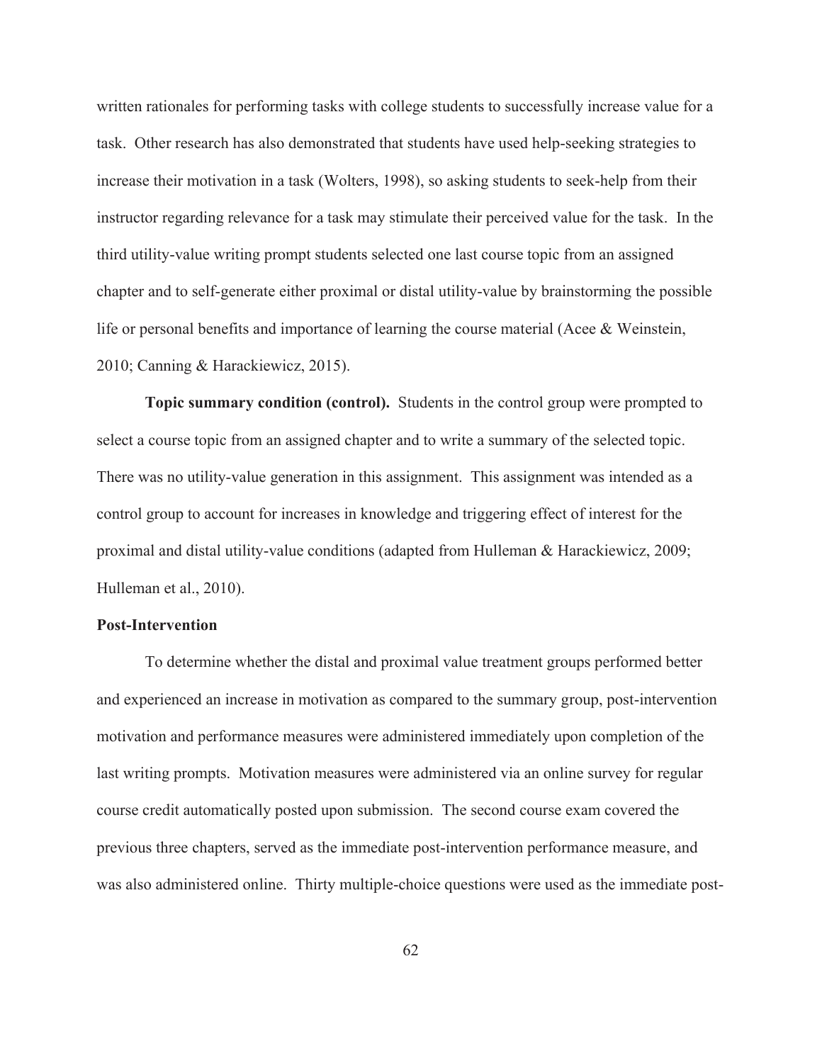written rationales for performing tasks with college students to successfully increase value for a task. Other research has also demonstrated that students have used help-seeking strategies to increase their motivation in a task (Wolters, 1998), so asking students to seek-help from their instructor regarding relevance for a task may stimulate their perceived value for the task. In the third utility-value writing prompt students selected one last course topic from an assigned chapter and to self-generate either proximal or distal utility-value by brainstorming the possible life or personal benefits and importance of learning the course material (Acee & Weinstein, 2010; Canning & Harackiewicz, 2015).

**Topic summary condition (control).** Students in the control group were prompted to select a course topic from an assigned chapter and to write a summary of the selected topic. There was no utility-value generation in this assignment. This assignment was intended as a control group to account for increases in knowledge and triggering effect of interest for the proximal and distal utility-value conditions (adapted from Hulleman & Harackiewicz, 2009; Hulleman et al., 2010).

### Post-Intervention

To determine whether the distal and proximal value treatment groups performed better and experienced an increase in motivation as compared to the summary group, post-intervention motivation and performance measures were administered immediately upon completion of the last writing prompts. Motivation measures were administered via an online survey for regular course credit automatically posted upon submission. The second course exam covered the previous three chapters, served as the immediate post-intervention performance measure, and was also administered online. Thirty multiple-choice questions were used as the immediate post-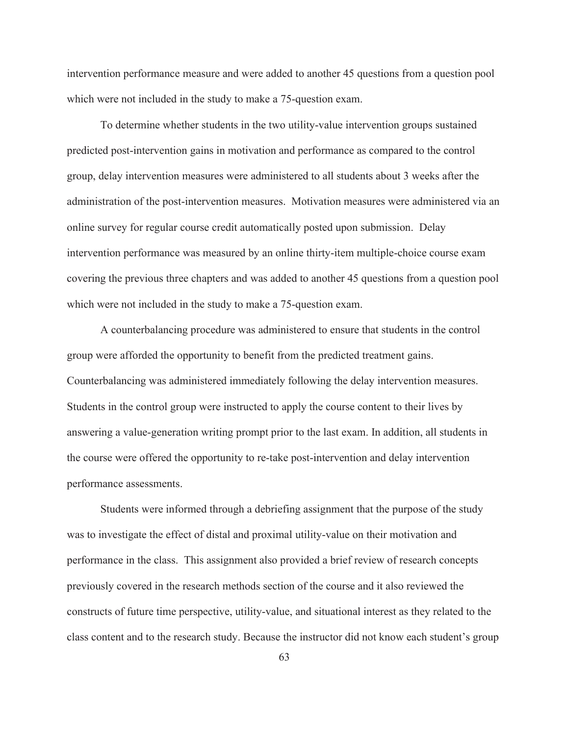intervention performance measure and were added to another 45 questions from a question pool which were not included in the study to make a 75-question exam.

To determine whether students in the two utility-value intervention groups sustained predicted post-intervention gains in motivation and performance as compared to the control group, delay intervention measures were administered to all students about 3 weeks after the administration of the post-intervention measures. Motivation measures were administered via an online survey for regular course credit automatically posted upon submission. Delay intervention performance was measured by an online thirty-item multiple-choice course exam covering the previous three chapters and was added to another 45 questions from a question pool which were not included in the study to make a 75-question exam.

A counterbalancing procedure was administered to ensure that students in the control group were afforded the opportunity to benefit from the predicted treatment gains. Counterbalancing was administered immediately following the delay intervention measures. Students in the control group were instructed to apply the course content to their lives by answering a value-generation writing prompt prior to the last exam. In addition, all students in the course were offered the opportunity to re-take post-intervention and delay intervention performance assessments.

Students were informed through a debriefing assignment that the purpose of the study was to investigate the effect of distal and proximal utility-value on their motivation and performance in the class. This assignment also provided a brief review of research concepts previously covered in the research methods section of the course and it also reviewed the constructs of future time perspective, utility-value, and situational interest as they related to the class content and to the research study. Because the instructor did not know each student's group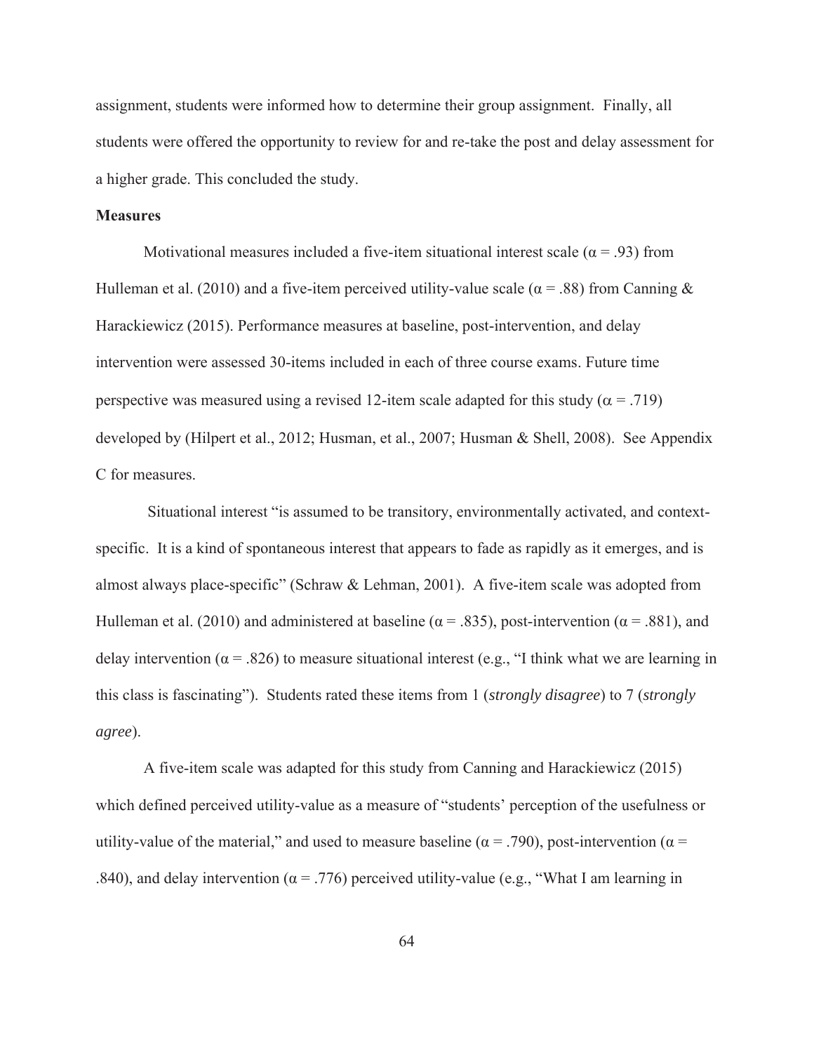assignment, students were informed how to determine their group assignment. Finally, all students were offered the opportunity to review for and re-take the post and delay assessment for a higher grade. This concluded the study.

**Measures**

Motivational measures included a five-item situational interest scale ($\alpha = .93$) from Hulleman et al. (2010) and a five-item perceived utility-value scale ($\alpha = .88$) from Canning & Harackiewicz (2015). Performance measures at baseline, post-intervention, and delay intervention were assessed 30-items included in each of three course exams. Future time perspective was measured using a revised 12-item scale adapted for this study ($\alpha = .719$) developed by (Hilpert et al., 2012; Husman, et al., 2007; Husman & Shell, 2008). See Appendix C for measures.

Situational interest "is assumed to be transitory, environmentally activated, and context-specific. It is a kind of spontaneous interest that appears to fade as rapidly as it emerges, and is almost always place-specific" (Schraw & Lehman, 2001). A five-item scale was adopted from Hulleman et al. (2010) and administered at baseline ($\alpha = .835$), post-intervention ($\alpha = .881$), and delay intervention ($\alpha = .826$) to measure situational interest (e.g., "I think what we are learning in this class is fascinating"). Students rated these items from 1 (*strongly disagree*) to 7 (*strongly agree*).

A five-item scale was adapted for this study from Canning and Harackiewicz (2015) which defined perceived utility-value as a measure of "students' perception of the usefulness or utility-value of the material," and used to measure baseline ($\alpha = .790$), post-intervention ($\alpha = .840$), and delay intervention ($\alpha = .776$) perceived utility-value (e.g., "What I am learning in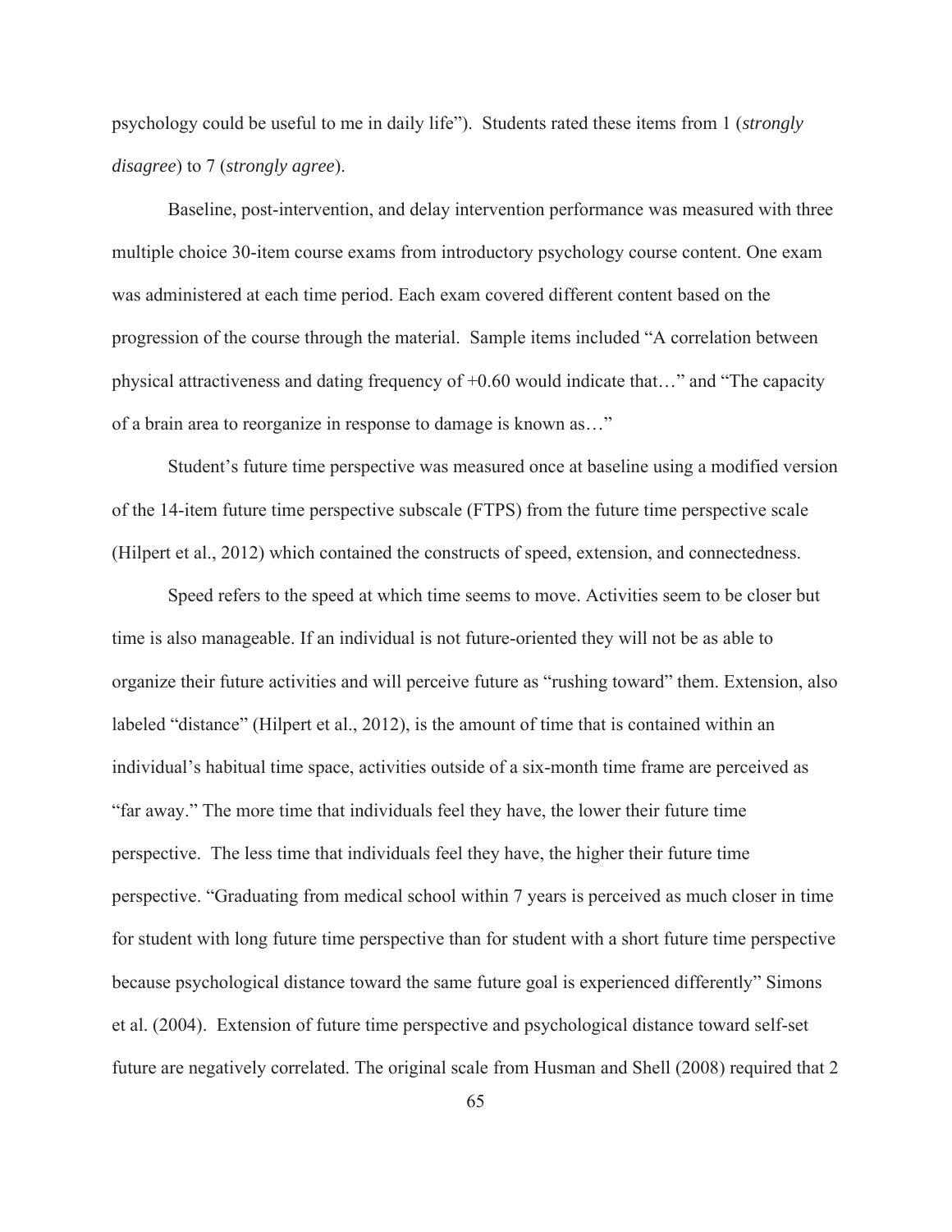psychology could be useful to me in daily life"). Students rated these items from 1 (*strongly disagree*) to 7 (*strongly agree*).

Baseline, post-intervention, and delay intervention performance was measured with three multiple choice 30-item course exams from introductory psychology course content. One exam was administered at each time period. Each exam covered different content based on the progression of the course through the material. Sample items included "A correlation between physical attractiveness and dating frequency of +0.60 would indicate that…" and "The capacity of a brain area to reorganize in response to damage is known as…"

Student's future time perspective was measured once at baseline using a modified version of the 14-item future time perspective subscale (FTPS) from the future time perspective scale (Hilpert et al., 2012) which contained the constructs of speed, extension, and connectedness.

Speed refers to the speed at which time seems to move. Activities seem to be closer but time is also manageable. If an individual is not future-oriented they will not be as able to organize their future activities and will perceive future as "rushing toward" them. Extension, also labeled "distance" (Hilpert et al., 2012), is the amount of time that is contained within an individual's habitual time space, activities outside of a six-month time frame are perceived as "far away." The more time that individuals feel they have, the lower their future time perspective. The less time that individuals feel they have, the higher their future time perspective. "Graduating from medical school within 7 years is perceived as much closer in time for student with long future time perspective than for student with a short future time perspective because psychological distance toward the same future goal is experienced differently" Simons et al. (2004). Extension of future time perspective and psychological distance toward self-set future are negatively correlated. The original scale from Husman and Shell (2008) required that 2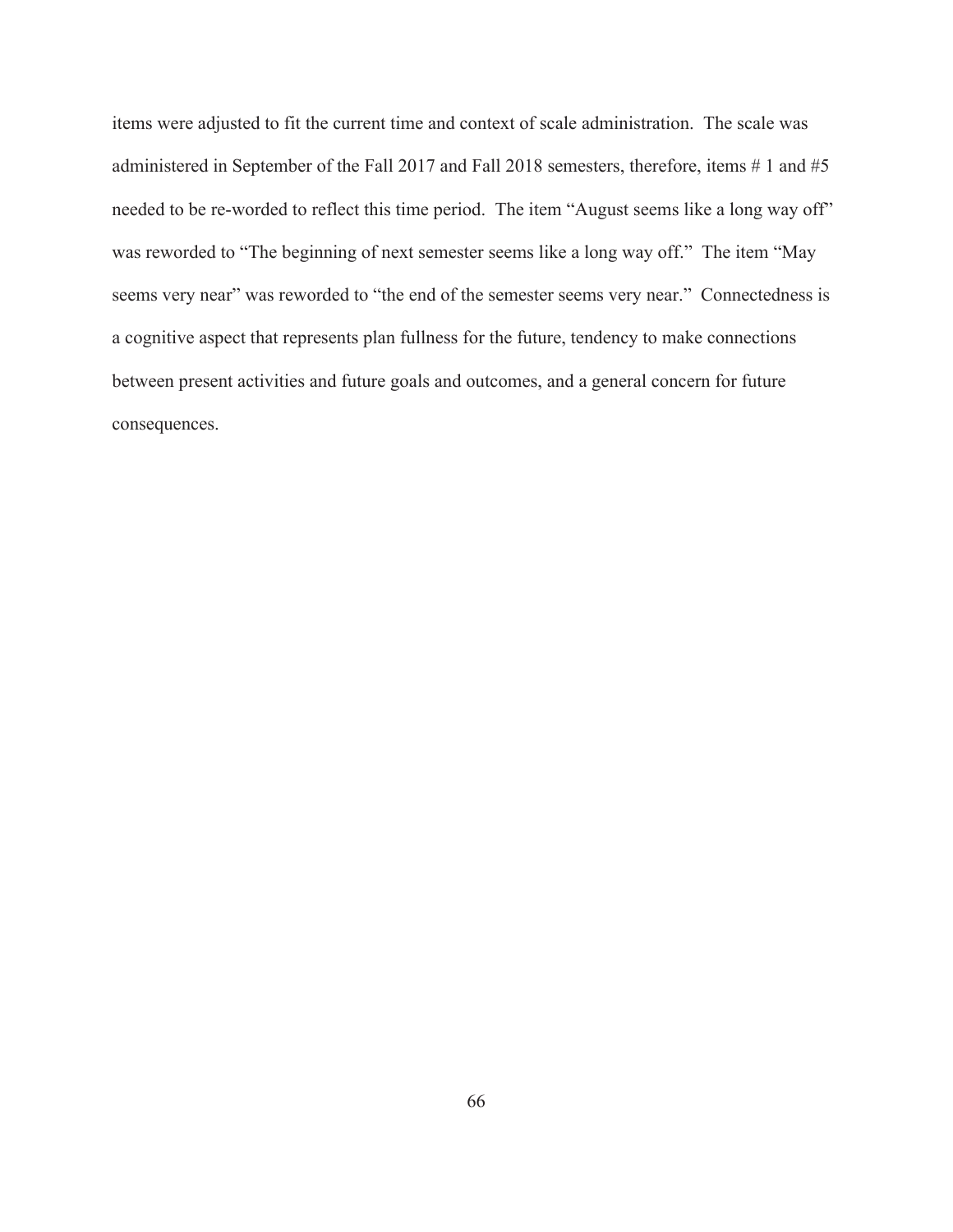items were adjusted to fit the current time and context of scale administration. The scale was administered in September of the Fall 2017 and Fall 2018 semesters, therefore, items # 1 and #5 needed to be re-worded to reflect this time period. The item "August seems like a long way off" was reworded to "The beginning of next semester seems like a long way off." The item "May seems very near" was reworded to "the end of the semester seems very near." Connectedness is a cognitive aspect that represents plan fullness for the future, tendency to make connections between present activities and future goals and outcomes, and a general concern for future consequences.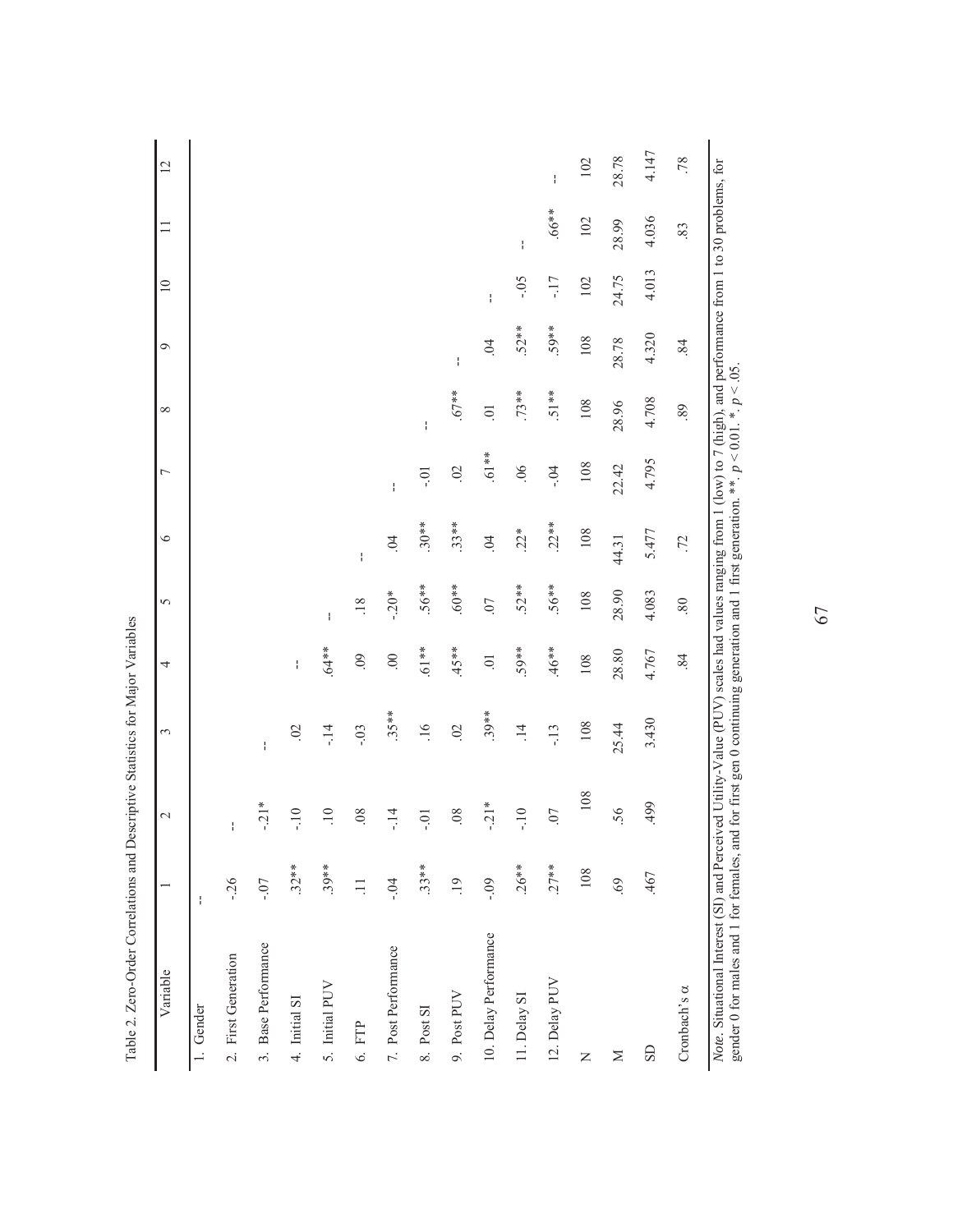Table 2. Zero-Order Correlations and Descriptive Statistics for Major Variables

| Variable | 1 | 2 | 3 | 4 | 5 | 6 | 7 | 8 | 9 | 10 | 11 | 12 |
|---|---|---|---|---|---|---|---|---|---|---|---|---|
| 1. Gender | -- | | | | | | | | | | | |
| 2. First Generation | -.26 | -- | | | | | | | | | | |
| 3. Base Performance | -.07 | -.21* | -- | | | | | | | | | |
| 4. Initial SI | .32** | -.10 | .02 | -- | | | | | | | | |
| 5. Initial PUV | .39** | .10 | -.14 | .64** | -- | | | | | | | |
| 6. FTP | .11 | .08 | -.03 | .09 | .18 | -- | | | | | | |
| 7. Post Performance | -.04 | -.14 | .35** | .00 | -.20* | .04 | -- | | | | | |
| 8. Post SI | .33** | -.01 | .16 | .61** | .56** | .30** | -.01 | -- | | | | |
| 9. Post PUV | .19 | .08 | .02 | .45** | .60** | .33** | .02 | .67** | -- | | | |
| 10. Delay Performance | -.09 | -.21* | .39** | .01 | .07 | .04 | .61** | .01 | .04 | -- | | |
| 11. Delay SI | .26** | -.10 | .14 | .59** | .52** | .22* | .06 | .73** | .52** | -.05 | -- | |
| 12. Delay PUV | .27** | .07 | -.13 | .46** | .56** | .22** | -.04 | .51** | .59** | -.17 | .66** | -- |
| N | 108 | 108 | 108 | 108 | 108 | 108 | 108 | 108 | 108 | 102 | 102 | 102 |
| M | .69 | .56 | 25.44 | 28.80 | 28.90 | 44.31 | 22.42 | 28.96 | 28.78 | 24.75 | 28.99 | 28.78 |
| SD | .467 | .499 | 3.430 | 4.767 | 4.083 | 5.477 | 4.795 | 4.708 | 4.320 | 4.013 | 4.036 | 4.147 |
| Cronbach's α | | | | .84 | .80 | .72 | | .89 | .84 | | .83 | .78 |

*Note*. Situational Interest (SI) and Perceived Utility-Value (PUV) scales had values ranging from 1 (low) to 7 (high), and performance from 1 to 30 problems, for gender 0 for males and 1 for females, and for first gen 0 continuing generation and 1 first generation. **. $p < 0.01$. *. $p < .05$.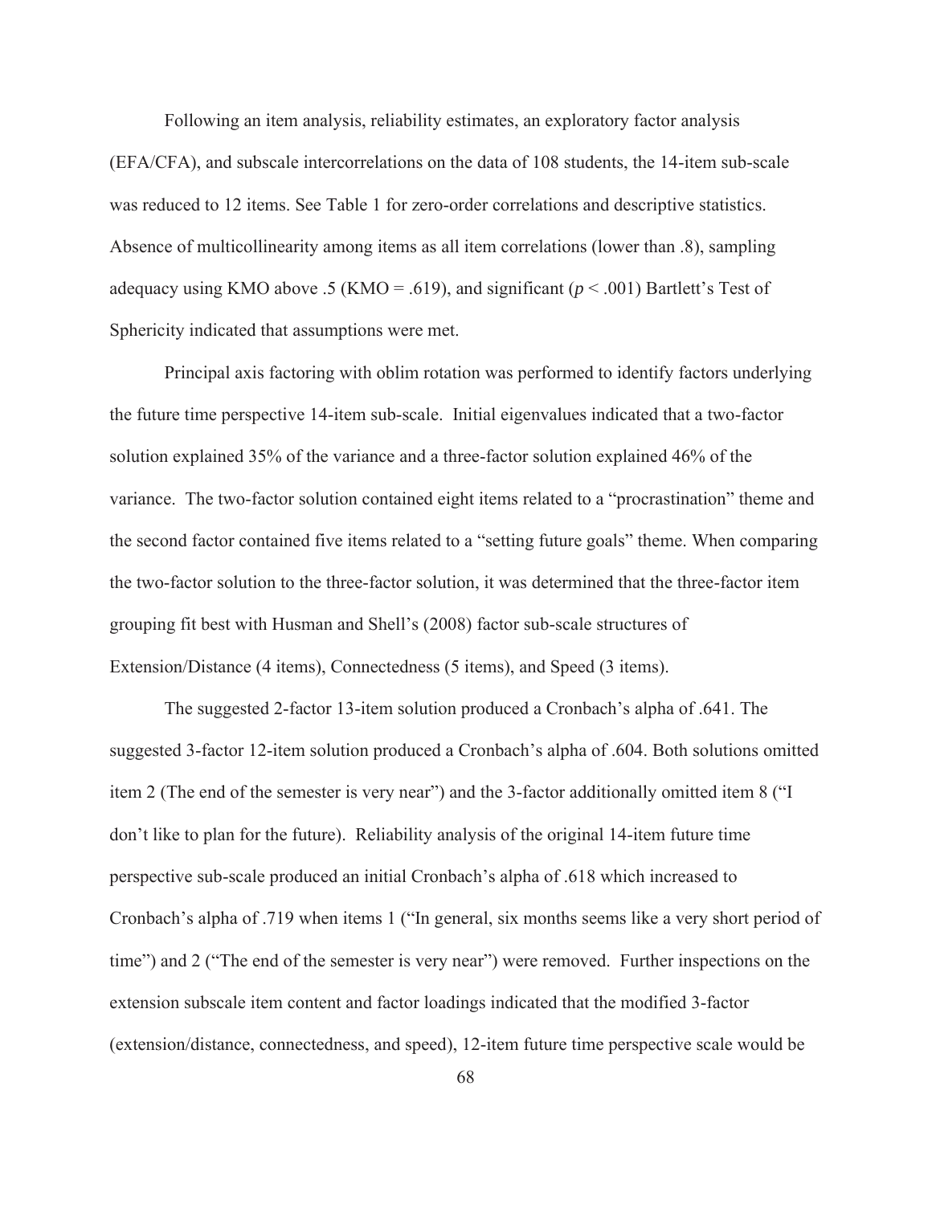Following an item analysis, reliability estimates, an exploratory factor analysis (EFA/CFA), and subscale intercorrelations on the data of 108 students, the 14-item sub-scale was reduced to 12 items. See Table 1 for zero-order correlations and descriptive statistics. Absence of multicollinearity among items as all item correlations (lower than .8), sampling adequacy using KMO above .5 (KMO = .619), and significant ($p < .001$) Bartlett's Test of Sphericity indicated that assumptions were met.

Principal axis factoring with oblim rotation was performed to identify factors underlying the future time perspective 14-item sub-scale. Initial eigenvalues indicated that a two-factor solution explained 35% of the variance and a three-factor solution explained 46% of the variance. The two-factor solution contained eight items related to a "procrastination" theme and the second factor contained five items related to a "setting future goals" theme. When comparing the two-factor solution to the three-factor solution, it was determined that the three-factor item grouping fit best with Husman and Shell's (2008) factor sub-scale structures of Extension/Distance (4 items), Connectedness (5 items), and Speed (3 items).

The suggested 2-factor 13-item solution produced a Cronbach's alpha of .641. The suggested 3-factor 12-item solution produced a Cronbach's alpha of .604. Both solutions omitted item 2 (The end of the semester is very near") and the 3-factor additionally omitted item 8 ("I don't like to plan for the future). Reliability analysis of the original 14-item future time perspective sub-scale produced an initial Cronbach's alpha of .618 which increased to Cronbach's alpha of .719 when items 1 ("In general, six months seems like a very short period of time") and 2 ("The end of the semester is very near") were removed. Further inspections on the extension subscale item content and factor loadings indicated that the modified 3-factor (extension/distance, connectedness, and speed), 12-item future time perspective scale would be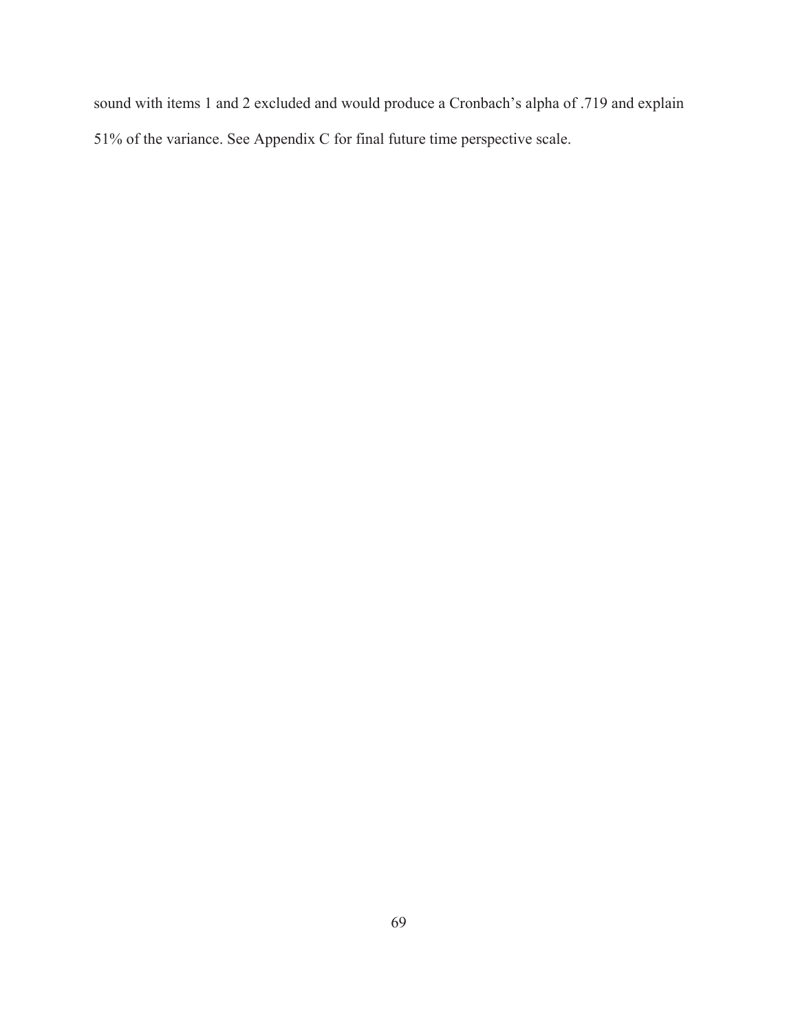sound with items 1 and 2 excluded and would produce a Cronbach's alpha of .719 and explain 51% of the variance. See Appendix C for final future time perspective scale.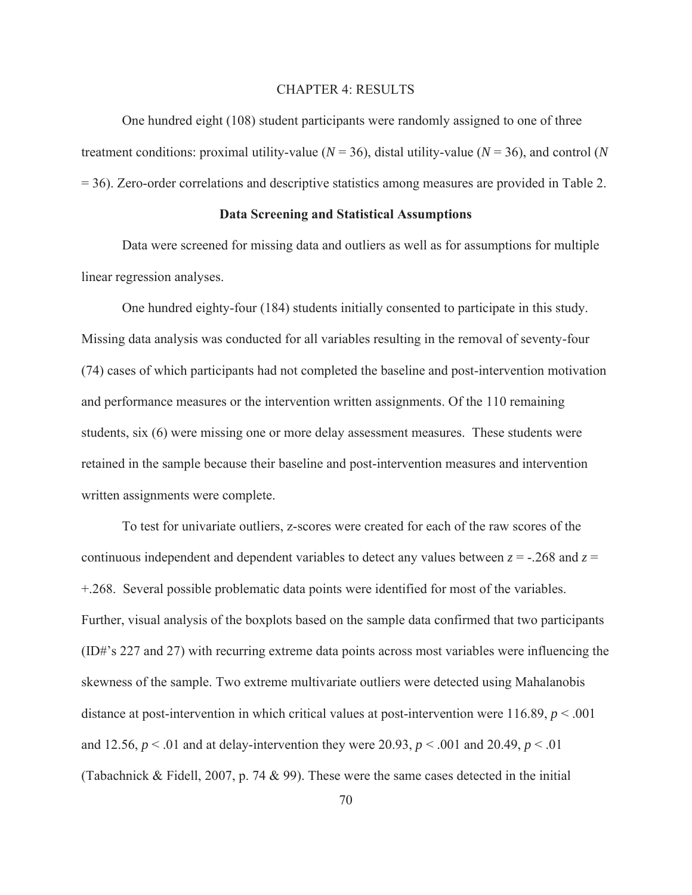## CHAPTER 4: RESULTS

One hundred eight (108) student participants were randomly assigned to one of three treatment conditions: proximal utility-value ($N = 36$), distal utility-value ($N = 36$), and control ($N = 36$). Zero-order correlations and descriptive statistics among measures are provided in Table 2.

### Data Screening and Statistical Assumptions

Data were screened for missing data and outliers as well as for assumptions for multiple linear regression analyses.

One hundred eighty-four (184) students initially consented to participate in this study. Missing data analysis was conducted for all variables resulting in the removal of seventy-four (74) cases of which participants had not completed the baseline and post-intervention motivation and performance measures or the intervention written assignments. Of the 110 remaining students, six (6) were missing one or more delay assessment measures. These students were retained in the sample because their baseline and post-intervention measures and intervention written assignments were complete.

To test for univariate outliers, z-scores were created for each of the raw scores of the continuous independent and dependent variables to detect any values between $z = -.268$ and $z = +.268$. Several possible problematic data points were identified for most of the variables. Further, visual analysis of the boxplots based on the sample data confirmed that two participants (ID#'s 227 and 27) with recurring extreme data points across most variables were influencing the skewness of the sample. Two extreme multivariate outliers were detected using Mahalanobis distance at post-intervention in which critical values at post-intervention were 116.89, $p < .001$ and 12.56, $p < .01$ and at delay-intervention they were 20.93, $p < .001$ and 20.49, $p < .01$ (Tabachnick & Fidell, 2007, p. 74 & 99). These were the same cases detected in the initial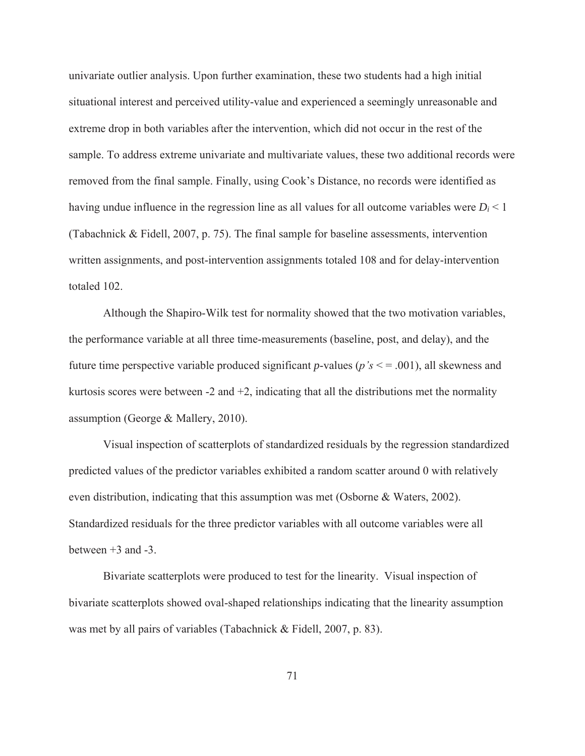univariate outlier analysis. Upon further examination, these two students had a high initial situational interest and perceived utility-value and experienced a seemingly unreasonable and extreme drop in both variables after the intervention, which did not occur in the rest of the sample. To address extreme univariate and multivariate values, these two additional records were removed from the final sample. Finally, using Cook's Distance, no records were identified as having undue influence in the regression line as all values for all outcome variables were $D_i < 1$ (Tabachnick & Fidell, 2007, p. 75). The final sample for baseline assessments, intervention written assignments, and post-intervention assignments totaled 108 and for delay-intervention totaled 102.

Although the Shapiro-Wilk test for normality showed that the two motivation variables, the performance variable at all three time-measurements (baseline, post, and delay), and the future time perspective variable produced significant *p*-values (*p's* < = .001), all skewness and kurtosis scores were between -2 and +2, indicating that all the distributions met the normality assumption (George & Mallery, 2010).

Visual inspection of scatterplots of standardized residuals by the regression standardized predicted values of the predictor variables exhibited a random scatter around 0 with relatively even distribution, indicating that this assumption was met (Osborne & Waters, 2002). Standardized residuals for the three predictor variables with all outcome variables were all between +3 and -3.

Bivariate scatterplots were produced to test for the linearity. Visual inspection of bivariate scatterplots showed oval-shaped relationships indicating that the linearity assumption was met by all pairs of variables (Tabachnick & Fidell, 2007, p. 83).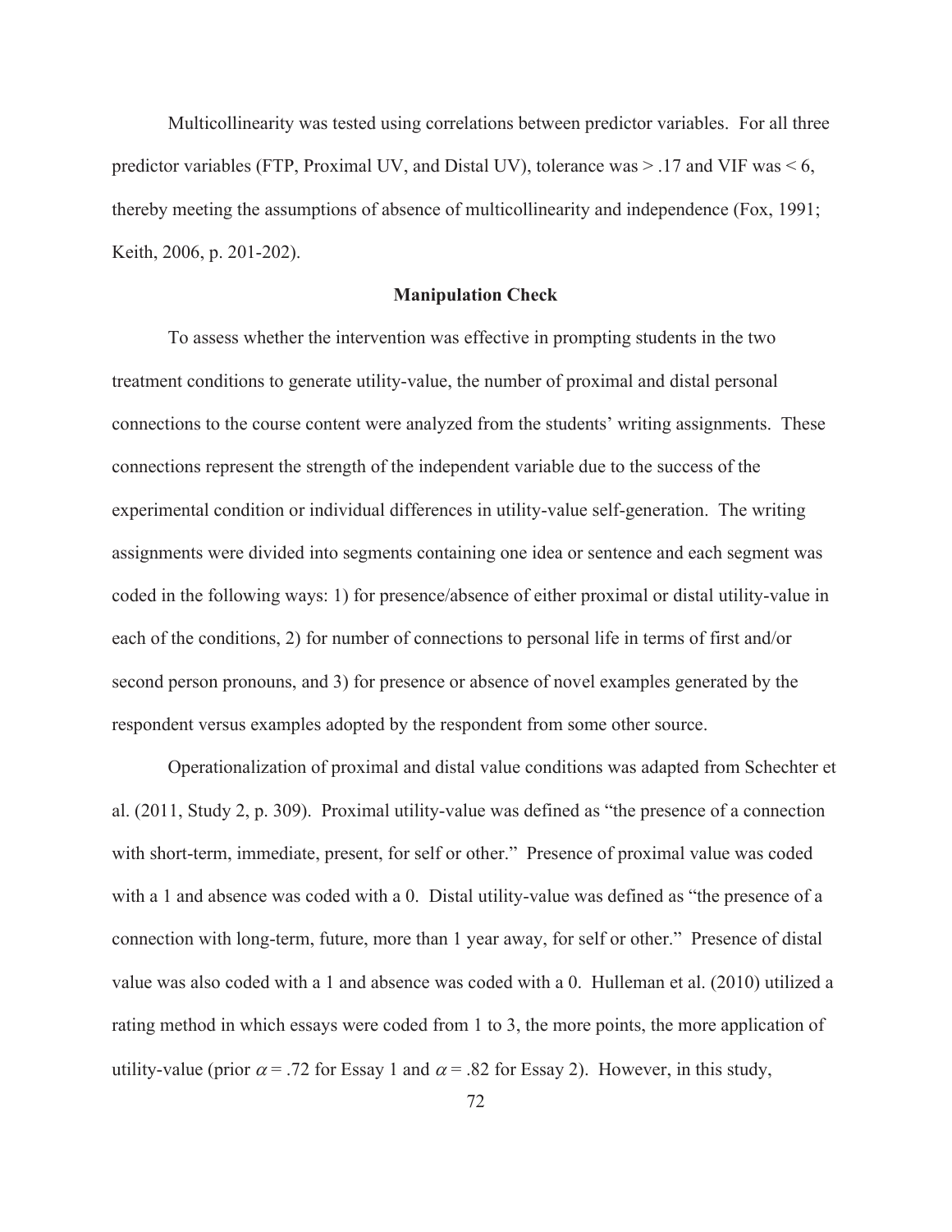Multicollinearity was tested using correlations between predictor variables. For all three predictor variables (FTP, Proximal UV, and Distal UV), tolerance was > .17 and VIF was < 6, thereby meeting the assumptions of absence of multicollinearity and independence (Fox, 1991; Keith, 2006, p. 201-202).

## Manipulation Check

To assess whether the intervention was effective in prompting students in the two treatment conditions to generate utility-value, the number of proximal and distal personal connections to the course content were analyzed from the students' writing assignments. These connections represent the strength of the independent variable due to the success of the experimental condition or individual differences in utility-value self-generation. The writing assignments were divided into segments containing one idea or sentence and each segment was coded in the following ways: 1) for presence/absence of either proximal or distal utility-value in each of the conditions, 2) for number of connections to personal life in terms of first and/or second person pronouns, and 3) for presence or absence of novel examples generated by the respondent versus examples adopted by the respondent from some other source.

Operationalization of proximal and distal value conditions was adapted from Schechter et al. (2011, Study 2, p. 309). Proximal utility-value was defined as "the presence of a connection with short-term, immediate, present, for self or other." Presence of proximal value was coded with a 1 and absence was coded with a 0. Distal utility-value was defined as "the presence of a connection with long-term, future, more than 1 year away, for self or other." Presence of distal value was also coded with a 1 and absence was coded with a 0. Hulleman et al. (2010) utilized a rating method in which essays were coded from 1 to 3, the more points, the more application of utility-value (prior $\alpha = .72$ for Essay 1 and $\alpha = .82$ for Essay 2). However, in this study,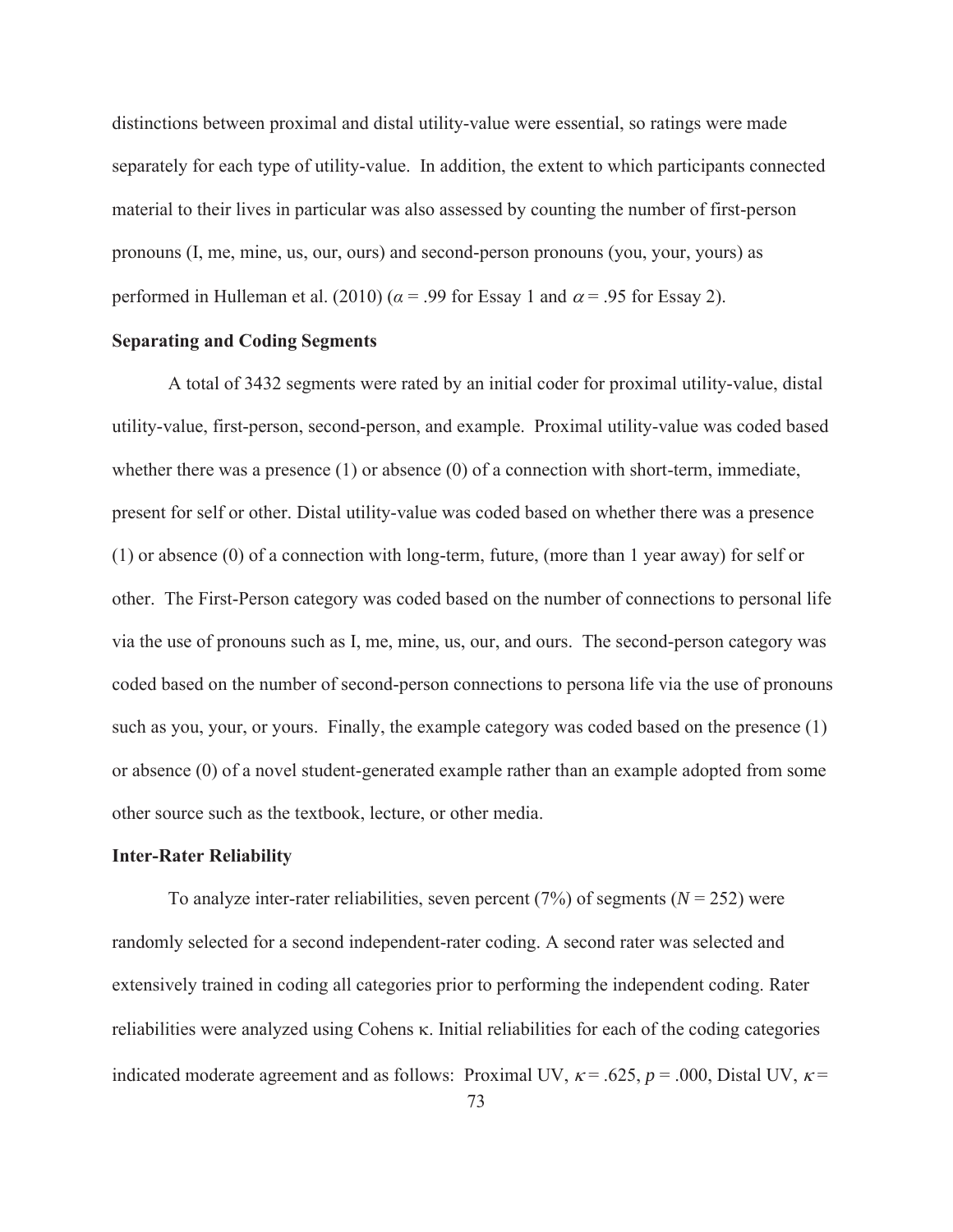distinctions between proximal and distal utility-value were essential, so ratings were made separately for each type of utility-value. In addition, the extent to which participants connected material to their lives in particular was also assessed by counting the number of first-person pronouns (I, me, mine, us, our, ours) and second-person pronouns (you, your, yours) as performed in Hulleman et al. (2010) ($\alpha$ = .99 for Essay 1 and $\alpha$ = .95 for Essay 2).

**Separating and Coding Segments**

A total of 3432 segments were rated by an initial coder for proximal utility-value, distal utility-value, first-person, second-person, and example. Proximal utility-value was coded based whether there was a presence (1) or absence (0) of a connection with short-term, immediate, present for self or other. Distal utility-value was coded based on whether there was a presence (1) or absence (0) of a connection with long-term, future, (more than 1 year away) for self or other. The First-Person category was coded based on the number of connections to personal life via the use of pronouns such as I, me, mine, us, our, and ours. The second-person category was coded based on the number of second-person connections to persona life via the use of pronouns such as you, your, or yours. Finally, the example category was coded based on the presence (1) or absence (0) of a novel student-generated example rather than an example adopted from some other source such as the textbook, lecture, or other media.

**Inter-Rater Reliability**

To analyze inter-rater reliabilities, seven percent (7%) of segments ($N$ = 252) were randomly selected for a second independent-rater coding. A second rater was selected and extensively trained in coding all categories prior to performing the independent coding. Rater reliabilities were analyzed using Cohens κ. Initial reliabilities for each of the coding categories indicated moderate agreement and as follows: Proximal UV, $\kappa$ = .625, $p$ = .000, Distal UV, $\kappa$ =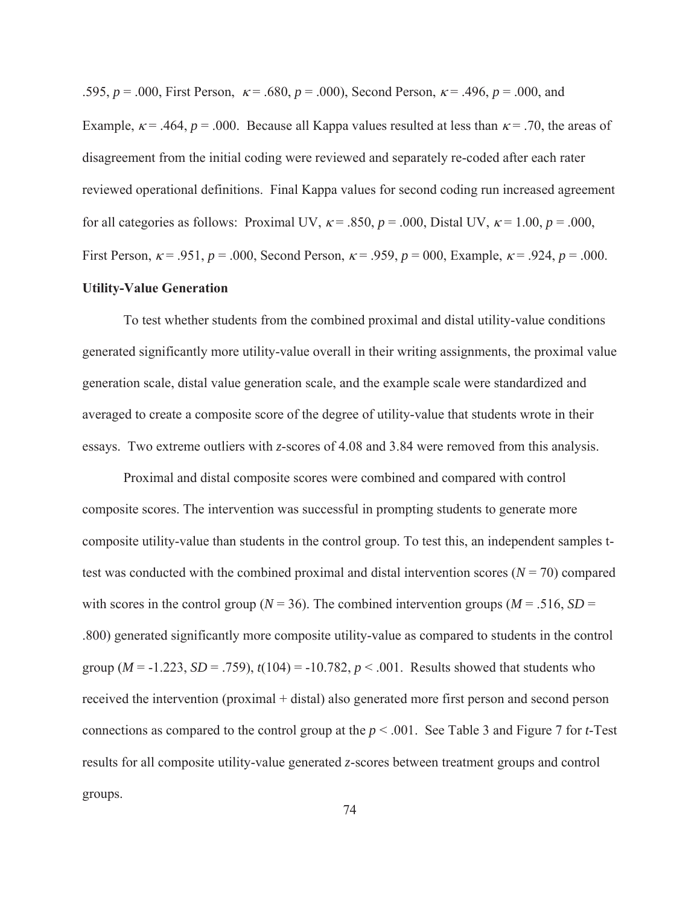.595, $p$ = .000, First Person, $\kappa$ = .680, $p$ = .000), Second Person, $\kappa$ = .496, $p$ = .000, and Example, $\kappa$ = .464, $p$ = .000. Because all Kappa values resulted at less than $\kappa$ = .70, the areas of disagreement from the initial coding were reviewed and separately re-coded after each rater reviewed operational definitions. Final Kappa values for second coding run increased agreement for all categories as follows: Proximal UV, $\kappa$ = .850, $p$ = .000, Distal UV, $\kappa$ = 1.00, $p$ = .000, First Person, $\kappa$ = .951, $p$ = .000, Second Person, $\kappa$ = .959, $p$ = 000, Example, $\kappa$ = .924, $p$ = .000.

**Utility-Value Generation**

To test whether students from the combined proximal and distal utility-value conditions generated significantly more utility-value overall in their writing assignments, the proximal value generation scale, distal value generation scale, and the example scale were standardized and averaged to create a composite score of the degree of utility-value that students wrote in their essays. Two extreme outliers with $z$-scores of 4.08 and 3.84 were removed from this analysis.

Proximal and distal composite scores were combined and compared with control composite scores. The intervention was successful in prompting students to generate more composite utility-value than students in the control group. To test this, an independent samples t-test was conducted with the combined proximal and distal intervention scores ($N$ = 70) compared with scores in the control group ($N$ = 36). The combined intervention groups ($M$ = .516, $SD$ = .800) generated significantly more composite utility-value as compared to students in the control group ($M$ = -1.223, $SD$ = .759), $t(104)$ = -10.782, $p$ < .001. Results showed that students who received the intervention (proximal + distal) also generated more first person and second person connections as compared to the control group at the $p$ < .001. See Table 3 and Figure 7 for $t$-Test results for all composite utility-value generated $z$-scores between treatment groups and control groups.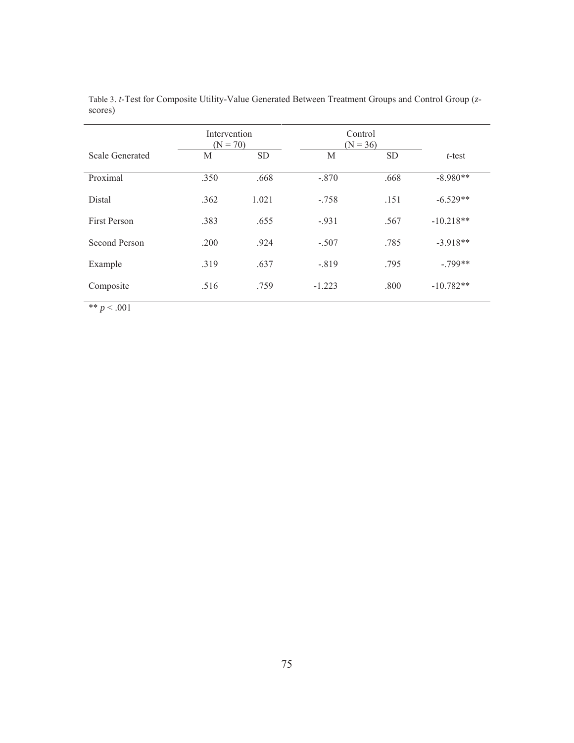Table 3. *t*-Test for Composite Utility-Value Generated Between Treatment Groups and Control Group (*z*-scores)

| | Intervention (N = 70) | | Control (N = 36) | | |
|---|---|---|---|---|---|
| Scale Generated | M | SD | M | SD | *t*-test |
| Proximal | .350 | .668 | -.870 | .668 | -8.980** |
| Distal | .362 | 1.021 | -.758 | .151 | -6.529** |
| First Person | .383 | .655 | -.931 | .567 | -10.218** |
| Second Person | .200 | .924 | -.507 | .785 | -3.918** |
| Example | .319 | .637 | -.819 | .795 | -.799** |
| Composite | .516 | .759 | -1.223 | .800 | -10.782** |

** $p < .001$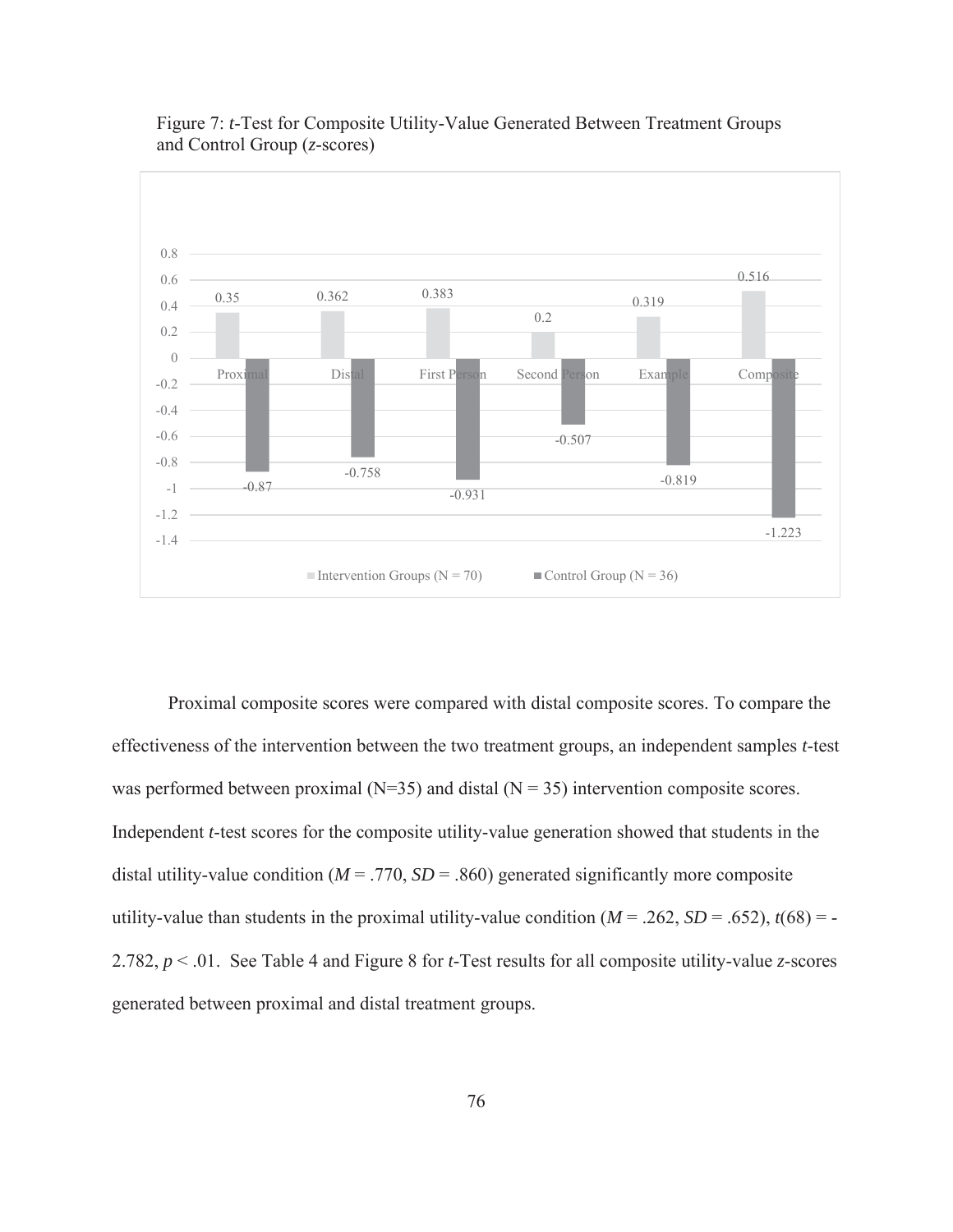Figure 7: *t*-Test for Composite Utility-Value Generated Between Treatment Groups and Control Group (*z*-scores)

| | Proximal | Distal | First Person | Second Person | Example | Composite |
|---|---|---|---|---|---|---|
| Intervention Groups (N = 70) | 0.35 | 0.362 | 0.383 | 0.2 | 0.319 | 0.516 |
| Control Group (N = 36) | -0.87 | -0.758 | -0.931 | -0.507 | -0.819 | -1.223 |

Proximal composite scores were compared with distal composite scores. To compare the effectiveness of the intervention between the two treatment groups, an independent samples *t*-test was performed between proximal (N=35) and distal (N = 35) intervention composite scores. Independent *t*-test scores for the composite utility-value generation showed that students in the distal utility-value condition (*M* = .770, *SD* = .860) generated significantly more composite utility-value than students in the proximal utility-value condition (*M* = .262, *SD* = .652), $t(68) = -2.782$, $p < .01$. See Table 4 and Figure 8 for *t*-Test results for all composite utility-value *z*-scores generated between proximal and distal treatment groups.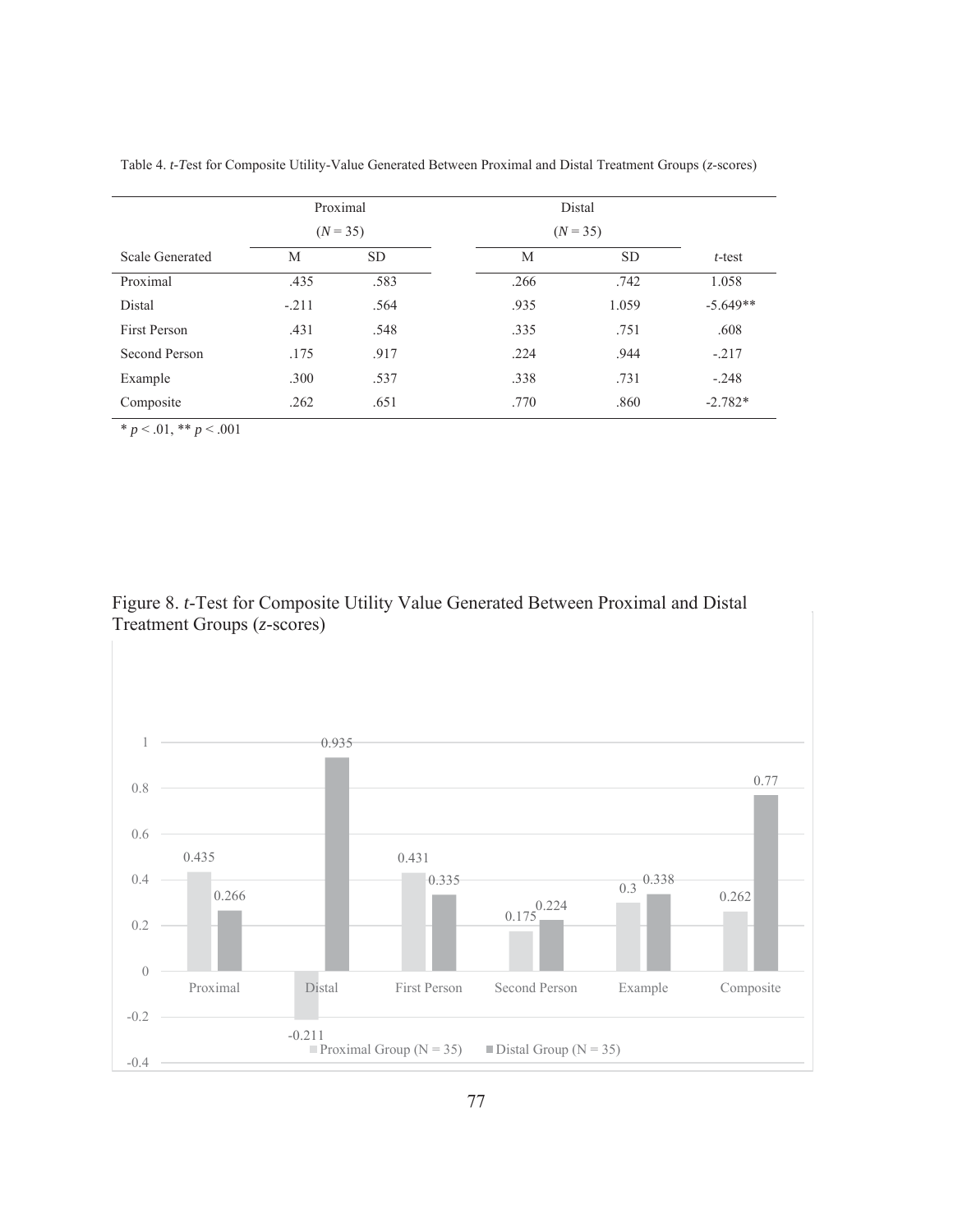Table 4. *t-T*est for Composite Utility-Value Generated Between Proximal and Distal Treatment Groups (*z*-scores)

| | Proximal ($N = 35$) | | Distal ($N = 35$) | | |
|---|---|---|---|---|---|
| Scale Generated | M | SD | M | SD | *t*-test |
| Proximal | .435 | .583 | .266 | .742 | 1.058 |
| Distal | -.211 | .564 | .935 | 1.059 | -5.649** |
| First Person | .431 | .548 | .335 | .751 | .608 |
| Second Person | .175 | .917 | .224 | .944 | -.217 |
| Example | .300 | .537 | .338 | .731 | -.248 |
| Composite | .262 | .651 | .770 | .860 | -2.782* |

* $p < .01$, ** $p < .001$

Figure 8. *t*-Test for Composite Utility Value Generated Between Proximal and Distal Treatment Groups (*z*-scores)

| | Proximal Group (N = 35) | Distal Group (N = 35) |
|---|---|---|
| Proximal | 0.435 | 0.266 |
| Distal | -0.211 | 0.935 |
| First Person | 0.431 | 0.335 |
| Second Person | 0.175 | 0.224 |
| Example | 0.3 | 0.338 |
| Composite | 0.262 | 0.77 |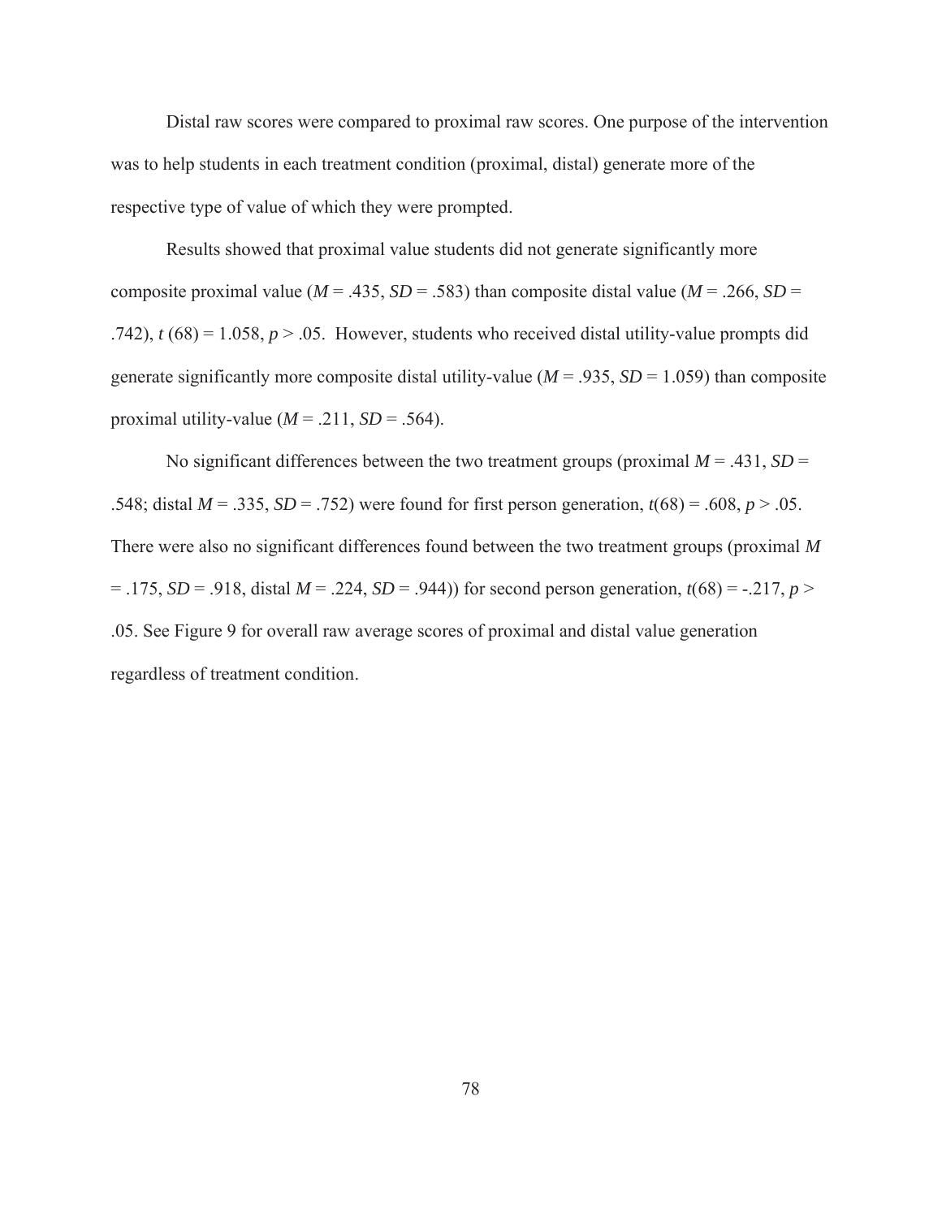Distal raw scores were compared to proximal raw scores. One purpose of the intervention was to help students in each treatment condition (proximal, distal) generate more of the respective type of value of which they were prompted.

Results showed that proximal value students did not generate significantly more composite proximal value ($M$ = .435, $SD$ = .583) than composite distal value ($M$ = .266, $SD$ = .742), $t$ (68) = 1.058, $p$ > .05. However, students who received distal utility-value prompts did generate significantly more composite distal utility-value ($M$ = .935, $SD$ = 1.059) than composite proximal utility-value ($M$ = .211, $SD$ = .564).

No significant differences between the two treatment groups (proximal $M$ = .431, $SD$ = .548; distal $M$ = .335, $SD$ = .752) were found for first person generation, $t$(68) = .608, $p$ > .05. There were also no significant differences found between the two treatment groups (proximal $M$ = .175, $SD$ = .918, distal $M$ = .224, $SD$ = .944)) for second person generation, $t$(68) = -.217, $p$ > .05. See Figure 9 for overall raw average scores of proximal and distal value generation regardless of treatment condition.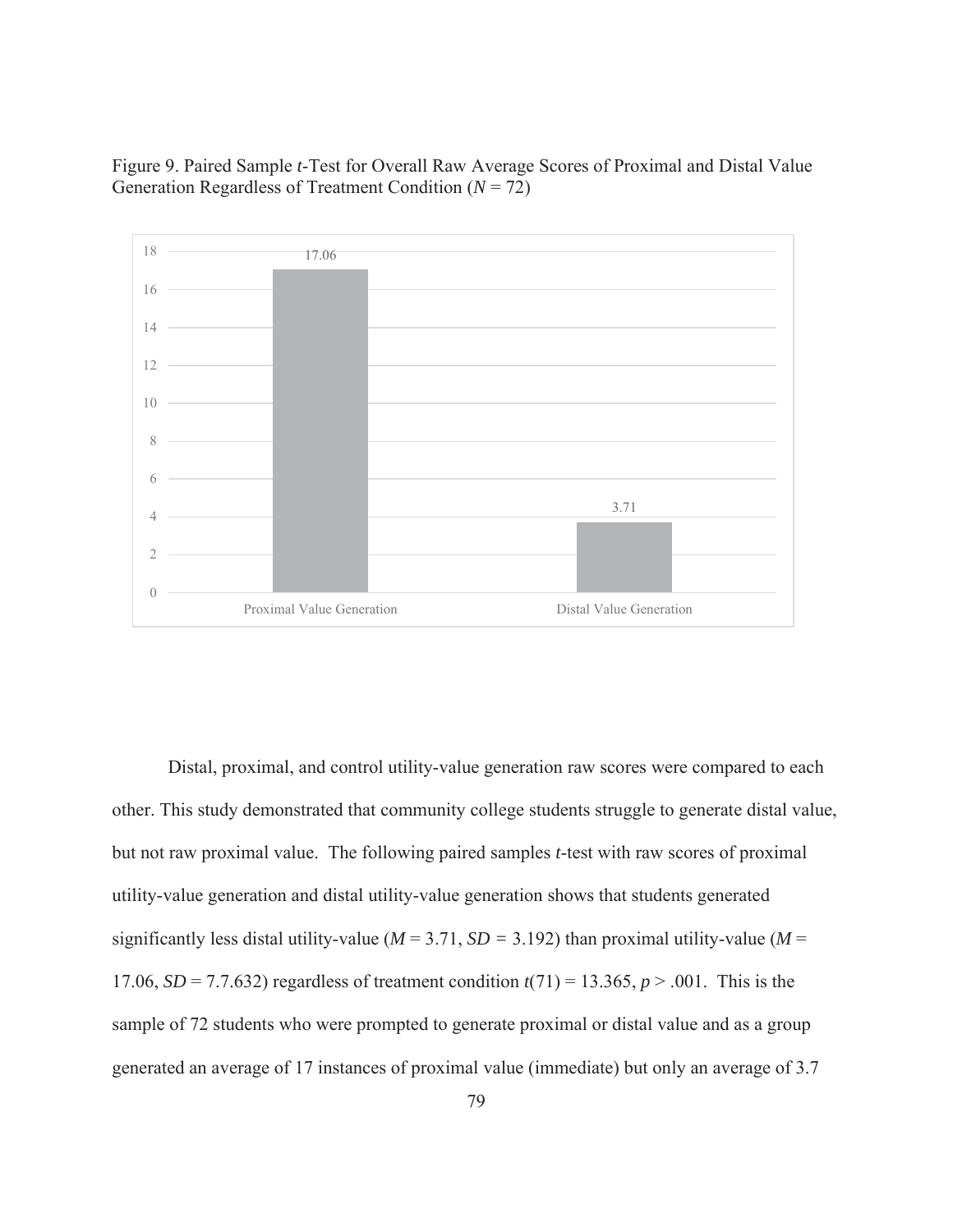Figure 9. Paired Sample *t*-Test for Overall Raw Average Scores of Proximal and Distal Value Generation Regardless of Treatment Condition ($N$ = 72)

Distal, proximal, and control utility-value generation raw scores were compared to each other. This study demonstrated that community college students struggle to generate distal value, but not raw proximal value. The following paired samples *t*-test with raw scores of proximal utility-value generation and distal utility-value generation shows that students generated significantly less distal utility-value ($M$ = 3.71, $SD$ = 3.192) than proximal utility-value ($M$ = 17.06, $SD$ = 7.7.632) regardless of treatment condition $t(71) = 13.365$, $p > .001$. This is the sample of 72 students who were prompted to generate proximal or distal value and as a group generated an average of 17 instances of proximal value (immediate) but only an average of 3.7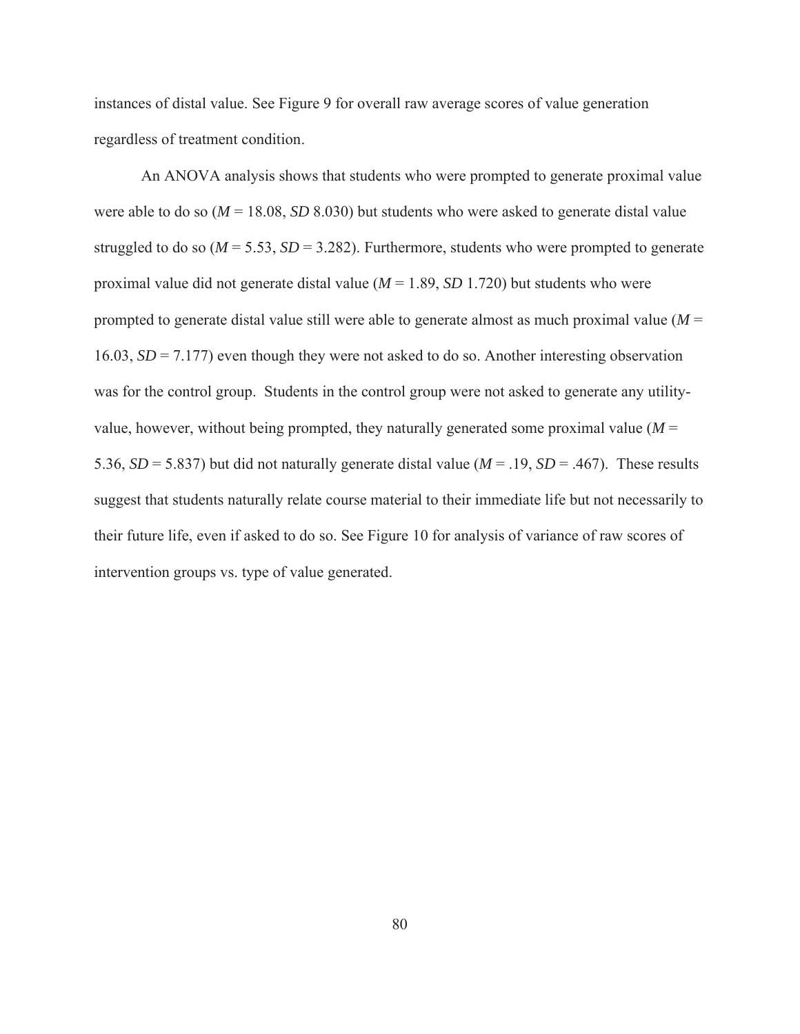instances of distal value. See Figure 9 for overall raw average scores of value generation regardless of treatment condition.

An ANOVA analysis shows that students who were prompted to generate proximal value were able to do so ($M$ = 18.08, $SD$ 8.030) but students who were asked to generate distal value struggled to do so ($M$ = 5.53, $SD$ = 3.282). Furthermore, students who were prompted to generate proximal value did not generate distal value ($M$ = 1.89, $SD$ 1.720) but students who were prompted to generate distal value still were able to generate almost as much proximal value ($M$ = 16.03, $SD$ = 7.177) even though they were not asked to do so. Another interesting observation was for the control group. Students in the control group were not asked to generate any utility-value, however, without being prompted, they naturally generated some proximal value ($M$ = 5.36, $SD$ = 5.837) but did not naturally generate distal value ($M$ = .19, $SD$ = .467). These results suggest that students naturally relate course material to their immediate life but not necessarily to their future life, even if asked to do so. See Figure 10 for analysis of variance of raw scores of intervention groups vs. type of value generated.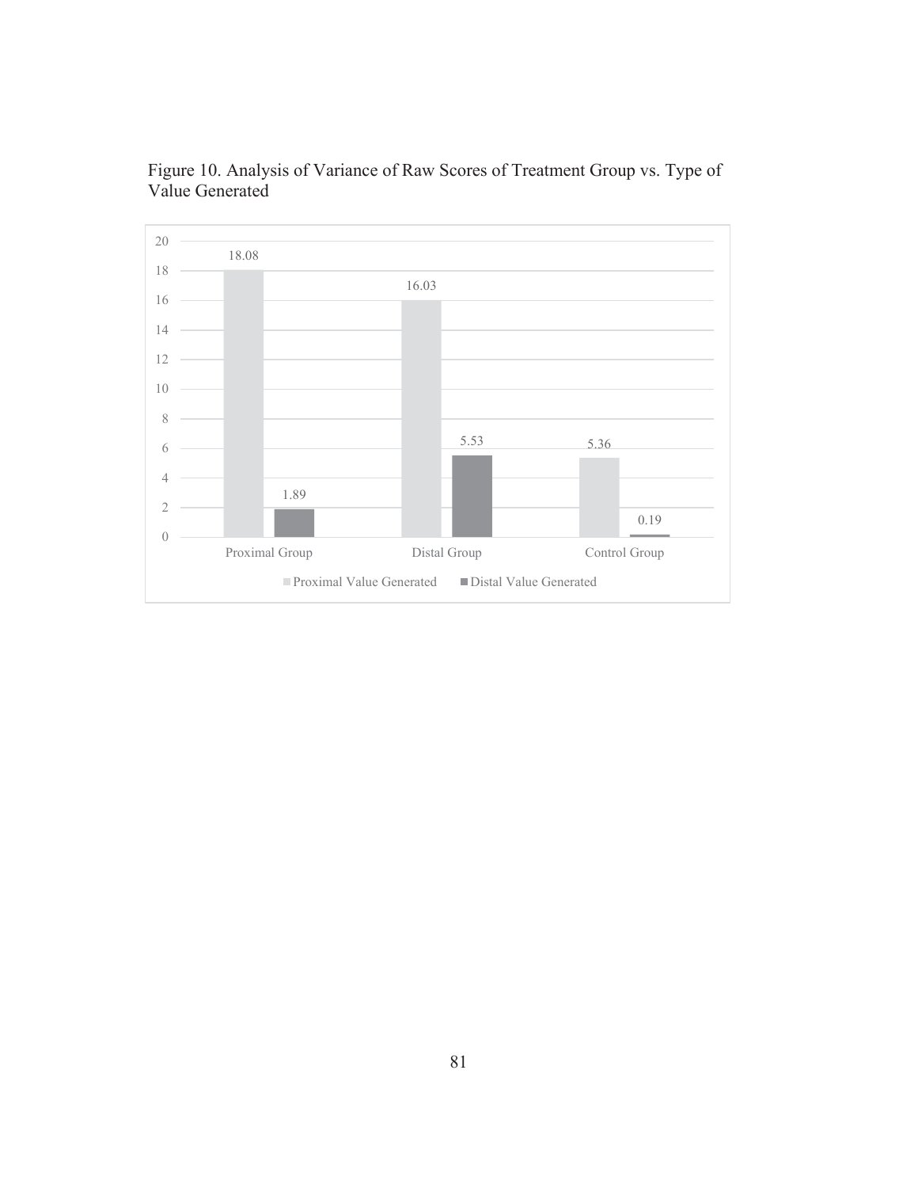Figure 10. Analysis of Variance of Raw Scores of Treatment Group vs. Type of Value Generated

| | Proximal Value Generated | Distal Value Generated |
|---|---|---|
| Proximal Group | 18.08 | 1.89 |
| Distal Group | 16.03 | 5.53 |
| Control Group | 5.36 | 0.19 |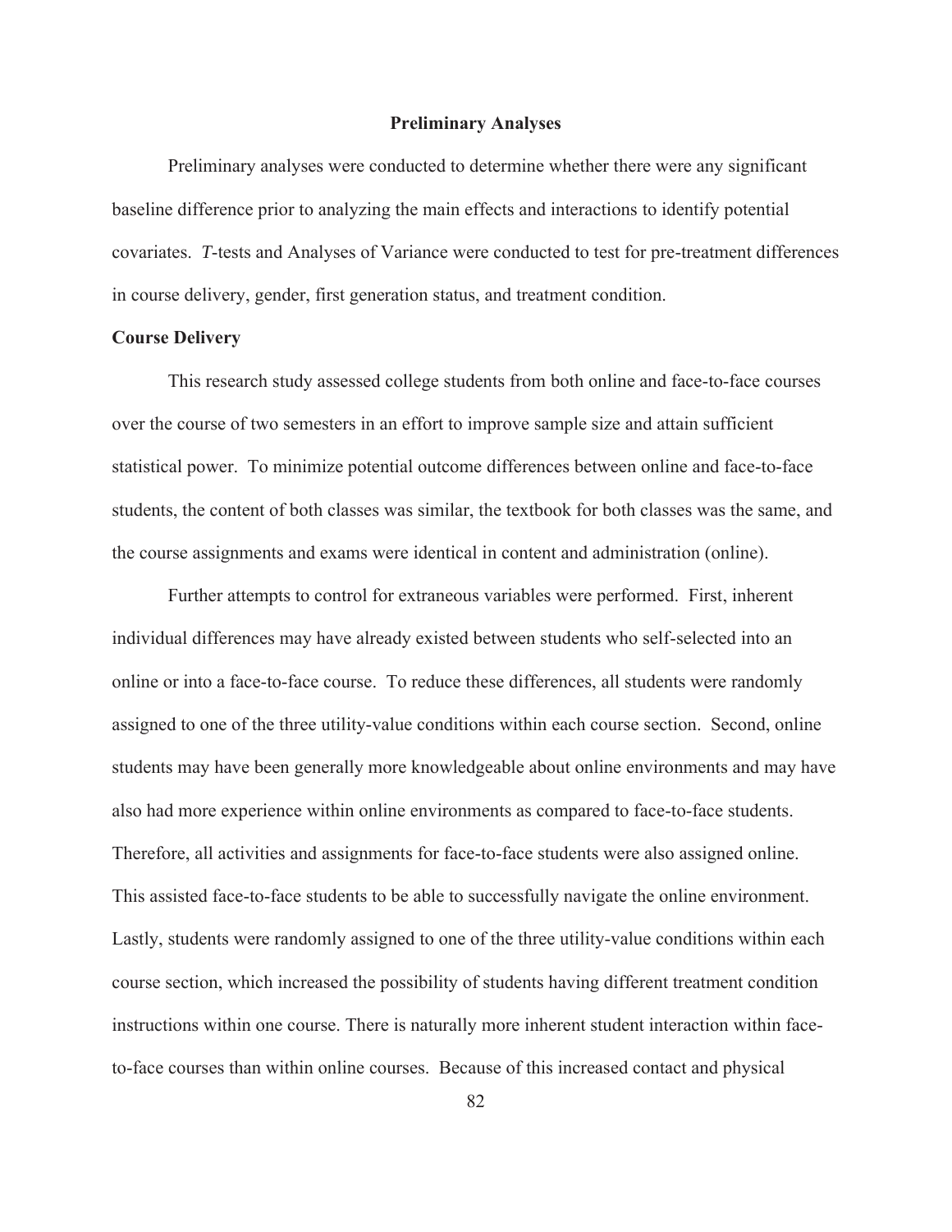## Preliminary Analyses

Preliminary analyses were conducted to determine whether there were any significant baseline difference prior to analyzing the main effects and interactions to identify potential covariates. *T*-tests and Analyses of Variance were conducted to test for pre-treatment differences in course delivery, gender, first generation status, and treatment condition.

### Course Delivery

This research study assessed college students from both online and face-to-face courses over the course of two semesters in an effort to improve sample size and attain sufficient statistical power. To minimize potential outcome differences between online and face-to-face students, the content of both classes was similar, the textbook for both classes was the same, and the course assignments and exams were identical in content and administration (online).

Further attempts to control for extraneous variables were performed. First, inherent individual differences may have already existed between students who self-selected into an online or into a face-to-face course. To reduce these differences, all students were randomly assigned to one of the three utility-value conditions within each course section. Second, online students may have been generally more knowledgeable about online environments and may have also had more experience within online environments as compared to face-to-face students. Therefore, all activities and assignments for face-to-face students were also assigned online. This assisted face-to-face students to be able to successfully navigate the online environment. Lastly, students were randomly assigned to one of the three utility-value conditions within each course section, which increased the possibility of students having different treatment condition instructions within one course. There is naturally more inherent student interaction within face-to-face courses than within online courses. Because of this increased contact and physical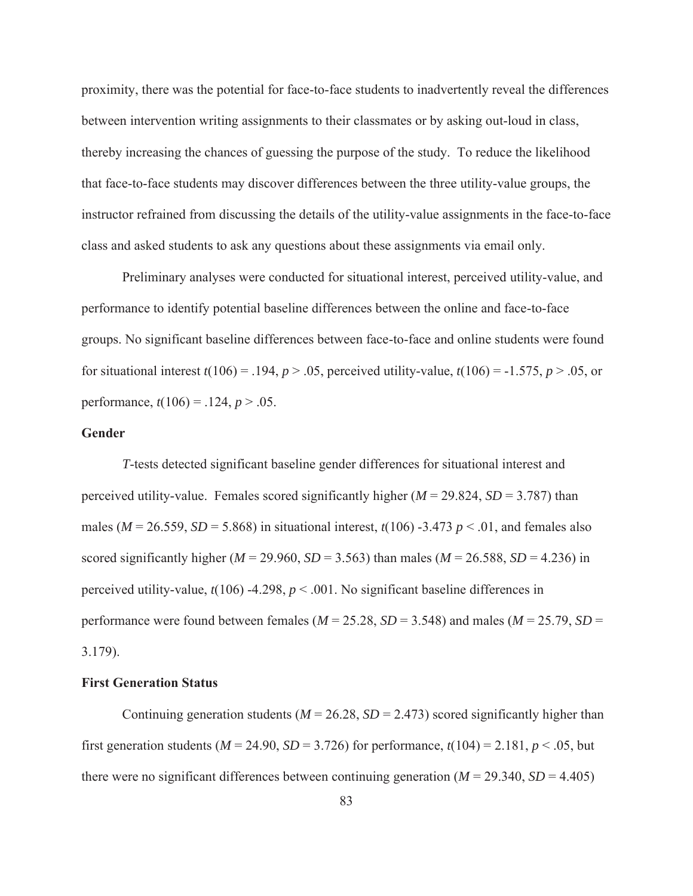proximity, there was the potential for face-to-face students to inadvertently reveal the differences between intervention writing assignments to their classmates or by asking out-loud in class, thereby increasing the chances of guessing the purpose of the study. To reduce the likelihood that face-to-face students may discover differences between the three utility-value groups, the instructor refrained from discussing the details of the utility-value assignments in the face-to-face class and asked students to ask any questions about these assignments via email only.

Preliminary analyses were conducted for situational interest, perceived utility-value, and performance to identify potential baseline differences between the online and face-to-face groups. No significant baseline differences between face-to-face and online students were found for situational interest $t(106) = .194$, $p > .05$, perceived utility-value, $t(106) = -1.575$, $p > .05$, or performance, $t(106) = .124$, $p > .05$.

**Gender**

*T*-tests detected significant baseline gender differences for situational interest and perceived utility-value. Females scored significantly higher ($M = 29.824$, $SD = 3.787$) than males ($M = 26.559$, $SD = 5.868$) in situational interest, $t(106)$ -3.473 $p < .01$, and females also scored significantly higher ($M = 29.960$, $SD = 3.563$) than males ($M = 26.588$, $SD = 4.236$) in perceived utility-value, $t(106)$ -4.298, $p < .001$. No significant baseline differences in performance were found between females ($M = 25.28$, $SD = 3.548$) and males ($M = 25.79$, $SD = 3.179$).

**First Generation Status**

Continuing generation students ($M = 26.28$, $SD = 2.473$) scored significantly higher than first generation students ($M = 24.90$, $SD = 3.726$) for performance, $t(104) = 2.181$, $p < .05$, but there were no significant differences between continuing generation ($M = 29.340$, $SD = 4.405$)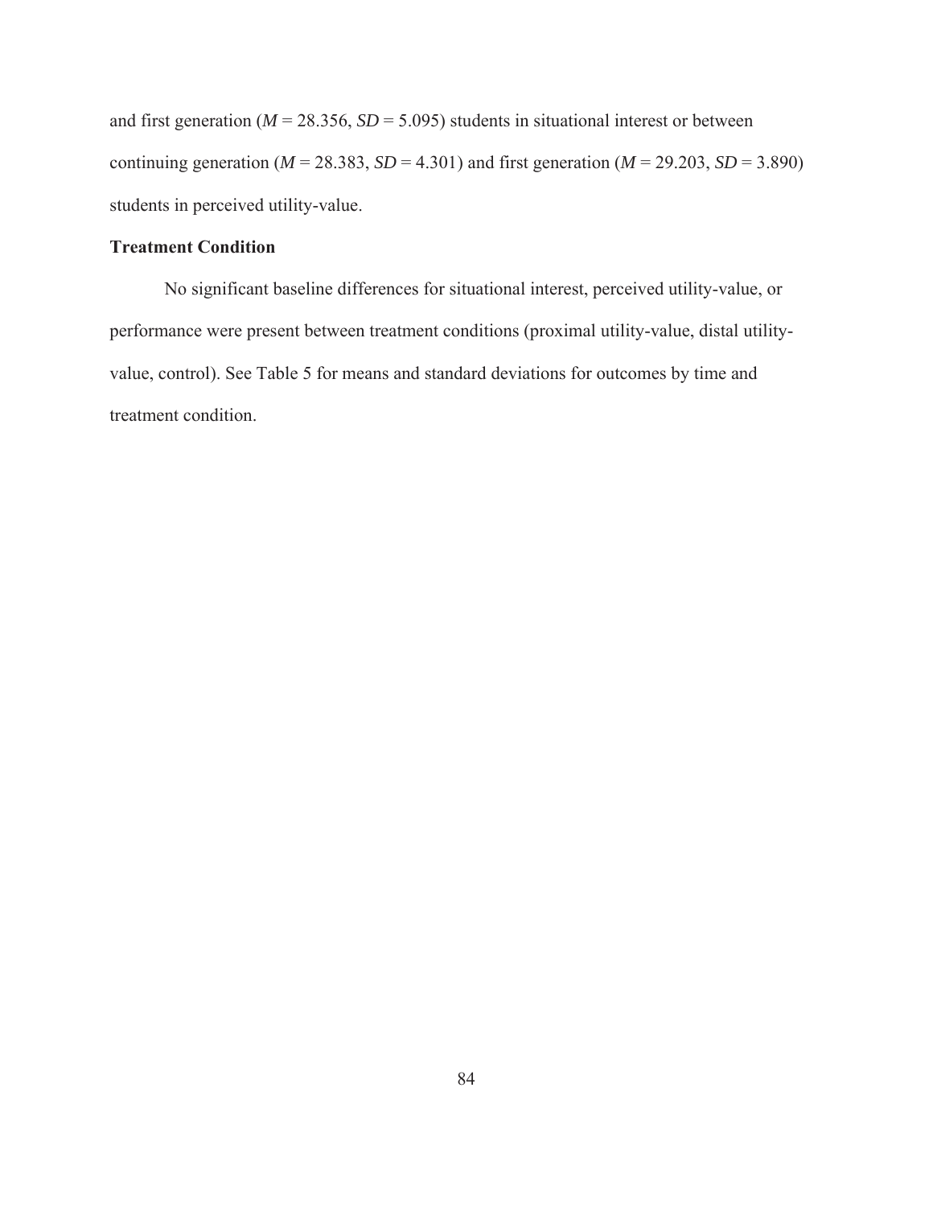and first generation ($M$ = 28.356, $SD$ = 5.095) students in situational interest or between continuing generation ($M$ = 28.383, $SD$ = 4.301) and first generation ($M$ = 29.203, $SD$ = 3.890) students in perceived utility-value.

### Treatment Condition

No significant baseline differences for situational interest, perceived utility-value, or performance were present between treatment conditions (proximal utility-value, distal utility-value, control). See Table 5 for means and standard deviations for outcomes by time and treatment condition.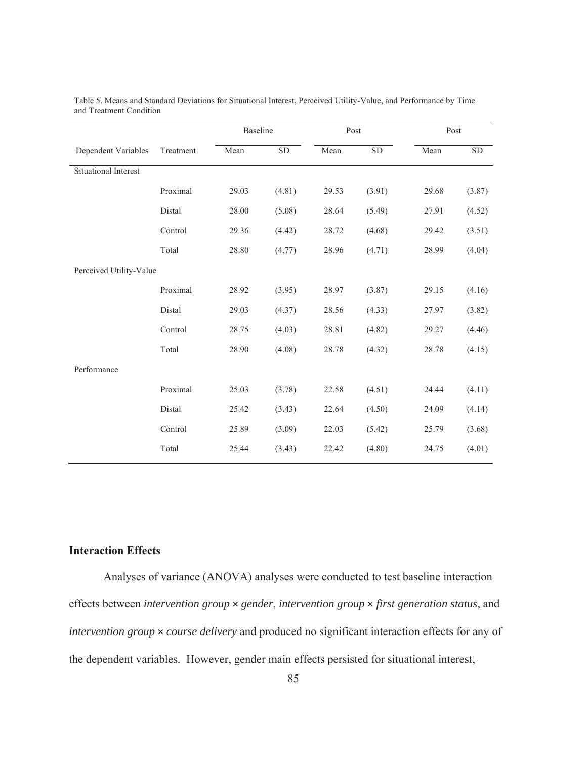Table 5. Means and Standard Deviations for Situational Interest, Perceived Utility-Value, and Performance by Time and Treatment Condition

| | | Baseline | | Post | | Post | |
|---|---|---|---|---|---|---|---|
| Dependent Variables | Treatment | Mean | SD | Mean | SD | Mean | SD |
| Situational Interest | | | | | | | |
| | Proximal | 29.03 | (4.81) | 29.53 | (3.91) | 29.68 | (3.87) |
| | Distal | 28.00 | (5.08) | 28.64 | (5.49) | 27.91 | (4.52) |
| | Control | 29.36 | (4.42) | 28.72 | (4.68) | 29.42 | (3.51) |
| | Total | 28.80 | (4.77) | 28.96 | (4.71) | 28.99 | (4.04) |
| Perceived Utility-Value | | | | | | | |
| | Proximal | 28.92 | (3.95) | 28.97 | (3.87) | 29.15 | (4.16) |
| | Distal | 29.03 | (4.37) | 28.56 | (4.33) | 27.97 | (3.82) |
| | Control | 28.75 | (4.03) | 28.81 | (4.82) | 29.27 | (4.46) |
| | Total | 28.90 | (4.08) | 28.78 | (4.32) | 28.78 | (4.15) |
| Performance | | | | | | | |
| | Proximal | 25.03 | (3.78) | 22.58 | (4.51) | 24.44 | (4.11) |
| | Distal | 25.42 | (3.43) | 22.64 | (4.50) | 24.09 | (4.14) |
| | Control | 25.89 | (3.09) | 22.03 | (5.42) | 25.79 | (3.68) |
| | Total | 25.44 | (3.43) | 22.42 | (4.80) | 24.75 | (4.01) |

## Interaction Effects

Analyses of variance (ANOVA) analyses were conducted to test baseline interaction effects between *intervention group × gender*, *intervention group × first generation status*, and *intervention group × course delivery* and produced no significant interaction effects for any of the dependent variables. However, gender main effects persisted for situational interest,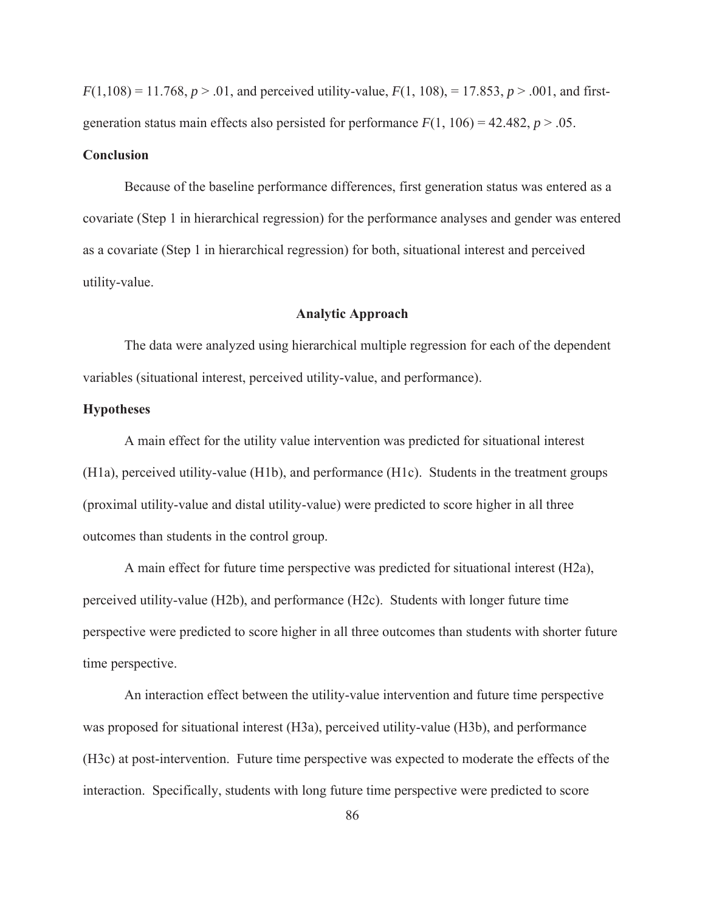$F(1,108) = 11.768$, $p > .01$, and perceived utility-value, $F(1, 108)$, $= 17.853$, $p > .001$, and first-generation status main effects also persisted for performance $F(1, 106) = 42.482$, $p > .05$.

### Conclusion

Because of the baseline performance differences, first generation status was entered as a covariate (Step 1 in hierarchical regression) for the performance analyses and gender was entered as a covariate (Step 1 in hierarchical regression) for both, situational interest and perceived utility-value.

## Analytic Approach

The data were analyzed using hierarchical multiple regression for each of the dependent variables (situational interest, perceived utility-value, and performance).

### Hypotheses

A main effect for the utility value intervention was predicted for situational interest (H1a), perceived utility-value (H1b), and performance (H1c). Students in the treatment groups (proximal utility-value and distal utility-value) were predicted to score higher in all three outcomes than students in the control group.

A main effect for future time perspective was predicted for situational interest (H2a), perceived utility-value (H2b), and performance (H2c). Students with longer future time perspective were predicted to score higher in all three outcomes than students with shorter future time perspective.

An interaction effect between the utility-value intervention and future time perspective was proposed for situational interest (H3a), perceived utility-value (H3b), and performance (H3c) at post-intervention. Future time perspective was expected to moderate the effects of the interaction. Specifically, students with long future time perspective were predicted to score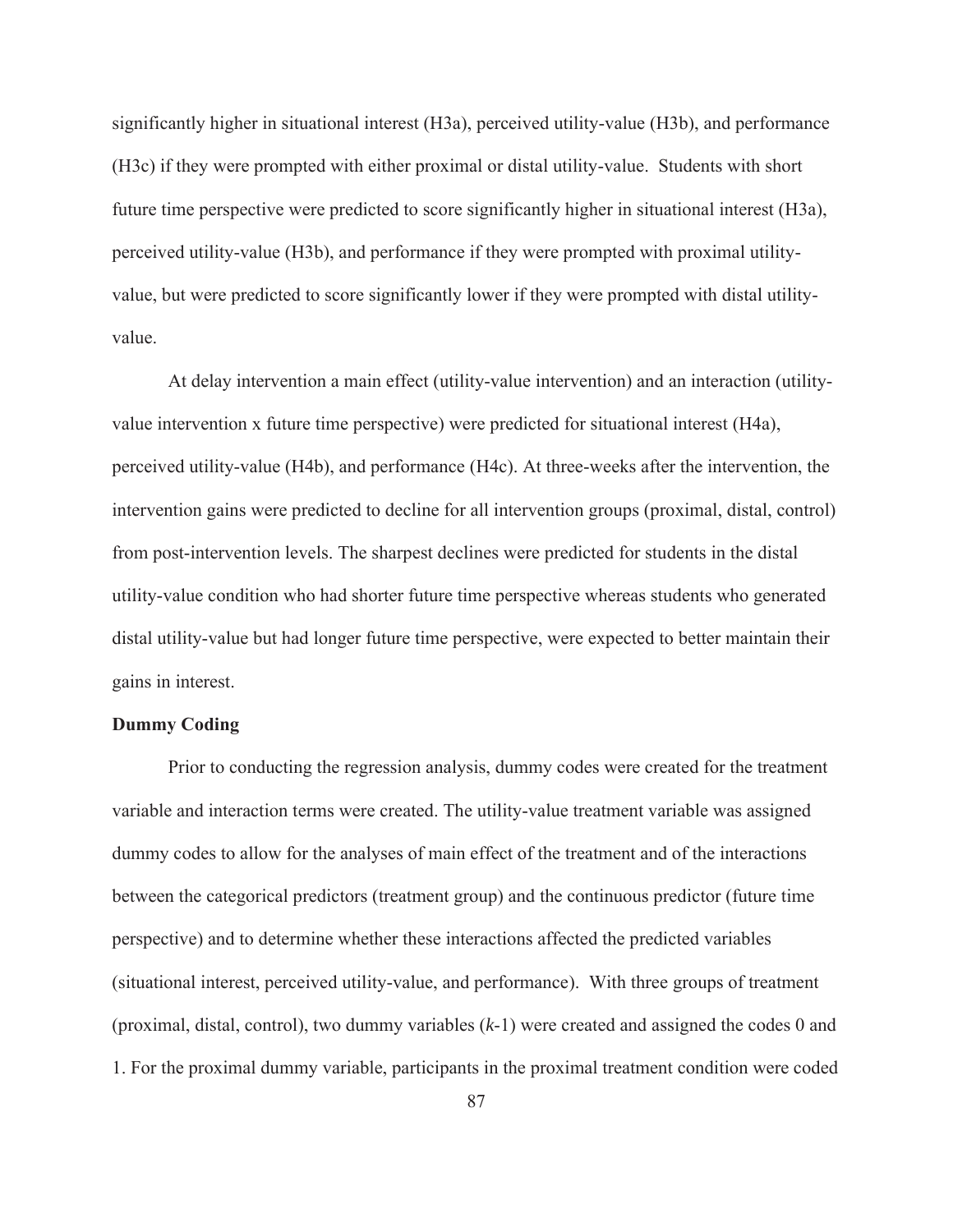significantly higher in situational interest (H3a), perceived utility-value (H3b), and performance (H3c) if they were prompted with either proximal or distal utility-value. Students with short future time perspective were predicted to score significantly higher in situational interest (H3a), perceived utility-value (H3b), and performance if they were prompted with proximal utility-value, but were predicted to score significantly lower if they were prompted with distal utility-value.

At delay intervention a main effect (utility-value intervention) and an interaction (utility-value intervention x future time perspective) were predicted for situational interest (H4a), perceived utility-value (H4b), and performance (H4c). At three-weeks after the intervention, the intervention gains were predicted to decline for all intervention groups (proximal, distal, control) from post-intervention levels. The sharpest declines were predicted for students in the distal utility-value condition who had shorter future time perspective whereas students who generated distal utility-value but had longer future time perspective, were expected to better maintain their gains in interest.

**Dummy Coding**

Prior to conducting the regression analysis, dummy codes were created for the treatment variable and interaction terms were created. The utility-value treatment variable was assigned dummy codes to allow for the analyses of main effect of the treatment and of the interactions between the categorical predictors (treatment group) and the continuous predictor (future time perspective) and to determine whether these interactions affected the predicted variables (situational interest, perceived utility-value, and performance). With three groups of treatment (proximal, distal, control), two dummy variables (*k*-1) were created and assigned the codes 0 and 1. For the proximal dummy variable, participants in the proximal treatment condition were coded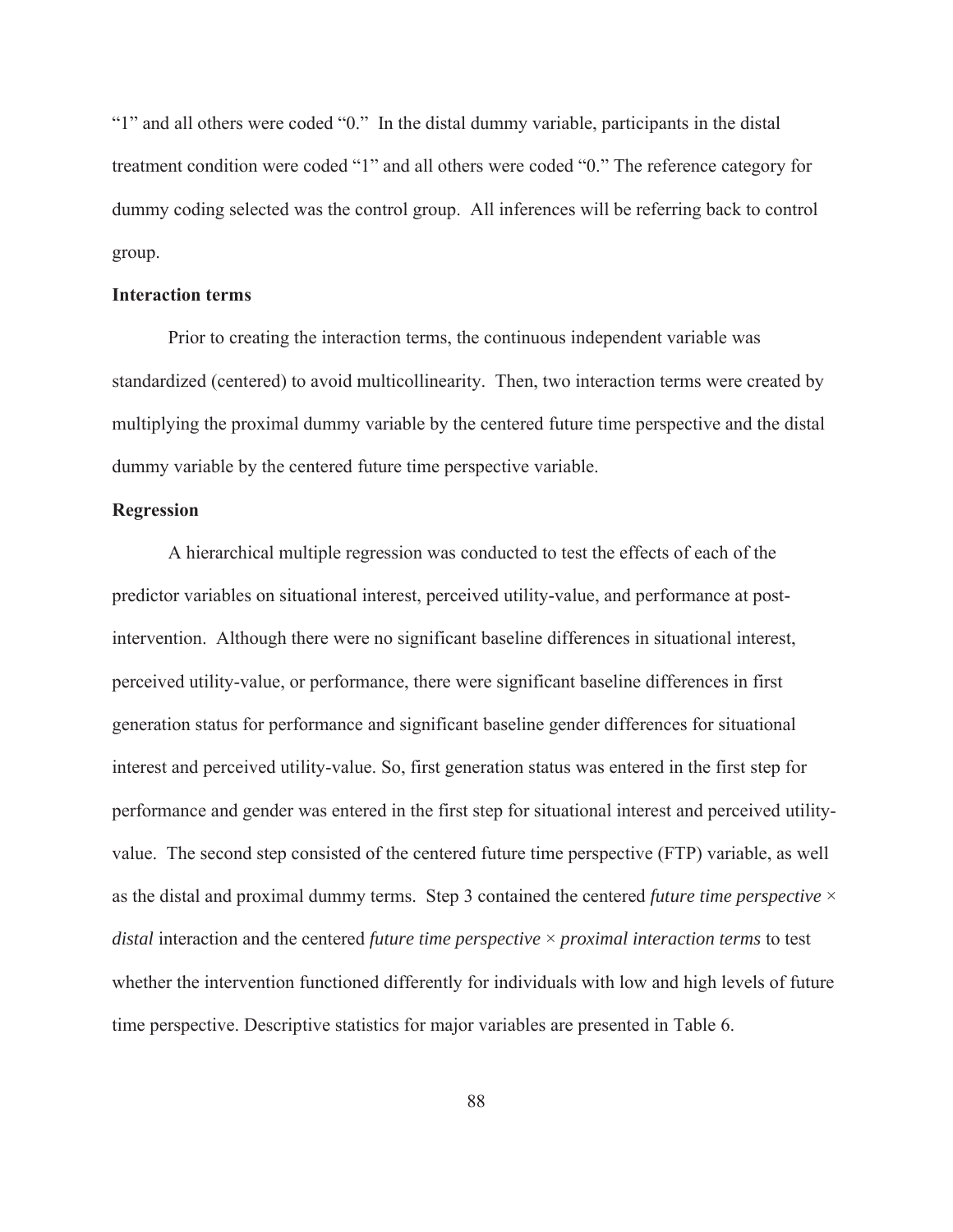"1" and all others were coded "0." In the distal dummy variable, participants in the distal treatment condition were coded "1" and all others were coded "0." The reference category for dummy coding selected was the control group. All inferences will be referring back to control group.

**Interaction terms**

Prior to creating the interaction terms, the continuous independent variable was standardized (centered) to avoid multicollinearity. Then, two interaction terms were created by multiplying the proximal dummy variable by the centered future time perspective and the distal dummy variable by the centered future time perspective variable.

**Regression**

A hierarchical multiple regression was conducted to test the effects of each of the predictor variables on situational interest, perceived utility-value, and performance at post-intervention. Although there were no significant baseline differences in situational interest, perceived utility-value, or performance, there were significant baseline differences in first generation status for performance and significant baseline gender differences for situational interest and perceived utility-value. So, first generation status was entered in the first step for performance and gender was entered in the first step for situational interest and perceived utility-value. The second step consisted of the centered future time perspective (FTP) variable, as well as the distal and proximal dummy terms. Step 3 contained the centered *future time perspective* × *distal* interaction and the centered *future time perspective* × *proximal interaction terms* to test whether the intervention functioned differently for individuals with low and high levels of future time perspective. Descriptive statistics for major variables are presented in Table 6.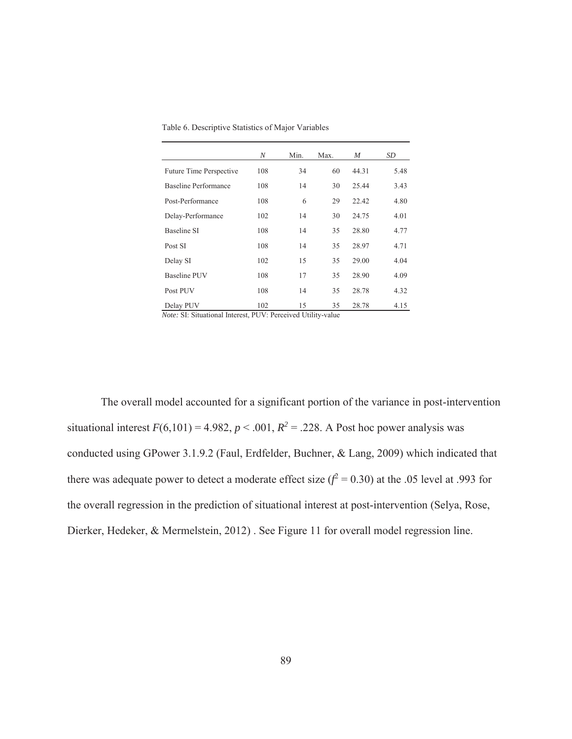Table 6. Descriptive Statistics of Major Variables

| | *N* | Min. | Max. | *M* | *SD* |
|---|---|---|---|---|---|
| Future Time Perspective | 108 | 34 | 60 | 44.31 | 5.48 |
| Baseline Performance | 108 | 14 | 30 | 25.44 | 3.43 |
| Post-Performance | 108 | 6 | 29 | 22.42 | 4.80 |
| Delay-Performance | 102 | 14 | 30 | 24.75 | 4.01 |
| Baseline SI | 108 | 14 | 35 | 28.80 | 4.77 |
| Post SI | 108 | 14 | 35 | 28.97 | 4.71 |
| Delay SI | 102 | 15 | 35 | 29.00 | 4.04 |
| Baseline PUV | 108 | 17 | 35 | 28.90 | 4.09 |
| Post PUV | 108 | 14 | 35 | 28.78 | 4.32 |
| Delay PUV | 102 | 15 | 35 | 28.78 | 4.15 |

*Note:* SI: Situational Interest, PUV: Perceived Utility-value

The overall model accounted for a significant portion of the variance in post-intervention situational interest $F(6,101) = 4.982$, $p < .001$, $R^2 = .228$. A Post hoc power analysis was conducted using GPower 3.1.9.2 (Faul, Erdfelder, Buchner, & Lang, 2009) which indicated that there was adequate power to detect a moderate effect size ($f^2 = 0.30$) at the .05 level at .993 for the overall regression in the prediction of situational interest at post-intervention (Selya, Rose, Dierker, Hedeker, & Mermelstein, 2012) . See Figure 11 for overall model regression line.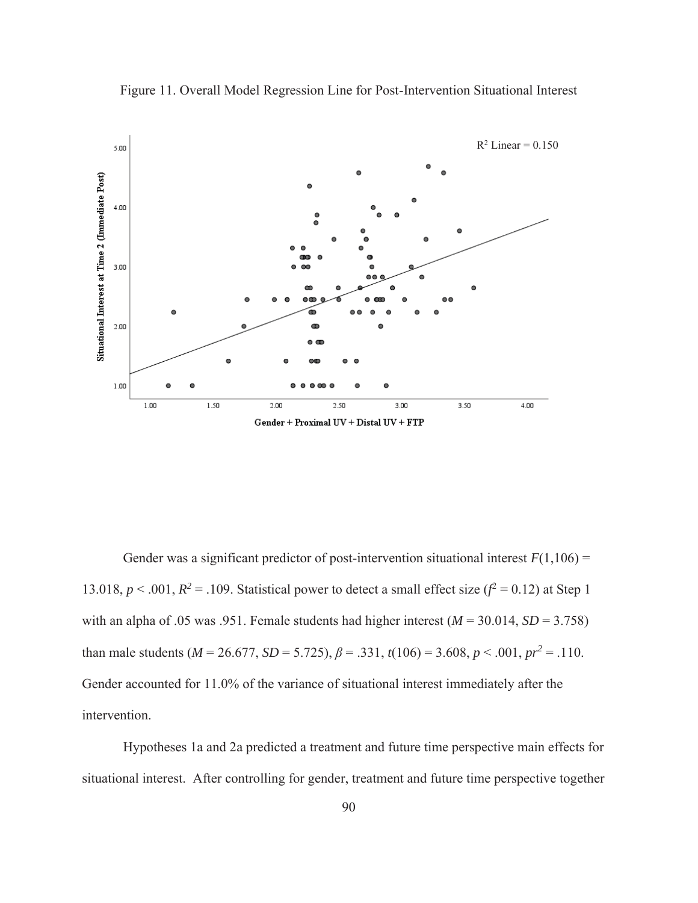Figure 11. Overall Model Regression Line for Post-Intervention Situational Interest

Gender was a significant predictor of post-intervention situational interest $F(1,106) = 13.018$, $p < .001$, $R^2 = .109$. Statistical power to detect a small effect size ($f^2 = 0.12$) at Step 1 with an alpha of .05 was .951. Female students had higher interest ($M = 30.014$, $SD = 3.758$) than male students ($M = 26.677$, $SD = 5.725$), $\beta = .331$, $t(106) = 3.608$, $p < .001$, $pr^2 = .110$. Gender accounted for 11.0% of the variance of situational interest immediately after the intervention.

Hypotheses 1a and 2a predicted a treatment and future time perspective main effects for situational interest. After controlling for gender, treatment and future time perspective together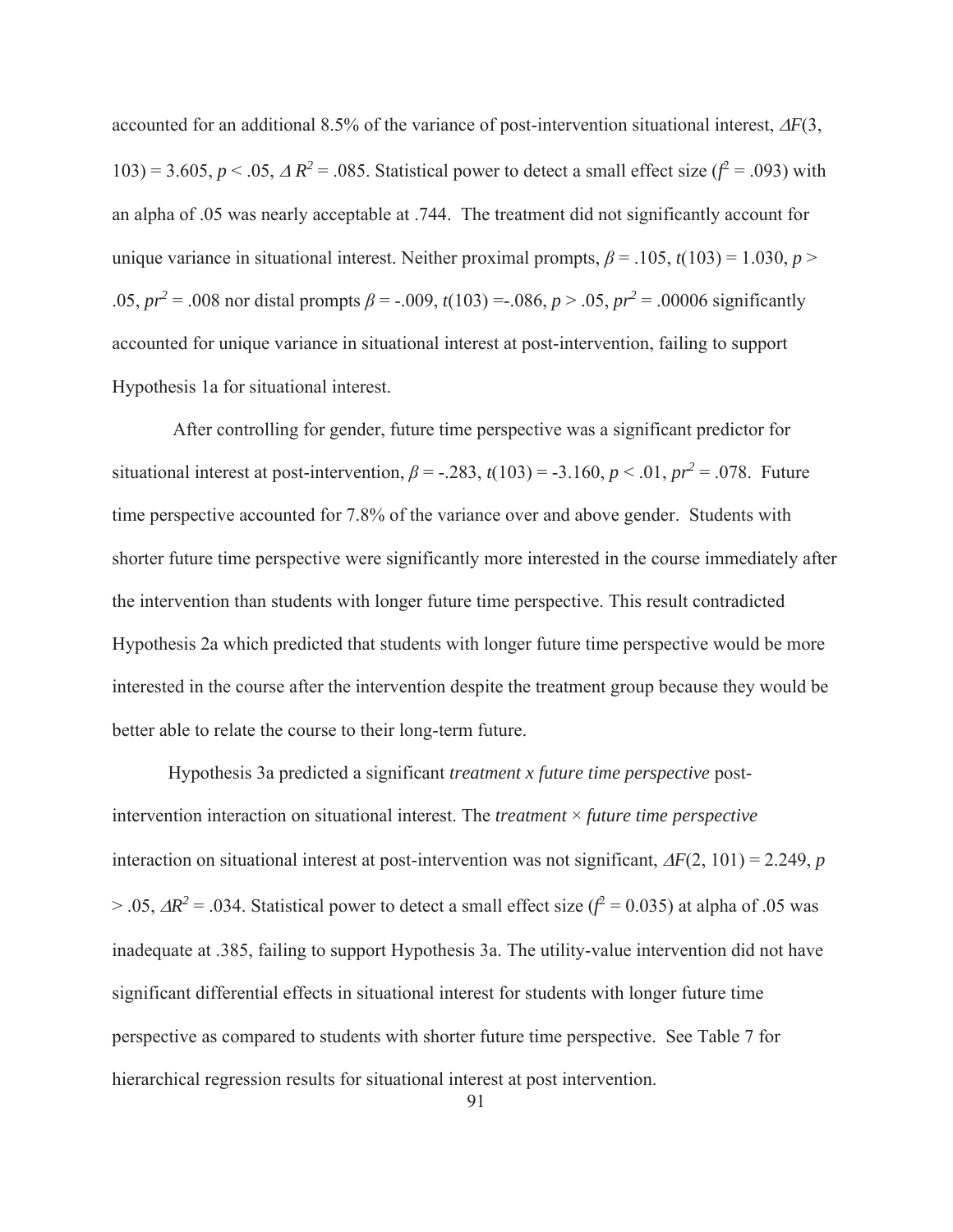accounted for an additional 8.5% of the variance of post-intervention situational interest, $\Delta F(3, 103) = 3.605$, $p < .05$, $\Delta R^2 = .085$. Statistical power to detect a small effect size ($f^2 = .093$) with an alpha of .05 was nearly acceptable at .744. The treatment did not significantly account for unique variance in situational interest. Neither proximal prompts, $\beta = .105$, $t(103) = 1.030$, $p > .05$, $pr^2 = .008$ nor distal prompts $\beta = -.009$, $t(103) = -.086$, $p > .05$, $pr^2 = .00006$ significantly accounted for unique variance in situational interest at post-intervention, failing to support Hypothesis 1a for situational interest.

After controlling for gender, future time perspective was a significant predictor for situational interest at post-intervention, $\beta = -.283$, $t(103) = -3.160$, $p < .01$, $pr^2 = .078$. Future time perspective accounted for 7.8% of the variance over and above gender. Students with shorter future time perspective were significantly more interested in the course immediately after the intervention than students with longer future time perspective. This result contradicted Hypothesis 2a which predicted that students with longer future time perspective would be more interested in the course after the intervention despite the treatment group because they would be better able to relate the course to their long-term future.

Hypothesis 3a predicted a significant *treatment x future time perspective* post-intervention interaction on situational interest. The *treatment* × *future time perspective* interaction on situational interest at post-intervention was not significant, $\Delta F(2, 101) = 2.249$, $p > .05$, $\Delta R^2 = .034$. Statistical power to detect a small effect size ($f^2 = 0.035$) at alpha of .05 was inadequate at .385, failing to support Hypothesis 3a. The utility-value intervention did not have significant differential effects in situational interest for students with longer future time perspective as compared to students with shorter future time perspective. See Table 7 for hierarchical regression results for situational interest at post intervention.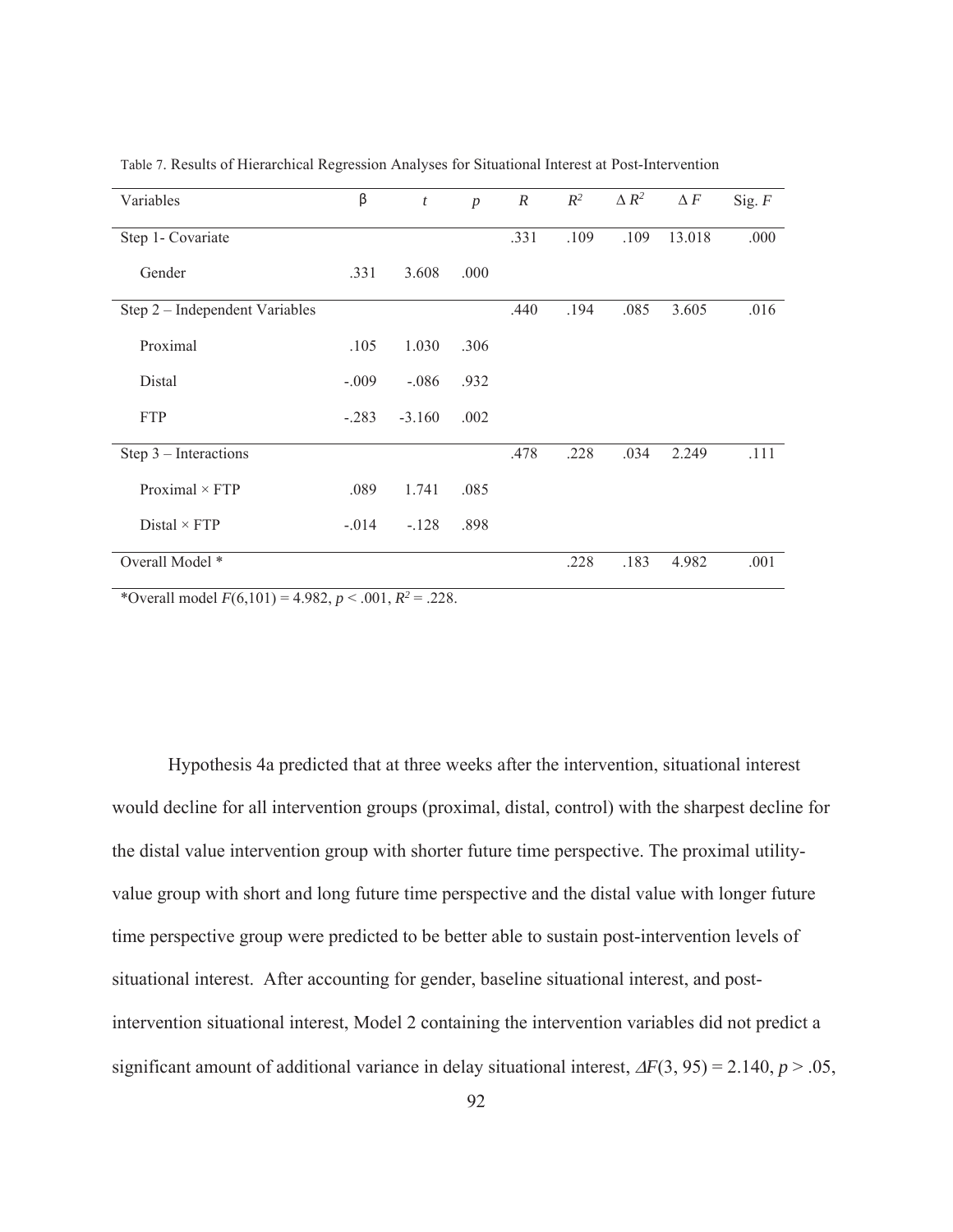Table 7. Results of Hierarchical Regression Analyses for Situational Interest at Post-Intervention

| Variables | β | *t* | *p* | *R* | $R^2$ | $\Delta R^2$ | $\Delta F$ | Sig. *F* |
|---|---|---|---|---|---|---|---|---|
| Step 1- Covariate | | | | .331 | .109 | .109 | 13.018 | .000 |
| Gender | .331 | 3.608 | .000 | | | | | |
| Step 2 – Independent Variables | | | | .440 | .194 | .085 | 3.605 | .016 |
| Proximal | .105 | 1.030 | .306 | | | | | |
| Distal | -.009 | -.086 | .932 | | | | | |
| FTP | -.283 | -3.160 | .002 | | | | | |
| Step 3 – Interactions | | | | .478 | .228 | .034 | 2.249 | .111 |
| Proximal × FTP | .089 | 1.741 | .085 | | | | | |
| Distal × FTP | -.014 | -.128 | .898 | | | | | |
| Overall Model * | | | | | .228 | .183 | 4.982 | .001 |

*Overall model $F(6,101) = 4.982$, $p < .001$, $R^2 = .228$.

Hypothesis 4a predicted that at three weeks after the intervention, situational interest would decline for all intervention groups (proximal, distal, control) with the sharpest decline for the distal value intervention group with shorter future time perspective. The proximal utility-value group with short and long future time perspective and the distal value with longer future time perspective group were predicted to be better able to sustain post-intervention levels of situational interest. After accounting for gender, baseline situational interest, and post-intervention situational interest, Model 2 containing the intervention variables did not predict a significant amount of additional variance in delay situational interest, $\Delta F(3, 95) = 2.140$, $p > .05$,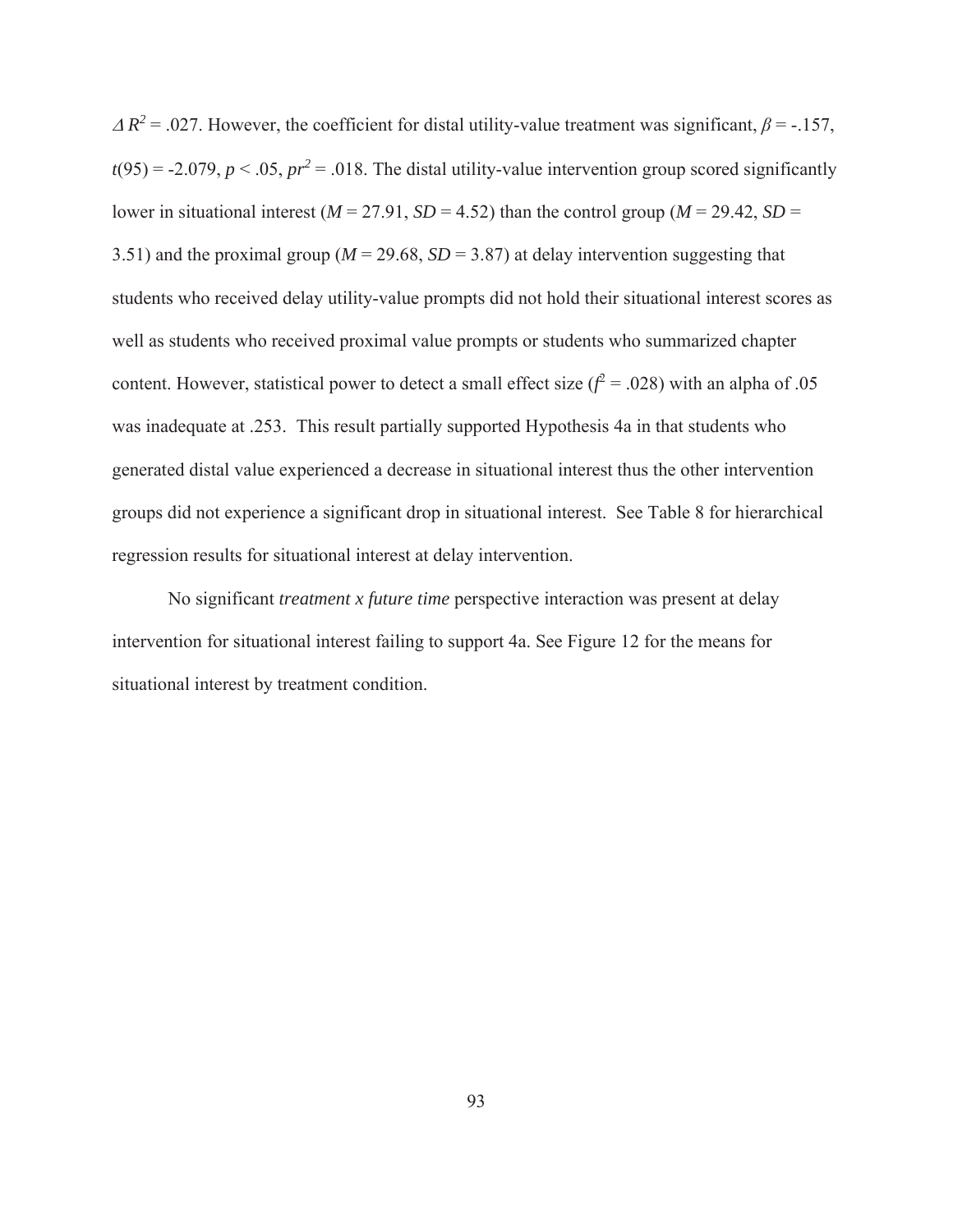$\Delta R^2 = .027$. However, the coefficient for distal utility-value treatment was significant, $\beta = -.157$, $t(95) = -2.079$, $p < .05$, $pr^2 = .018$. The distal utility-value intervention group scored significantly lower in situational interest ($M = 27.91$, $SD = 4.52$) than the control group ($M = 29.42$, $SD = 3.51$) and the proximal group ($M = 29.68$, $SD = 3.87$) at delay intervention suggesting that students who received delay utility-value prompts did not hold their situational interest scores as well as students who received proximal value prompts or students who summarized chapter content. However, statistical power to detect a small effect size ($f^2 = .028$) with an alpha of .05 was inadequate at .253. This result partially supported Hypothesis 4a in that students who generated distal value experienced a decrease in situational interest thus the other intervention groups did not experience a significant drop in situational interest. See Table 8 for hierarchical regression results for situational interest at delay intervention.

No significant *treatment x future time* perspective interaction was present at delay intervention for situational interest failing to support 4a. See Figure 12 for the means for situational interest by treatment condition.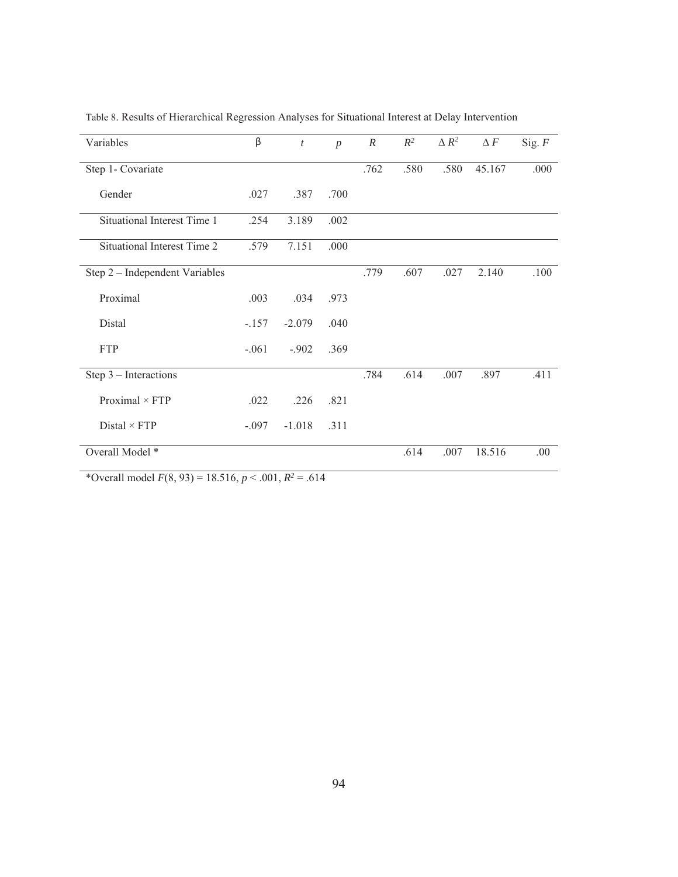Table 8. Results of Hierarchical Regression Analyses for Situational Interest at Delay Intervention

| Variables | β | *t* | *p* | *R* | $R^2$ | $\Delta R^2$ | $\Delta F$ | Sig. *F* |
|---|---|---|---|---|---|---|---|---|
| Step 1- Covariate | | | | .762 | .580 | .580 | 45.167 | .000 |
| Gender | .027 | .387 | .700 | | | | | |
| Situational Interest Time 1 | .254 | 3.189 | .002 | | | | | |
| Situational Interest Time 2 | .579 | 7.151 | .000 | | | | | |
| Step 2 – Independent Variables | | | | .779 | .607 | .027 | 2.140 | .100 |
| Proximal | .003 | .034 | .973 | | | | | |
| Distal | -.157 | -2.079 | .040 | | | | | |
| FTP | -.061 | -.902 | .369 | | | | | |
| Step 3 – Interactions | | | | .784 | .614 | .007 | .897 | .411 |
| Proximal × FTP | .022 | .226 | .821 | | | | | |
| Distal × FTP | -.097 | -1.018 | .311 | | | | | |
| Overall Model * | | | | | .614 | .007 | 18.516 | .00 |

*Overall model $F(8, 93) = 18.516$, $p < .001$, $R^2 = .614$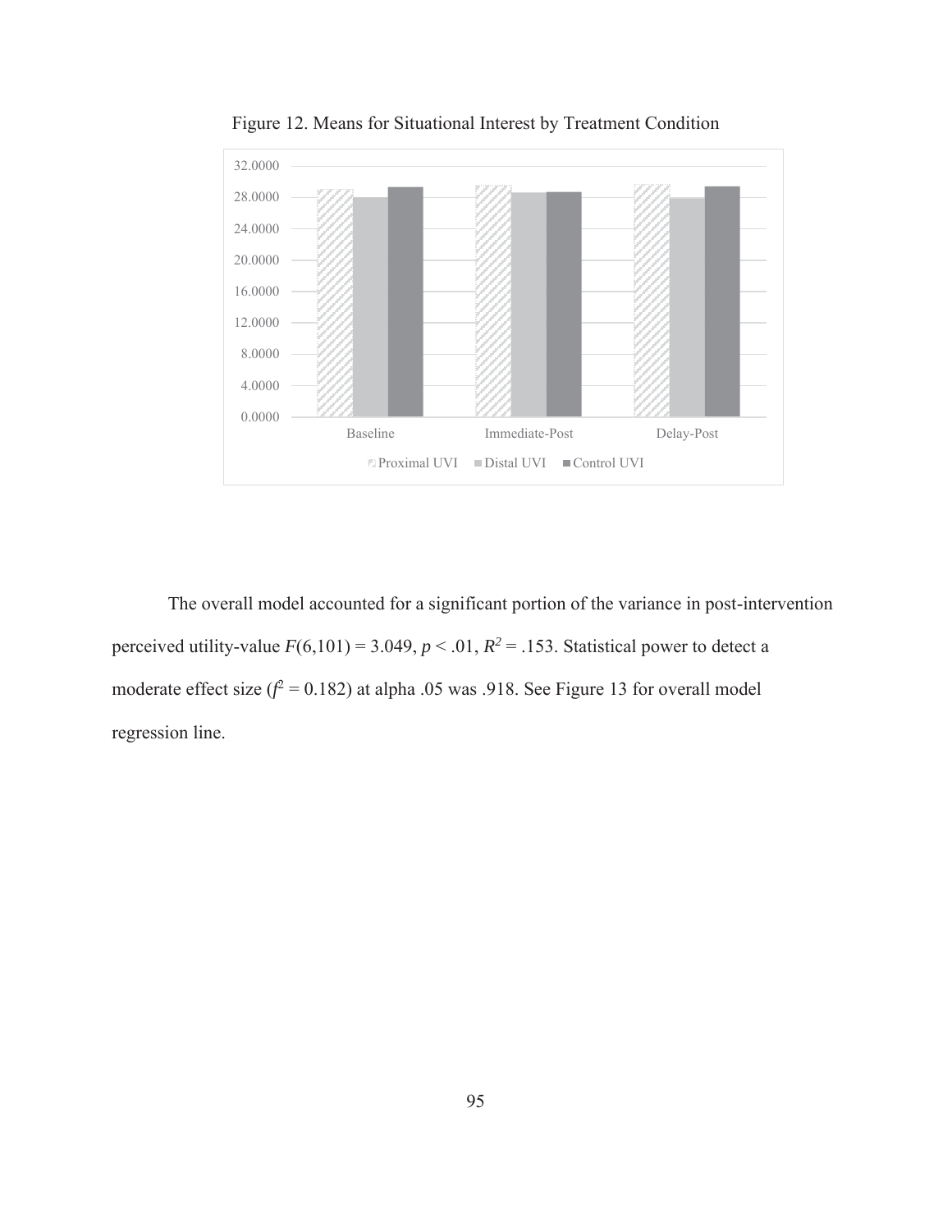Figure 12. Means for Situational Interest by Treatment Condition

The overall model accounted for a significant portion of the variance in post-intervention perceived utility-value $F(6,101) = 3.049$, $p < .01$, $R^2 = .153$. Statistical power to detect a moderate effect size ($f^2 = 0.182$) at alpha .05 was .918. See Figure 13 for overall model regression line.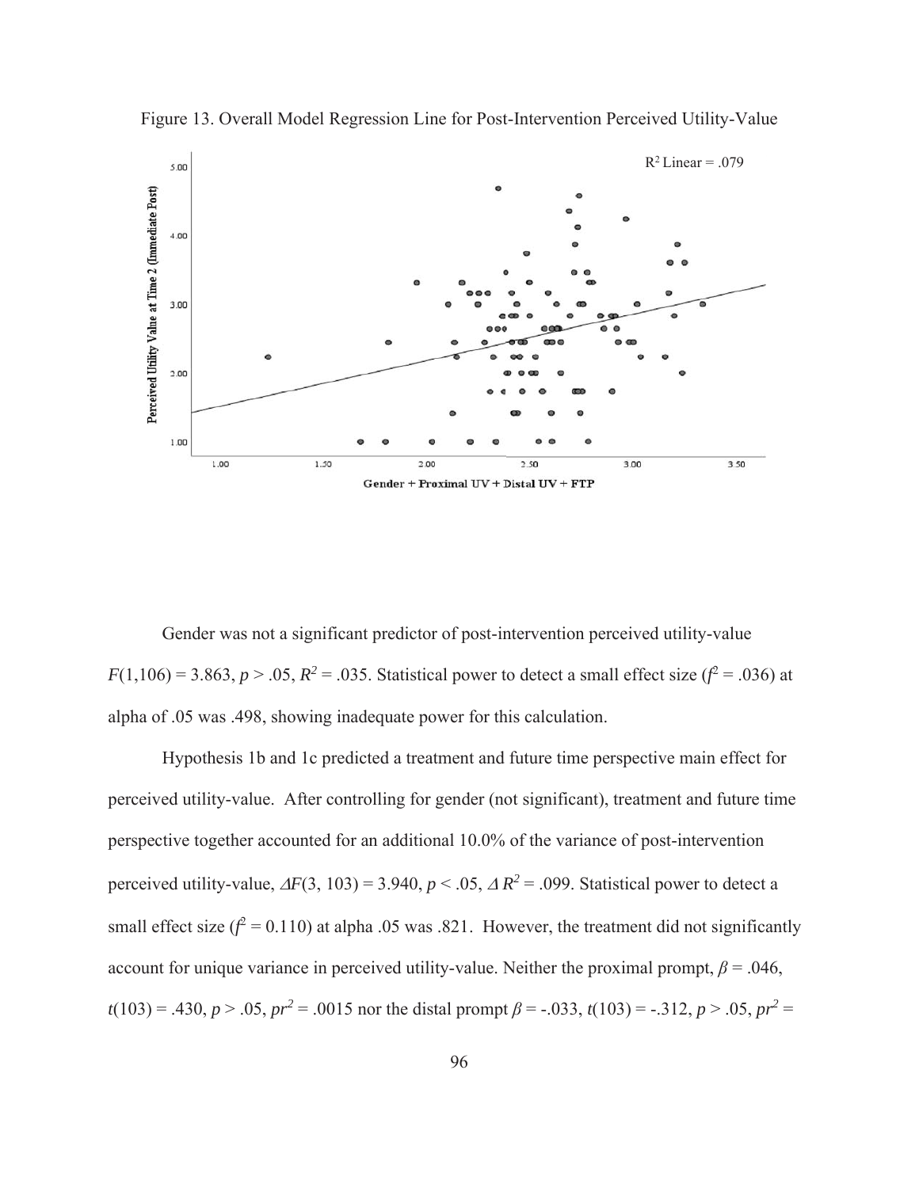Figure 13. Overall Model Regression Line for Post-Intervention Perceived Utility-Value

Gender was not a significant predictor of post-intervention perceived utility-value $F(1,106) = 3.863$, $p > .05$, $R^2 = .035$. Statistical power to detect a small effect size ($f^2 = .036$) at alpha of .05 was .498, showing inadequate power for this calculation.

Hypothesis 1b and 1c predicted a treatment and future time perspective main effect for perceived utility-value. After controlling for gender (not significant), treatment and future time perspective together accounted for an additional 10.0% of the variance of post-intervention perceived utility-value, $\Delta F(3, 103) = 3.940$, $p < .05$, $\Delta R^2 = .099$. Statistical power to detect a small effect size ($f^2 = 0.110$) at alpha .05 was .821. However, the treatment did not significantly account for unique variance in perceived utility-value. Neither the proximal prompt, $\beta = .046$, $t(103) = .430$, $p > .05$, $pr^2 = .0015$ nor the distal prompt $\beta = -.033$, $t(103) = -.312$, $p > .05$, $pr^2 =$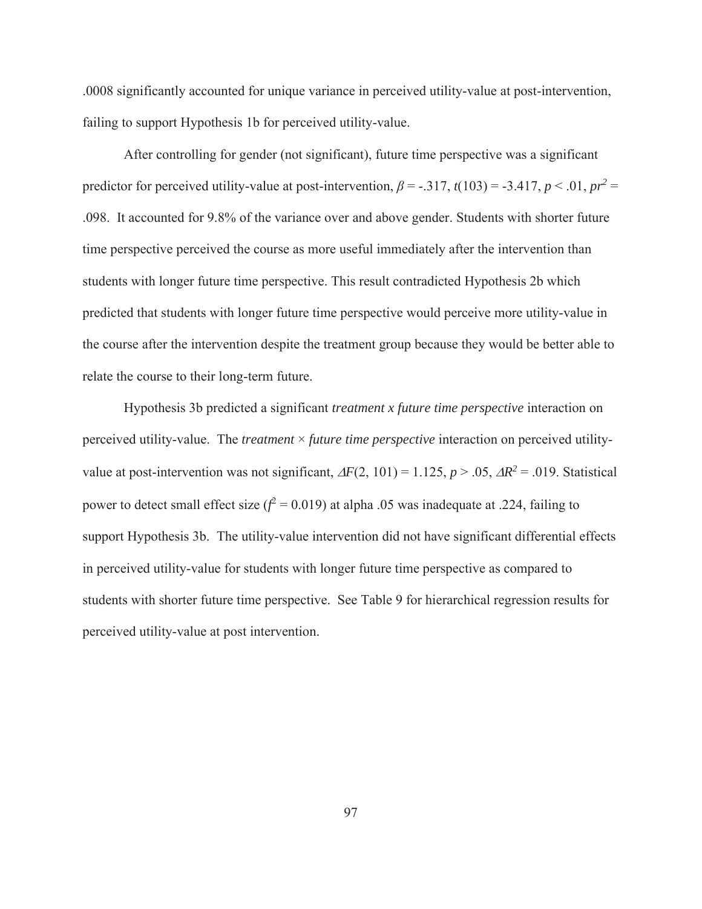.0008 significantly accounted for unique variance in perceived utility-value at post-intervention, failing to support Hypothesis 1b for perceived utility-value.

After controlling for gender (not significant), future time perspective was a significant predictor for perceived utility-value at post-intervention, $\beta = -.317$, $t(103) = -3.417$, $p < .01$, $pr^2 = .098$. It accounted for 9.8% of the variance over and above gender. Students with shorter future time perspective perceived the course as more useful immediately after the intervention than students with longer future time perspective. This result contradicted Hypothesis 2b which predicted that students with longer future time perspective would perceive more utility-value in the course after the intervention despite the treatment group because they would be better able to relate the course to their long-term future.

Hypothesis 3b predicted a significant *treatment x future time perspective* interaction on perceived utility-value. The *treatment* × *future time perspective* interaction on perceived utility-value at post-intervention was not significant, $\Delta F(2, 101) = 1.125$, $p > .05$, $\Delta R^2 = .019$. Statistical power to detect small effect size ($f^2 = 0.019$) at alpha .05 was inadequate at .224, failing to support Hypothesis 3b. The utility-value intervention did not have significant differential effects in perceived utility-value for students with longer future time perspective as compared to students with shorter future time perspective. See Table 9 for hierarchical regression results for perceived utility-value at post intervention.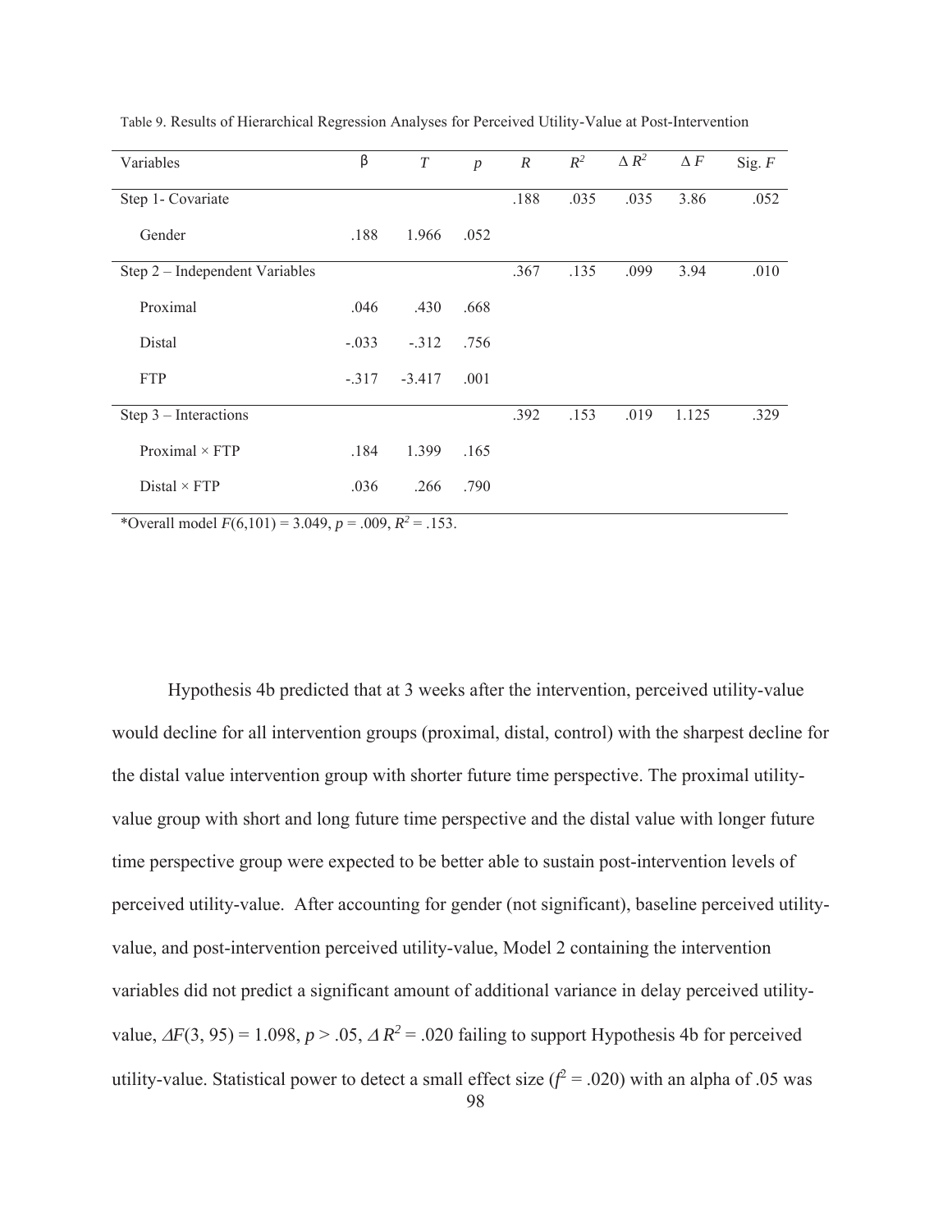Table 9. Results of Hierarchical Regression Analyses for Perceived Utility-Value at Post-Intervention

| Variables | β | *T* | *p* | *R* | $R^2$ | $\Delta R^2$ | $\Delta F$ | Sig. *F* |
|---|---|---|---|---|---|---|---|---|
| Step 1- Covariate | | | | .188 | .035 | .035 | 3.86 | .052 |
| Gender | .188 | 1.966 | .052 | | | | | |
| Step 2 – Independent Variables | | | | .367 | .135 | .099 | 3.94 | .010 |
| Proximal | .046 | .430 | .668 | | | | | |
| Distal | -.033 | -.312 | .756 | | | | | |
| FTP | -.317 | -3.417 | .001 | | | | | |
| Step 3 – Interactions | | | | .392 | .153 | .019 | 1.125 | .329 |
| Proximal × FTP | .184 | 1.399 | .165 | | | | | |
| Distal × FTP | .036 | .266 | .790 | | | | | |

*Overall model $F(6,101) = 3.049$, $p = .009$, $R^2 = .153$.

Hypothesis 4b predicted that at 3 weeks after the intervention, perceived utility-value would decline for all intervention groups (proximal, distal, control) with the sharpest decline for the distal value intervention group with shorter future time perspective. The proximal utility-value group with short and long future time perspective and the distal value with longer future time perspective group were expected to be better able to sustain post-intervention levels of perceived utility-value. After accounting for gender (not significant), baseline perceived utility-value, and post-intervention perceived utility-value, Model 2 containing the intervention variables did not predict a significant amount of additional variance in delay perceived utility-value, $\Delta F(3, 95) = 1.098$, $p > .05$, $\Delta R^2 = .020$ failing to support Hypothesis 4b for perceived utility-value. Statistical power to detect a small effect size ($f^2 = .020$) with an alpha of .05 was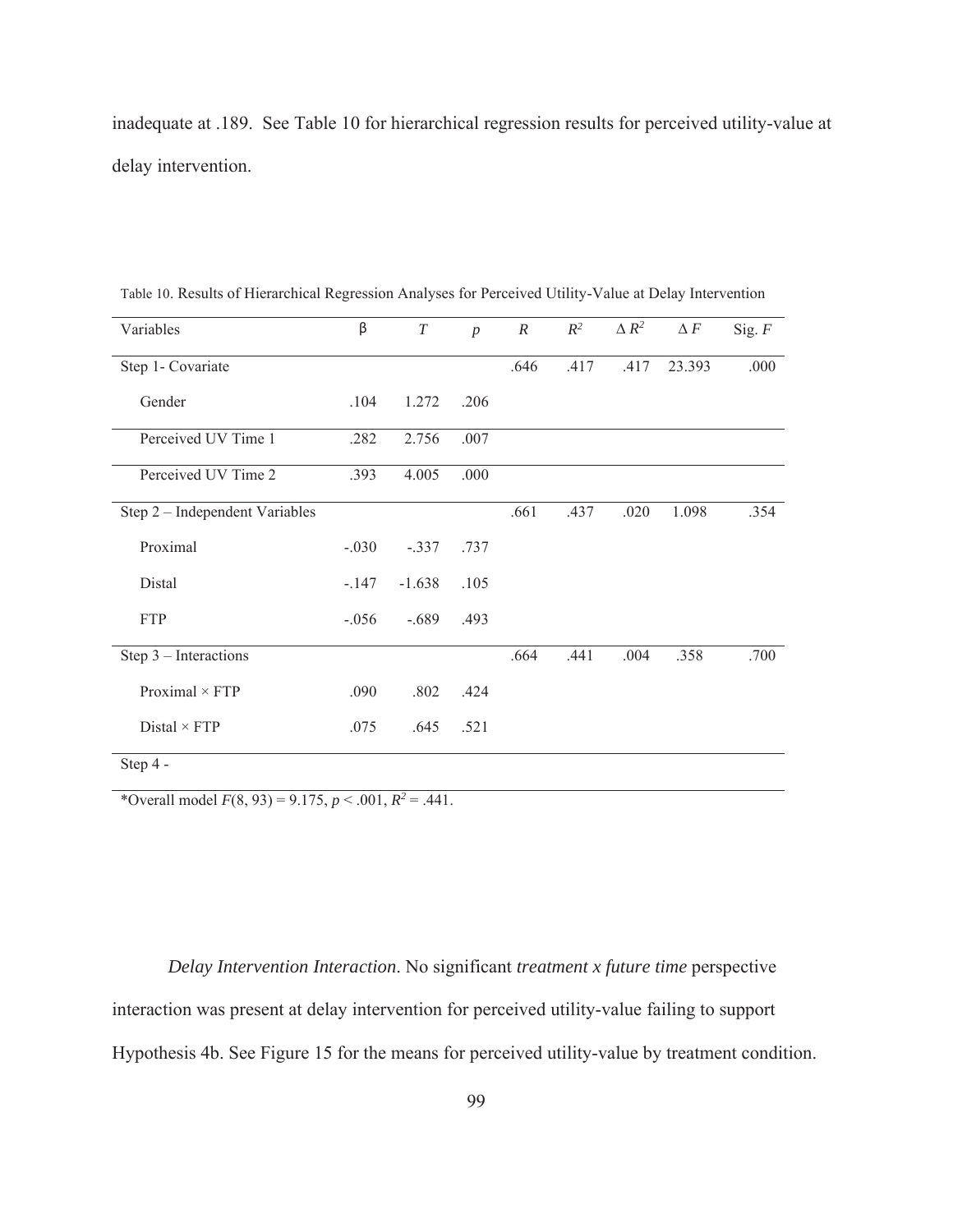inadequate at .189. See Table 10 for hierarchical regression results for perceived utility-value at delay intervention.

Table 10. Results of Hierarchical Regression Analyses for Perceived Utility-Value at Delay Intervention

| Variables | β | *T* | *p* | *R* | $R^2$ | $\Delta R^2$ | $\Delta F$ | Sig. *F* |
|---|---|---|---|---|---|---|---|---|
| Step 1- Covariate | | | | .646 | .417 | .417 | 23.393 | .000 |
| Gender | .104 | 1.272 | .206 | | | | | |
| Perceived UV Time 1 | .282 | 2.756 | .007 | | | | | |
| Perceived UV Time 2 | .393 | 4.005 | .000 | | | | | |
| Step 2 – Independent Variables | | | | .661 | .437 | .020 | 1.098 | .354 |
| Proximal | -.030 | -.337 | .737 | | | | | |
| Distal | -.147 | -1.638 | .105 | | | | | |
| FTP | -.056 | -.689 | .493 | | | | | |
| Step 3 – Interactions | | | | .664 | .441 | .004 | .358 | .700 |
| Proximal × FTP | .090 | .802 | .424 | | | | | |
| Distal × FTP | .075 | .645 | .521 | | | | | |
| Step 4 - | | | | | | | | |

*Overall model $F(8, 93) = 9.175$, $p < .001$, $R^2 = .441$.

*Delay Intervention Interaction*. No significant *treatment x future time* perspective interaction was present at delay intervention for perceived utility-value failing to support Hypothesis 4b. See Figure 15 for the means for perceived utility-value by treatment condition.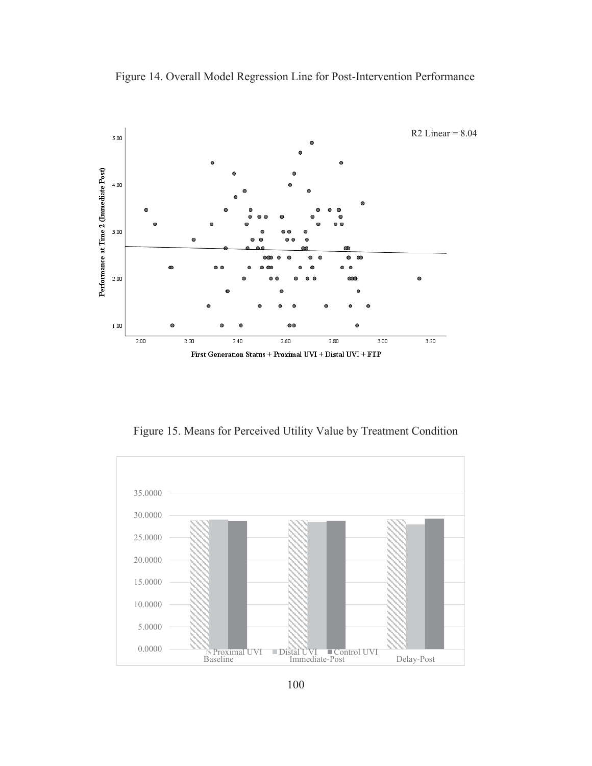Figure 14. Overall Model Regression Line for Post-Intervention Performance

Figure 15. Means for Perceived Utility Value by Treatment Condition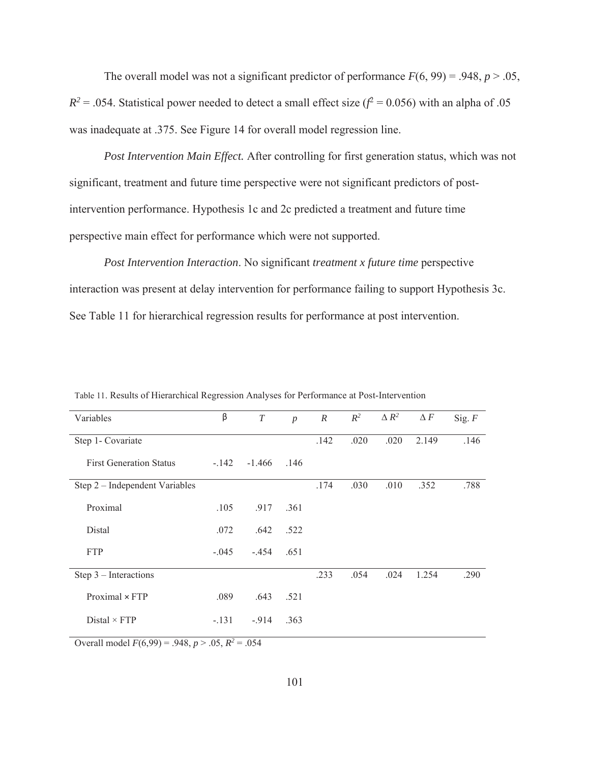The overall model was not a significant predictor of performance $F(6, 99) = .948$, $p > .05$, $R^2 = .054$. Statistical power needed to detect a small effect size ($f^2 = 0.056$) with an alpha of .05 was inadequate at .375. See Figure 14 for overall model regression line.

*Post Intervention Main Effect.* After controlling for first generation status, which was not significant, treatment and future time perspective were not significant predictors of post-intervention performance. Hypothesis 1c and 2c predicted a treatment and future time perspective main effect for performance which were not supported.

*Post Intervention Interaction*. No significant *treatment x future time* perspective interaction was present at delay intervention for performance failing to support Hypothesis 3c. See Table 11 for hierarchical regression results for performance at post intervention.

Table 11. Results of Hierarchical Regression Analyses for Performance at Post-Intervention

| Variables | β | $T$ | $p$ | $R$ | $R^2$ | $\Delta R^2$ | $\Delta F$ | Sig. $F$ |
|---|---|---|---|---|---|---|---|---|
| Step 1- Covariate | | | | .142 | .020 | .020 | 2.149 | .146 |
| First Generation Status | -.142 | -1.466 | .146 | | | | | |
| Step 2 – Independent Variables | | | | .174 | .030 | .010 | .352 | .788 |
| Proximal | .105 | .917 | .361 | | | | | |
| Distal | .072 | .642 | .522 | | | | | |
| FTP | -.045 | -.454 | .651 | | | | | |
| Step 3 – Interactions | | | | .233 | .054 | .024 | 1.254 | .290 |
| Proximal × FTP | .089 | .643 | .521 | | | | | |
| Distal × FTP | -.131 | -.914 | .363 | | | | | |

Overall model $F(6,99) = .948$, $p > .05$, $R^2 = .054$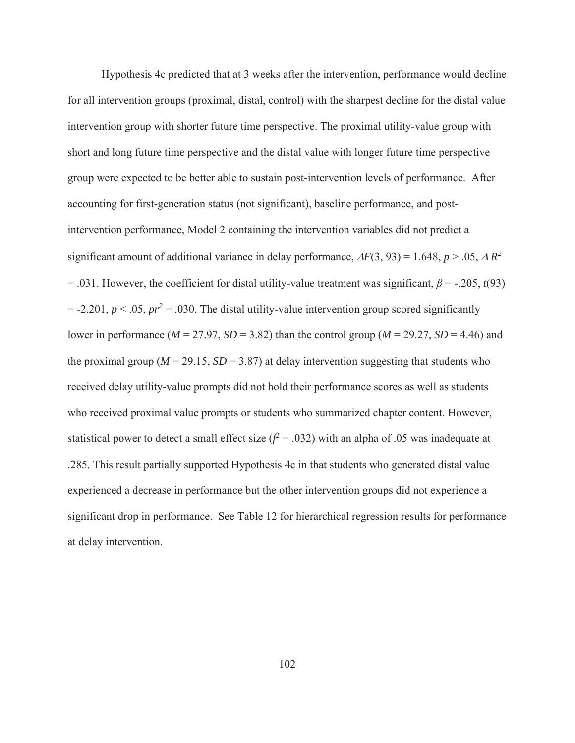Hypothesis 4c predicted that at 3 weeks after the intervention, performance would decline for all intervention groups (proximal, distal, control) with the sharpest decline for the distal value intervention group with shorter future time perspective. The proximal utility-value group with short and long future time perspective and the distal value with longer future time perspective group were expected to be better able to sustain post-intervention levels of performance. After accounting for first-generation status (not significant), baseline performance, and post-intervention performance, Model 2 containing the intervention variables did not predict a significant amount of additional variance in delay performance, $\Delta F(3, 93) = 1.648$, $p > .05$, $\Delta R^2 = .031$. However, the coefficient for distal utility-value treatment was significant, $\beta = -.205$, $t(93) = -2.201$, $p < .05$, $pr^2 = .030$. The distal utility-value intervention group scored significantly lower in performance ($M = 27.97$, $SD = 3.82$) than the control group ($M = 29.27$, $SD = 4.46$) and the proximal group ($M = 29.15$, $SD = 3.87$) at delay intervention suggesting that students who received delay utility-value prompts did not hold their performance scores as well as students who received proximal value prompts or students who summarized chapter content. However, statistical power to detect a small effect size ($f^2 = .032$) with an alpha of .05 was inadequate at .285. This result partially supported Hypothesis 4c in that students who generated distal value experienced a decrease in performance but the other intervention groups did not experience a significant drop in performance. See Table 12 for hierarchical regression results for performance at delay intervention.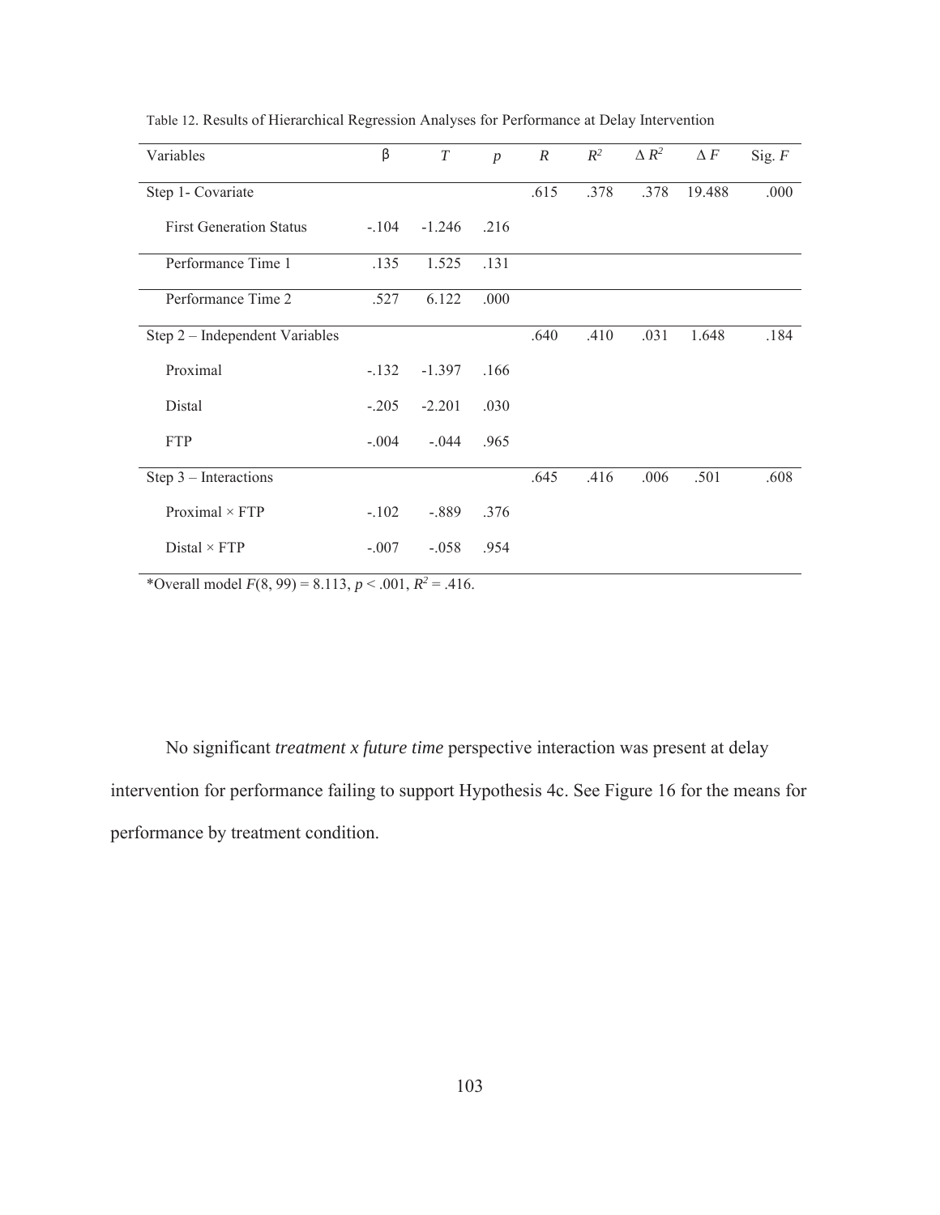Table 12. Results of Hierarchical Regression Analyses for Performance at Delay Intervention

| Variables | β | *T* | *p* | *R* | $R^2$ | $\Delta R^2$ | $\Delta F$ | Sig. *F* |
|---|---|---|---|---|---|---|---|---|
| Step 1- Covariate | | | | .615 | .378 | .378 | 19.488 | .000 |
| First Generation Status | -.104 | -1.246 | .216 | | | | | |
| Performance Time 1 | .135 | 1.525 | .131 | | | | | |
| Performance Time 2 | .527 | 6.122 | .000 | | | | | |
| Step 2 – Independent Variables | | | | .640 | .410 | .031 | 1.648 | .184 |
| Proximal | -.132 | -1.397 | .166 | | | | | |
| Distal | -.205 | -2.201 | .030 | | | | | |
| FTP | -.004 | -.044 | .965 | | | | | |
| Step 3 – Interactions | | | | .645 | .416 | .006 | .501 | .608 |
| Proximal × FTP | -.102 | -.889 | .376 | | | | | |
| Distal × FTP | -.007 | -.058 | .954 | | | | | |

*Overall model $F(8, 99) = 8.113$, $p < .001$, $R^2 = .416$.

No significant *treatment x future time* perspective interaction was present at delay intervention for performance failing to support Hypothesis 4c. See Figure 16 for the means for performance by treatment condition.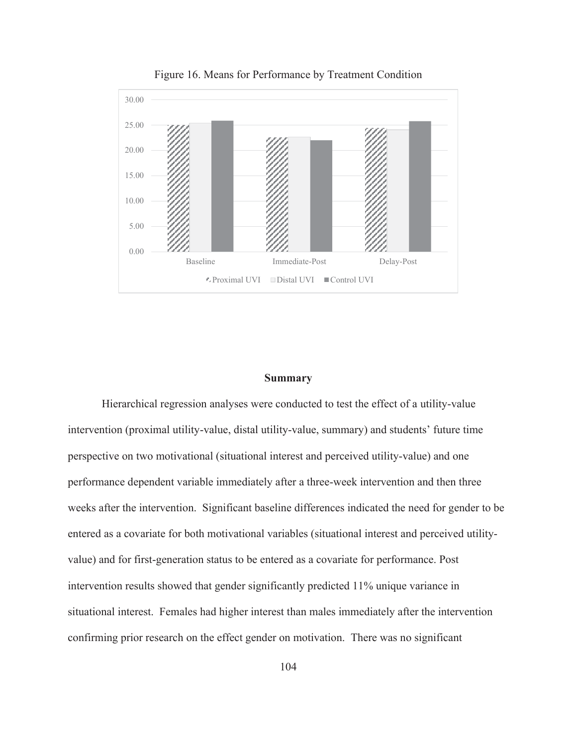Figure 16. Means for Performance by Treatment Condition

## Summary

Hierarchical regression analyses were conducted to test the effect of a utility-value intervention (proximal utility-value, distal utility-value, summary) and students' future time perspective on two motivational (situational interest and perceived utility-value) and one performance dependent variable immediately after a three-week intervention and then three weeks after the intervention. Significant baseline differences indicated the need for gender to be entered as a covariate for both motivational variables (situational interest and perceived utility-value) and for first-generation status to be entered as a covariate for performance. Post intervention results showed that gender significantly predicted 11% unique variance in situational interest. Females had higher interest than males immediately after the intervention confirming prior research on the effect gender on motivation. There was no significant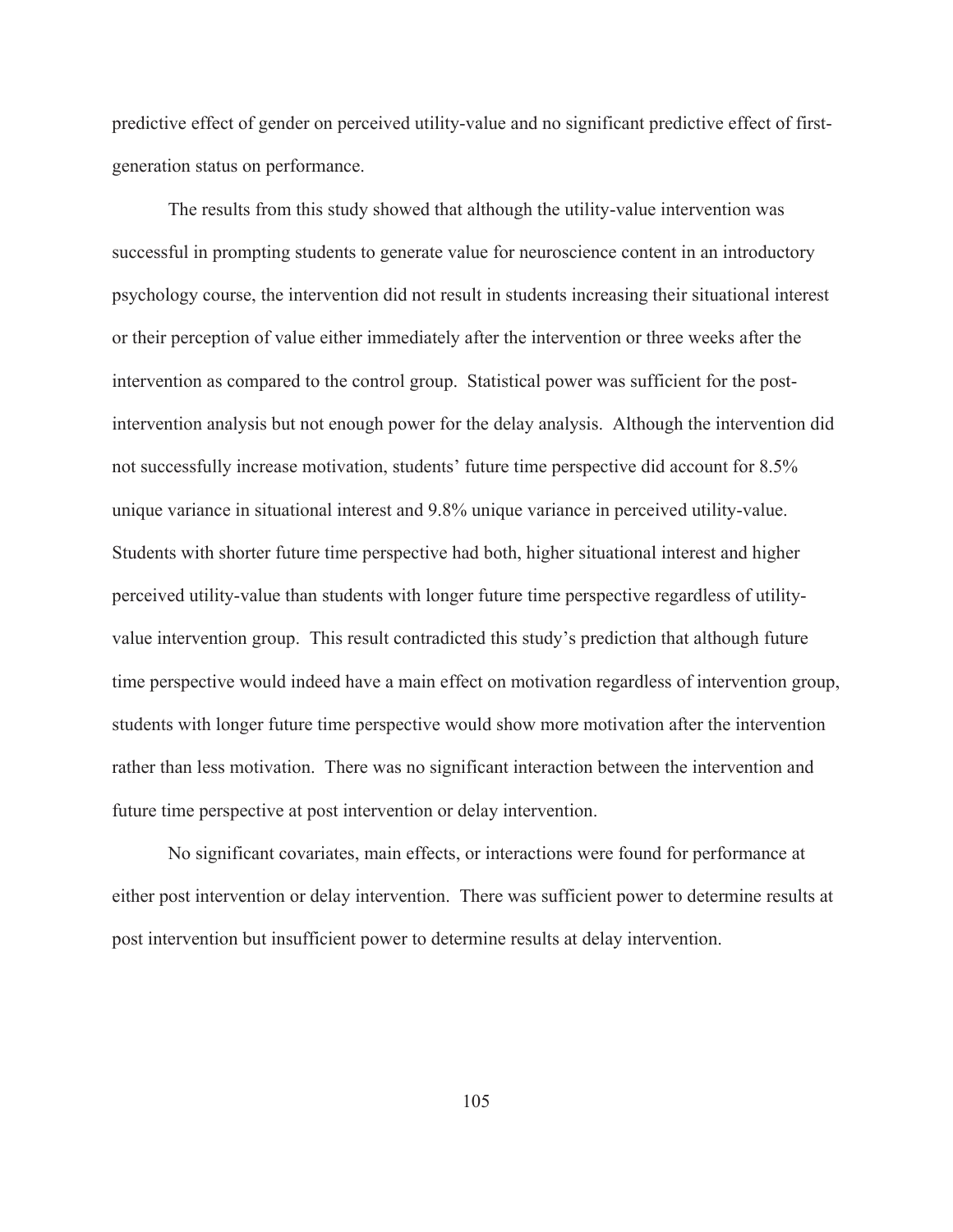predictive effect of gender on perceived utility-value and no significant predictive effect of first-generation status on performance.

The results from this study showed that although the utility-value intervention was successful in prompting students to generate value for neuroscience content in an introductory psychology course, the intervention did not result in students increasing their situational interest or their perception of value either immediately after the intervention or three weeks after the intervention as compared to the control group. Statistical power was sufficient for the post-intervention analysis but not enough power for the delay analysis. Although the intervention did not successfully increase motivation, students' future time perspective did account for 8.5% unique variance in situational interest and 9.8% unique variance in perceived utility-value. Students with shorter future time perspective had both, higher situational interest and higher perceived utility-value than students with longer future time perspective regardless of utility-value intervention group. This result contradicted this study's prediction that although future time perspective would indeed have a main effect on motivation regardless of intervention group, students with longer future time perspective would show more motivation after the intervention rather than less motivation. There was no significant interaction between the intervention and future time perspective at post intervention or delay intervention.

No significant covariates, main effects, or interactions were found for performance at either post intervention or delay intervention. There was sufficient power to determine results at post intervention but insufficient power to determine results at delay intervention.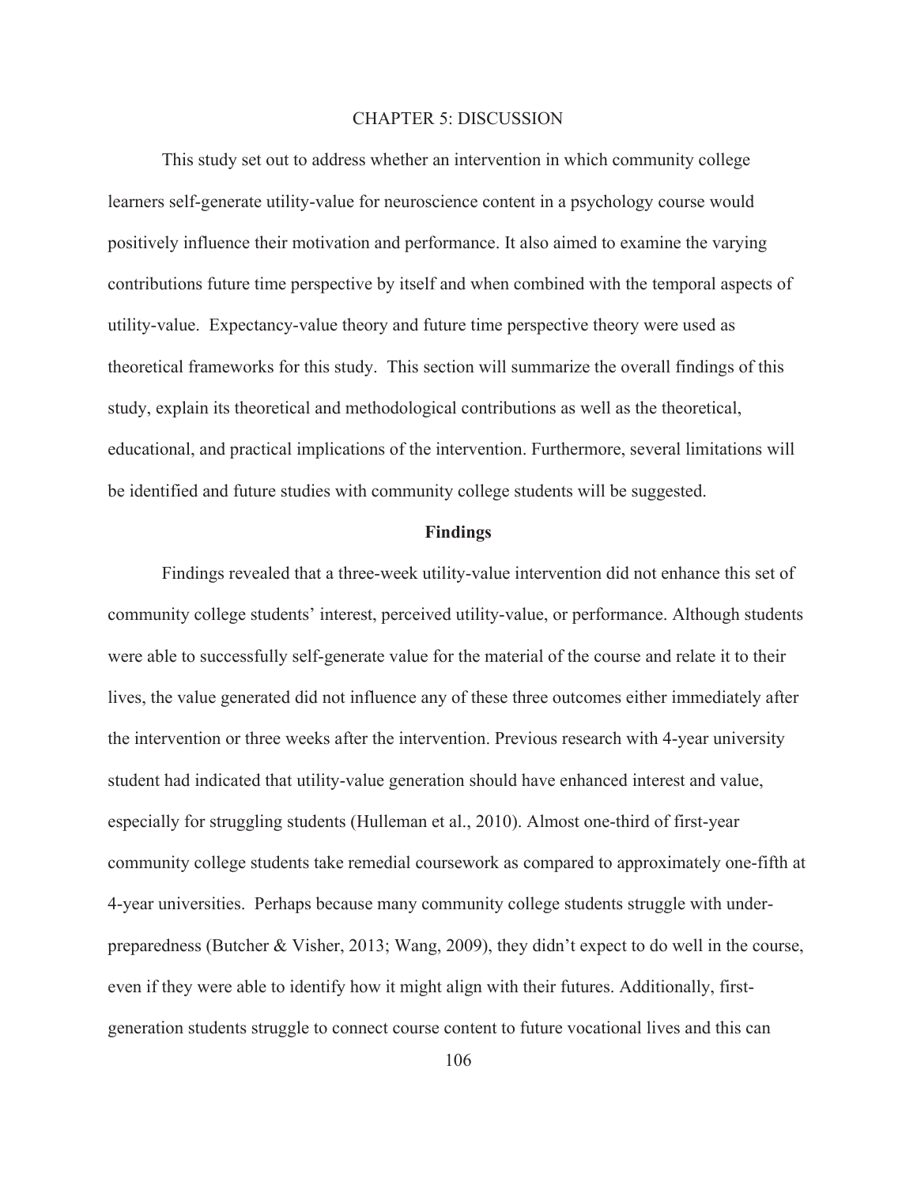# CHAPTER 5: DISCUSSION

This study set out to address whether an intervention in which community college learners self-generate utility-value for neuroscience content in a psychology course would positively influence their motivation and performance. It also aimed to examine the varying contributions future time perspective by itself and when combined with the temporal aspects of utility-value. Expectancy-value theory and future time perspective theory were used as theoretical frameworks for this study. This section will summarize the overall findings of this study, explain its theoretical and methodological contributions as well as the theoretical, educational, and practical implications of the intervention. Furthermore, several limitations will be identified and future studies with community college students will be suggested.

## Findings

Findings revealed that a three-week utility-value intervention did not enhance this set of community college students' interest, perceived utility-value, or performance. Although students were able to successfully self-generate value for the material of the course and relate it to their lives, the value generated did not influence any of these three outcomes either immediately after the intervention or three weeks after the intervention. Previous research with 4-year university student had indicated that utility-value generation should have enhanced interest and value, especially for struggling students (Hulleman et al., 2010). Almost one-third of first-year community college students take remedial coursework as compared to approximately one-fifth at 4-year universities. Perhaps because many community college students struggle with under-preparedness (Butcher & Visher, 2013; Wang, 2009), they didn't expect to do well in the course, even if they were able to identify how it might align with their futures. Additionally, first-generation students struggle to connect course content to future vocational lives and this can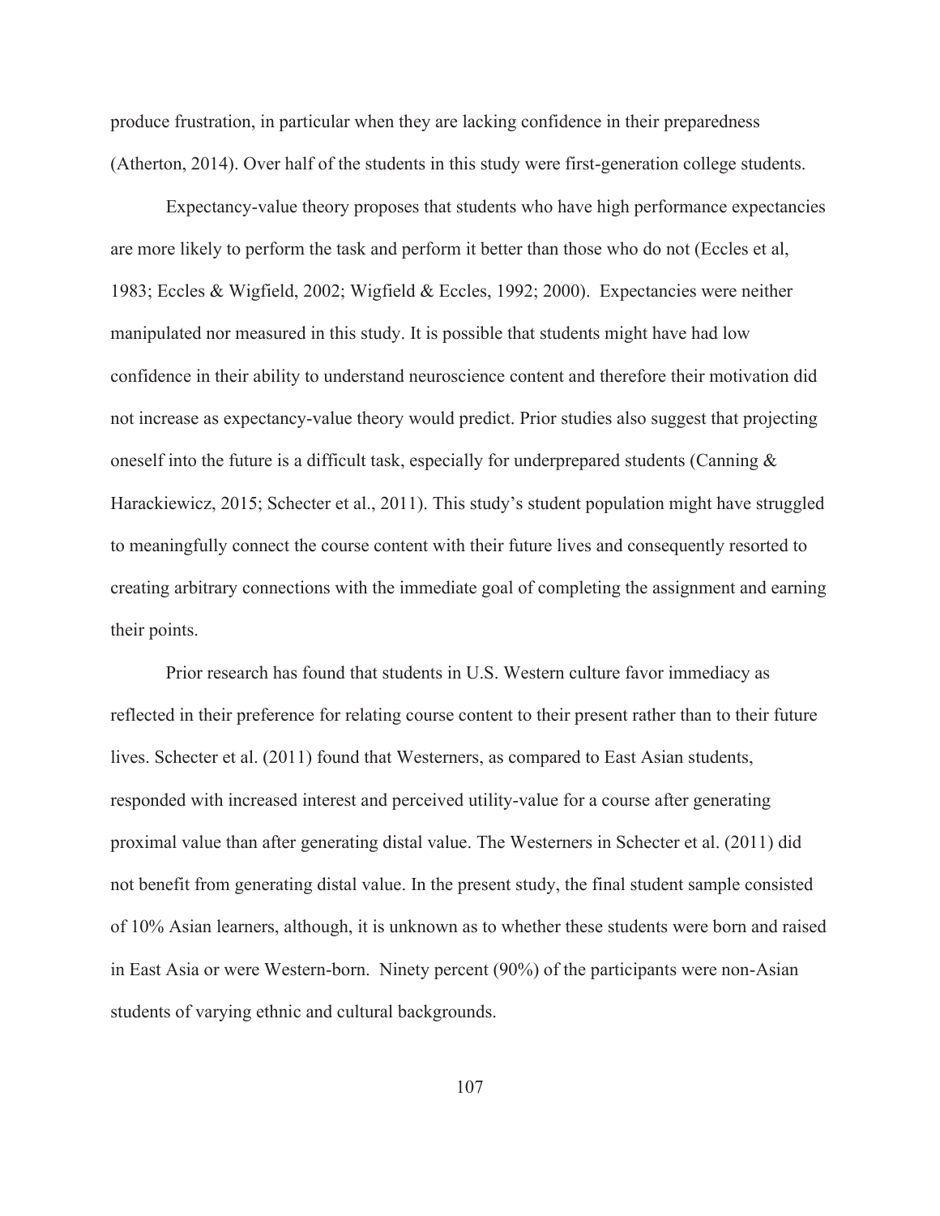produce frustration, in particular when they are lacking confidence in their preparedness (Atherton, 2014). Over half of the students in this study were first-generation college students.

Expectancy-value theory proposes that students who have high performance expectancies are more likely to perform the task and perform it better than those who do not (Eccles et al, 1983; Eccles & Wigfield, 2002; Wigfield & Eccles, 1992; 2000). Expectancies were neither manipulated nor measured in this study. It is possible that students might have had low confidence in their ability to understand neuroscience content and therefore their motivation did not increase as expectancy-value theory would predict. Prior studies also suggest that projecting oneself into the future is a difficult task, especially for underprepared students (Canning & Harackiewicz, 2015; Schecter et al., 2011). This study's student population might have struggled to meaningfully connect the course content with their future lives and consequently resorted to creating arbitrary connections with the immediate goal of completing the assignment and earning their points.

Prior research has found that students in U.S. Western culture favor immediacy as reflected in their preference for relating course content to their present rather than to their future lives. Schecter et al. (2011) found that Westerners, as compared to East Asian students, responded with increased interest and perceived utility-value for a course after generating proximal value than after generating distal value. The Westerners in Schecter et al. (2011) did not benefit from generating distal value. In the present study, the final student sample consisted of 10% Asian learners, although, it is unknown as to whether these students were born and raised in East Asia or were Western-born. Ninety percent (90%) of the participants were non-Asian students of varying ethnic and cultural backgrounds.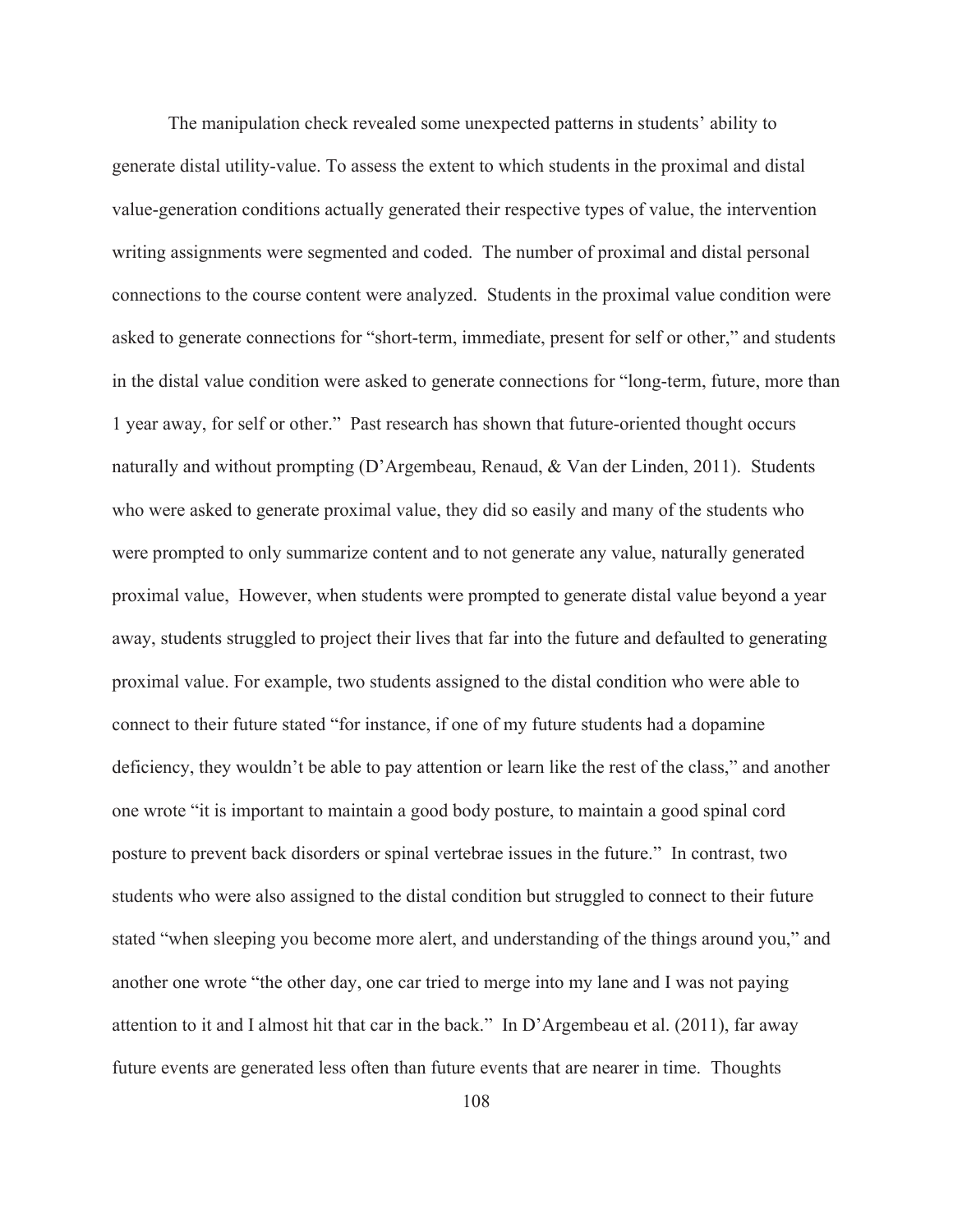The manipulation check revealed some unexpected patterns in students' ability to generate distal utility-value. To assess the extent to which students in the proximal and distal value-generation conditions actually generated their respective types of value, the intervention writing assignments were segmented and coded. The number of proximal and distal personal connections to the course content were analyzed. Students in the proximal value condition were asked to generate connections for "short-term, immediate, present for self or other," and students in the distal value condition were asked to generate connections for "long-term, future, more than 1 year away, for self or other." Past research has shown that future-oriented thought occurs naturally and without prompting (D'Argembeau, Renaud, & Van der Linden, 2011). Students who were asked to generate proximal value, they did so easily and many of the students who were prompted to only summarize content and to not generate any value, naturally generated proximal value, However, when students were prompted to generate distal value beyond a year away, students struggled to project their lives that far into the future and defaulted to generating proximal value. For example, two students assigned to the distal condition who were able to connect to their future stated "for instance, if one of my future students had a dopamine deficiency, they wouldn't be able to pay attention or learn like the rest of the class," and another one wrote "it is important to maintain a good body posture, to maintain a good spinal cord posture to prevent back disorders or spinal vertebrae issues in the future." In contrast, two students who were also assigned to the distal condition but struggled to connect to their future stated "when sleeping you become more alert, and understanding of the things around you," and another one wrote "the other day, one car tried to merge into my lane and I was not paying attention to it and I almost hit that car in the back." In D'Argembeau et al. (2011), far away future events are generated less often than future events that are nearer in time. Thoughts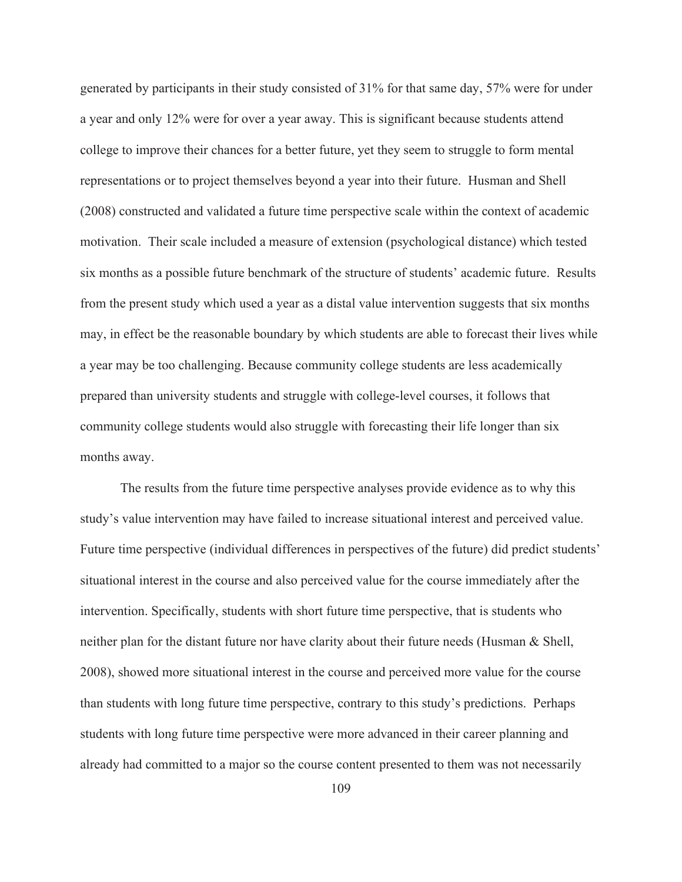generated by participants in their study consisted of 31% for that same day, 57% were for under a year and only 12% were for over a year away. This is significant because students attend college to improve their chances for a better future, yet they seem to struggle to form mental representations or to project themselves beyond a year into their future. Husman and Shell (2008) constructed and validated a future time perspective scale within the context of academic motivation. Their scale included a measure of extension (psychological distance) which tested six months as a possible future benchmark of the structure of students' academic future. Results from the present study which used a year as a distal value intervention suggests that six months may, in effect be the reasonable boundary by which students are able to forecast their lives while a year may be too challenging. Because community college students are less academically prepared than university students and struggle with college-level courses, it follows that community college students would also struggle with forecasting their life longer than six months away.

The results from the future time perspective analyses provide evidence as to why this study's value intervention may have failed to increase situational interest and perceived value. Future time perspective (individual differences in perspectives of the future) did predict students' situational interest in the course and also perceived value for the course immediately after the intervention. Specifically, students with short future time perspective, that is students who neither plan for the distant future nor have clarity about their future needs (Husman & Shell, 2008), showed more situational interest in the course and perceived more value for the course than students with long future time perspective, contrary to this study's predictions. Perhaps students with long future time perspective were more advanced in their career planning and already had committed to a major so the course content presented to them was not necessarily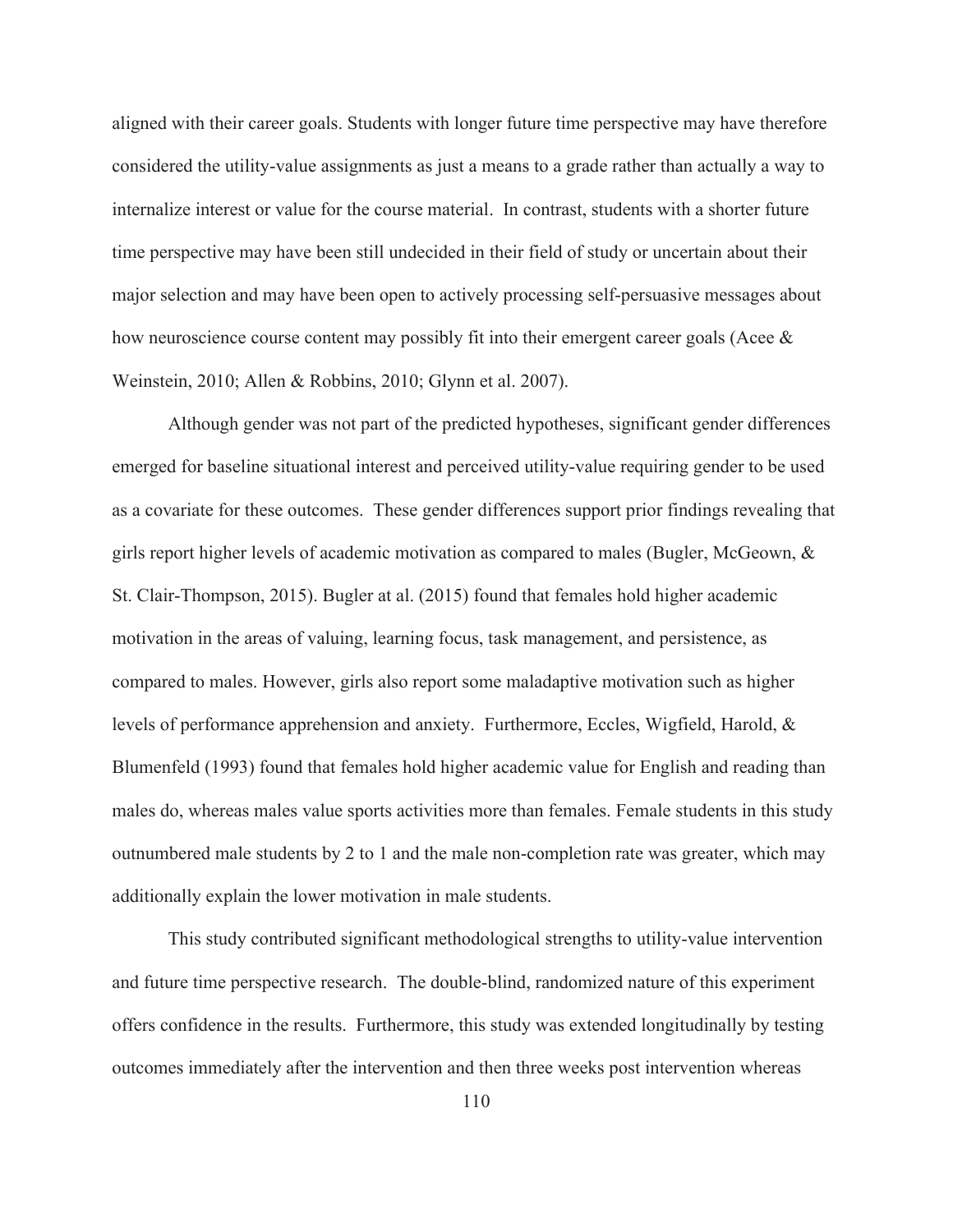aligned with their career goals. Students with longer future time perspective may have therefore considered the utility-value assignments as just a means to a grade rather than actually a way to internalize interest or value for the course material. In contrast, students with a shorter future time perspective may have been still undecided in their field of study or uncertain about their major selection and may have been open to actively processing self-persuasive messages about how neuroscience course content may possibly fit into their emergent career goals (Acee & Weinstein, 2010; Allen & Robbins, 2010; Glynn et al. 2007).

Although gender was not part of the predicted hypotheses, significant gender differences emerged for baseline situational interest and perceived utility-value requiring gender to be used as a covariate for these outcomes. These gender differences support prior findings revealing that girls report higher levels of academic motivation as compared to males (Bugler, McGeown, & St. Clair-Thompson, 2015). Bugler at al. (2015) found that females hold higher academic motivation in the areas of valuing, learning focus, task management, and persistence, as compared to males. However, girls also report some maladaptive motivation such as higher levels of performance apprehension and anxiety. Furthermore, Eccles, Wigfield, Harold, & Blumenfeld (1993) found that females hold higher academic value for English and reading than males do, whereas males value sports activities more than females. Female students in this study outnumbered male students by 2 to 1 and the male non-completion rate was greater, which may additionally explain the lower motivation in male students.

This study contributed significant methodological strengths to utility-value intervention and future time perspective research. The double-blind, randomized nature of this experiment offers confidence in the results. Furthermore, this study was extended longitudinally by testing outcomes immediately after the intervention and then three weeks post intervention whereas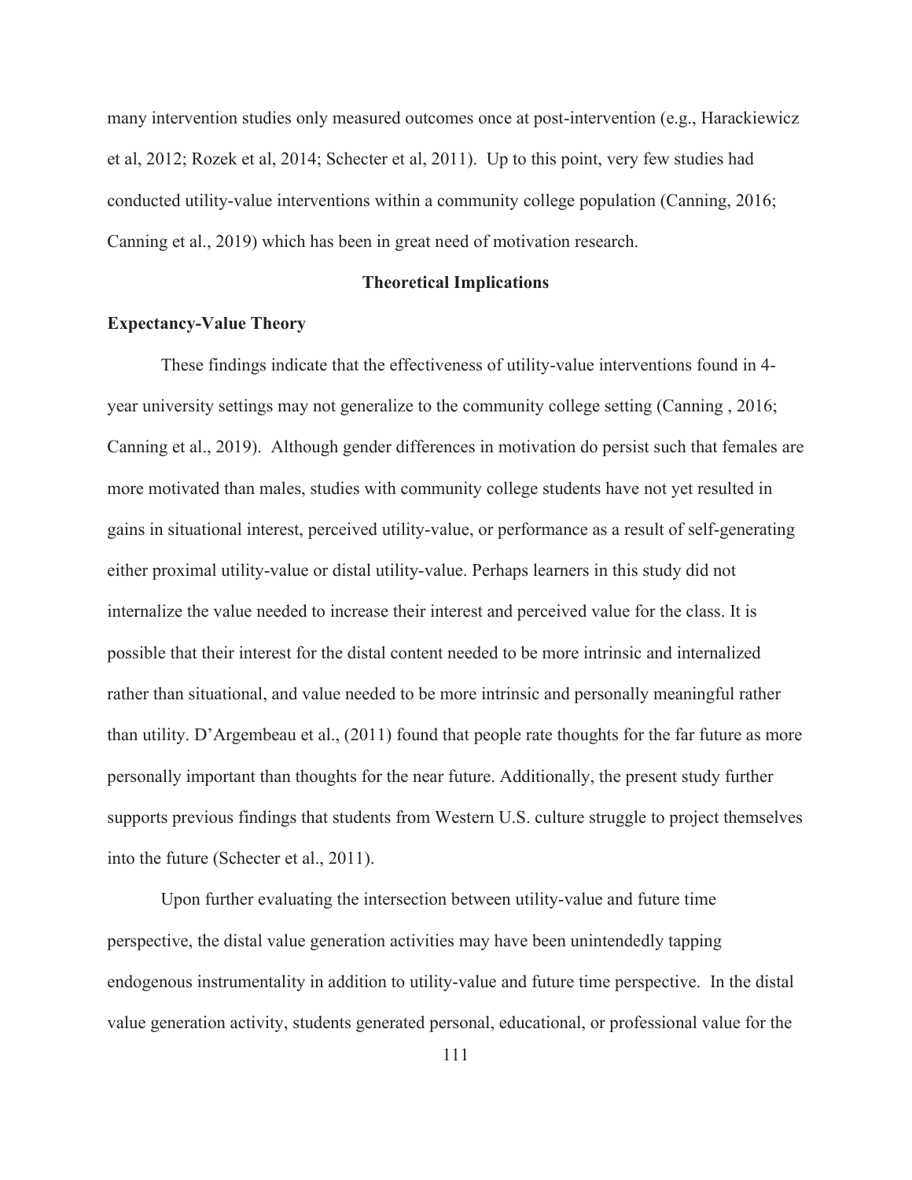many intervention studies only measured outcomes once at post-intervention (e.g., Harackiewicz et al, 2012; Rozek et al, 2014; Schecter et al, 2011). Up to this point, very few studies had conducted utility-value interventions within a community college population (Canning, 2016; Canning et al., 2019) which has been in great need of motivation research.

## Theoretical Implications

### Expectancy-Value Theory

These findings indicate that the effectiveness of utility-value interventions found in 4-year university settings may not generalize to the community college setting (Canning , 2016; Canning et al., 2019). Although gender differences in motivation do persist such that females are more motivated than males, studies with community college students have not yet resulted in gains in situational interest, perceived utility-value, or performance as a result of self-generating either proximal utility-value or distal utility-value. Perhaps learners in this study did not internalize the value needed to increase their interest and perceived value for the class. It is possible that their interest for the distal content needed to be more intrinsic and internalized rather than situational, and value needed to be more intrinsic and personally meaningful rather than utility. D'Argembeau et al., (2011) found that people rate thoughts for the far future as more personally important than thoughts for the near future. Additionally, the present study further supports previous findings that students from Western U.S. culture struggle to project themselves into the future (Schecter et al., 2011).

Upon further evaluating the intersection between utility-value and future time perspective, the distal value generation activities may have been unintendedly tapping endogenous instrumentality in addition to utility-value and future time perspective. In the distal value generation activity, students generated personal, educational, or professional value for the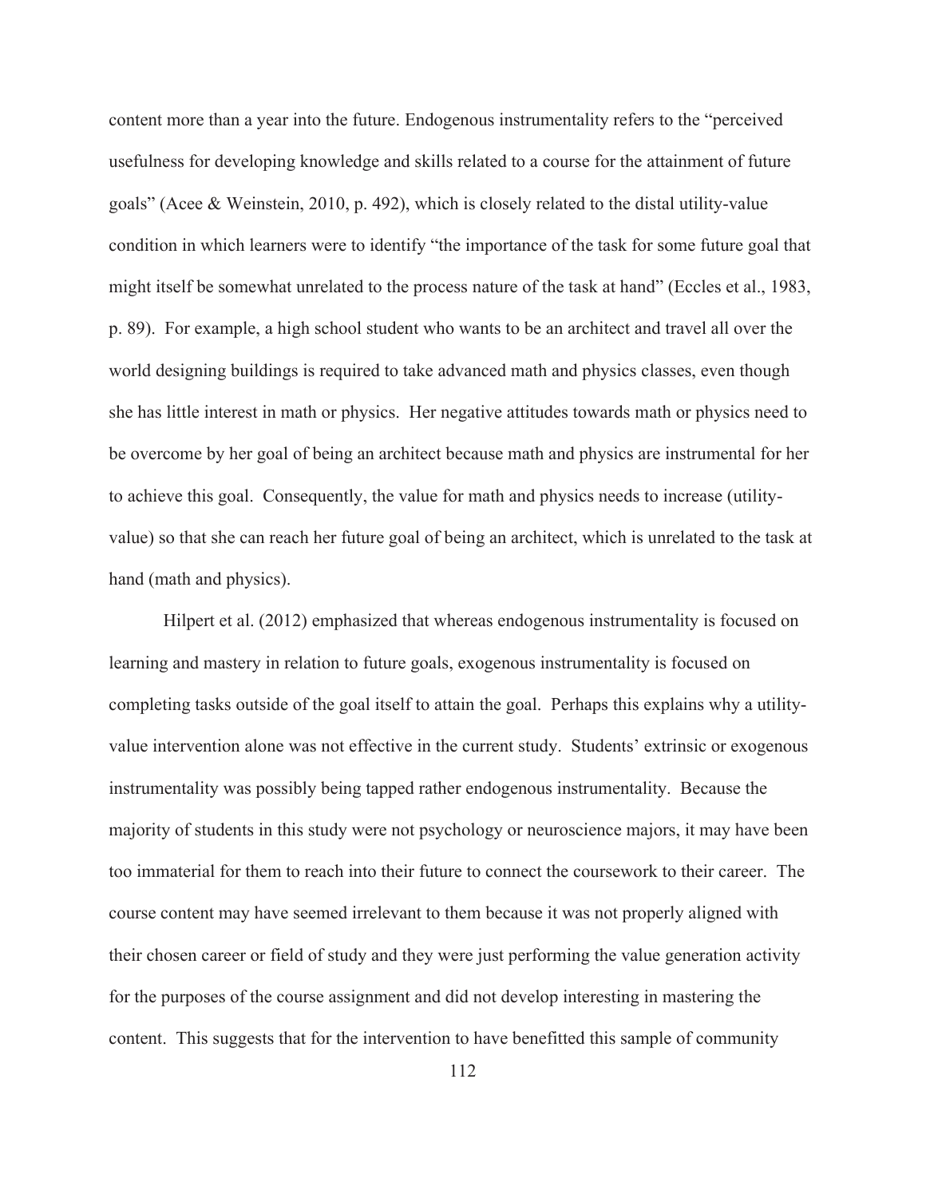content more than a year into the future. Endogenous instrumentality refers to the "perceived usefulness for developing knowledge and skills related to a course for the attainment of future goals" (Acee & Weinstein, 2010, p. 492), which is closely related to the distal utility-value condition in which learners were to identify "the importance of the task for some future goal that might itself be somewhat unrelated to the process nature of the task at hand" (Eccles et al., 1983, p. 89). For example, a high school student who wants to be an architect and travel all over the world designing buildings is required to take advanced math and physics classes, even though she has little interest in math or physics. Her negative attitudes towards math or physics need to be overcome by her goal of being an architect because math and physics are instrumental for her to achieve this goal. Consequently, the value for math and physics needs to increase (utility-value) so that she can reach her future goal of being an architect, which is unrelated to the task at hand (math and physics).

Hilpert et al. (2012) emphasized that whereas endogenous instrumentality is focused on learning and mastery in relation to future goals, exogenous instrumentality is focused on completing tasks outside of the goal itself to attain the goal. Perhaps this explains why a utility-value intervention alone was not effective in the current study. Students' extrinsic or exogenous instrumentality was possibly being tapped rather endogenous instrumentality. Because the majority of students in this study were not psychology or neuroscience majors, it may have been too immaterial for them to reach into their future to connect the coursework to their career. The course content may have seemed irrelevant to them because it was not properly aligned with their chosen career or field of study and they were just performing the value generation activity for the purposes of the course assignment and did not develop interesting in mastering the content. This suggests that for the intervention to have benefitted this sample of community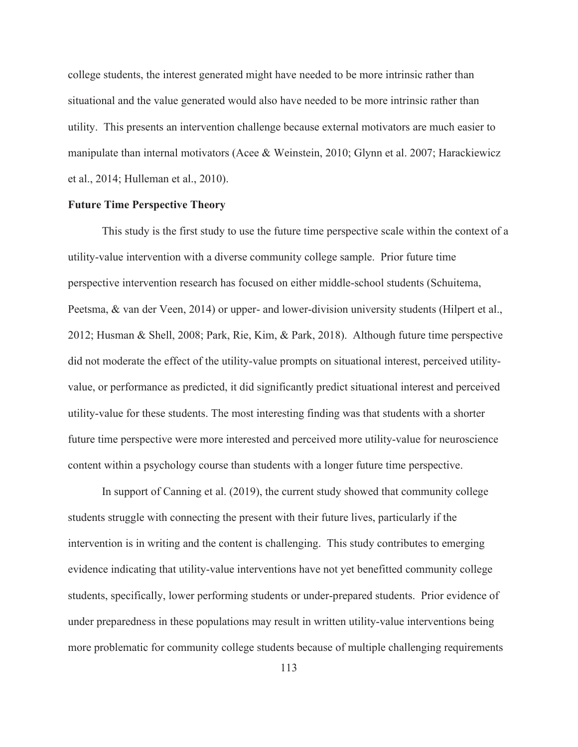college students, the interest generated might have needed to be more intrinsic rather than situational and the value generated would also have needed to be more intrinsic rather than utility. This presents an intervention challenge because external motivators are much easier to manipulate than internal motivators (Acee & Weinstein, 2010; Glynn et al. 2007; Harackiewicz et al., 2014; Hulleman et al., 2010).

**Future Time Perspective Theory**

This study is the first study to use the future time perspective scale within the context of a utility-value intervention with a diverse community college sample. Prior future time perspective intervention research has focused on either middle-school students (Schuitema, Peetsma, & van der Veen, 2014) or upper- and lower-division university students (Hilpert et al., 2012; Husman & Shell, 2008; Park, Rie, Kim, & Park, 2018). Although future time perspective did not moderate the effect of the utility-value prompts on situational interest, perceived utility-value, or performance as predicted, it did significantly predict situational interest and perceived utility-value for these students. The most interesting finding was that students with a shorter future time perspective were more interested and perceived more utility-value for neuroscience content within a psychology course than students with a longer future time perspective.

In support of Canning et al. (2019), the current study showed that community college students struggle with connecting the present with their future lives, particularly if the intervention is in writing and the content is challenging. This study contributes to emerging evidence indicating that utility-value interventions have not yet benefitted community college students, specifically, lower performing students or under-prepared students. Prior evidence of under preparedness in these populations may result in written utility-value interventions being more problematic for community college students because of multiple challenging requirements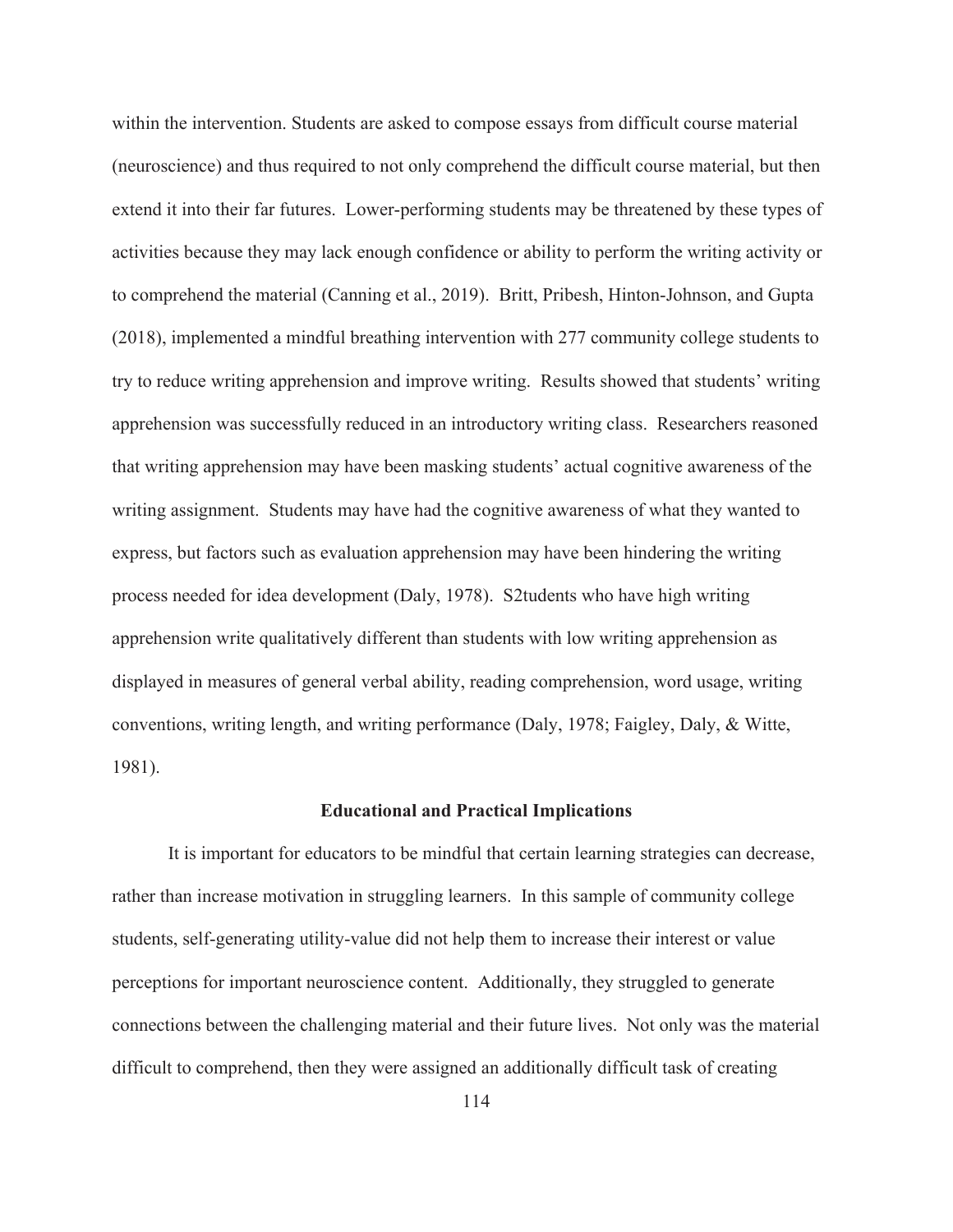within the intervention. Students are asked to compose essays from difficult course material (neuroscience) and thus required to not only comprehend the difficult course material, but then extend it into their far futures. Lower-performing students may be threatened by these types of activities because they may lack enough confidence or ability to perform the writing activity or to comprehend the material (Canning et al., 2019). Britt, Pribesh, Hinton-Johnson, and Gupta (2018), implemented a mindful breathing intervention with 277 community college students to try to reduce writing apprehension and improve writing. Results showed that students' writing apprehension was successfully reduced in an introductory writing class. Researchers reasoned that writing apprehension may have been masking students' actual cognitive awareness of the writing assignment. Students may have had the cognitive awareness of what they wanted to express, but factors such as evaluation apprehension may have been hindering the writing process needed for idea development (Daly, 1978). S2tudents who have high writing apprehension write qualitatively different than students with low writing apprehension as displayed in measures of general verbal ability, reading comprehension, word usage, writing conventions, writing length, and writing performance (Daly, 1978; Faigley, Daly, & Witte, 1981).

## Educational and Practical Implications

It is important for educators to be mindful that certain learning strategies can decrease, rather than increase motivation in struggling learners. In this sample of community college students, self-generating utility-value did not help them to increase their interest or value perceptions for important neuroscience content. Additionally, they struggled to generate connections between the challenging material and their future lives. Not only was the material difficult to comprehend, then they were assigned an additionally difficult task of creating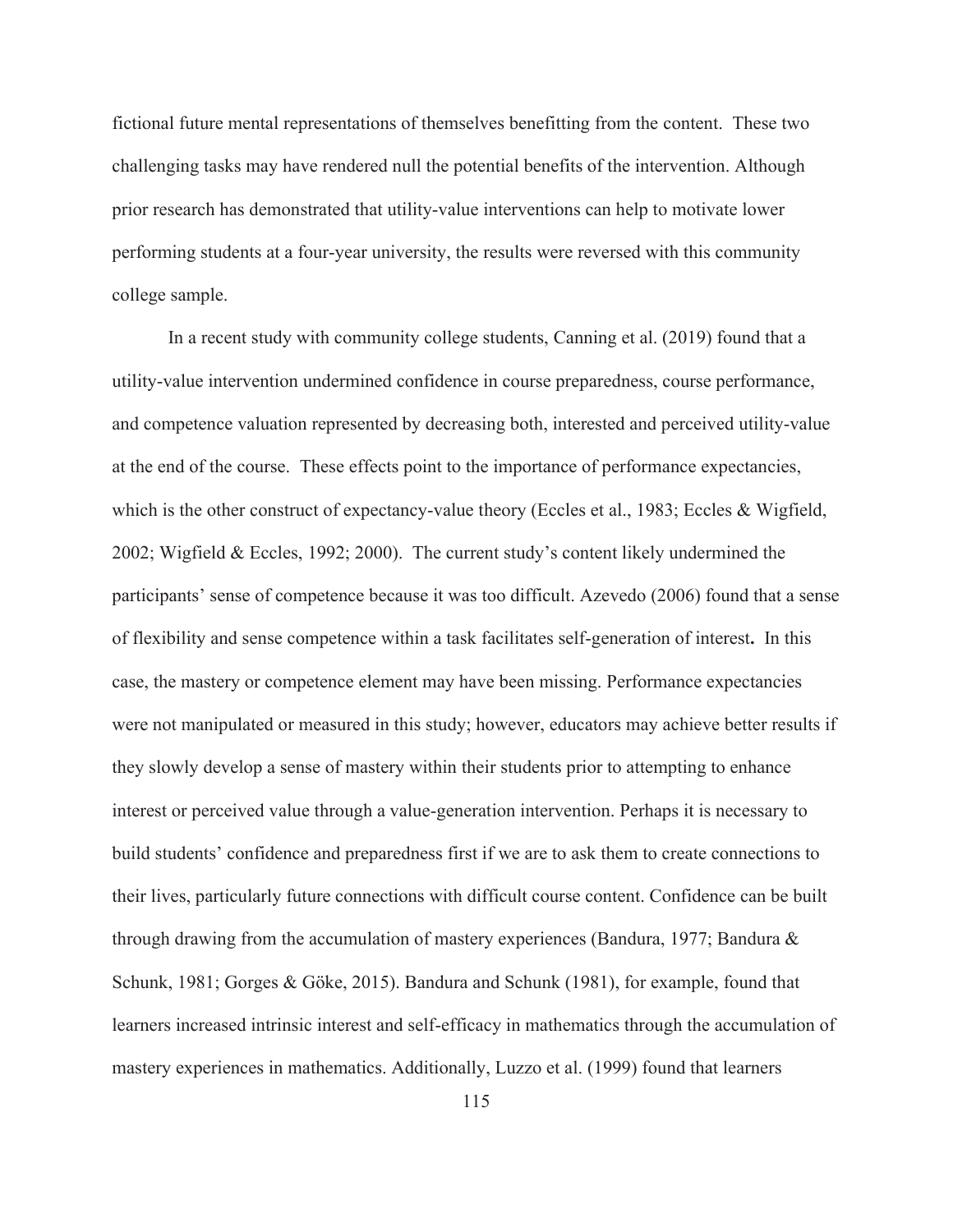fictional future mental representations of themselves benefitting from the content. These two challenging tasks may have rendered null the potential benefits of the intervention. Although prior research has demonstrated that utility-value interventions can help to motivate lower performing students at a four-year university, the results were reversed with this community college sample.

In a recent study with community college students, Canning et al. (2019) found that a utility-value intervention undermined confidence in course preparedness, course performance, and competence valuation represented by decreasing both, interested and perceived utility-value at the end of the course. These effects point to the importance of performance expectancies, which is the other construct of expectancy-value theory (Eccles et al., 1983; Eccles & Wigfield, 2002; Wigfield & Eccles, 1992; 2000). The current study's content likely undermined the participants' sense of competence because it was too difficult. Azevedo (2006) found that a sense of flexibility and sense competence within a task facilitates self-generation of interest**.** In this case, the mastery or competence element may have been missing. Performance expectancies were not manipulated or measured in this study; however, educators may achieve better results if they slowly develop a sense of mastery within their students prior to attempting to enhance interest or perceived value through a value-generation intervention. Perhaps it is necessary to build students' confidence and preparedness first if we are to ask them to create connections to their lives, particularly future connections with difficult course content. Confidence can be built through drawing from the accumulation of mastery experiences (Bandura, 1977; Bandura & Schunk, 1981; Gorges & Göke, 2015). Bandura and Schunk (1981), for example, found that learners increased intrinsic interest and self-efficacy in mathematics through the accumulation of mastery experiences in mathematics. Additionally, Luzzo et al. (1999) found that learners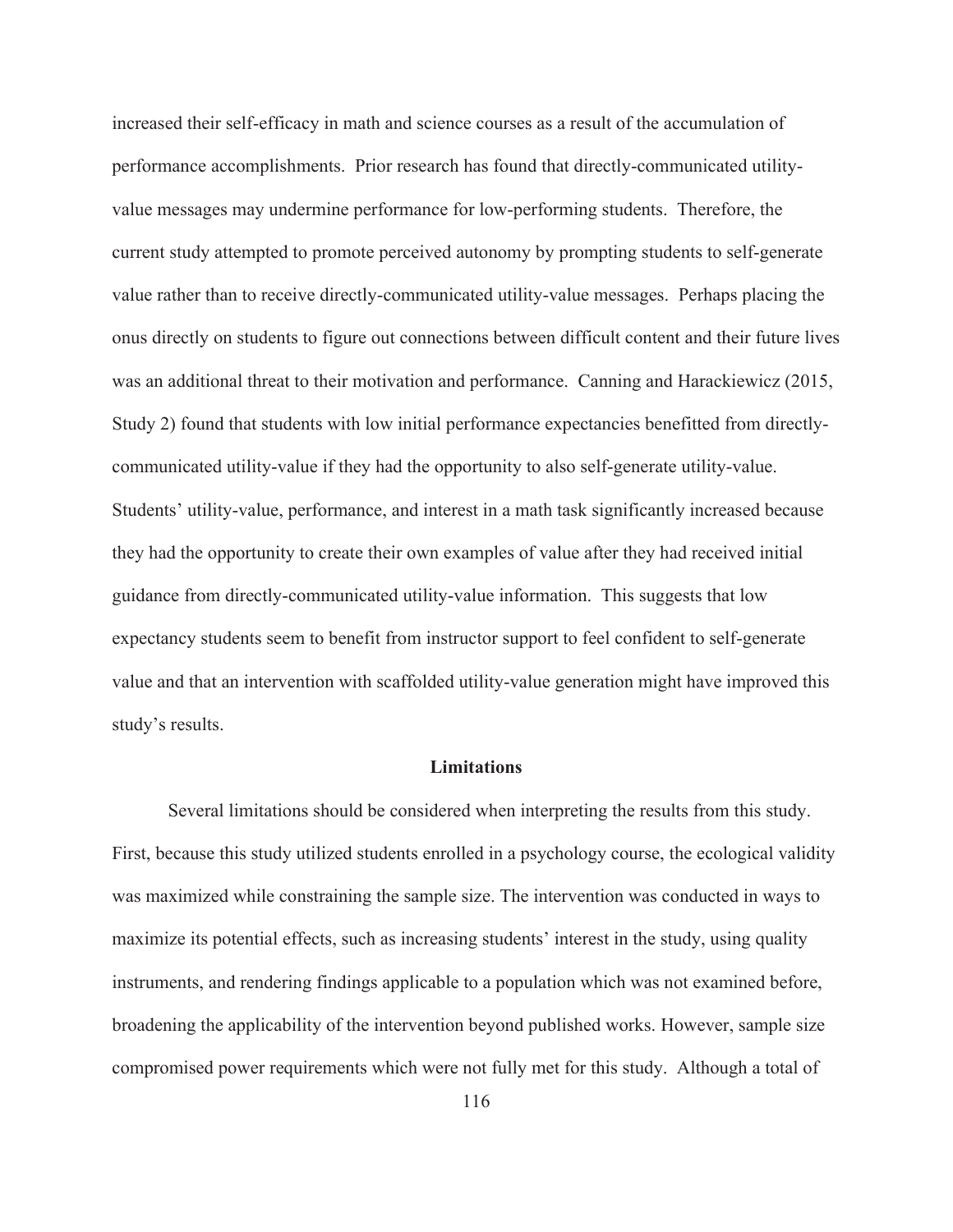increased their self-efficacy in math and science courses as a result of the accumulation of performance accomplishments. Prior research has found that directly-communicated utility-value messages may undermine performance for low-performing students. Therefore, the current study attempted to promote perceived autonomy by prompting students to self-generate value rather than to receive directly-communicated utility-value messages. Perhaps placing the onus directly on students to figure out connections between difficult content and their future lives was an additional threat to their motivation and performance. Canning and Harackiewicz (2015, Study 2) found that students with low initial performance expectancies benefitted from directly-communicated utility-value if they had the opportunity to also self-generate utility-value. Students' utility-value, performance, and interest in a math task significantly increased because they had the opportunity to create their own examples of value after they had received initial guidance from directly-communicated utility-value information. This suggests that low expectancy students seem to benefit from instructor support to feel confident to self-generate value and that an intervention with scaffolded utility-value generation might have improved this study's results.

## Limitations

Several limitations should be considered when interpreting the results from this study. First, because this study utilized students enrolled in a psychology course, the ecological validity was maximized while constraining the sample size. The intervention was conducted in ways to maximize its potential effects, such as increasing students' interest in the study, using quality instruments, and rendering findings applicable to a population which was not examined before, broadening the applicability of the intervention beyond published works. However, sample size compromised power requirements which were not fully met for this study. Although a total of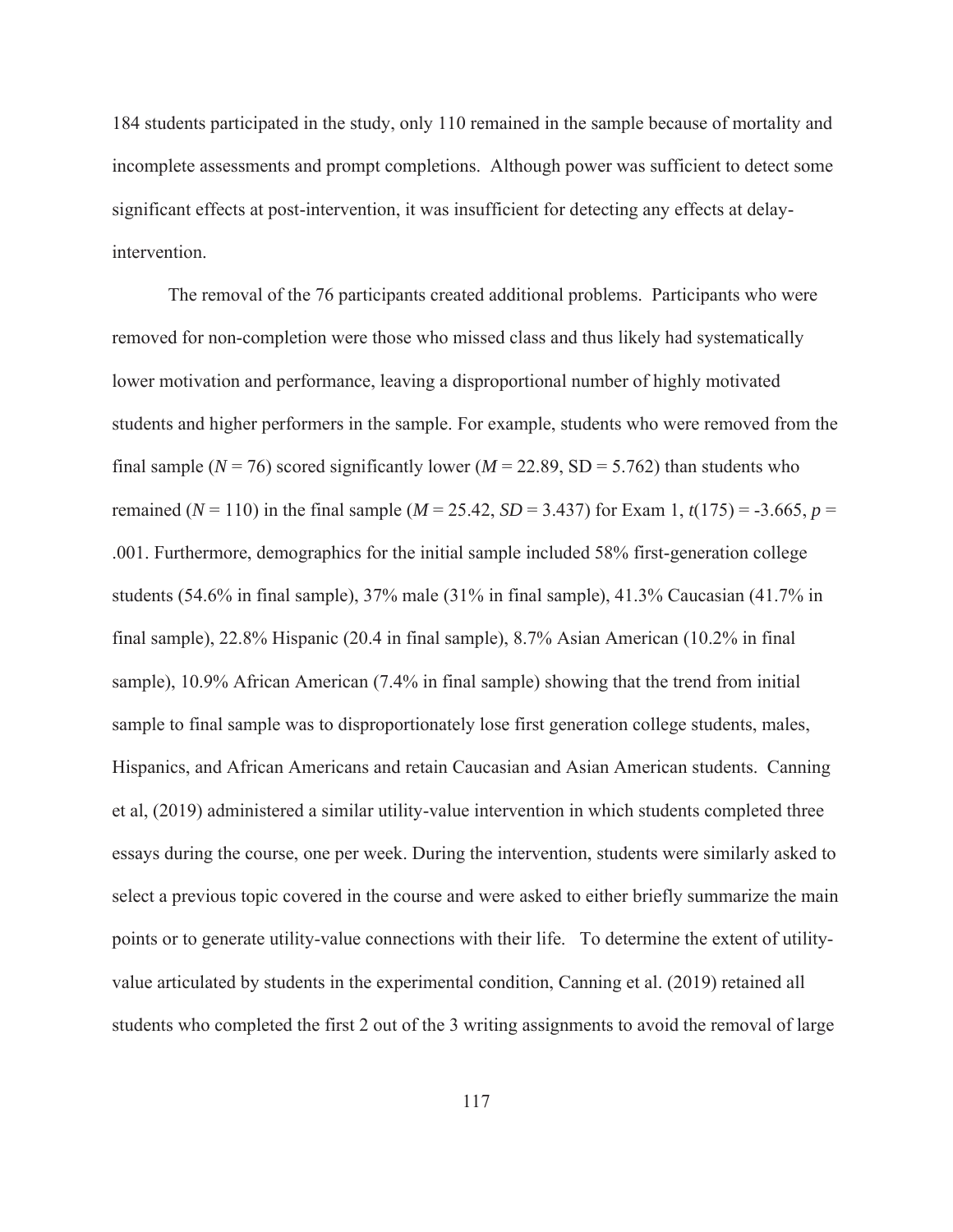184 students participated in the study, only 110 remained in the sample because of mortality and incomplete assessments and prompt completions. Although power was sufficient to detect some significant effects at post-intervention, it was insufficient for detecting any effects at delay-intervention.

The removal of the 76 participants created additional problems. Participants who were removed for non-completion were those who missed class and thus likely had systematically lower motivation and performance, leaving a disproportional number of highly motivated students and higher performers in the sample. For example, students who were removed from the final sample ($N$ = 76) scored significantly lower ($M$ = 22.89, SD = 5.762) than students who remained ($N$ = 110) in the final sample ($M$ = 25.42, $SD$ = 3.437) for Exam 1, $t(175) = -3.665$, $p$ = .001. Furthermore, demographics for the initial sample included 58% first-generation college students (54.6% in final sample), 37% male (31% in final sample), 41.3% Caucasian (41.7% in final sample), 22.8% Hispanic (20.4 in final sample), 8.7% Asian American (10.2% in final sample), 10.9% African American (7.4% in final sample) showing that the trend from initial sample to final sample was to disproportionately lose first generation college students, males, Hispanics, and African Americans and retain Caucasian and Asian American students. Canning et al, (2019) administered a similar utility-value intervention in which students completed three essays during the course, one per week. During the intervention, students were similarly asked to select a previous topic covered in the course and were asked to either briefly summarize the main points or to generate utility-value connections with their life. To determine the extent of utility-value articulated by students in the experimental condition, Canning et al. (2019) retained all students who completed the first 2 out of the 3 writing assignments to avoid the removal of large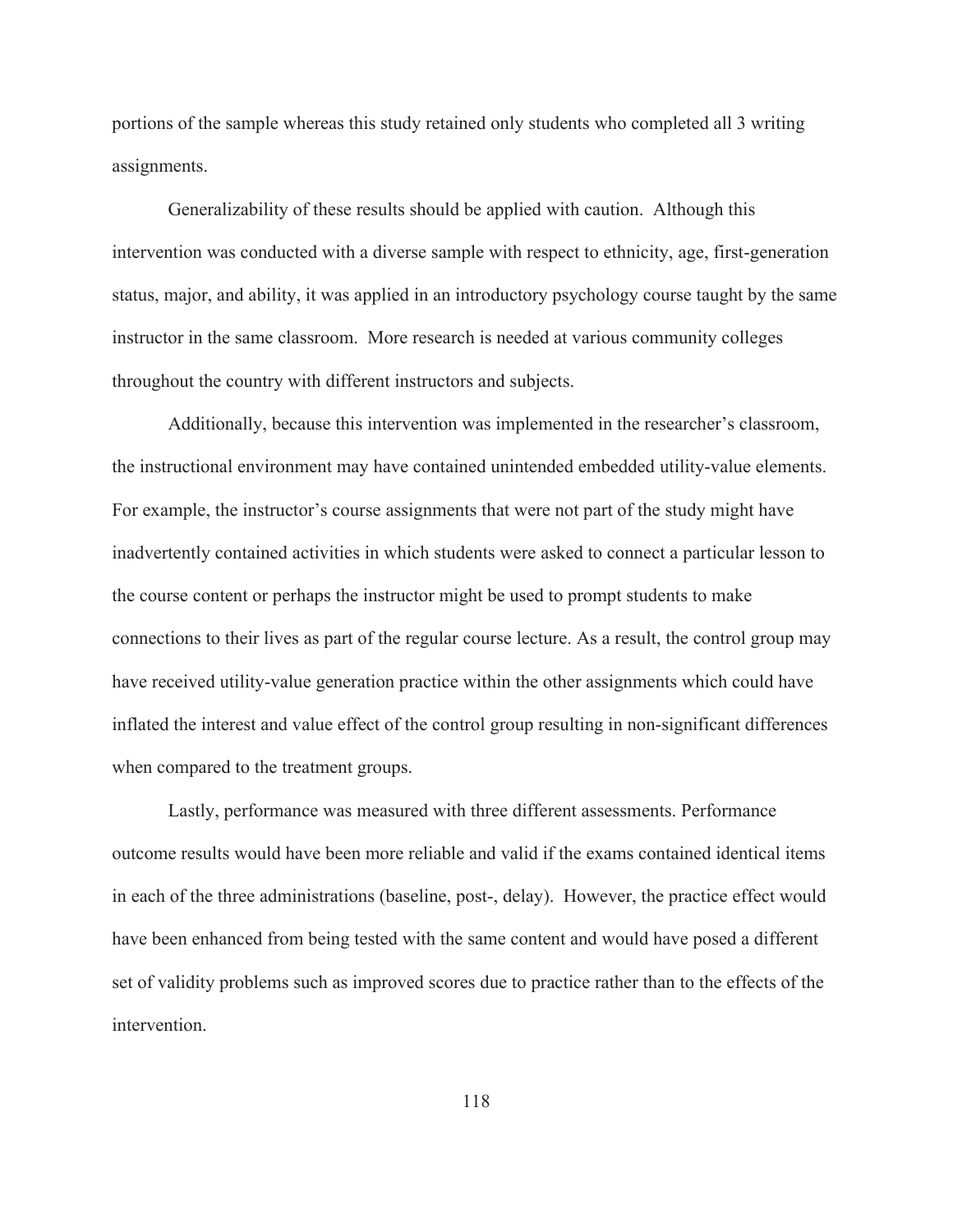portions of the sample whereas this study retained only students who completed all 3 writing assignments.

Generalizability of these results should be applied with caution. Although this intervention was conducted with a diverse sample with respect to ethnicity, age, first-generation status, major, and ability, it was applied in an introductory psychology course taught by the same instructor in the same classroom. More research is needed at various community colleges throughout the country with different instructors and subjects.

Additionally, because this intervention was implemented in the researcher's classroom, the instructional environment may have contained unintended embedded utility-value elements. For example, the instructor's course assignments that were not part of the study might have inadvertently contained activities in which students were asked to connect a particular lesson to the course content or perhaps the instructor might be used to prompt students to make connections to their lives as part of the regular course lecture. As a result, the control group may have received utility-value generation practice within the other assignments which could have inflated the interest and value effect of the control group resulting in non-significant differences when compared to the treatment groups.

Lastly, performance was measured with three different assessments. Performance outcome results would have been more reliable and valid if the exams contained identical items in each of the three administrations (baseline, post-, delay). However, the practice effect would have been enhanced from being tested with the same content and would have posed a different set of validity problems such as improved scores due to practice rather than to the effects of the intervention.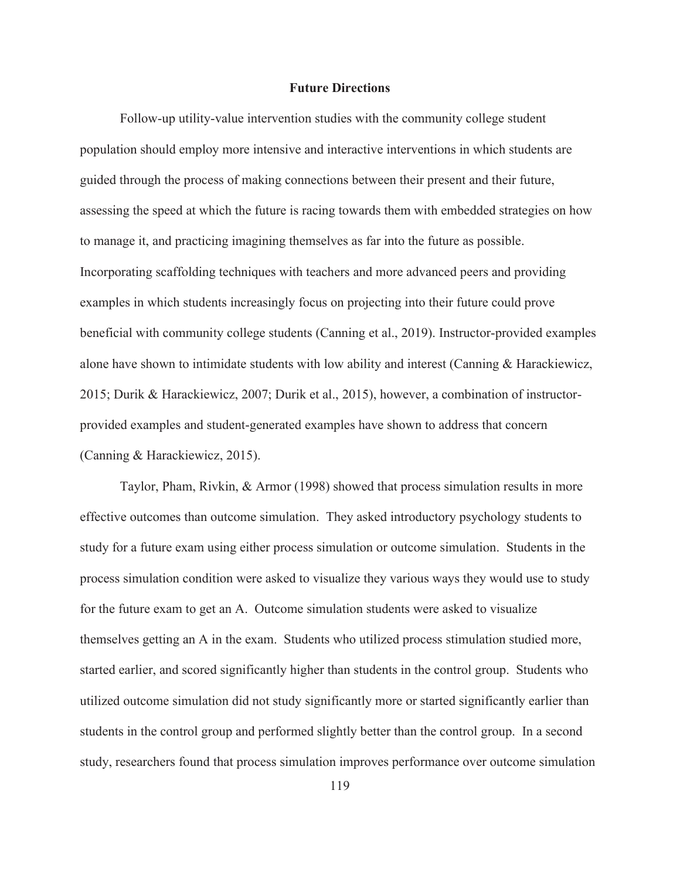## Future Directions

Follow-up utility-value intervention studies with the community college student population should employ more intensive and interactive interventions in which students are guided through the process of making connections between their present and their future, assessing the speed at which the future is racing towards them with embedded strategies on how to manage it, and practicing imagining themselves as far into the future as possible. Incorporating scaffolding techniques with teachers and more advanced peers and providing examples in which students increasingly focus on projecting into their future could prove beneficial with community college students (Canning et al., 2019). Instructor-provided examples alone have shown to intimidate students with low ability and interest (Canning & Harackiewicz, 2015; Durik & Harackiewicz, 2007; Durik et al., 2015), however, a combination of instructor-provided examples and student-generated examples have shown to address that concern (Canning & Harackiewicz, 2015).

Taylor, Pham, Rivkin, & Armor (1998) showed that process simulation results in more effective outcomes than outcome simulation. They asked introductory psychology students to study for a future exam using either process simulation or outcome simulation. Students in the process simulation condition were asked to visualize they various ways they would use to study for the future exam to get an A. Outcome simulation students were asked to visualize themselves getting an A in the exam. Students who utilized process stimulation studied more, started earlier, and scored significantly higher than students in the control group. Students who utilized outcome simulation did not study significantly more or started significantly earlier than students in the control group and performed slightly better than the control group. In a second study, researchers found that process simulation improves performance over outcome simulation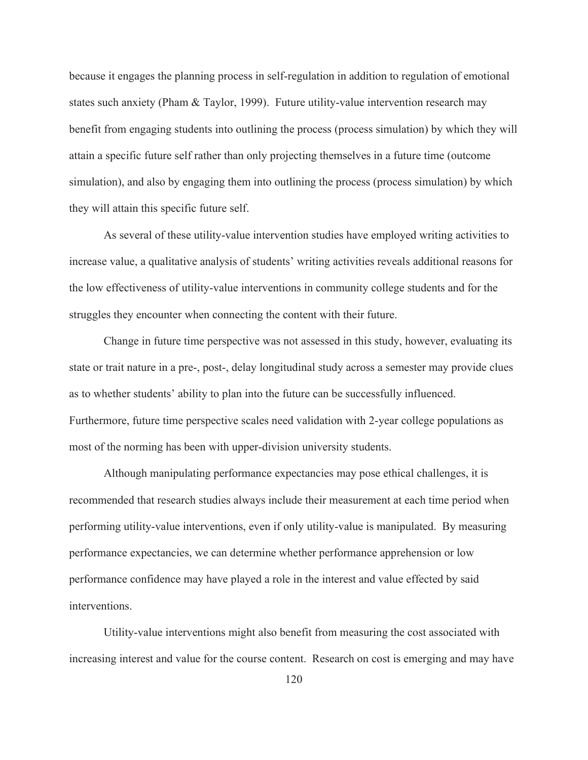because it engages the planning process in self-regulation in addition to regulation of emotional states such anxiety (Pham & Taylor, 1999). Future utility-value intervention research may benefit from engaging students into outlining the process (process simulation) by which they will attain a specific future self rather than only projecting themselves in a future time (outcome simulation), and also by engaging them into outlining the process (process simulation) by which they will attain this specific future self.

As several of these utility-value intervention studies have employed writing activities to increase value, a qualitative analysis of students' writing activities reveals additional reasons for the low effectiveness of utility-value interventions in community college students and for the struggles they encounter when connecting the content with their future.

Change in future time perspective was not assessed in this study, however, evaluating its state or trait nature in a pre-, post-, delay longitudinal study across a semester may provide clues as to whether students' ability to plan into the future can be successfully influenced. Furthermore, future time perspective scales need validation with 2-year college populations as most of the norming has been with upper-division university students.

Although manipulating performance expectancies may pose ethical challenges, it is recommended that research studies always include their measurement at each time period when performing utility-value interventions, even if only utility-value is manipulated. By measuring performance expectancies, we can determine whether performance apprehension or low performance confidence may have played a role in the interest and value effected by said interventions.

Utility-value interventions might also benefit from measuring the cost associated with increasing interest and value for the course content. Research on cost is emerging and may have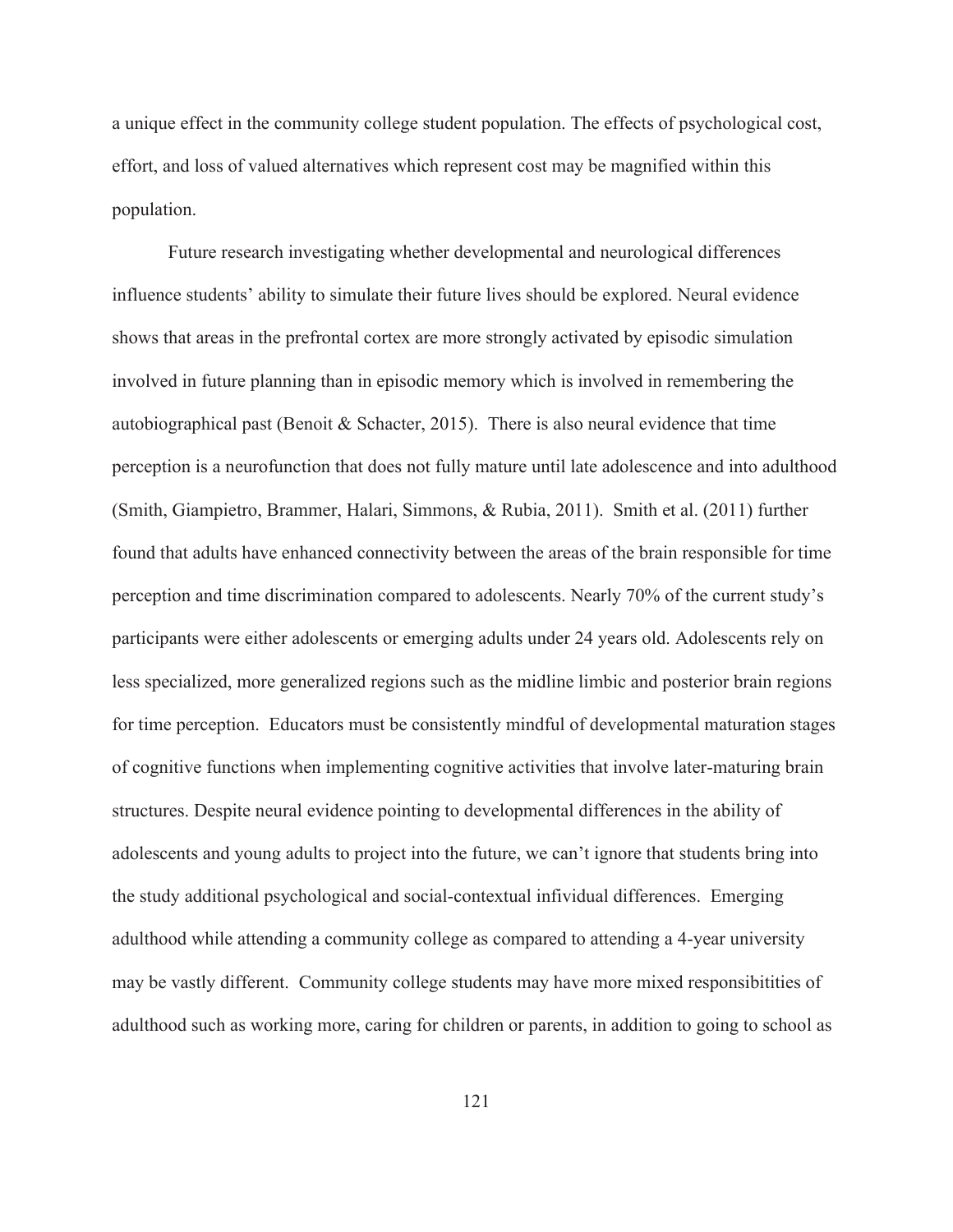a unique effect in the community college student population. The effects of psychological cost, effort, and loss of valued alternatives which represent cost may be magnified within this population.

Future research investigating whether developmental and neurological differences influence students' ability to simulate their future lives should be explored. Neural evidence shows that areas in the prefrontal cortex are more strongly activated by episodic simulation involved in future planning than in episodic memory which is involved in remembering the autobiographical past (Benoit & Schacter, 2015). There is also neural evidence that time perception is a neurofunction that does not fully mature until late adolescence and into adulthood (Smith, Giampietro, Brammer, Halari, Simmons, & Rubia, 2011). Smith et al. (2011) further found that adults have enhanced connectivity between the areas of the brain responsible for time perception and time discrimination compared to adolescents. Nearly 70% of the current study's participants were either adolescents or emerging adults under 24 years old. Adolescents rely on less specialized, more generalized regions such as the midline limbic and posterior brain regions for time perception. Educators must be consistently mindful of developmental maturation stages of cognitive functions when implementing cognitive activities that involve later-maturing brain structures. Despite neural evidence pointing to developmental differences in the ability of adolescents and young adults to project into the future, we can't ignore that students bring into the study additional psychological and social-contextual infividual differences. Emerging adulthood while attending a community college as compared to attending a 4-year university may be vastly different. Community college students may have more mixed responsibitities of adulthood such as working more, caring for children or parents, in addition to going to school as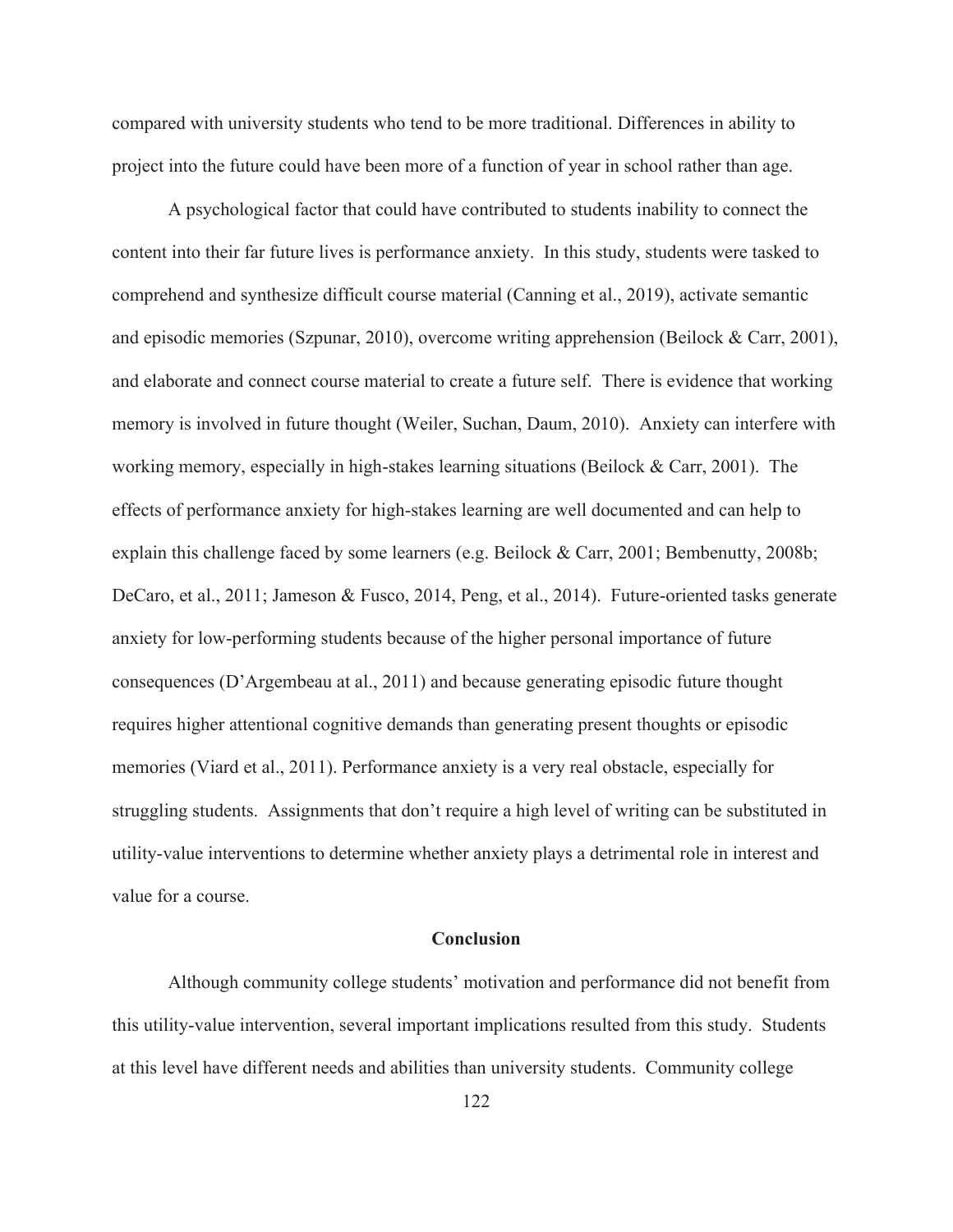compared with university students who tend to be more traditional. Differences in ability to project into the future could have been more of a function of year in school rather than age.

A psychological factor that could have contributed to students inability to connect the content into their far future lives is performance anxiety. In this study, students were tasked to comprehend and synthesize difficult course material (Canning et al., 2019), activate semantic and episodic memories (Szpunar, 2010), overcome writing apprehension (Beilock & Carr, 2001), and elaborate and connect course material to create a future self. There is evidence that working memory is involved in future thought (Weiler, Suchan, Daum, 2010). Anxiety can interfere with working memory, especially in high-stakes learning situations (Beilock & Carr, 2001). The effects of performance anxiety for high-stakes learning are well documented and can help to explain this challenge faced by some learners (e.g. Beilock & Carr, 2001; Bembenutty, 2008b; DeCaro, et al., 2011; Jameson & Fusco, 2014, Peng, et al., 2014). Future-oriented tasks generate anxiety for low-performing students because of the higher personal importance of future consequences (D'Argembeau at al., 2011) and because generating episodic future thought requires higher attentional cognitive demands than generating present thoughts or episodic memories (Viard et al., 2011). Performance anxiety is a very real obstacle, especially for struggling students. Assignments that don't require a high level of writing can be substituted in utility-value interventions to determine whether anxiety plays a detrimental role in interest and value for a course.

## Conclusion

Although community college students' motivation and performance did not benefit from this utility-value intervention, several important implications resulted from this study. Students at this level have different needs and abilities than university students. Community college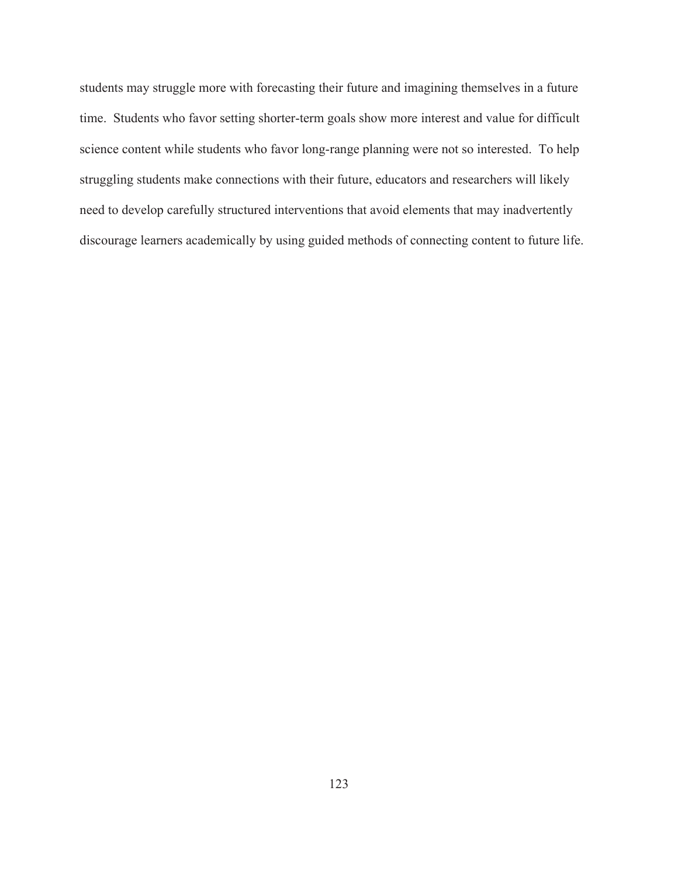students may struggle more with forecasting their future and imagining themselves in a future time. Students who favor setting shorter-term goals show more interest and value for difficult science content while students who favor long-range planning were not so interested. To help struggling students make connections with their future, educators and researchers will likely need to develop carefully structured interventions that avoid elements that may inadvertently discourage learners academically by using guided methods of connecting content to future life.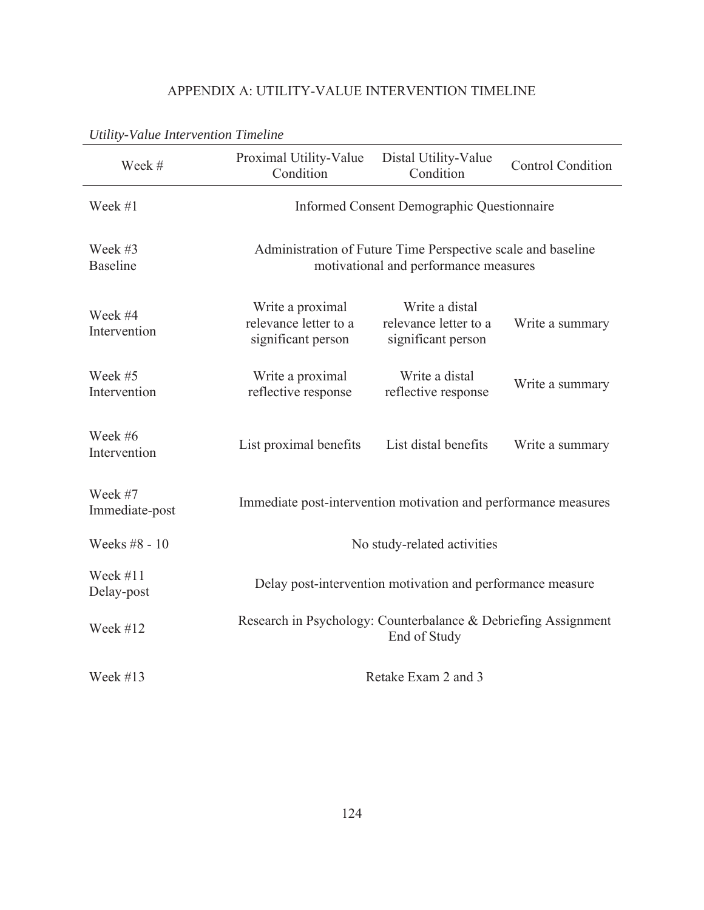# APPENDIX A: UTILITY-VALUE INTERVENTION TIMELINE

*Utility-Value Intervention Timeline*

| Week # | Proximal Utility-Value Condition | Distal Utility-Value Condition | Control Condition |
|---|---|---|---|
| Week #1 | Informed Consent Demographic Questionnaire | | |
| Week #3 Baseline | Administration of Future Time Perspective scale and baseline motivational and performance measures | | |
| Week #4 Intervention | Write a proximal relevance letter to a significant person | Write a distal relevance letter to a significant person | Write a summary |
| Week #5 Intervention | Write a proximal reflective response | Write a distal reflective response | Write a summary |
| Week #6 Intervention | List proximal benefits | List distal benefits | Write a summary |
| Week #7 Immediate-post | Immediate post-intervention motivation and performance measures | | |
| Weeks #8 - 10 | No study-related activities | | |
| Week #11 Delay-post | Delay post-intervention motivation and performance measure | | |
| Week #12 | Research in Psychology: Counterbalance & Debriefing Assignment End of Study | | |
| Week #13 | Retake Exam 2 and 3 | | |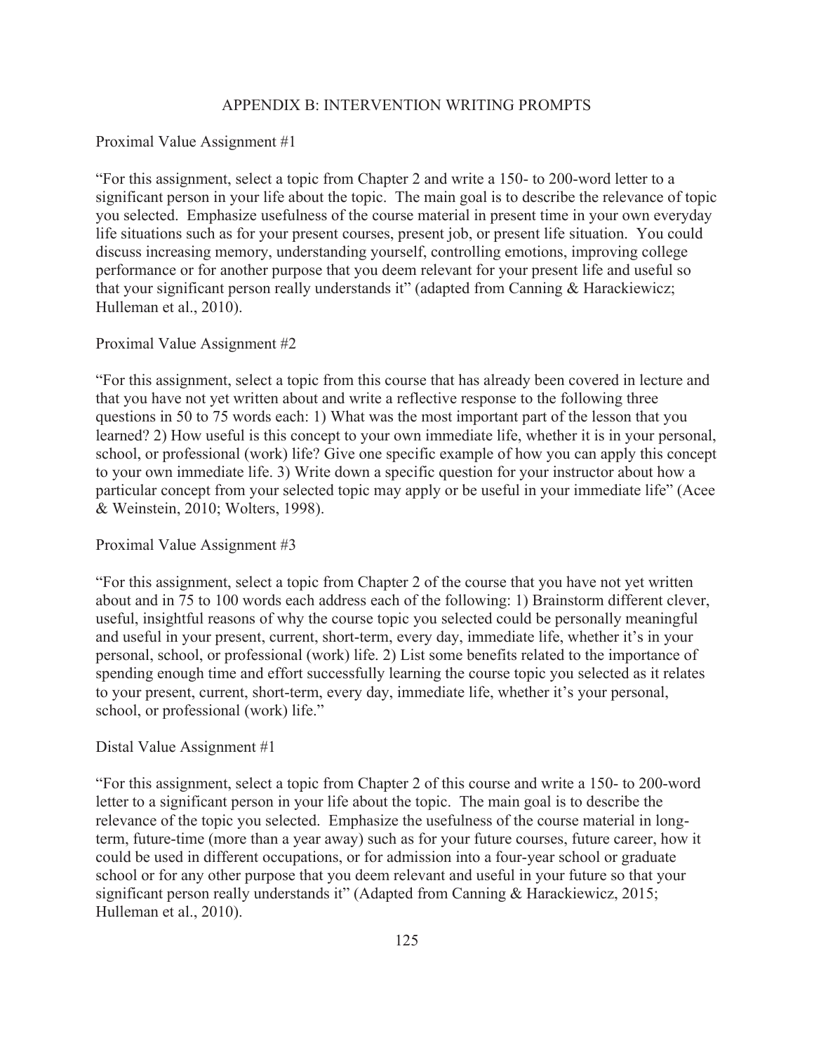## APPENDIX B: INTERVENTION WRITING PROMPTS

Proximal Value Assignment #1

"For this assignment, select a topic from Chapter 2 and write a 150- to 200-word letter to a significant person in your life about the topic. The main goal is to describe the relevance of topic you selected. Emphasize usefulness of the course material in present time in your own everyday life situations such as for your present courses, present job, or present life situation. You could discuss increasing memory, understanding yourself, controlling emotions, improving college performance or for another purpose that you deem relevant for your present life and useful so that your significant person really understands it" (adapted from Canning & Harackiewicz; Hulleman et al., 2010).

Proximal Value Assignment #2

"For this assignment, select a topic from this course that has already been covered in lecture and that you have not yet written about and write a reflective response to the following three questions in 50 to 75 words each: 1) What was the most important part of the lesson that you learned? 2) How useful is this concept to your own immediate life, whether it is in your personal, school, or professional (work) life? Give one specific example of how you can apply this concept to your own immediate life. 3) Write down a specific question for your instructor about how a particular concept from your selected topic may apply or be useful in your immediate life" (Acee & Weinstein, 2010; Wolters, 1998).

Proximal Value Assignment #3

"For this assignment, select a topic from Chapter 2 of the course that you have not yet written about and in 75 to 100 words each address each of the following: 1) Brainstorm different clever, useful, insightful reasons of why the course topic you selected could be personally meaningful and useful in your present, current, short-term, every day, immediate life, whether it's in your personal, school, or professional (work) life. 2) List some benefits related to the importance of spending enough time and effort successfully learning the course topic you selected as it relates to your present, current, short-term, every day, immediate life, whether it's your personal, school, or professional (work) life."

Distal Value Assignment #1

"For this assignment, select a topic from Chapter 2 of this course and write a 150- to 200-word letter to a significant person in your life about the topic. The main goal is to describe the relevance of the topic you selected. Emphasize the usefulness of the course material in long-term, future-time (more than a year away) such as for your future courses, future career, how it could be used in different occupations, or for admission into a four-year school or graduate school or for any other purpose that you deem relevant and useful in your future so that your significant person really understands it" (Adapted from Canning & Harackiewicz, 2015; Hulleman et al., 2010).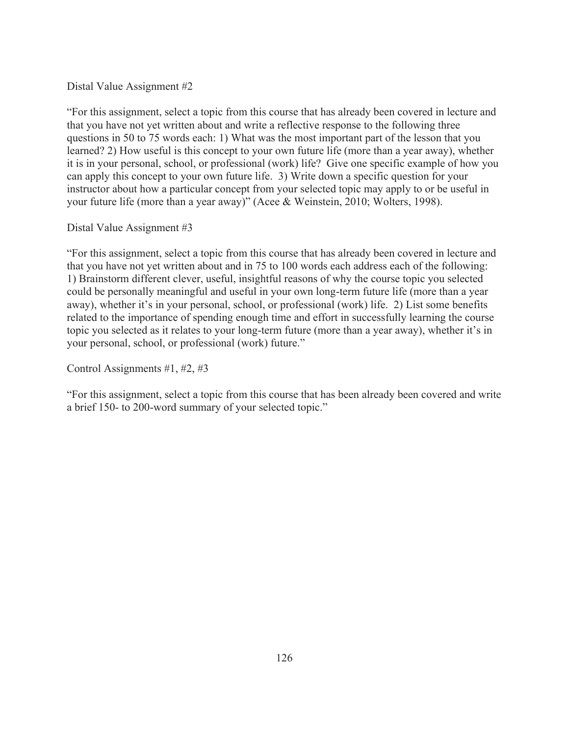Distal Value Assignment #2

"For this assignment, select a topic from this course that has already been covered in lecture and that you have not yet written about and write a reflective response to the following three questions in 50 to 75 words each: 1) What was the most important part of the lesson that you learned? 2) How useful is this concept to your own future life (more than a year away), whether it is in your personal, school, or professional (work) life? Give one specific example of how you can apply this concept to your own future life. 3) Write down a specific question for your instructor about how a particular concept from your selected topic may apply to or be useful in your future life (more than a year away)" (Acee & Weinstein, 2010; Wolters, 1998).

Distal Value Assignment #3

"For this assignment, select a topic from this course that has already been covered in lecture and that you have not yet written about and in 75 to 100 words each address each of the following: 1) Brainstorm different clever, useful, insightful reasons of why the course topic you selected could be personally meaningful and useful in your own long-term future life (more than a year away), whether it's in your personal, school, or professional (work) life. 2) List some benefits related to the importance of spending enough time and effort in successfully learning the course topic you selected as it relates to your long-term future (more than a year away), whether it's in your personal, school, or professional (work) future."

Control Assignments #1, #2, #3

"For this assignment, select a topic from this course that has been already been covered and write a brief 150- to 200-word summary of your selected topic."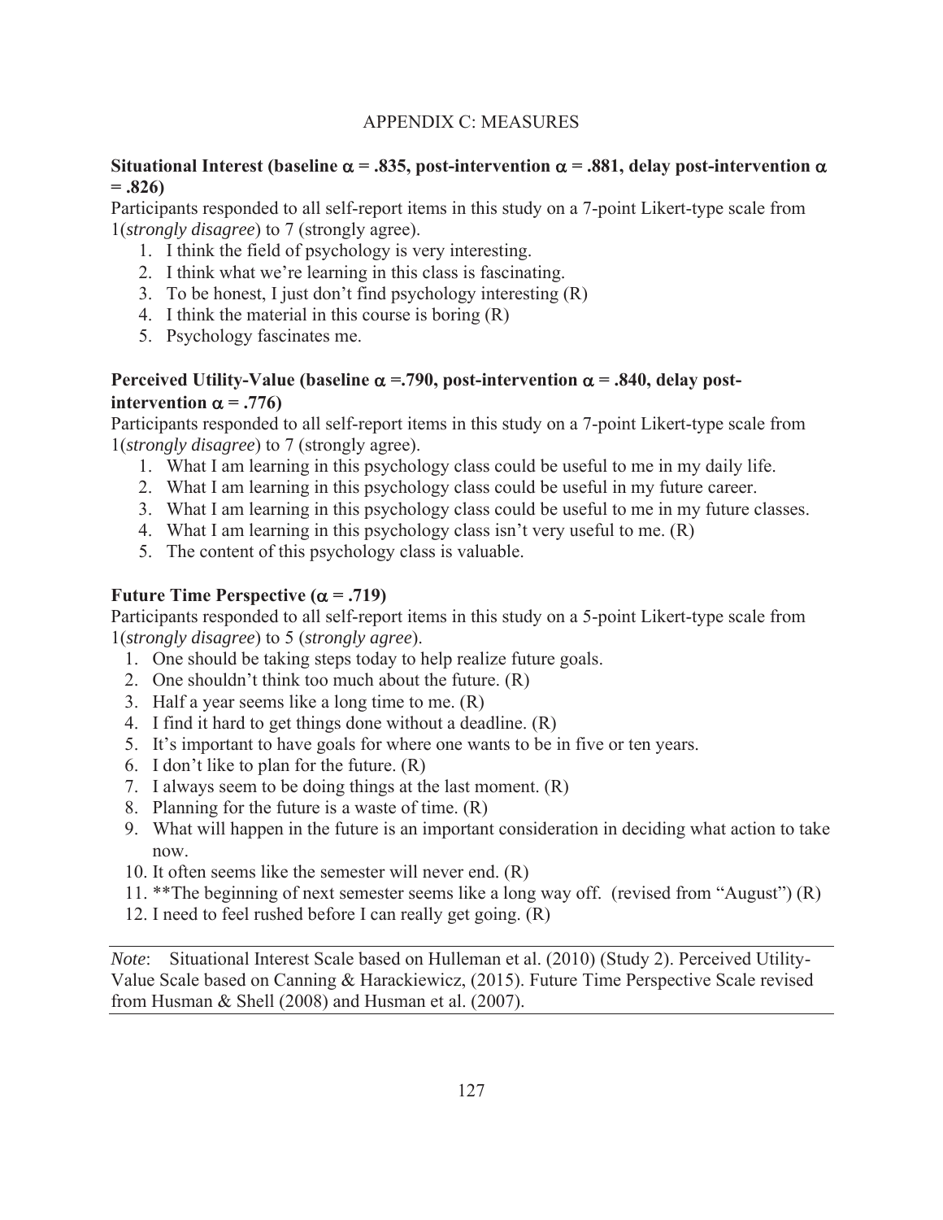# APPENDIX C: MEASURES

**Situational Interest (baseline $\alpha$ = .835, post-intervention $\alpha$ = .881, delay post-intervention $\alpha$ = .826)**

Participants responded to all self-report items in this study on a 7-point Likert-type scale from 1(*strongly disagree*) to 7 (strongly agree).

1. I think the field of psychology is very interesting.
2. I think what we're learning in this class is fascinating.
3. To be honest, I just don't find psychology interesting (R)
4. I think the material in this course is boring (R)
5. Psychology fascinates me.

**Perceived Utility-Value (baseline $\alpha$ =.790, post-intervention $\alpha$ = .840, delay post-intervention $\alpha$ = .776)**

Participants responded to all self-report items in this study on a 7-point Likert-type scale from 1(*strongly disagree*) to 7 (strongly agree).

1. What I am learning in this psychology class could be useful to me in my daily life.
2. What I am learning in this psychology class could be useful in my future career.
3. What I am learning in this psychology class could be useful to me in my future classes.
4. What I am learning in this psychology class isn't very useful to me. (R)
5. The content of this psychology class is valuable.

**Future Time Perspective ($\alpha$ = .719)**

Participants responded to all self-report items in this study on a 5-point Likert-type scale from 1(*strongly disagree*) to 5 (*strongly agree*).

1. One should be taking steps today to help realize future goals.
2. One shouldn't think too much about the future. (R)
3. Half a year seems like a long time to me. (R)
4. I find it hard to get things done without a deadline. (R)
5. It's important to have goals for where one wants to be in five or ten years.
6. I don't like to plan for the future. (R)
7. I always seem to be doing things at the last moment. (R)
8. Planning for the future is a waste of time. (R)
9. What will happen in the future is an important consideration in deciding what action to take now.
10. It often seems like the semester will never end. (R)
11. **The beginning of next semester seems like a long way off. (revised from "August") (R)
12. I need to feel rushed before I can really get going. (R)

*Note*: Situational Interest Scale based on Hulleman et al. (2010) (Study 2). Perceived Utility-Value Scale based on Canning & Harackiewicz, (2015). Future Time Perspective Scale revised from Husman & Shell (2008) and Husman et al. (2007).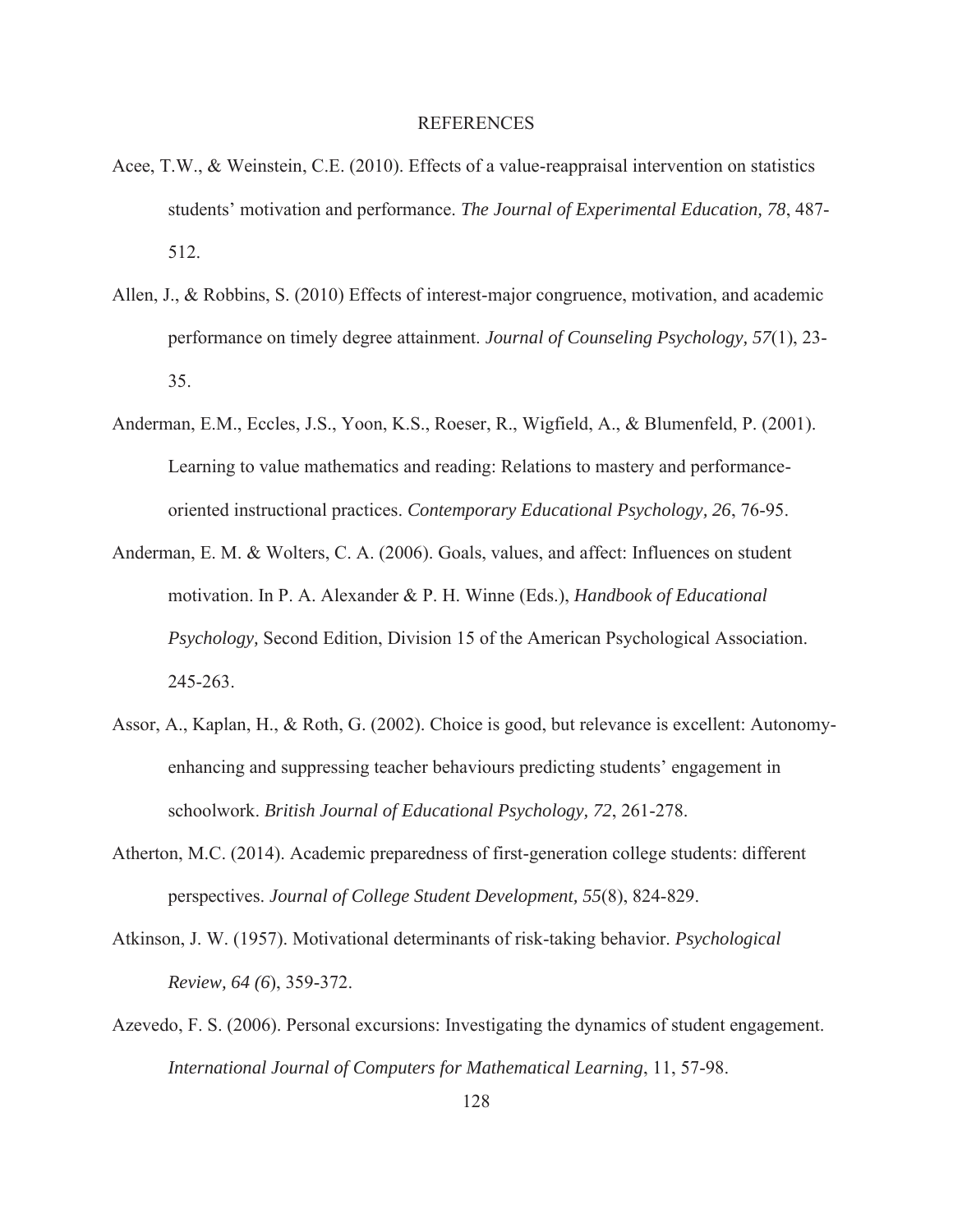# REFERENCES

Acee, T.W., & Weinstein, C.E. (2010). Effects of a value-reappraisal intervention on statistics students' motivation and performance. *The Journal of Experimental Education, 78*, 487-512.

Allen, J., & Robbins, S. (2010) Effects of interest-major congruence, motivation, and academic performance on timely degree attainment. *Journal of Counseling Psychology, 57*(1), 23-35.

Anderman, E.M., Eccles, J.S., Yoon, K.S., Roeser, R., Wigfield, A., & Blumenfeld, P. (2001). Learning to value mathematics and reading: Relations to mastery and performance-oriented instructional practices. *Contemporary Educational Psychology, 26*, 76-95.

Anderman, E. M. & Wolters, C. A. (2006). Goals, values, and affect: Influences on student motivation. In P. A. Alexander & P. H. Winne (Eds.), *Handbook of Educational Psychology,* Second Edition, Division 15 of the American Psychological Association. 245-263.

Assor, A., Kaplan, H., & Roth, G. (2002). Choice is good, but relevance is excellent: Autonomy-enhancing and suppressing teacher behaviours predicting students' engagement in schoolwork. *British Journal of Educational Psychology, 72*, 261-278.

Atherton, M.C. (2014). Academic preparedness of first-generation college students: different perspectives. *Journal of College Student Development, 55*(8), 824-829.

Atkinson, J. W. (1957). Motivational determinants of risk-taking behavior. *Psychological Review, 64 (6*), 359-372.

Azevedo, F. S. (2006). Personal excursions: Investigating the dynamics of student engagement. *International Journal of Computers for Mathematical Learning*, 11, 57-98.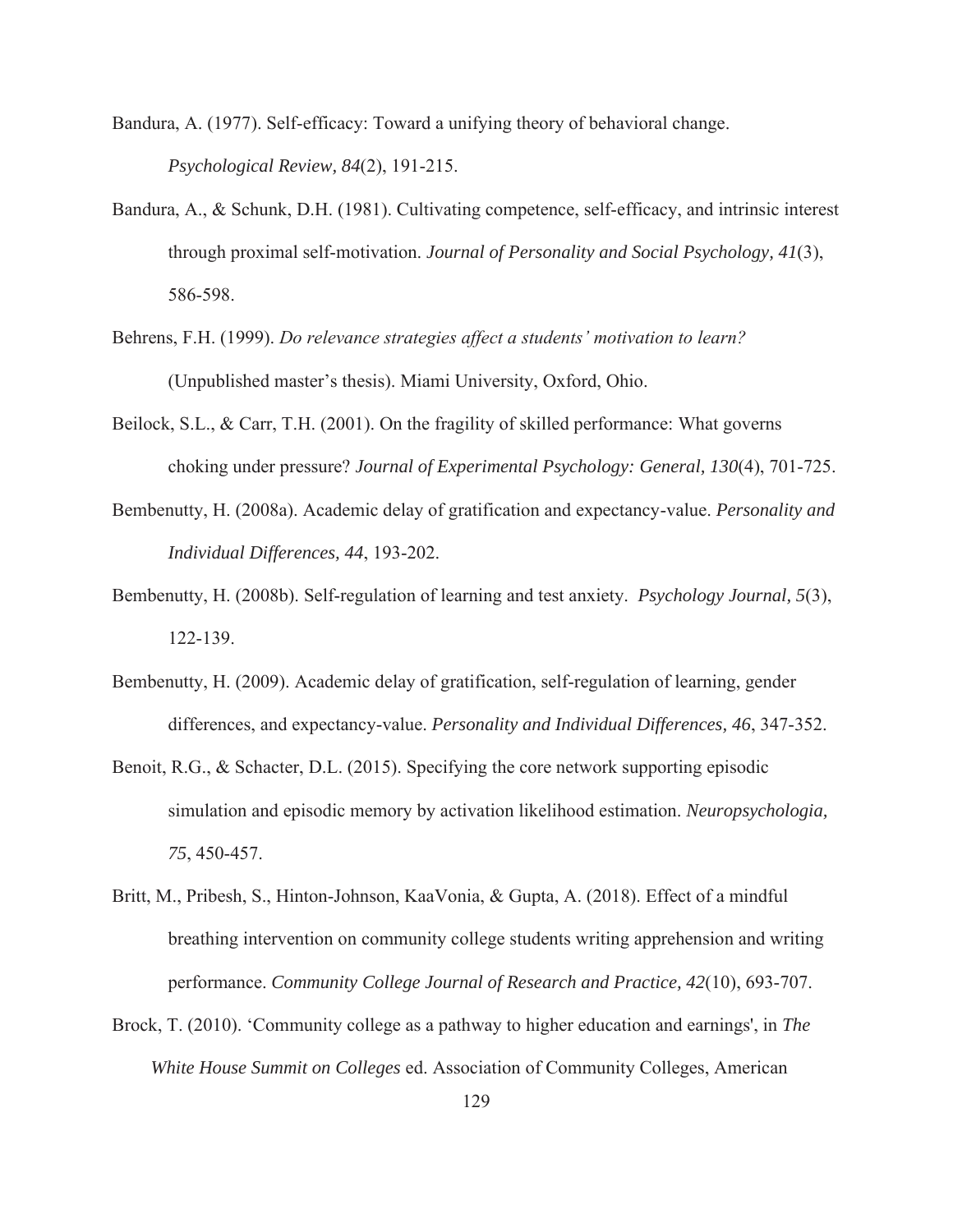Bandura, A. (1977). Self-efficacy: Toward a unifying theory of behavioral change. *Psychological Review, 84*(2), 191-215.

Bandura, A., & Schunk, D.H. (1981). Cultivating competence, self-efficacy, and intrinsic interest through proximal self-motivation. *Journal of Personality and Social Psychology, 41*(3), 586-598.

Behrens, F.H. (1999). *Do relevance strategies affect a students' motivation to learn?* (Unpublished master's thesis). Miami University, Oxford, Ohio.

Beilock, S.L., & Carr, T.H. (2001). On the fragility of skilled performance: What governs choking under pressure? *Journal of Experimental Psychology: General, 130*(4), 701-725.

Bembenutty, H. (2008a). Academic delay of gratification and expectancy-value. *Personality and Individual Differences, 44*, 193-202.

Bembenutty, H. (2008b). Self-regulation of learning and test anxiety. *Psychology Journal, 5*(3), 122-139.

Bembenutty, H. (2009). Academic delay of gratification, self-regulation of learning, gender differences, and expectancy-value. *Personality and Individual Differences, 46*, 347-352.

Benoit, R.G., & Schacter, D.L. (2015). Specifying the core network supporting episodic simulation and episodic memory by activation likelihood estimation. *Neuropsychologia, 75*, 450-457.

Britt, M., Pribesh, S., Hinton-Johnson, KaaVonia, & Gupta, A. (2018). Effect of a mindful breathing intervention on community college students writing apprehension and writing performance. *Community College Journal of Research and Practice, 42*(10), 693-707.

Brock, T. (2010). 'Community college as a pathway to higher education and earnings', in *The White House Summit on Colleges* ed. Association of Community Colleges, American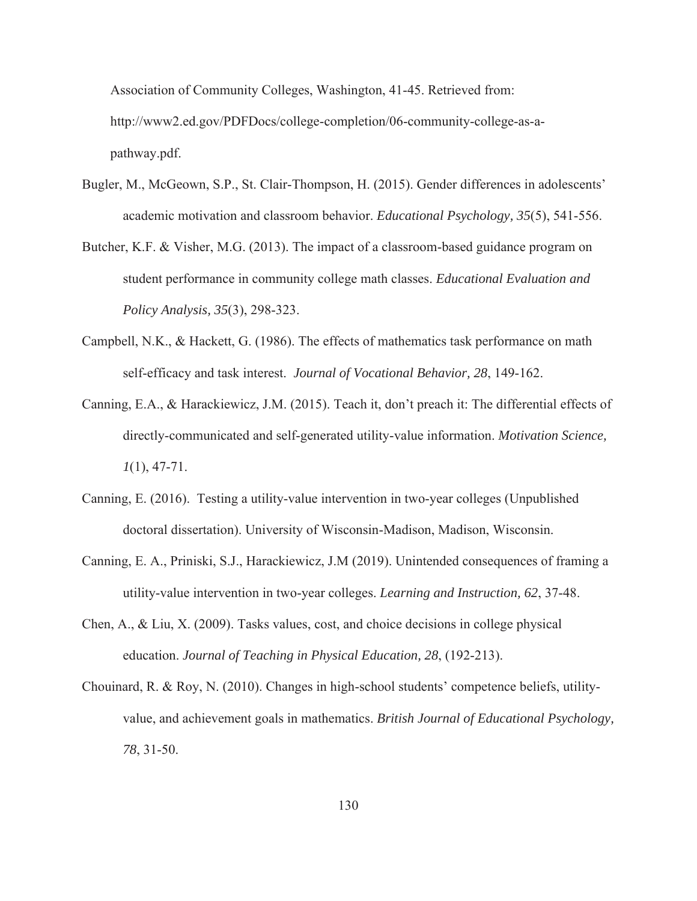Association of Community Colleges, Washington, 41-45. Retrieved from: http://www2.ed.gov/PDFDocs/college-completion/06-community-college-as-a-pathway.pdf.

Bugler, M., McGeown, S.P., St. Clair-Thompson, H. (2015). Gender differences in adolescents' academic motivation and classroom behavior. *Educational Psychology, 35*(5), 541-556.

Butcher, K.F. & Visher, M.G. (2013). The impact of a classroom-based guidance program on student performance in community college math classes. *Educational Evaluation and Policy Analysis, 35*(3), 298-323.

Campbell, N.K., & Hackett, G. (1986). The effects of mathematics task performance on math self-efficacy and task interest. *Journal of Vocational Behavior, 28*, 149-162.

Canning, E.A., & Harackiewicz, J.M. (2015). Teach it, don't preach it: The differential effects of directly-communicated and self-generated utility-value information. *Motivation Science, 1*(1), 47-71.

Canning, E. (2016). Testing a utility-value intervention in two-year colleges (Unpublished doctoral dissertation). University of Wisconsin-Madison, Madison, Wisconsin.

Canning, E. A., Priniski, S.J., Harackiewicz, J.M (2019). Unintended consequences of framing a utility-value intervention in two-year colleges. *Learning and Instruction, 62*, 37-48.

Chen, A., & Liu, X. (2009). Tasks values, cost, and choice decisions in college physical education. *Journal of Teaching in Physical Education, 28*, (192-213).

Chouinard, R. & Roy, N. (2010). Changes in high-school students' competence beliefs, utility-value, and achievement goals in mathematics. *British Journal of Educational Psychology, 78*, 31-50.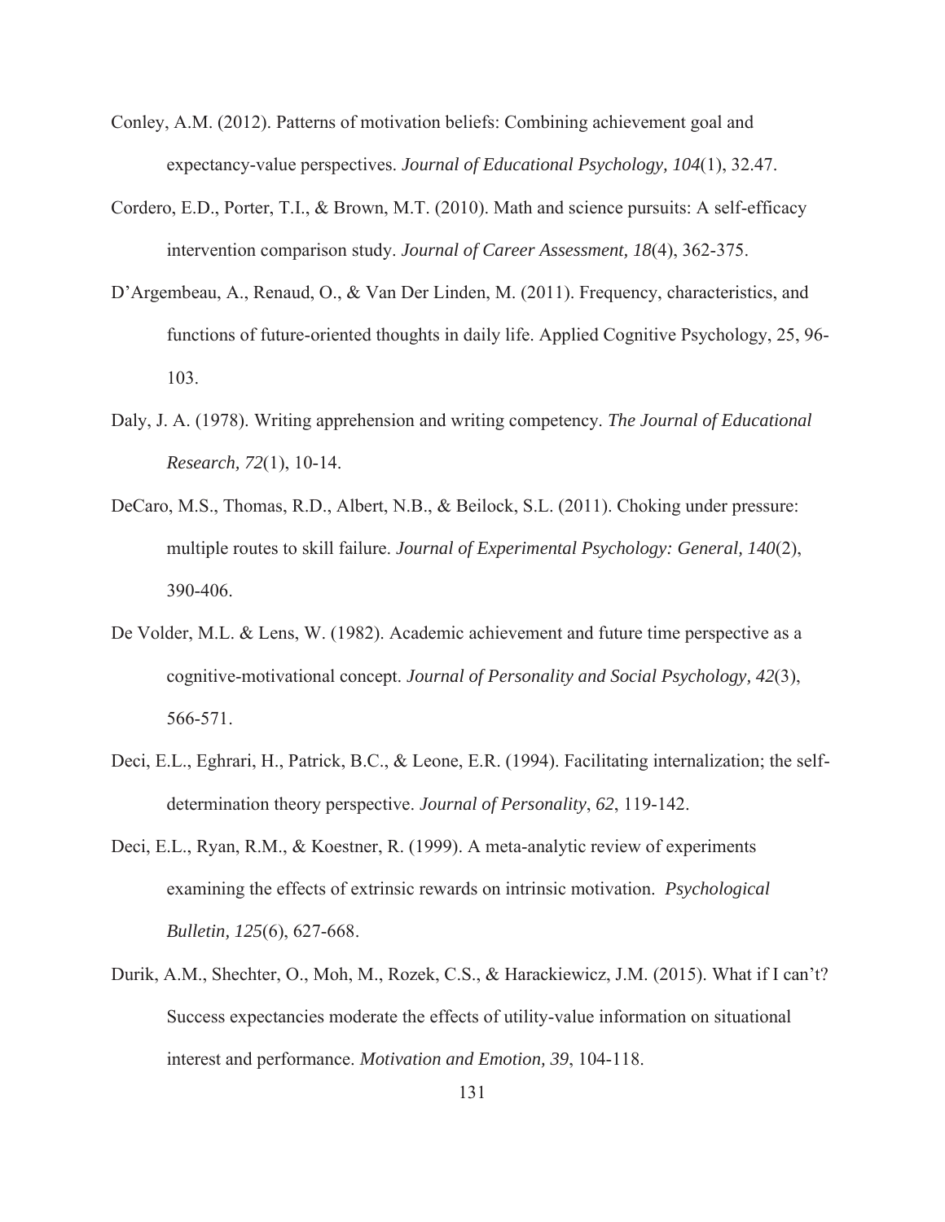Conley, A.M. (2012). Patterns of motivation beliefs: Combining achievement goal and expectancy-value perspectives. *Journal of Educational Psychology, 104*(1), 32.47.

Cordero, E.D., Porter, T.I., & Brown, M.T. (2010). Math and science pursuits: A self-efficacy intervention comparison study. *Journal of Career Assessment, 18*(4), 362-375.

D'Argembeau, A., Renaud, O., & Van Der Linden, M. (2011). Frequency, characteristics, and functions of future-oriented thoughts in daily life. Applied Cognitive Psychology, 25, 96-103.

Daly, J. A. (1978). Writing apprehension and writing competency. *The Journal of Educational Research, 72*(1), 10-14.

DeCaro, M.S., Thomas, R.D., Albert, N.B., & Beilock, S.L. (2011). Choking under pressure: multiple routes to skill failure. *Journal of Experimental Psychology: General, 140*(2), 390-406.

De Volder, M.L. & Lens, W. (1982). Academic achievement and future time perspective as a cognitive-motivational concept. *Journal of Personality and Social Psychology, 42*(3), 566-571.

Deci, E.L., Eghrari, H., Patrick, B.C., & Leone, E.R. (1994). Facilitating internalization; the self-determination theory perspective. *Journal of Personality*, *62*, 119-142.

Deci, E.L., Ryan, R.M., & Koestner, R. (1999). A meta-analytic review of experiments examining the effects of extrinsic rewards on intrinsic motivation. *Psychological Bulletin, 125*(6), 627-668.

Durik, A.M., Shechter, O., Moh, M., Rozek, C.S., & Harackiewicz, J.M. (2015). What if I can't? Success expectancies moderate the effects of utility-value information on situational interest and performance. *Motivation and Emotion, 39*, 104-118.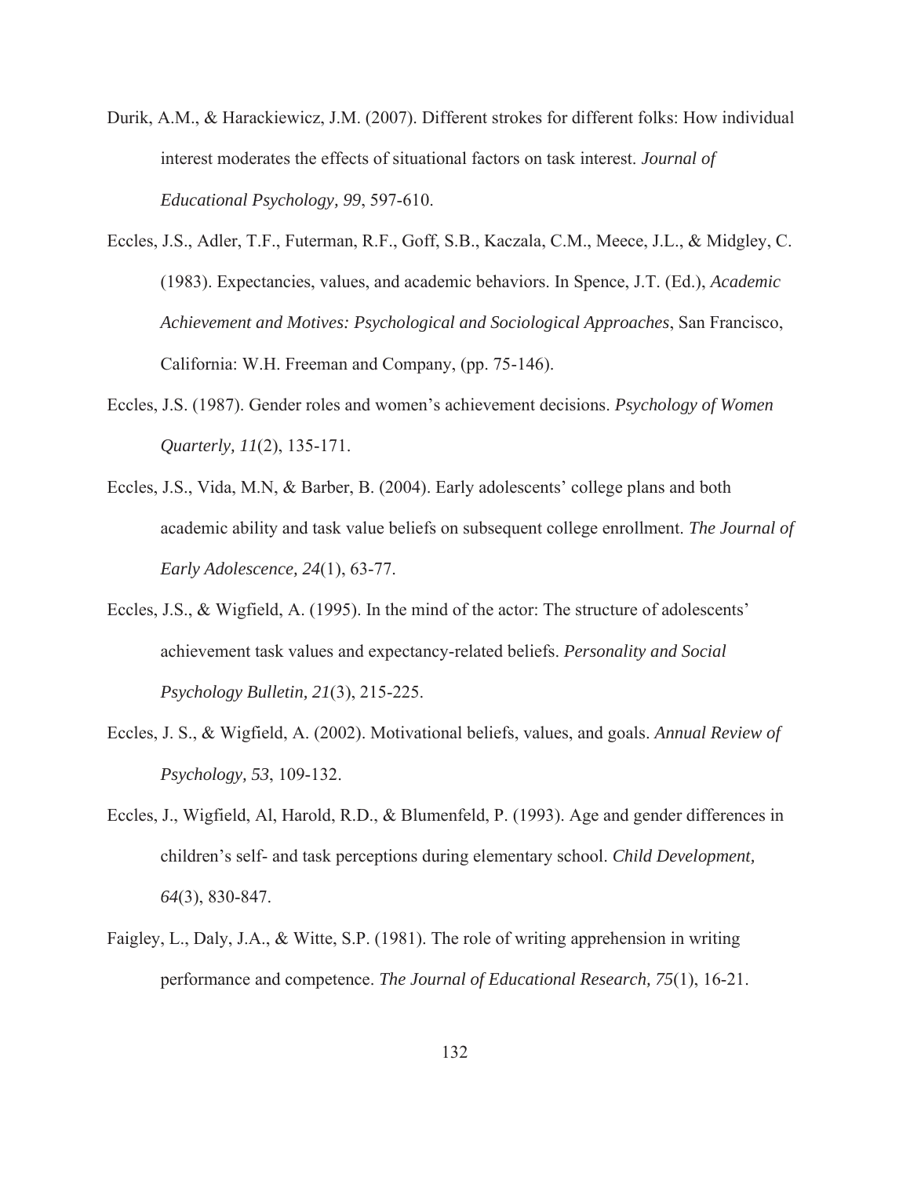Durik, A.M., & Harackiewicz, J.M. (2007). Different strokes for different folks: How individual interest moderates the effects of situational factors on task interest. *Journal of Educational Psychology, 99*, 597-610.

Eccles, J.S., Adler, T.F., Futerman, R.F., Goff, S.B., Kaczala, C.M., Meece, J.L., & Midgley, C. (1983). Expectancies, values, and academic behaviors. In Spence, J.T. (Ed.), *Academic Achievement and Motives: Psychological and Sociological Approaches*, San Francisco, California: W.H. Freeman and Company, (pp. 75-146).

Eccles, J.S. (1987). Gender roles and women's achievement decisions. *Psychology of Women Quarterly, 11*(2), 135-171.

Eccles, J.S., Vida, M.N, & Barber, B. (2004). Early adolescents' college plans and both academic ability and task value beliefs on subsequent college enrollment. *The Journal of Early Adolescence, 24*(1), 63-77.

Eccles, J.S., & Wigfield, A. (1995). In the mind of the actor: The structure of adolescents' achievement task values and expectancy-related beliefs. *Personality and Social Psychology Bulletin, 21*(3), 215-225.

Eccles, J. S., & Wigfield, A. (2002). Motivational beliefs, values, and goals. *Annual Review of Psychology, 53*, 109-132.

Eccles, J., Wigfield, Al, Harold, R.D., & Blumenfeld, P. (1993). Age and gender differences in children's self- and task perceptions during elementary school. *Child Development, 64*(3), 830-847.

Faigley, L., Daly, J.A., & Witte, S.P. (1981). The role of writing apprehension in writing performance and competence. *The Journal of Educational Research, 75*(1), 16-21.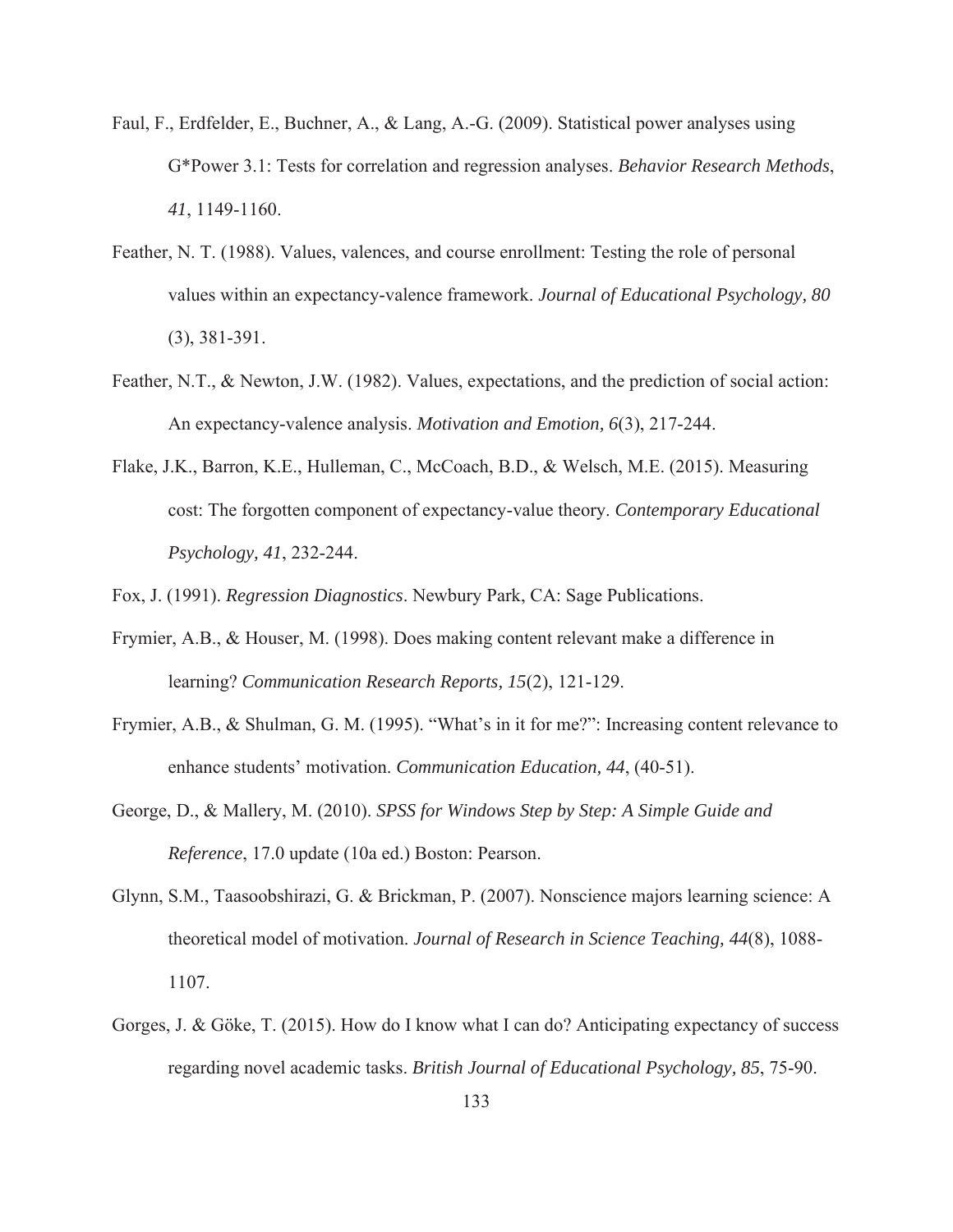Faul, F., Erdfelder, E., Buchner, A., & Lang, A.-G. (2009). Statistical power analyses using G*Power 3.1: Tests for correlation and regression analyses. *Behavior Research Methods*, *41*, 1149-1160.

Feather, N. T. (1988). Values, valences, and course enrollment: Testing the role of personal values within an expectancy-valence framework. *Journal of Educational Psychology, 80* (3), 381-391.

Feather, N.T., & Newton, J.W. (1982). Values, expectations, and the prediction of social action: An expectancy-valence analysis. *Motivation and Emotion, 6*(3), 217-244.

Flake, J.K., Barron, K.E., Hulleman, C., McCoach, B.D., & Welsch, M.E. (2015). Measuring cost: The forgotten component of expectancy-value theory. *Contemporary Educational Psychology, 41*, 232-244.

Fox, J. (1991). *Regression Diagnostics*. Newbury Park, CA: Sage Publications.

Frymier, A.B., & Houser, M. (1998). Does making content relevant make a difference in learning? *Communication Research Reports, 15*(2), 121-129.

Frymier, A.B., & Shulman, G. M. (1995). "What's in it for me?": Increasing content relevance to enhance students' motivation. *Communication Education, 44*, (40-51).

George, D., & Mallery, M. (2010). *SPSS for Windows Step by Step: A Simple Guide and Reference*, 17.0 update (10a ed.) Boston: Pearson.

Glynn, S.M., Taasoobshirazi, G. & Brickman, P. (2007). Nonscience majors learning science: A theoretical model of motivation. *Journal of Research in Science Teaching, 44*(8), 1088-1107.

Gorges, J. & Göke, T. (2015). How do I know what I can do? Anticipating expectancy of success regarding novel academic tasks. *British Journal of Educational Psychology, 85*, 75-90.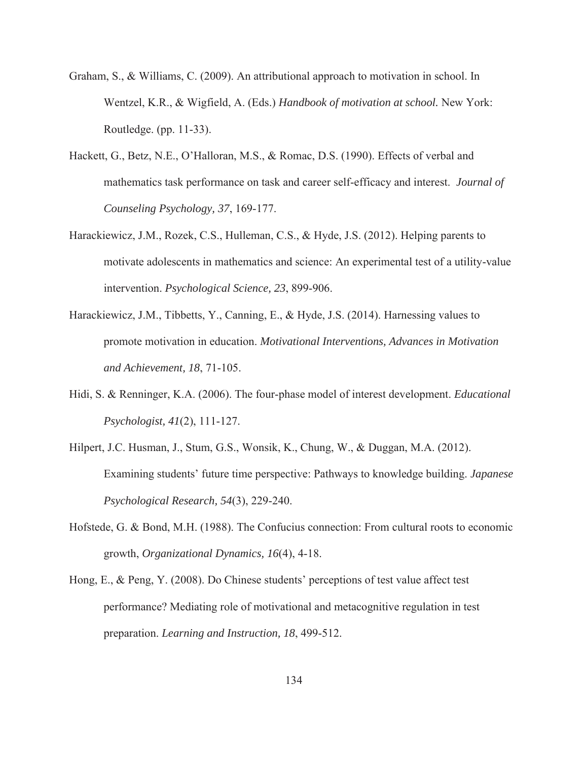Graham, S., & Williams, C. (2009). An attributional approach to motivation in school. In Wentzel, K.R., & Wigfield, A. (Eds.) *Handbook of motivation at school.* New York: Routledge. (pp. 11-33).

Hackett, G., Betz, N.E., O'Halloran, M.S., & Romac, D.S. (1990). Effects of verbal and mathematics task performance on task and career self-efficacy and interest. *Journal of Counseling Psychology, 37*, 169-177.

Harackiewicz, J.M., Rozek, C.S., Hulleman, C.S., & Hyde, J.S. (2012). Helping parents to motivate adolescents in mathematics and science: An experimental test of a utility-value intervention. *Psychological Science, 23*, 899-906.

Harackiewicz, J.M., Tibbetts, Y., Canning, E., & Hyde, J.S. (2014). Harnessing values to promote motivation in education. *Motivational Interventions, Advances in Motivation and Achievement, 18*, 71-105.

Hidi, S. & Renninger, K.A. (2006). The four-phase model of interest development. *Educational Psychologist, 41*(2), 111-127.

Hilpert, J.C. Husman, J., Stum, G.S., Wonsik, K., Chung, W., & Duggan, M.A. (2012). Examining students' future time perspective: Pathways to knowledge building. *Japanese Psychological Research, 54*(3), 229-240.

Hofstede, G. & Bond, M.H. (1988). The Confucius connection: From cultural roots to economic growth, *Organizational Dynamics, 16*(4), 4-18.

Hong, E., & Peng, Y. (2008). Do Chinese students' perceptions of test value affect test performance? Mediating role of motivational and metacognitive regulation in test preparation. *Learning and Instruction, 18*, 499-512.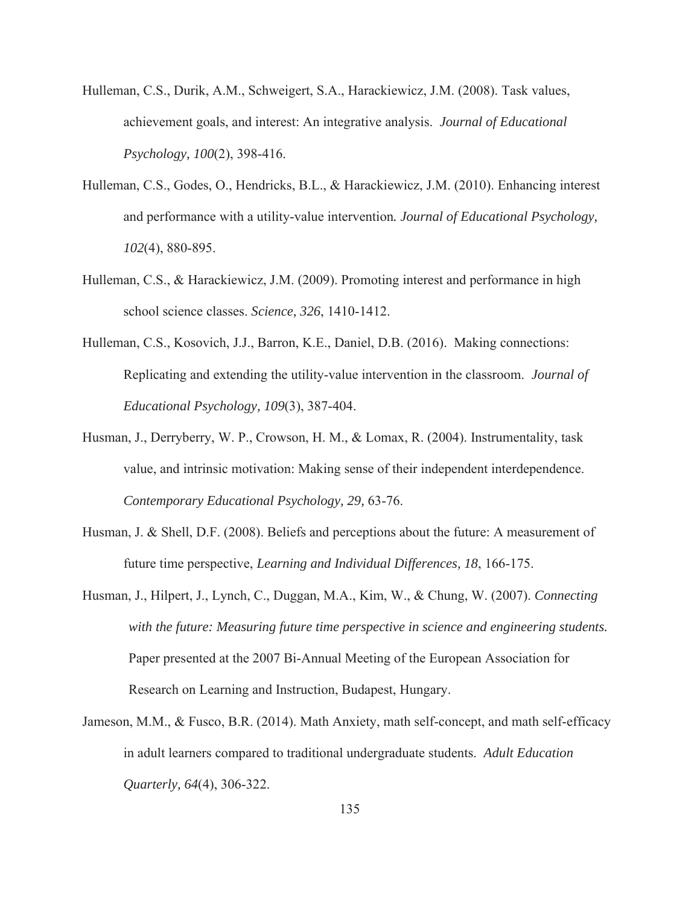Hulleman, C.S., Durik, A.M., Schweigert, S.A., Harackiewicz, J.M. (2008). Task values, achievement goals, and interest: An integrative analysis. *Journal of Educational Psychology, 100*(2), 398-416.

Hulleman, C.S., Godes, O., Hendricks, B.L., & Harackiewicz, J.M. (2010). Enhancing interest and performance with a utility-value intervention*. Journal of Educational Psychology, 102*(4), 880-895.

Hulleman, C.S., & Harackiewicz, J.M. (2009). Promoting interest and performance in high school science classes. *Science, 326*, 1410-1412.

Hulleman, C.S., Kosovich, J.J., Barron, K.E., Daniel, D.B. (2016). Making connections: Replicating and extending the utility-value intervention in the classroom. *Journal of Educational Psychology, 109*(3), 387-404.

Husman, J., Derryberry, W. P., Crowson, H. M., & Lomax, R. (2004). Instrumentality, task value, and intrinsic motivation: Making sense of their independent interdependence. *Contemporary Educational Psychology, 29,* 63-76.

Husman, J. & Shell, D.F. (2008). Beliefs and perceptions about the future: A measurement of future time perspective, *Learning and Individual Differences, 18*, 166-175.

Husman, J., Hilpert, J., Lynch, C., Duggan, M.A., Kim, W., & Chung, W. (2007). *Connecting with the future: Measuring future time perspective in science and engineering students.* Paper presented at the 2007 Bi-Annual Meeting of the European Association for Research on Learning and Instruction, Budapest, Hungary.

Jameson, M.M., & Fusco, B.R. (2014). Math Anxiety, math self-concept, and math self-efficacy in adult learners compared to traditional undergraduate students. *Adult Education Quarterly, 64*(4), 306-322.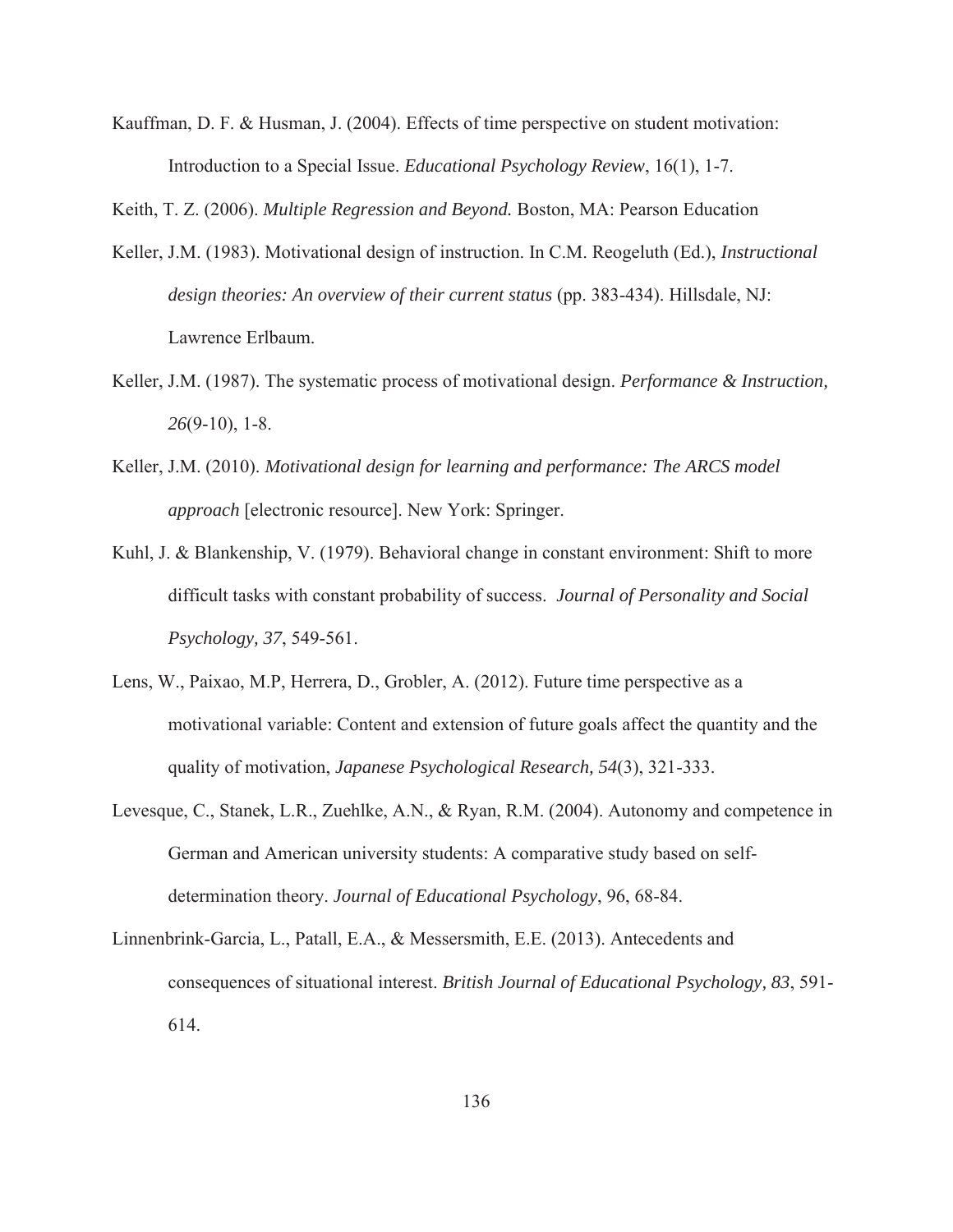Kauffman, D. F. & Husman, J. (2004). Effects of time perspective on student motivation: Introduction to a Special Issue. *Educational Psychology Review*, 16(1), 1-7.

Keith, T. Z. (2006). *Multiple Regression and Beyond.* Boston, MA: Pearson Education

Keller, J.M. (1983). Motivational design of instruction. In C.M. Reogeluth (Ed.), *Instructional design theories: An overview of their current status* (pp. 383-434). Hillsdale, NJ: Lawrence Erlbaum.

Keller, J.M. (1987). The systematic process of motivational design. *Performance & Instruction, 26*(9-10), 1-8.

Keller, J.M. (2010). *Motivational design for learning and performance: The ARCS model approach* [electronic resource]. New York: Springer.

Kuhl, J. & Blankenship, V. (1979). Behavioral change in constant environment: Shift to more difficult tasks with constant probability of success. *Journal of Personality and Social Psychology, 37*, 549-561.

Lens, W., Paixao, M.P, Herrera, D., Grobler, A. (2012). Future time perspective as a motivational variable: Content and extension of future goals affect the quantity and the quality of motivation, *Japanese Psychological Research, 54*(3), 321-333.

Levesque, C., Stanek, L.R., Zuehlke, A.N., & Ryan, R.M. (2004). Autonomy and competence in German and American university students: A comparative study based on self-determination theory. *Journal of Educational Psychology*, 96, 68-84.

Linnenbrink-Garcia, L., Patall, E.A., & Messersmith, E.E. (2013). Antecedents and consequences of situational interest. *British Journal of Educational Psychology, 83*, 591-614.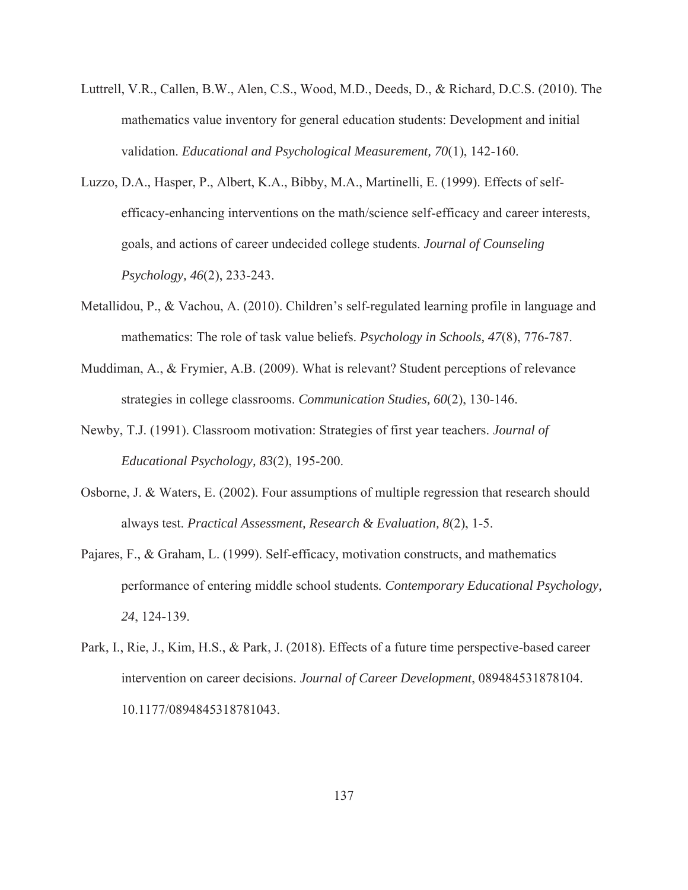Luttrell, V.R., Callen, B.W., Alen, C.S., Wood, M.D., Deeds, D., & Richard, D.C.S. (2010). The mathematics value inventory for general education students: Development and initial validation. *Educational and Psychological Measurement, 70*(1), 142-160.

Luzzo, D.A., Hasper, P., Albert, K.A., Bibby, M.A., Martinelli, E. (1999). Effects of self-efficacy-enhancing interventions on the math/science self-efficacy and career interests, goals, and actions of career undecided college students. *Journal of Counseling Psychology, 46*(2), 233-243.

Metallidou, P., & Vachou, A. (2010). Children's self-regulated learning profile in language and mathematics: The role of task value beliefs. *Psychology in Schools, 47*(8), 776-787.

Muddiman, A., & Frymier, A.B. (2009). What is relevant? Student perceptions of relevance strategies in college classrooms. *Communication Studies, 60*(2), 130-146.

Newby, T.J. (1991). Classroom motivation: Strategies of first year teachers. *Journal of Educational Psychology, 83*(2), 195-200.

Osborne, J. & Waters, E. (2002). Four assumptions of multiple regression that research should always test. *Practical Assessment, Research & Evaluation, 8*(2), 1-5.

Pajares, F., & Graham, L. (1999). Self-efficacy, motivation constructs, and mathematics performance of entering middle school students. *Contemporary Educational Psychology, 24*, 124-139.

Park, I., Rie, J., Kim, H.S., & Park, J. (2018). Effects of a future time perspective-based career intervention on career decisions. *Journal of Career Development*, 089484531878104. 10.1177/0894845318781043.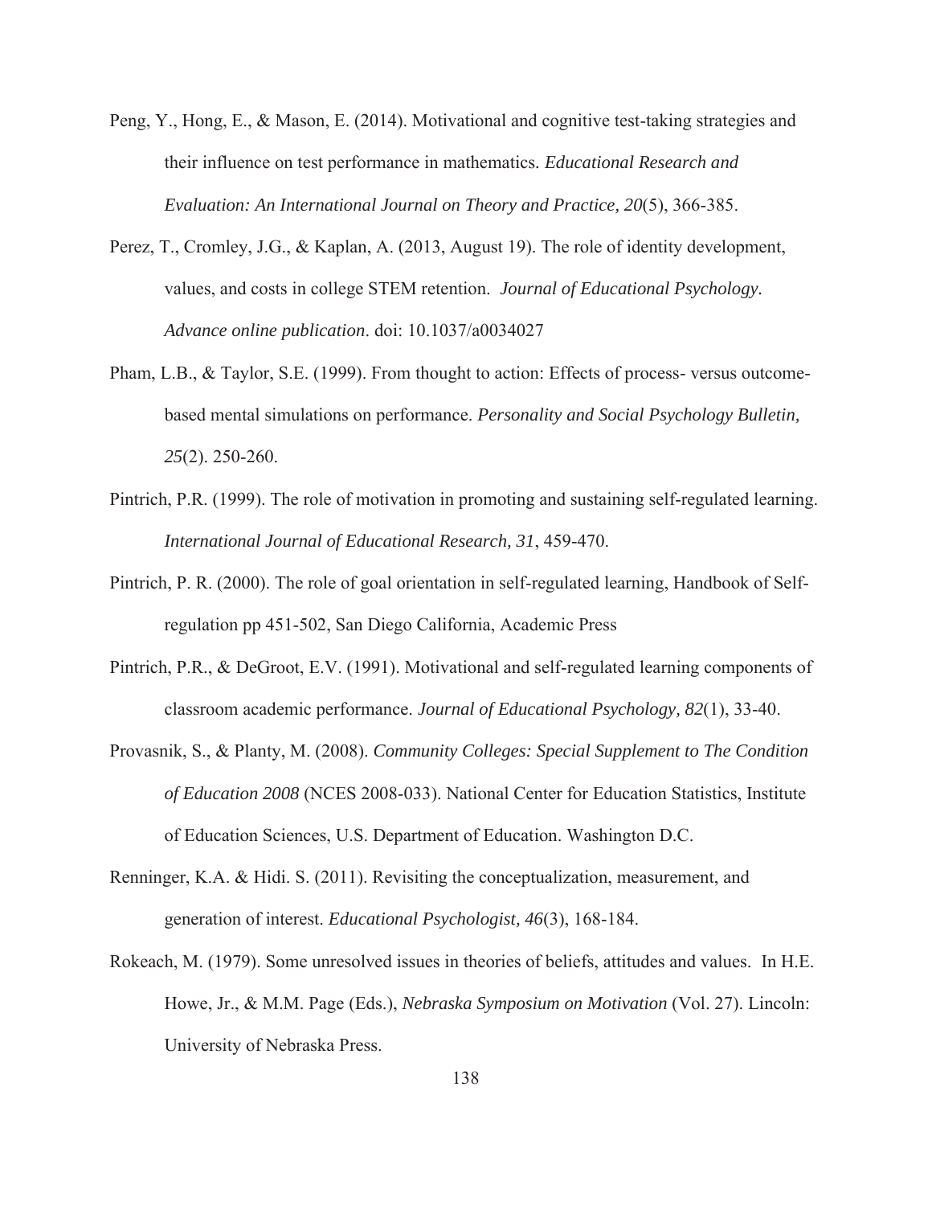Peng, Y., Hong, E., & Mason, E. (2014). Motivational and cognitive test-taking strategies and their influence on test performance in mathematics. *Educational Research and Evaluation: An International Journal on Theory and Practice, 20*(5), 366-385.

Perez, T., Cromley, J.G., & Kaplan, A. (2013, August 19). The role of identity development, values, and costs in college STEM retention. *Journal of Educational Psychology. Advance online publication*. doi: 10.1037/a0034027

Pham, L.B., & Taylor, S.E. (1999). From thought to action: Effects of process- versus outcome-based mental simulations on performance. *Personality and Social Psychology Bulletin, 25*(2). 250-260.

Pintrich, P.R. (1999). The role of motivation in promoting and sustaining self-regulated learning. *International Journal of Educational Research, 31*, 459-470.

Pintrich, P. R. (2000). The role of goal orientation in self-regulated learning, Handbook of Self-regulation pp 451-502, San Diego California, Academic Press

Pintrich, P.R., & DeGroot, E.V. (1991). Motivational and self-regulated learning components of classroom academic performance. *Journal of Educational Psychology, 82*(1), 33-40.

Provasnik, S., & Planty, M. (2008). *Community Colleges: Special Supplement to The Condition of Education 2008* (NCES 2008-033). National Center for Education Statistics, Institute of Education Sciences, U.S. Department of Education. Washington D.C.

Renninger, K.A. & Hidi. S. (2011). Revisiting the conceptualization, measurement, and generation of interest. *Educational Psychologist, 46*(3), 168-184.

Rokeach, M. (1979). Some unresolved issues in theories of beliefs, attitudes and values. In H.E. Howe, Jr., & M.M. Page (Eds.), *Nebraska Symposium on Motivation* (Vol. 27). Lincoln: University of Nebraska Press.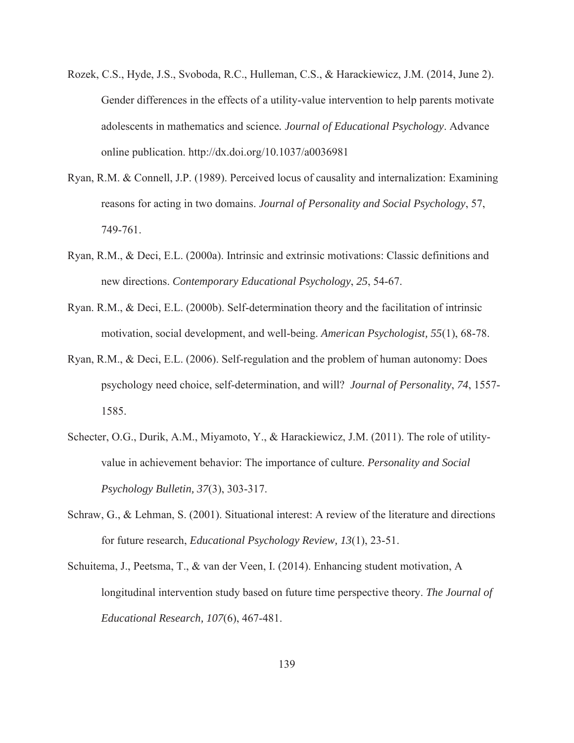Rozek, C.S., Hyde, J.S., Svoboda, R.C., Hulleman, C.S., & Harackiewicz, J.M. (2014, June 2). Gender differences in the effects of a utility-value intervention to help parents motivate adolescents in mathematics and science*.* *Journal of Educational Psychology*. Advance online publication. http://dx.doi.org/10.1037/a0036981

Ryan, R.M. & Connell, J.P. (1989). Perceived locus of causality and internalization: Examining reasons for acting in two domains. *Journal of Personality and Social Psychology*, 57, 749-761.

Ryan, R.M., & Deci, E.L. (2000a). Intrinsic and extrinsic motivations: Classic definitions and new directions. *Contemporary Educational Psychology*, *25*, 54-67.

Ryan. R.M., & Deci, E.L. (2000b). Self-determination theory and the facilitation of intrinsic motivation, social development, and well-being. *American Psychologist, 55*(1), 68-78.

Ryan, R.M., & Deci, E.L. (2006). Self-regulation and the problem of human autonomy: Does psychology need choice, self-determination, and will? *Journal of Personality*, *74*, 1557-1585.

Schecter, O.G., Durik, A.M., Miyamoto, Y., & Harackiewicz, J.M. (2011). The role of utility-value in achievement behavior: The importance of culture*. Personality and Social Psychology Bulletin, 37*(3), 303-317.

Schraw, G., & Lehman, S. (2001). Situational interest: A review of the literature and directions for future research, *Educational Psychology Review, 13*(1), 23-51.

Schuitema, J., Peetsma, T., & van der Veen, I. (2014). Enhancing student motivation, A longitudinal intervention study based on future time perspective theory. *The Journal of Educational Research, 107*(6), 467-481.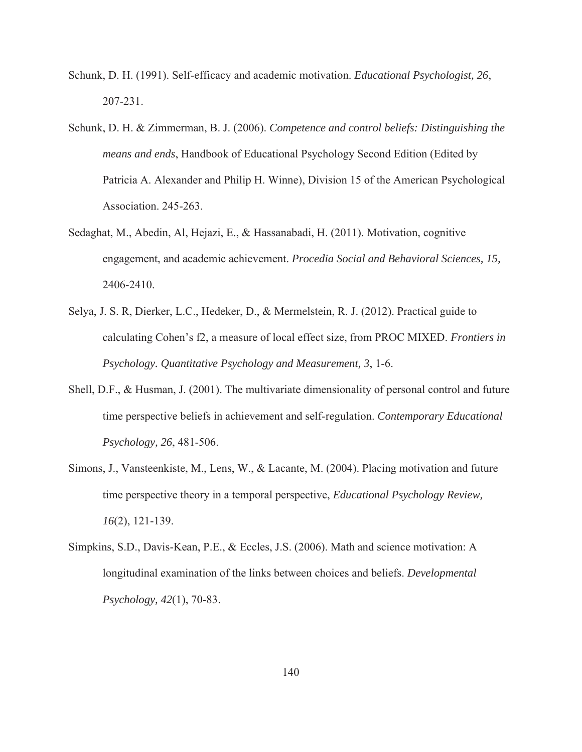Schunk, D. H. (1991). Self-efficacy and academic motivation. *Educational Psychologist, 26*, 207-231.

Schunk, D. H. & Zimmerman, B. J. (2006). *Competence and control beliefs: Distinguishing the means and ends*, Handbook of Educational Psychology Second Edition (Edited by Patricia A. Alexander and Philip H. Winne), Division 15 of the American Psychological Association. 245-263.

Sedaghat, M., Abedin, Al, Hejazi, E., & Hassanabadi, H. (2011). Motivation, cognitive engagement, and academic achievement. *Procedia Social and Behavioral Sciences, 15,* 2406-2410.

Selya, J. S. R, Dierker, L.C., Hedeker, D., & Mermelstein, R. J. (2012). Practical guide to calculating Cohen's f2, a measure of local effect size, from PROC MIXED. *Frontiers in Psychology. Quantitative Psychology and Measurement, 3*, 1-6.

Shell, D.F., & Husman, J. (2001). The multivariate dimensionality of personal control and future time perspective beliefs in achievement and self-regulation. *Contemporary Educational Psychology, 26*, 481-506.

Simons, J., Vansteenkiste, M., Lens, W., & Lacante, M. (2004). Placing motivation and future time perspective theory in a temporal perspective, *Educational Psychology Review, 16*(2), 121-139.

Simpkins, S.D., Davis-Kean, P.E., & Eccles, J.S. (2006). Math and science motivation: A longitudinal examination of the links between choices and beliefs. *Developmental Psychology, 42*(1), 70-83.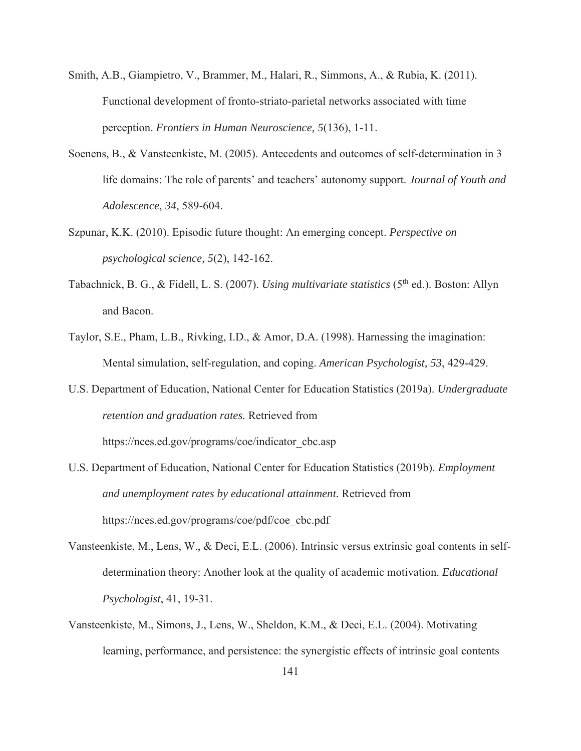Smith, A.B., Giampietro, V., Brammer, M., Halari, R., Simmons, A., & Rubia, K. (2011). Functional development of fronto-striato-parietal networks associated with time perception. *Frontiers in Human Neuroscience, 5*(136), 1-11.

Soenens, B., & Vansteenkiste, M. (2005). Antecedents and outcomes of self-determination in 3 life domains: The role of parents' and teachers' autonomy support. *Journal of Youth and Adolescence*, *34*, 589-604.

Szpunar, K.K. (2010). Episodic future thought: An emerging concept. *Perspective on psychological science, 5*(2), 142-162.

Tabachnick, B. G., & Fidell, L. S. (2007). *Using multivariate statistics* (5th ed.). Boston: Allyn and Bacon.

Taylor, S.E., Pham, L.B., Rivking, I.D., & Amor, D.A. (1998). Harnessing the imagination: Mental simulation, self-regulation, and coping. *American Psychologist, 53*, 429-429.

U.S. Department of Education, National Center for Education Statistics (2019a). *Undergraduate retention and graduation rates.* Retrieved from https://nces.ed.gov/programs/coe/indicator_cbc.asp

U.S. Department of Education, National Center for Education Statistics (2019b). *Employment and unemployment rates by educational attainment.* Retrieved from https://nces.ed.gov/programs/coe/pdf/coe_cbc.pdf

Vansteenkiste, M., Lens, W., & Deci, E.L. (2006). Intrinsic versus extrinsic goal contents in self-determination theory: Another look at the quality of academic motivation. *Educational Psychologist*, 41, 19-31.

Vansteenkiste, M., Simons, J., Lens, W., Sheldon, K.M., & Deci, E.L. (2004). Motivating learning, performance, and persistence: the synergistic effects of intrinsic goal contents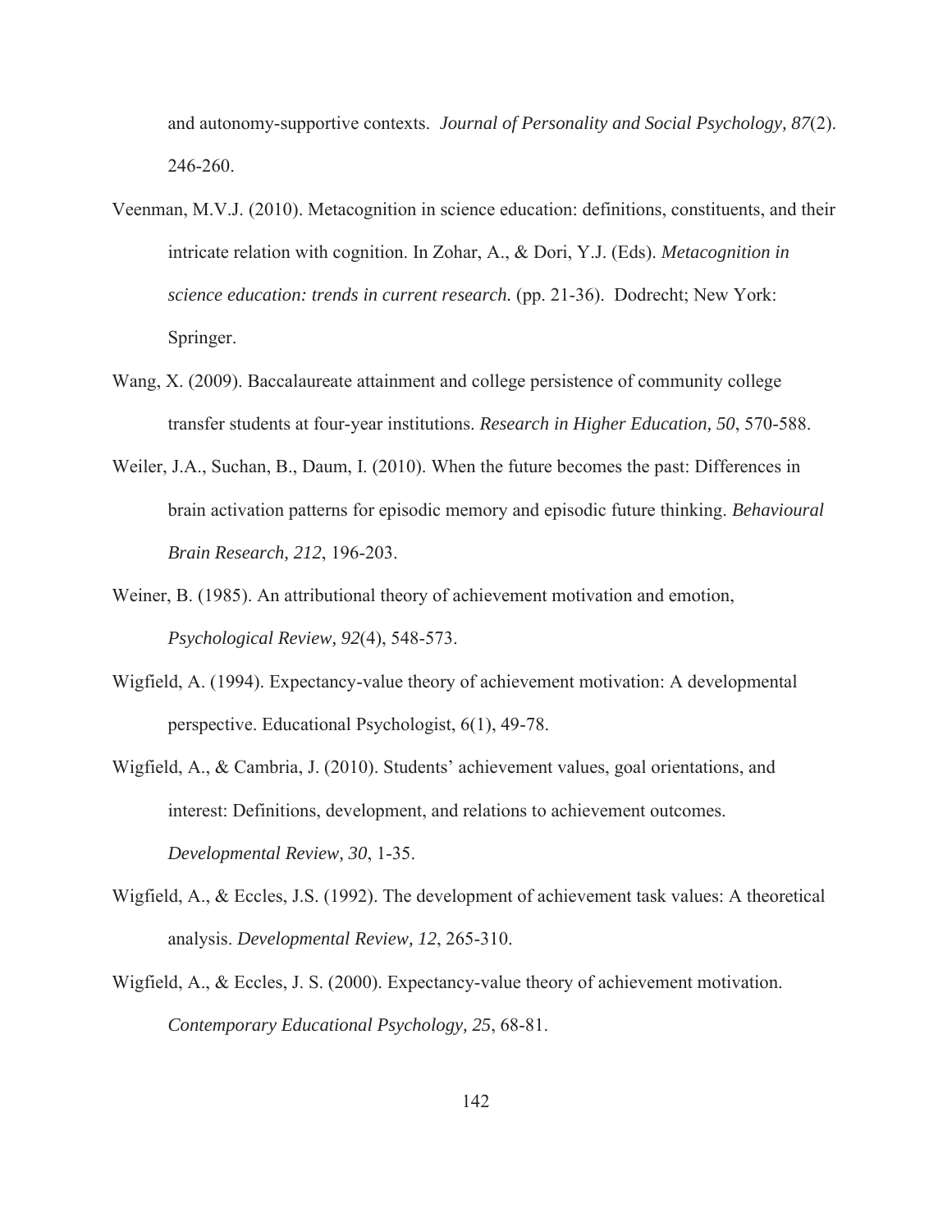and autonomy-supportive contexts. *Journal of Personality and Social Psychology, 87*(2). 246-260.

Veenman, M.V.J. (2010). Metacognition in science education: definitions, constituents, and their intricate relation with cognition. In Zohar, A., & Dori, Y.J. (Eds). *Metacognition in science education: trends in current research.* (pp. 21-36). Dodrecht; New York: Springer.

Wang, X. (2009). Baccalaureate attainment and college persistence of community college transfer students at four-year institutions. *Research in Higher Education, 50*, 570-588.

Weiler, J.A., Suchan, B., Daum, I. (2010). When the future becomes the past: Differences in brain activation patterns for episodic memory and episodic future thinking. *Behavioural Brain Research, 212*, 196-203.

Weiner, B. (1985). An attributional theory of achievement motivation and emotion, *Psychological Review, 92*(4), 548-573.

Wigfield, A. (1994). Expectancy-value theory of achievement motivation: A developmental perspective. Educational Psychologist, 6(1), 49-78.

Wigfield, A., & Cambria, J. (2010). Students' achievement values, goal orientations, and interest: Definitions, development, and relations to achievement outcomes. *Developmental Review, 30*, 1-35.

Wigfield, A., & Eccles, J.S. (1992). The development of achievement task values: A theoretical analysis. *Developmental Review, 12*, 265-310.

Wigfield, A., & Eccles, J. S. (2000). Expectancy-value theory of achievement motivation. *Contemporary Educational Psychology, 25*, 68-81.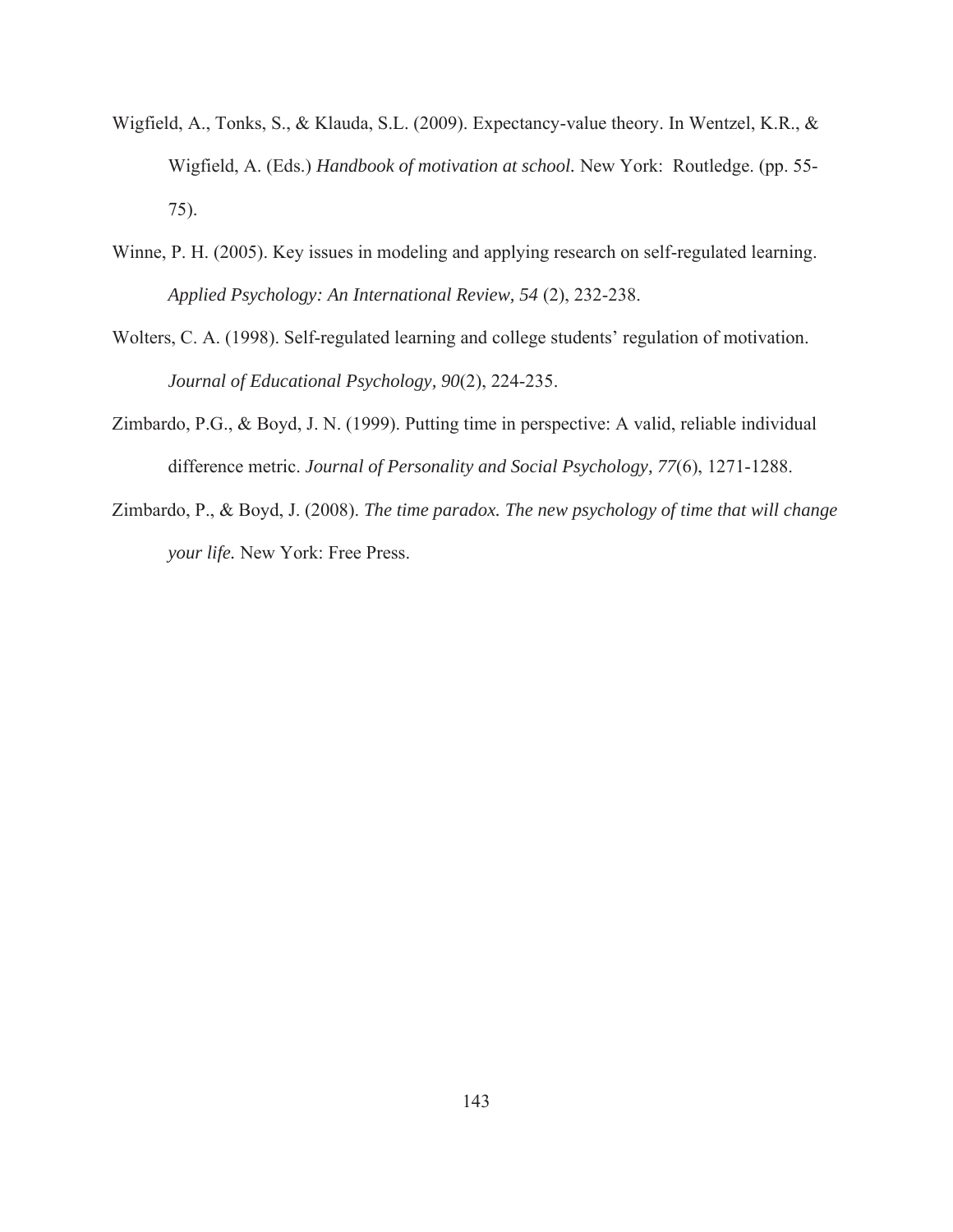Wigfield, A., Tonks, S., & Klauda, S.L. (2009). Expectancy-value theory. In Wentzel, K.R., & Wigfield, A. (Eds.) *Handbook of motivation at school.* New York: Routledge. (pp. 55-75).

Winne, P. H. (2005). Key issues in modeling and applying research on self-regulated learning. *Applied Psychology: An International Review, 54* (2), 232-238.

Wolters, C. A. (1998). Self-regulated learning and college students' regulation of motivation. *Journal of Educational Psychology, 90*(2), 224-235.

Zimbardo, P.G., & Boyd, J. N. (1999). Putting time in perspective: A valid, reliable individual difference metric. *Journal of Personality and Social Psychology, 77*(6), 1271-1288.

Zimbardo, P., & Boyd, J. (2008). *The time paradox. The new psychology of time that will change your life.* New York: Free Press.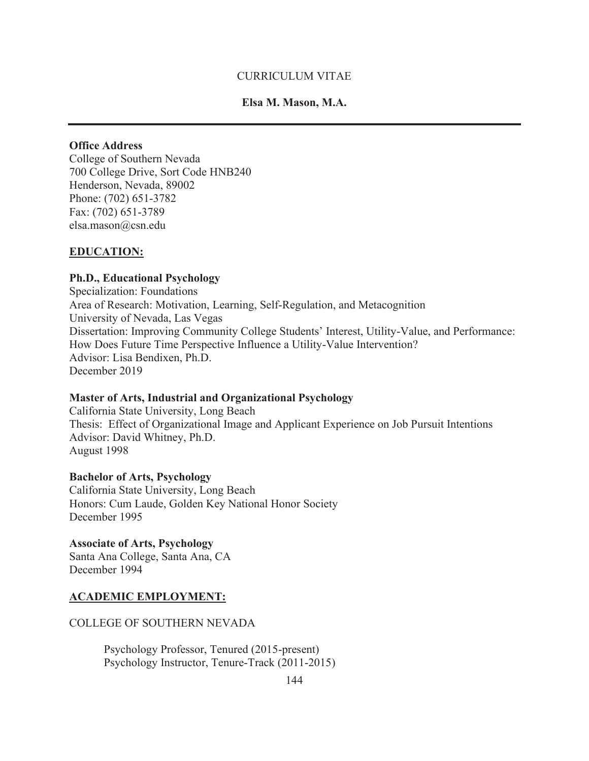CURRICULUM VITAE

**Elsa M. Mason, M.A.**

---

**Office Address**
College of Southern Nevada
700 College Drive, Sort Code HNB240
Henderson, Nevada, 89002
Phone: (702) 651-3782
Fax: (702) 651-3789
elsa.mason@csn.edu

## EDUCATION:

**Ph.D., Educational Psychology**
Specialization: Foundations
Area of Research: Motivation, Learning, Self-Regulation, and Metacognition
University of Nevada, Las Vegas
Dissertation: Improving Community College Students' Interest, Utility-Value, and Performance: How Does Future Time Perspective Influence a Utility-Value Intervention?
Advisor: Lisa Bendixen, Ph.D.
December 2019

**Master of Arts, Industrial and Organizational Psychology**
California State University, Long Beach
Thesis: Effect of Organizational Image and Applicant Experience on Job Pursuit Intentions
Advisor: David Whitney, Ph.D.
August 1998

**Bachelor of Arts, Psychology**
California State University, Long Beach
Honors: Cum Laude, Golden Key National Honor Society
December 1995

**Associate of Arts, Psychology**
Santa Ana College, Santa Ana, CA
December 1994

## ACADEMIC EMPLOYMENT:

COLLEGE OF SOUTHERN NEVADA

Psychology Professor, Tenured (2015-present)
Psychology Instructor, Tenure-Track (2011-2015)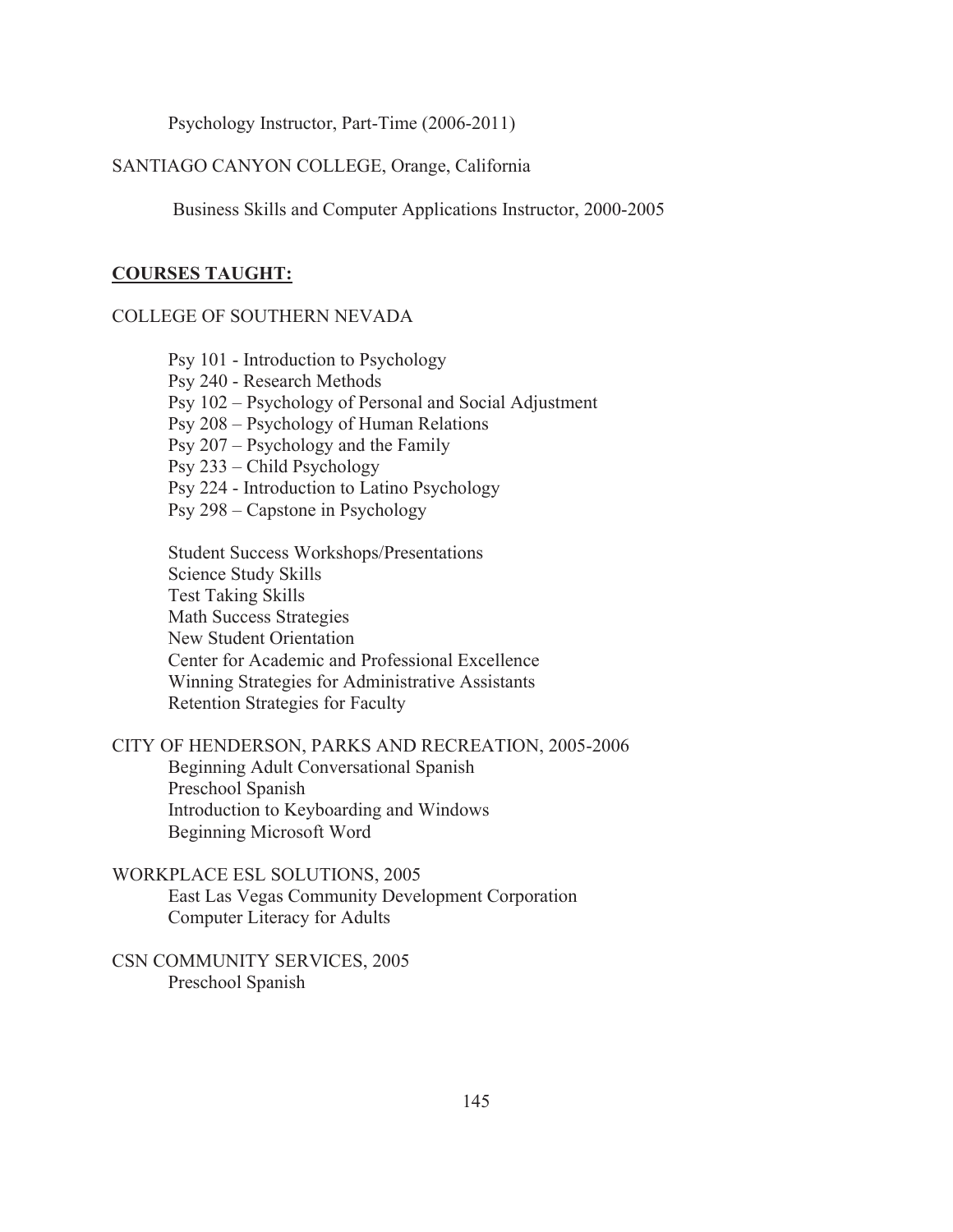Psychology Instructor, Part-Time (2006-2011)

SANTIAGO CANYON COLLEGE, Orange, California

Business Skills and Computer Applications Instructor, 2000-2005

**COURSES TAUGHT:**

COLLEGE OF SOUTHERN NEVADA

Psy 101 - Introduction to Psychology
Psy 240 - Research Methods
Psy 102 – Psychology of Personal and Social Adjustment
Psy 208 – Psychology of Human Relations
Psy 207 – Psychology and the Family
Psy 233 – Child Psychology
Psy 224 - Introduction to Latino Psychology
Psy 298 – Capstone in Psychology

Student Success Workshops/Presentations
Science Study Skills
Test Taking Skills
Math Success Strategies
New Student Orientation
Center for Academic and Professional Excellence
Winning Strategies for Administrative Assistants
Retention Strategies for Faculty

CITY OF HENDERSON, PARKS AND RECREATION, 2005-2006
Beginning Adult Conversational Spanish
Preschool Spanish
Introduction to Keyboarding and Windows
Beginning Microsoft Word

WORKPLACE ESL SOLUTIONS, 2005
East Las Vegas Community Development Corporation
Computer Literacy for Adults

CSN COMMUNITY SERVICES, 2005
Preschool Spanish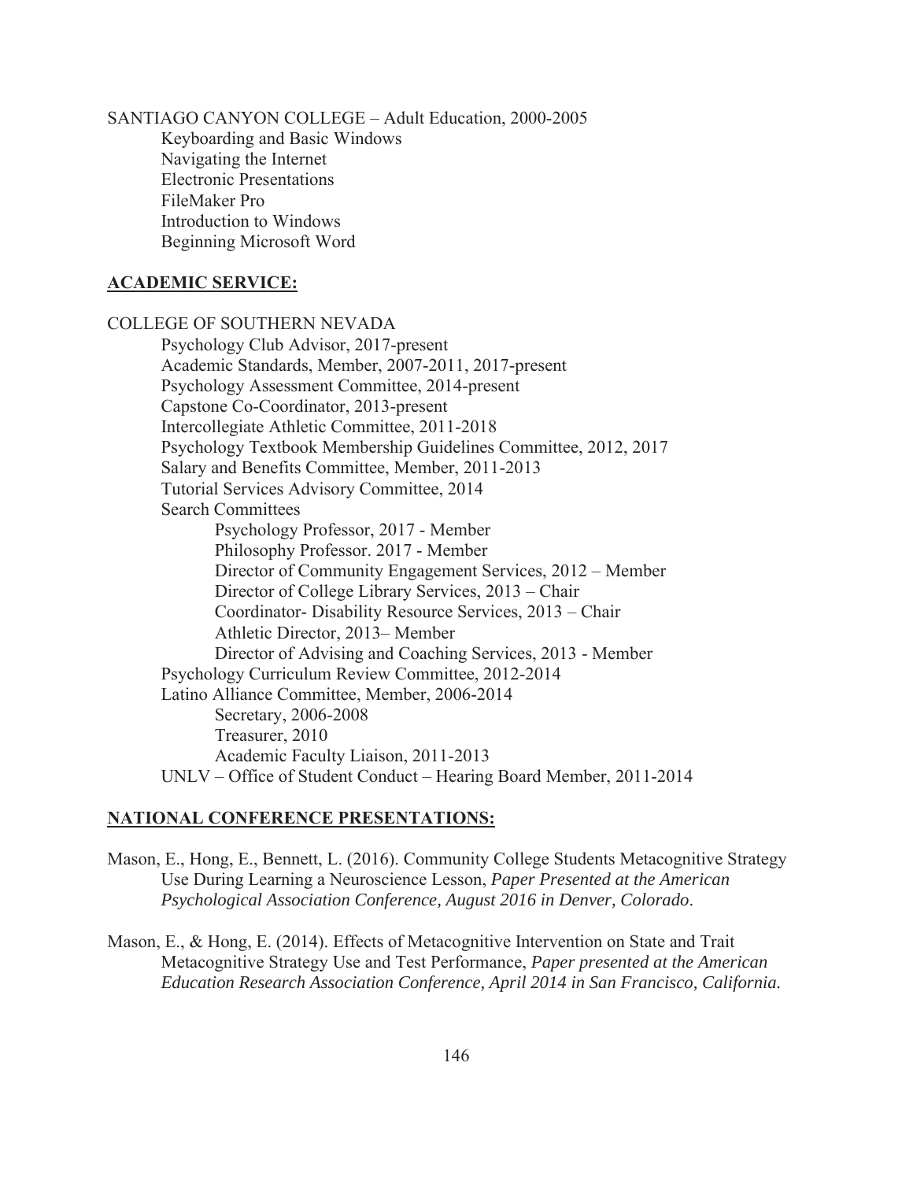SANTIAGO CANYON COLLEGE – Adult Education, 2000-2005

- Keyboarding and Basic Windows
- Navigating the Internet
- Electronic Presentations
- FileMaker Pro
- Introduction to Windows
- Beginning Microsoft Word

## **ACADEMIC SERVICE:**

COLLEGE OF SOUTHERN NEVADA

- Psychology Club Advisor, 2017-present
- Academic Standards, Member, 2007-2011, 2017-present
- Psychology Assessment Committee, 2014-present
- Capstone Co-Coordinator, 2013-present
- Intercollegiate Athletic Committee, 2011-2018
- Psychology Textbook Membership Guidelines Committee, 2012, 2017
- Salary and Benefits Committee, Member, 2011-2013
- Tutorial Services Advisory Committee, 2014
- Search Committees
  - Psychology Professor, 2017 - Member
  - Philosophy Professor. 2017 - Member
  - Director of Community Engagement Services, 2012 – Member
  - Director of College Library Services, 2013 – Chair
  - Coordinator- Disability Resource Services, 2013 – Chair
  - Athletic Director, 2013– Member
  - Director of Advising and Coaching Services, 2013 - Member
- Psychology Curriculum Review Committee, 2012-2014
- Latino Alliance Committee, Member, 2006-2014
  - Secretary, 2006-2008
  - Treasurer, 2010
  - Academic Faculty Liaison, 2011-2013
- UNLV – Office of Student Conduct – Hearing Board Member, 2011-2014

## **NATIONAL CONFERENCE PRESENTATIONS:**

Mason, E., Hong, E., Bennett, L. (2016). Community College Students Metacognitive Strategy Use During Learning a Neuroscience Lesson, *Paper Presented at the American Psychological Association Conference, August 2016 in Denver, Colorado*.

Mason, E., & Hong, E. (2014). Effects of Metacognitive Intervention on State and Trait Metacognitive Strategy Use and Test Performance, *Paper presented at the American Education Research Association Conference, April 2014 in San Francisco, California.*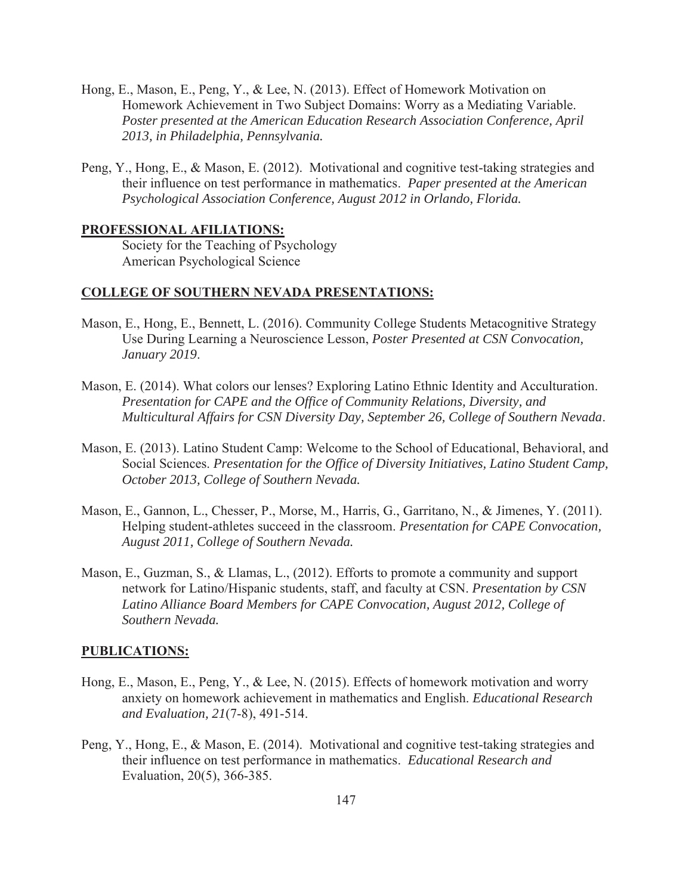Hong, E., Mason, E., Peng, Y., & Lee, N. (2013). Effect of Homework Motivation on Homework Achievement in Two Subject Domains: Worry as a Mediating Variable. *Poster presented at the American Education Research Association Conference, April 2013, in Philadelphia, Pennsylvania.*

Peng, Y., Hong, E., & Mason, E. (2012). Motivational and cognitive test-taking strategies and their influence on test performance in mathematics. *Paper presented at the American Psychological Association Conference, August 2012 in Orlando, Florida.*

## PROFESSIONAL AFILIATIONS:

Society for the Teaching of Psychology
American Psychological Science

## COLLEGE OF SOUTHERN NEVADA PRESENTATIONS:

Mason, E., Hong, E., Bennett, L. (2016). Community College Students Metacognitive Strategy Use During Learning a Neuroscience Lesson, *Poster Presented at CSN Convocation, January 2019*.

Mason, E. (2014). What colors our lenses? Exploring Latino Ethnic Identity and Acculturation. *Presentation for CAPE and the Office of Community Relations, Diversity, and Multicultural Affairs for CSN Diversity Day, September 26, College of Southern Nevada*.

Mason, E. (2013). Latino Student Camp: Welcome to the School of Educational, Behavioral, and Social Sciences. *Presentation for the Office of Diversity Initiatives, Latino Student Camp, October 2013, College of Southern Nevada.*

Mason, E., Gannon, L., Chesser, P., Morse, M., Harris, G., Garritano, N., & Jimenes, Y. (2011). Helping student-athletes succeed in the classroom. *Presentation for CAPE Convocation, August 2011, College of Southern Nevada.*

Mason, E., Guzman, S., & Llamas, L., (2012). Efforts to promote a community and support network for Latino/Hispanic students, staff, and faculty at CSN. *Presentation by CSN Latino Alliance Board Members for CAPE Convocation, August 2012, College of Southern Nevada.*

## PUBLICATIONS:

Hong, E., Mason, E., Peng, Y., & Lee, N. (2015). Effects of homework motivation and worry anxiety on homework achievement in mathematics and English. *Educational Research and Evaluation, 21*(7-8), 491-514.

Peng, Y., Hong, E., & Mason, E. (2014). Motivational and cognitive test-taking strategies and their influence on test performance in mathematics. *Educational Research and* Evaluation, 20(5), 366-385.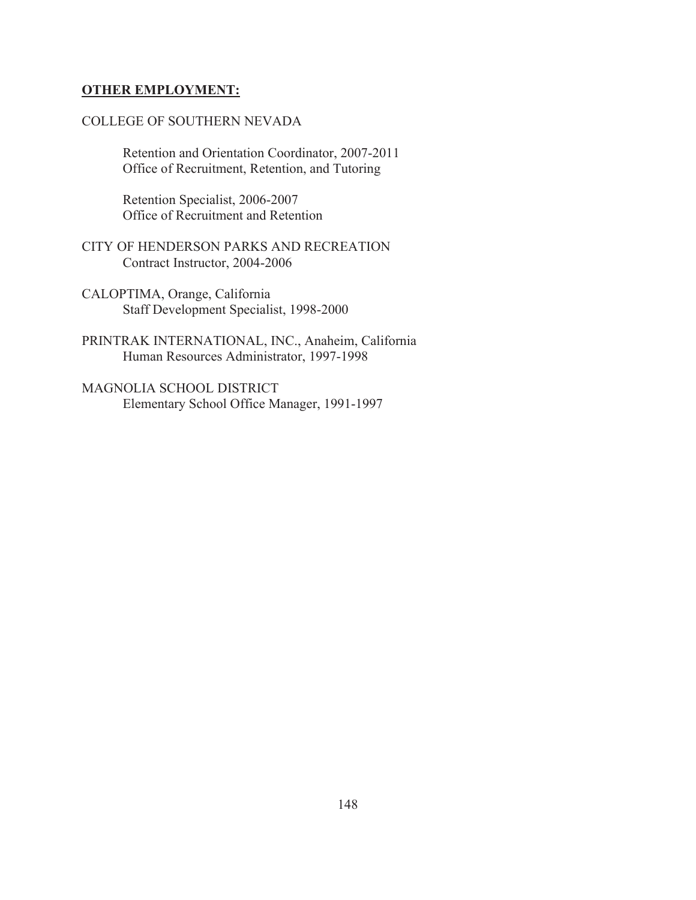**OTHER EMPLOYMENT:**

COLLEGE OF SOUTHERN NEVADA

Retention and Orientation Coordinator, 2007-2011
Office of Recruitment, Retention, and Tutoring

Retention Specialist, 2006-2007
Office of Recruitment and Retention

CITY OF HENDERSON PARKS AND RECREATION
Contract Instructor, 2004-2006

CALOPTIMA, Orange, California
Staff Development Specialist, 1998-2000

PRINTRAK INTERNATIONAL, INC., Anaheim, California
Human Resources Administrator, 1997-1998

MAGNOLIA SCHOOL DISTRICT
Elementary School Office Manager, 1991-1997